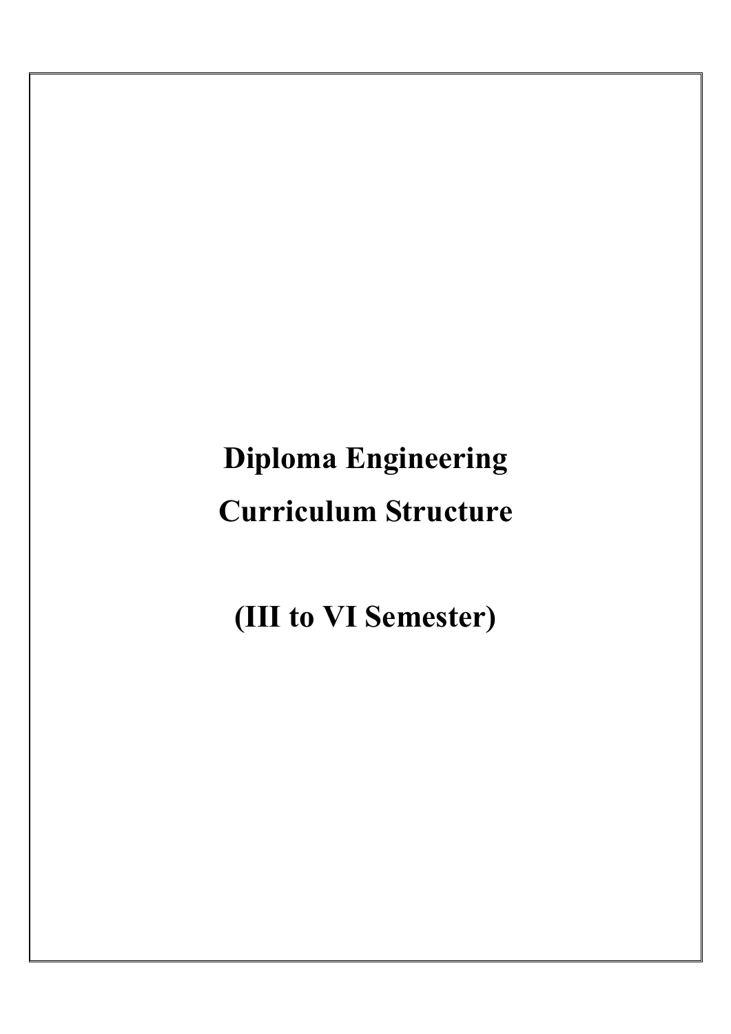# Diploma Engineering

# Curriculum Structure

# (III to VI Semester)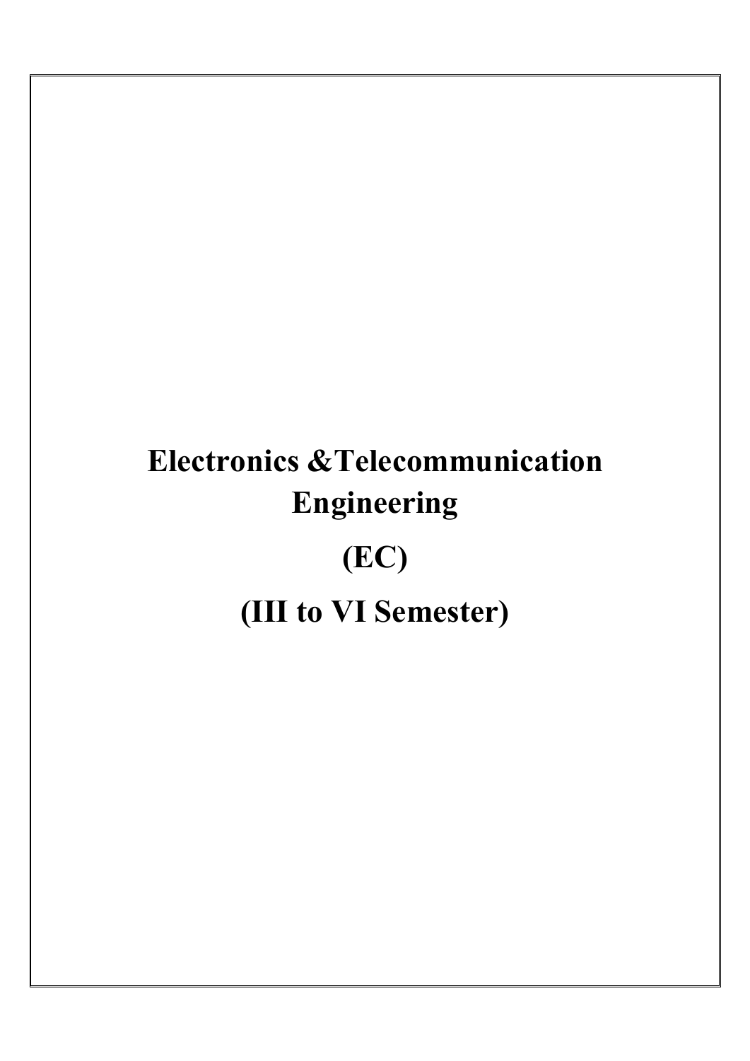# Electronics &Telecommunication Engineering

# (EC)

# (III to VI Semester)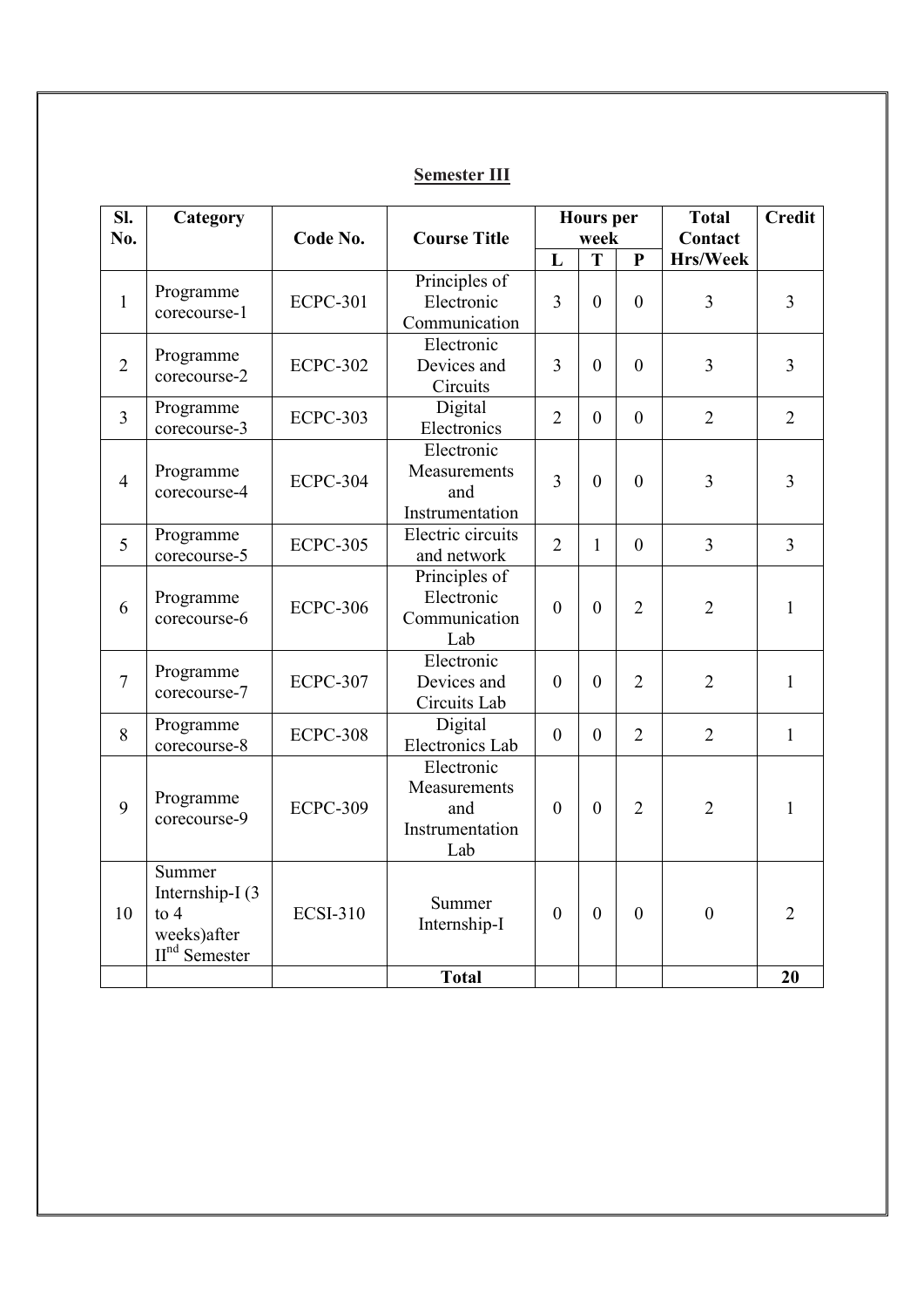## Semester III

| Sl. No. | Category | Code No. | Course Title | Hours per week | | | Total Contact Hrs/Week | Credit |
|---|---|---|---|---|---|---|---|---|
| | | | | L | T | P | | |
| 1 | Programme corecourse-1 | ECPC-301 | Principles of Electronic Communication | 3 | 0 | 0 | 3 | 3 |
| 2 | Programme corecourse-2 | ECPC-302 | Electronic Devices and Circuits | 3 | 0 | 0 | 3 | 3 |
| 3 | Programme corecourse-3 | ECPC-303 | Digital Electronics | 2 | 0 | 0 | 2 | 2 |
| 4 | Programme corecourse-4 | ECPC-304 | Electronic Measurements and Instrumentation | 3 | 0 | 0 | 3 | 3 |
| 5 | Programme corecourse-5 | ECPC-305 | Electric circuits and network | 2 | 1 | 0 | 3 | 3 |
| 6 | Programme corecourse-6 | ECPC-306 | Principles of Electronic Communication Lab | 0 | 0 | 2 | 2 | 1 |
| 7 | Programme corecourse-7 | ECPC-307 | Electronic Devices and Circuits Lab | 0 | 0 | 2 | 2 | 1 |
| 8 | Programme corecourse-8 | ECPC-308 | Digital Electronics Lab | 0 | 0 | 2 | 2 | 1 |
| 9 | Programme corecourse-9 | ECPC-309 | Electronic Measurements and Instrumentation Lab | 0 | 0 | 2 | 2 | 1 |
| 10 | Summer Internship-I (3 to 4 weeks)after II$^{nd}$ Semester | ECSI-310 | Summer Internship-I | 0 | 0 | 0 | 0 | 2 |
| | | | **Total** | | | | | **20** |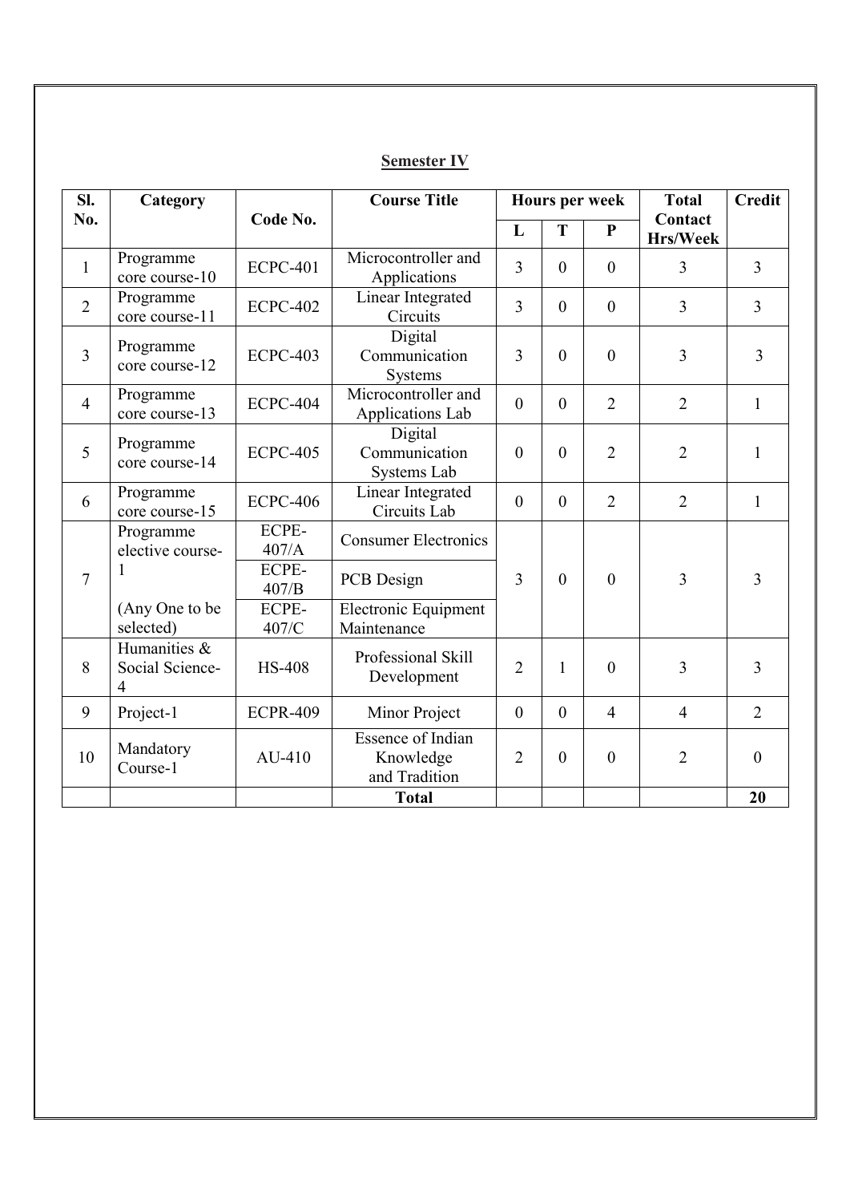## Semester IV

| Sl. No. | Category | Code No. | Course Title | Hours per week | | | Total Contact Hrs/Week | Credit |
|---|---|---|---|---|---|---|---|---|
| | | | | L | T | P | | |
| 1 | Programme core course-10 | ECPC-401 | Microcontroller and Applications | 3 | 0 | 0 | 3 | 3 |
| 2 | Programme core course-11 | ECPC-402 | Linear Integrated Circuits | 3 | 0 | 0 | 3 | 3 |
| 3 | Programme core course-12 | ECPC-403 | Digital Communication Systems | 3 | 0 | 0 | 3 | 3 |
| 4 | Programme core course-13 | ECPC-404 | Microcontroller and Applications Lab | 0 | 0 | 2 | 2 | 1 |
| 5 | Programme core course-14 | ECPC-405 | Digital Communication Systems Lab | 0 | 0 | 2 | 2 | 1 |
| 6 | Programme core course-15 | ECPC-406 | Linear Integrated Circuits Lab | 0 | 0 | 2 | 2 | 1 |
| 7 | Programme elective course-1 (Any One to be selected) | ECPE-407/A | Consumer Electronics | 3 | 0 | 0 | 3 | 3 |
| | | ECPE-407/B | PCB Design | | | | | |
| | | ECPE-407/C | Electronic Equipment Maintenance | | | | | |
| 8 | Humanities & Social Science-4 | HS-408 | Professional Skill Development | 2 | 1 | 0 | 3 | 3 |
| 9 | Project-1 | ECPR-409 | Minor Project | 0 | 0 | 4 | 4 | 2 |
| 10 | Mandatory Course-1 | AU-410 | Essence of Indian Knowledge and Tradition | 2 | 0 | 0 | 2 | 0 |
| | | | **Total** | | | | | **20** |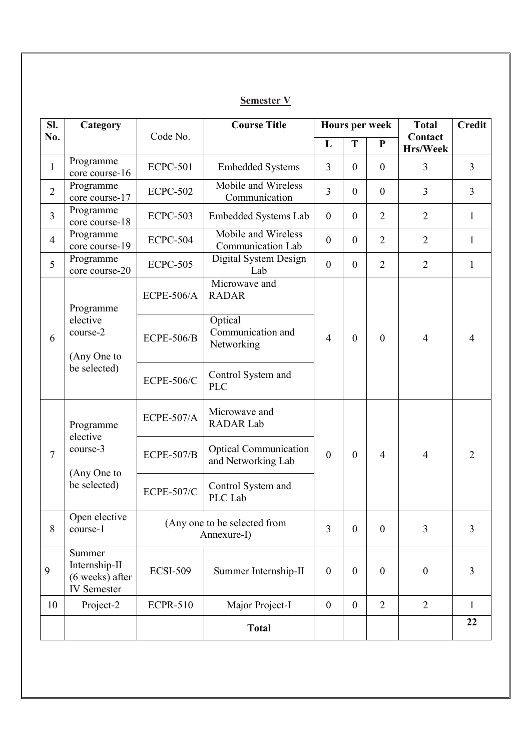## Semester V

| Sl. No. | Category | Code No. | Course Title | Hours per week | | | Total Contact Hrs/Week | Credit |
|---|---|---|---|---|---|---|---|---|
| | | | | L | T | P | | |
| 1 | Programme core course-16 | ECPC-501 | Embedded Systems | 3 | 0 | 0 | 3 | 3 |
| 2 | Programme core course-17 | ECPC-502 | Mobile and Wireless Communication | 3 | 0 | 0 | 3 | 3 |
| 3 | Programme core course-18 | ECPC-503 | Embedded Systems Lab | 0 | 0 | 2 | 2 | 1 |
| 4 | Programme core course-19 | ECPC-504 | Mobile and Wireless Communication Lab | 0 | 0 | 2 | 2 | 1 |
| 5 | Programme core course-20 | ECPC-505 | Digital System Design Lab | 0 | 0 | 2 | 2 | 1 |
| 6 | Programme elective course-2 (Any One to be selected) | ECPE-506/A | Microwave and RADAR | 4 | 0 | 0 | 4 | 4 |
| | | ECPE-506/B | Optical Communication and Networking | | | | | |
| | | ECPE-506/C | Control System and PLC | | | | | |
| 7 | Programme elective course-3 (Any One to be selected) | ECPE-507/A | Microwave and RADAR Lab | 0 | 0 | 4 | 4 | 2 |
| | | ECPE-507/B | Optical Communication and Networking Lab | | | | | |
| | | ECPE-507/C | Control System and PLC Lab | | | | | |
| 8 | Open elective course-1 | (Any one to be selected from Annexure-I) | | 3 | 0 | 0 | 3 | 3 |
| 9 | Summer Internship-II (6 weeks) after IV Semester | ECSI-509 | Summer Internship-II | 0 | 0 | 0 | 0 | 3 |
| 10 | Project-2 | ECPR-510 | Major Project-I | 0 | 0 | 2 | 2 | 1 |
| | | | **Total** | | | | | **22** |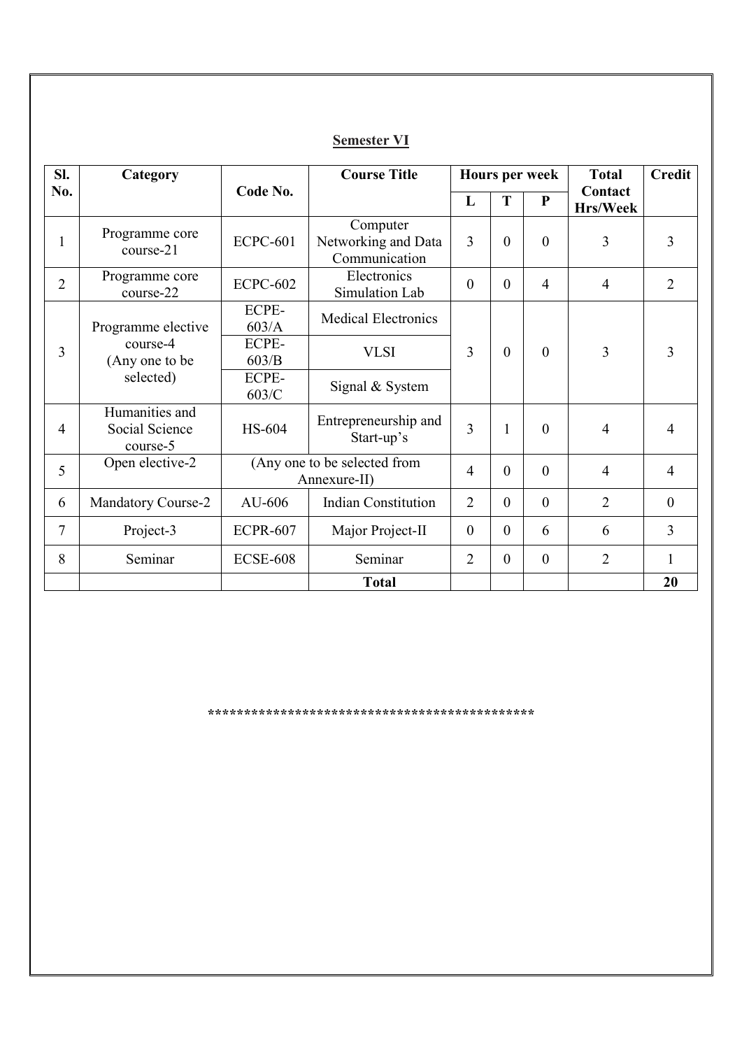## Semester VI

| Sl. No. | Category | Code No. | Course Title | Hours per week | | | Total Contact Hrs/Week | Credit |
|---|---|---|---|---|---|---|---|---|
| | | | | L | T | P | | |
| 1 | Programme core course-21 | ECPC-601 | Computer Networking and Data Communication | 3 | 0 | 0 | 3 | 3 |
| 2 | Programme core course-22 | ECPC-602 | Electronics Simulation Lab | 0 | 0 | 4 | 4 | 2 |
| 3 | Programme elective course-4 (Any one to be selected) | ECPE-603/A | Medical Electronics | 3 | 0 | 0 | 3 | 3 |
| | | ECPE-603/B | VLSI | | | | | |
| | | ECPE-603/C | Signal & System | | | | | |
| 4 | Humanities and Social Science course-5 | HS-604 | Entrepreneurship and Start-up's | 3 | 1 | 0 | 4 | 4 |
| 5 | Open elective-2 | (Any one to be selected from Annexure-II) | | 4 | 0 | 0 | 4 | 4 |
| 6 | Mandatory Course-2 | AU-606 | Indian Constitution | 2 | 0 | 0 | 2 | 0 |
| 7 | Project-3 | ECPR-607 | Major Project-II | 0 | 0 | 6 | 6 | 3 |
| 8 | Seminar | ECSE-608 | Seminar | 2 | 0 | 0 | 2 | 1 |
| | | | **Total** | | | | | **20** |

*********************************************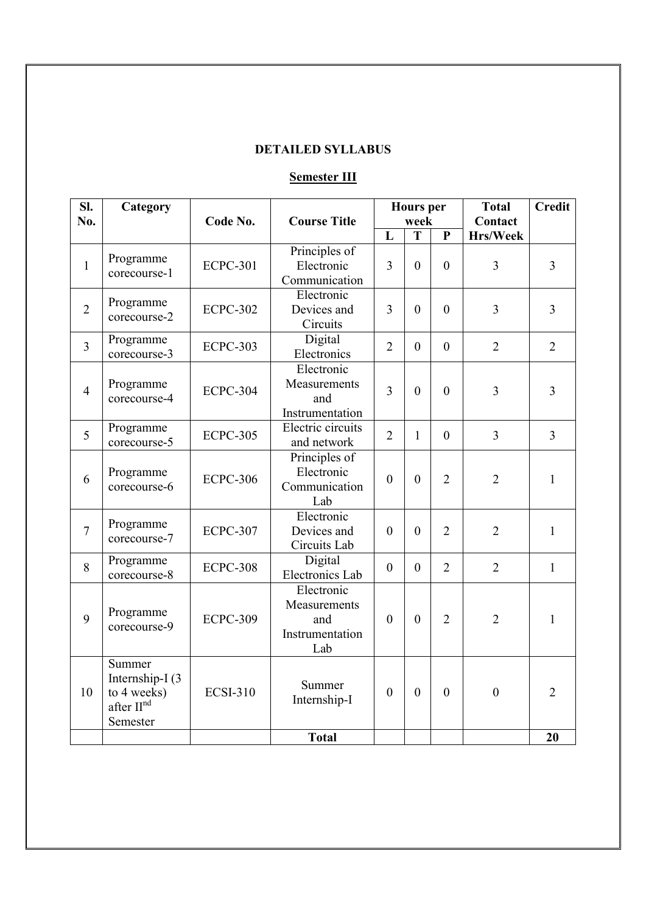# DETAILED SYLLABUS

## Semester III

| Sl. No. | Category | Code No. | Course Title | Hours per week | | | Total Contact Hrs/Week | Credit |
|---|---|---|---|---|---|---|---|---|
| | | | | L | T | P | | |
| 1 | Programme corecourse-1 | ECPC-301 | Principles of Electronic Communication | 3 | 0 | 0 | 3 | 3 |
| 2 | Programme corecourse-2 | ECPC-302 | Electronic Devices and Circuits | 3 | 0 | 0 | 3 | 3 |
| 3 | Programme corecourse-3 | ECPC-303 | Digital Electronics | 2 | 0 | 0 | 2 | 2 |
| 4 | Programme corecourse-4 | ECPC-304 | Electronic Measurements and Instrumentation | 3 | 0 | 0 | 3 | 3 |
| 5 | Programme corecourse-5 | ECPC-305 | Electric circuits and network | 2 | 1 | 0 | 3 | 3 |
| 6 | Programme corecourse-6 | ECPC-306 | Principles of Electronic Communication Lab | 0 | 0 | 2 | 2 | 1 |
| 7 | Programme corecourse-7 | ECPC-307 | Electronic Devices and Circuits Lab | 0 | 0 | 2 | 2 | 1 |
| 8 | Programme corecourse-8 | ECPC-308 | Digital Electronics Lab | 0 | 0 | 2 | 2 | 1 |
| 9 | Programme corecourse-9 | ECPC-309 | Electronic Measurements and Instrumentation Lab | 0 | 0 | 2 | 2 | 1 |
| 10 | Summer Internship-I (3 to 4 weeks) after II[nd] Semester | ECSI-310 | Summer Internship-I | 0 | 0 | 0 | 0 | 2 |
| | | | **Total** | | | | | **20** |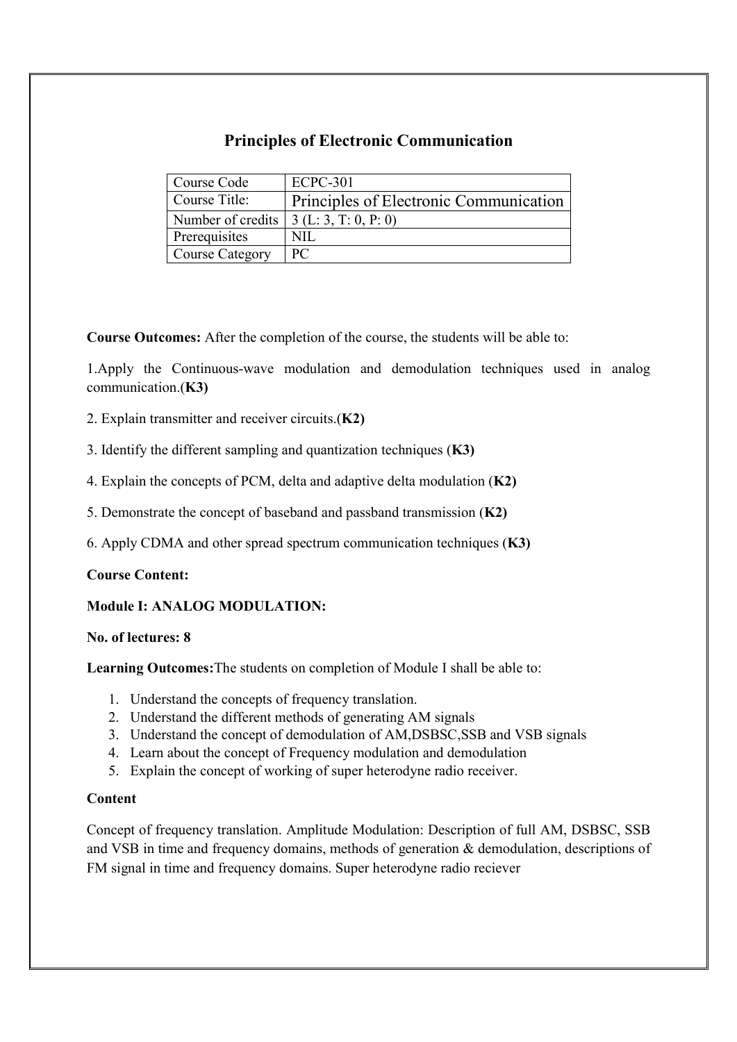# Principles of Electronic Communication

| Course Code | ECPC-301 |
| --- | --- |
| Course Title: | Principles of Electronic Communication |
| Number of credits | 3 (L: 3, T: 0, P: 0) |
| Prerequisites | NIL |
| Course Category | PC |

**Course Outcomes:** After the completion of the course, the students will be able to:

1.Apply the Continuous-wave modulation and demodulation techniques used in analog communication.(**K3)**

2. Explain transmitter and receiver circuits.(**K2)**

3. Identify the different sampling and quantization techniques (**K3)**

4. Explain the concepts of PCM, delta and adaptive delta modulation (**K2)**

5. Demonstrate the concept of baseband and passband transmission (**K2)**

6. Apply CDMA and other spread spectrum communication techniques (**K3)**

**Course Content:**

**Module I: ANALOG MODULATION:**

**No. of lectures: 8**

**Learning Outcomes:**The students on completion of Module I shall be able to:

1. Understand the concepts of frequency translation.
2. Understand the different methods of generating AM signals
3. Understand the concept of demodulation of AM,DSBSC,SSB and VSB signals
4. Learn about the concept of Frequency modulation and demodulation
5. Explain the concept of working of super heterodyne radio receiver.

**Content**

Concept of frequency translation. Amplitude Modulation: Description of full AM, DSBSC, SSB and VSB in time and frequency domains, methods of generation & demodulation, descriptions of FM signal in time and frequency domains. Super heterodyne radio reciever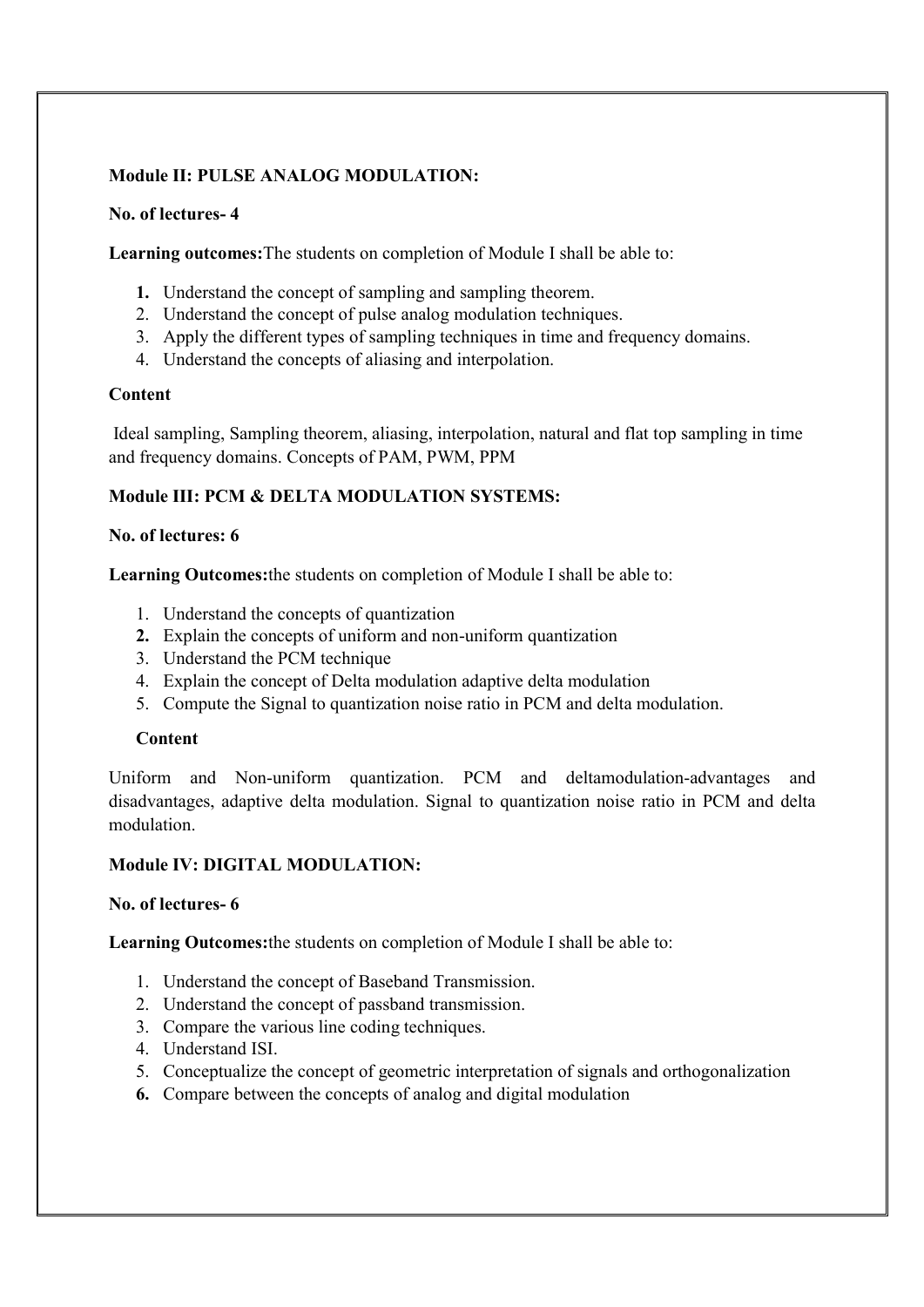**Module II: PULSE ANALOG MODULATION:**

**No. of lectures- 4**

**Learning outcomes:**The students on completion of Module I shall be able to:

1. Understand the concept of sampling and sampling theorem.
2. Understand the concept of pulse analog modulation techniques.
3. Apply the different types of sampling techniques in time and frequency domains.
4. Understand the concepts of aliasing and interpolation.

**Content**

Ideal sampling, Sampling theorem, aliasing, interpolation, natural and flat top sampling in time and frequency domains. Concepts of PAM, PWM, PPM

**Module III: PCM & DELTA MODULATION SYSTEMS:**

**No. of lectures: 6**

**Learning Outcomes:**the students on completion of Module I shall be able to:

1. Understand the concepts of quantization
2. Explain the concepts of uniform and non-uniform quantization
3. Understand the PCM technique
4. Explain the concept of Delta modulation adaptive delta modulation
5. Compute the Signal to quantization noise ratio in PCM and delta modulation.

**Content**

Uniform and Non-uniform quantization. PCM and deltamodulation-advantages and disadvantages, adaptive delta modulation. Signal to quantization noise ratio in PCM and delta modulation.

**Module IV: DIGITAL MODULATION:**

**No. of lectures- 6**

**Learning Outcomes:**the students on completion of Module I shall be able to:

1. Understand the concept of Baseband Transmission.
2. Understand the concept of passband transmission.
3. Compare the various line coding techniques.
4. Understand ISI.
5. Conceptualize the concept of geometric interpretation of signals and orthogonalization
6. Compare between the concepts of analog and digital modulation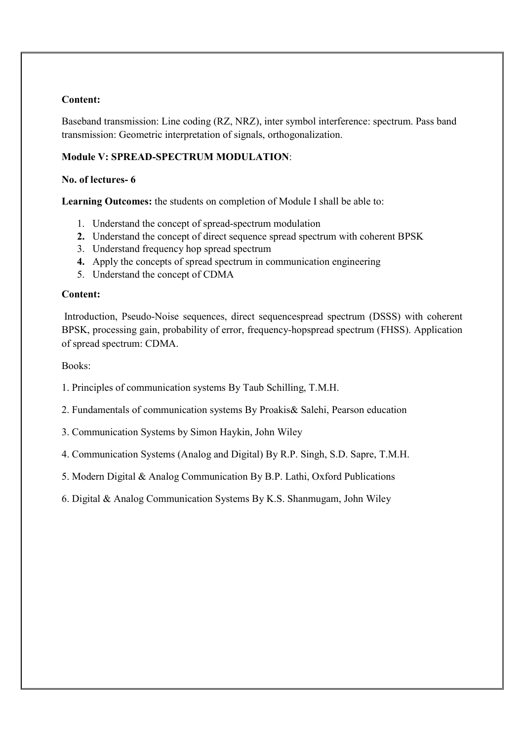**Content:**

Baseband transmission: Line coding (RZ, NRZ), inter symbol interference: spectrum. Pass band transmission: Geometric interpretation of signals, orthogonalization.

**Module V: SPREAD-SPECTRUM MODULATION**:

**No. of lectures- 6**

**Learning Outcomes:** the students on completion of Module I shall be able to:

1. Understand the concept of spread-spectrum modulation
2. Understand the concept of direct sequence spread spectrum with coherent BPSK
3. Understand frequency hop spread spectrum
4. Apply the concepts of spread spectrum in communication engineering
5. Understand the concept of CDMA

**Content:**

Introduction, Pseudo-Noise sequences, direct sequencespread spectrum (DSSS) with coherent BPSK, processing gain, probability of error, frequency-hopspread spectrum (FHSS). Application of spread spectrum: CDMA.

Books:

1. Principles of communication systems By Taub Schilling, T.M.H.

2. Fundamentals of communication systems By Proakis& Salehi, Pearson education

3. Communication Systems by Simon Haykin, John Wiley

4. Communication Systems (Analog and Digital) By R.P. Singh, S.D. Sapre, T.M.H.

5. Modern Digital & Analog Communication By B.P. Lathi, Oxford Publications

6. Digital & Analog Communication Systems By K.S. Shanmugam, John Wiley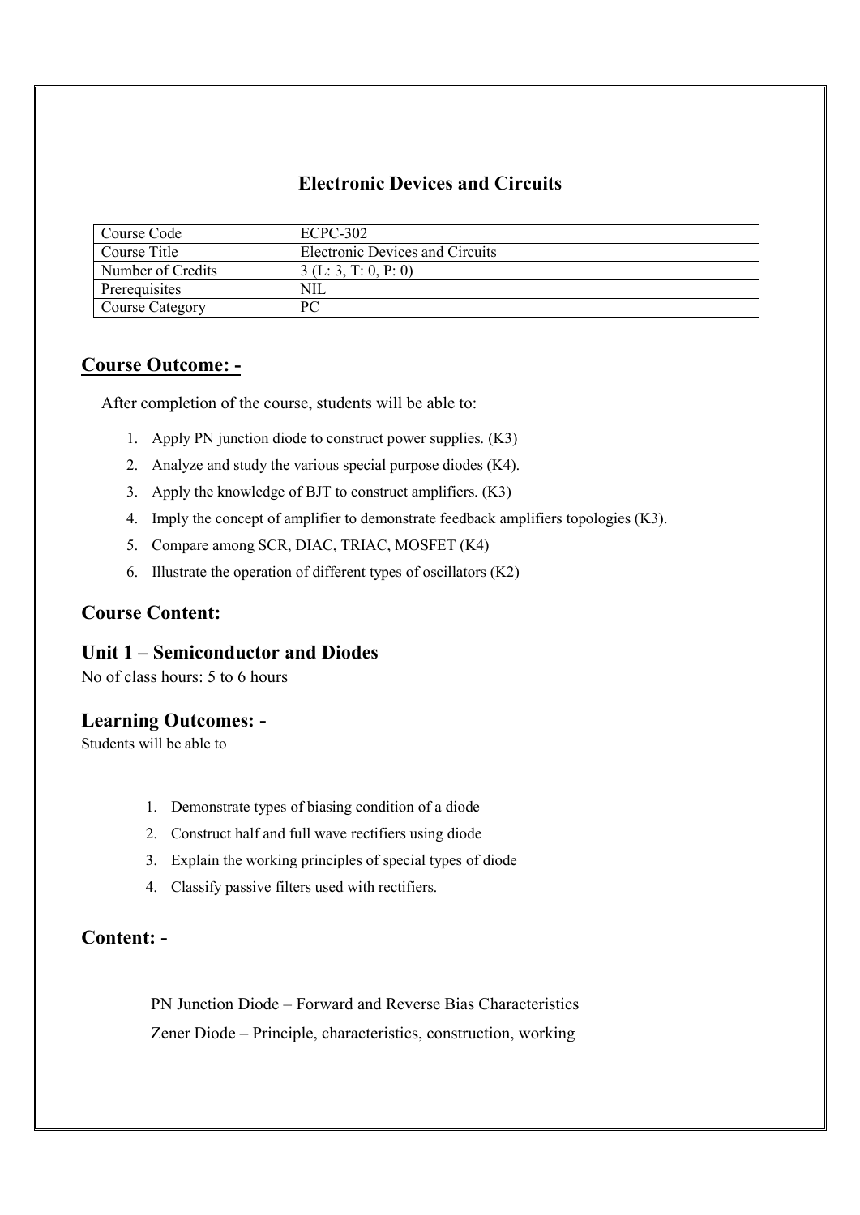## Electronic Devices and Circuits

| Course Code | ECPC-302 |
|---|---|
| Course Title | Electronic Devices and Circuits |
| Number of Credits | 3 (L: 3, T: 0, P: 0) |
| Prerequisites | NIL |
| Course Category | PC |

### Course Outcome: -

After completion of the course, students will be able to:

1. Apply PN junction diode to construct power supplies. (K3)
2. Analyze and study the various special purpose diodes (K4).
3. Apply the knowledge of BJT to construct amplifiers. (K3)
4. Imply the concept of amplifier to demonstrate feedback amplifiers topologies (K3).
5. Compare among SCR, DIAC, TRIAC, MOSFET (K4)
6. Illustrate the operation of different types of oscillators (K2)

### Course Content:

### Unit 1 – Semiconductor and Diodes

No of class hours: 5 to 6 hours

### Learning Outcomes: -

Students will be able to

1. Demonstrate types of biasing condition of a diode
2. Construct half and full wave rectifiers using diode
3. Explain the working principles of special types of diode
4. Classify passive filters used with rectifiers.

### Content: -

PN Junction Diode – Forward and Reverse Bias Characteristics

Zener Diode – Principle, characteristics, construction, working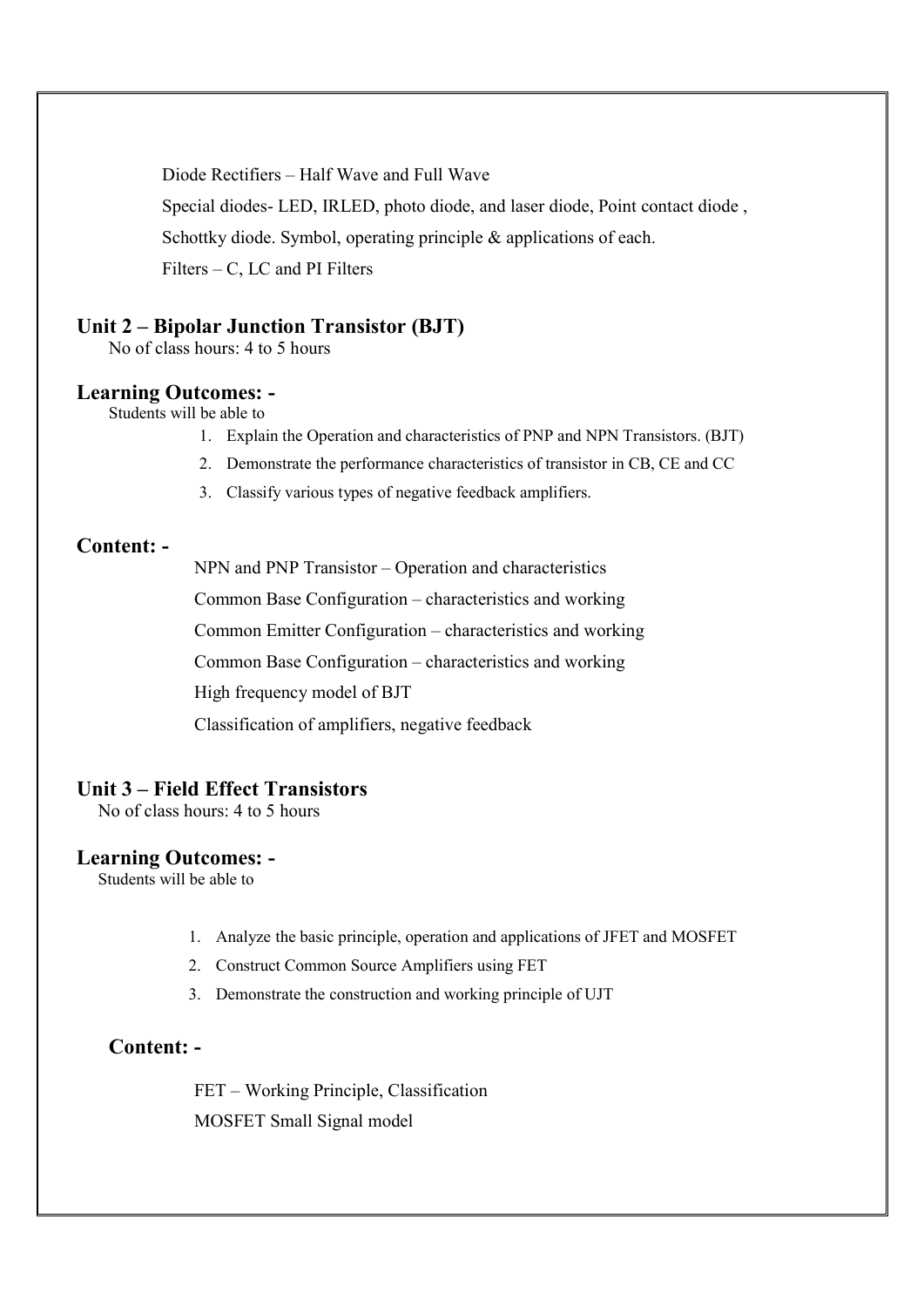Diode Rectifiers – Half Wave and Full Wave

Special diodes- LED, IRLED, photo diode, and laser diode, Point contact diode ,

Schottky diode. Symbol, operating principle & applications of each.

Filters – C, LC and PI Filters

## Unit 2 – Bipolar Junction Transistor (BJT)

No of class hours: 4 to 5 hours

## Learning Outcomes: -

Students will be able to

1. Explain the Operation and characteristics of PNP and NPN Transistors. (BJT)
2. Demonstrate the performance characteristics of transistor in CB, CE and CC
3. Classify various types of negative feedback amplifiers.

## Content: -

NPN and PNP Transistor – Operation and characteristics

Common Base Configuration – characteristics and working

Common Emitter Configuration – characteristics and working

Common Base Configuration – characteristics and working

High frequency model of BJT

Classification of amplifiers, negative feedback

## Unit 3 – Field Effect Transistors

No of class hours: 4 to 5 hours

## Learning Outcomes: -

Students will be able to

1. Analyze the basic principle, operation and applications of JFET and MOSFET
2. Construct Common Source Amplifiers using FET
3. Demonstrate the construction and working principle of UJT

## Content: -

FET – Working Principle, Classification

MOSFET Small Signal model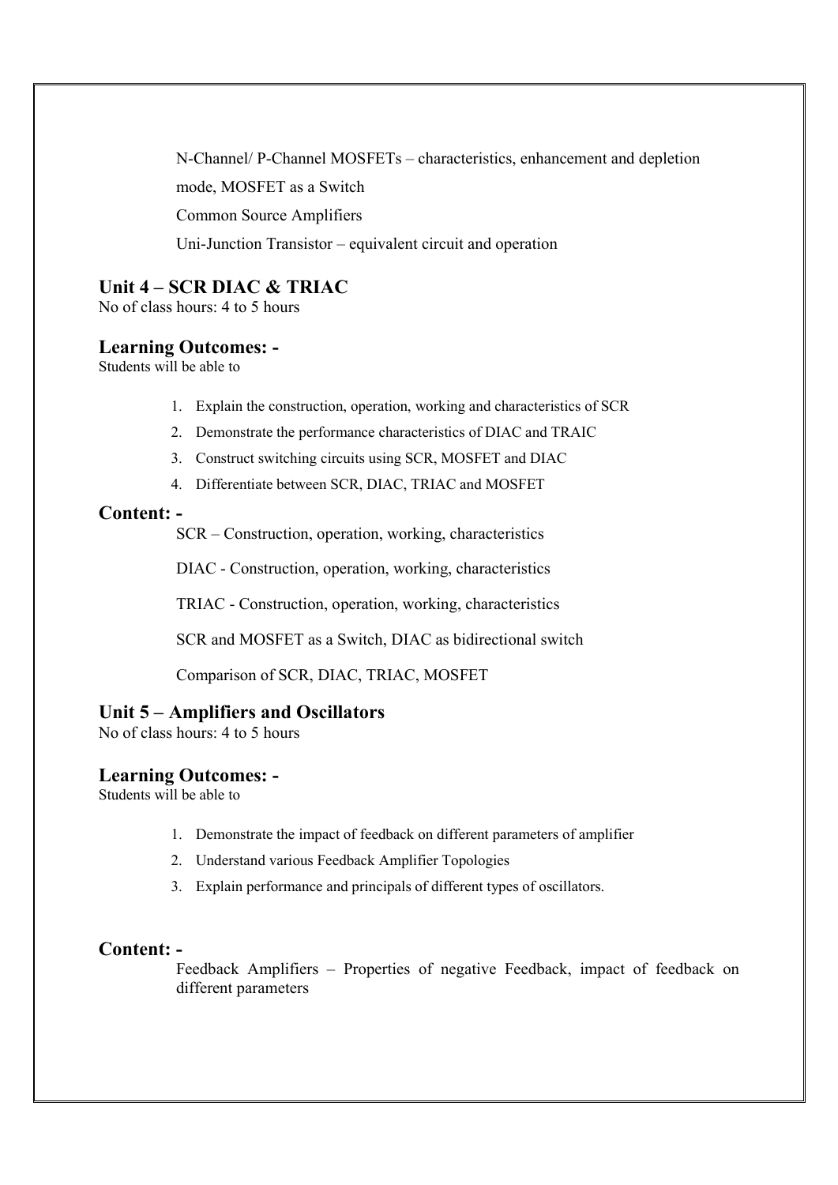N-Channel/ P-Channel MOSFETs – characteristics, enhancement and depletion mode, MOSFET as a Switch

Common Source Amplifiers

Uni-Junction Transistor – equivalent circuit and operation

## Unit 4 – SCR DIAC & TRIAC

No of class hours: 4 to 5 hours

### Learning Outcomes: -

Students will be able to

1. Explain the construction, operation, working and characteristics of SCR
2. Demonstrate the performance characteristics of DIAC and TRAIC
3. Construct switching circuits using SCR, MOSFET and DIAC
4. Differentiate between SCR, DIAC, TRIAC and MOSFET

### Content: -

SCR – Construction, operation, working, characteristics

DIAC - Construction, operation, working, characteristics

TRIAC - Construction, operation, working, characteristics

SCR and MOSFET as a Switch, DIAC as bidirectional switch

Comparison of SCR, DIAC, TRIAC, MOSFET

## Unit 5 – Amplifiers and Oscillators

No of class hours: 4 to 5 hours

### Learning Outcomes: -

Students will be able to

1. Demonstrate the impact of feedback on different parameters of amplifier
2. Understand various Feedback Amplifier Topologies
3. Explain performance and principals of different types of oscillators.

### Content: -

Feedback Amplifiers – Properties of negative Feedback, impact of feedback on different parameters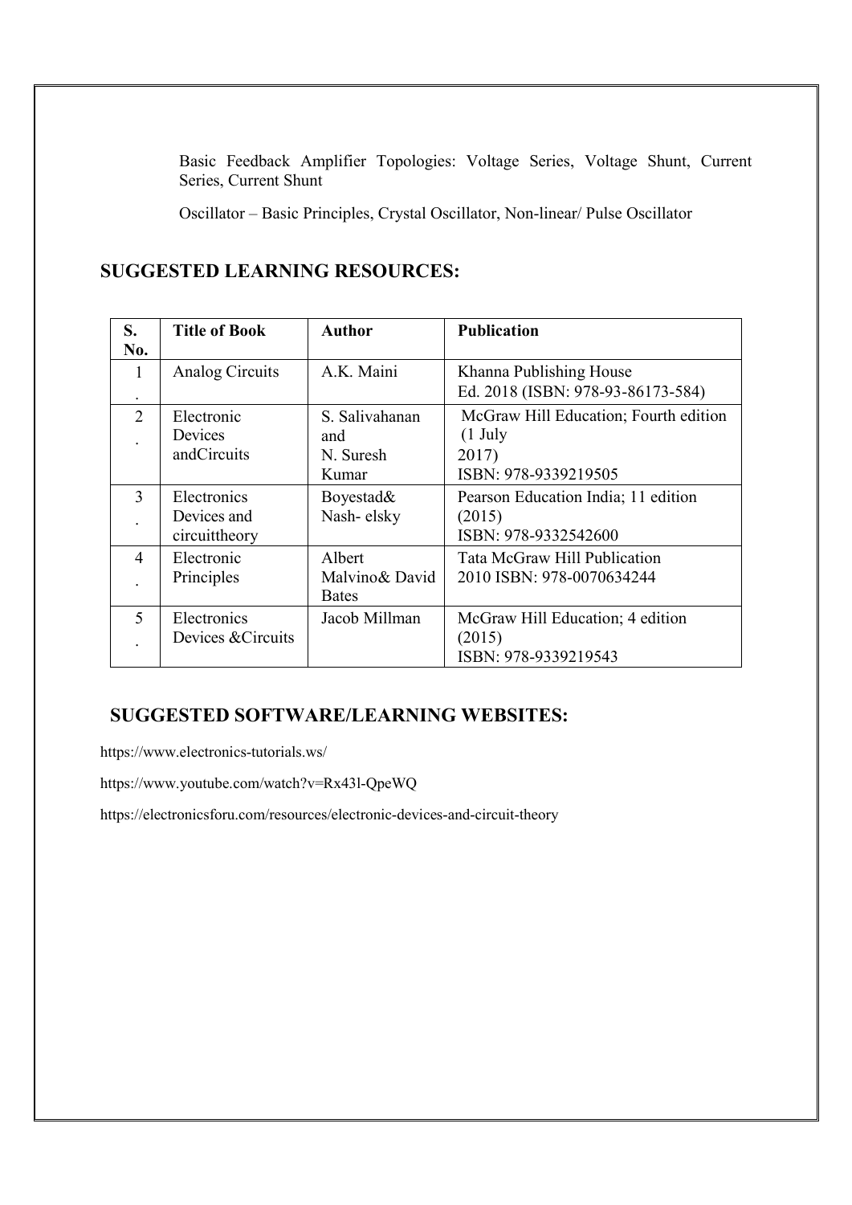Basic Feedback Amplifier Topologies: Voltage Series, Voltage Shunt, Current Series, Current Shunt

Oscillator – Basic Principles, Crystal Oscillator, Non-linear/ Pulse Oscillator

## SUGGESTED LEARNING RESOURCES:

| S. No. | Title of Book | Author | Publication |
|---|---|---|---|
| 1. | Analog Circuits | A.K. Maini | Khanna Publishing House Ed. 2018 (ISBN: 978-93-86173-584) |
| 2. | Electronic Devices andCircuits | S. Salivahanan and N. Suresh Kumar | McGraw Hill Education; Fourth edition (1 July 2017) ISBN: 978-9339219505 |
| 3. | Electronics Devices and circuittheory | Boyestad& Nash- elsky | Pearson Education India; 11 edition (2015) ISBN: 978-9332542600 |
| 4. | Electronic Principles | Albert Malvino& David Bates | Tata McGraw Hill Publication 2010 ISBN: 978-0070634244 |
| 5. | Electronics Devices &Circuits | Jacob Millman | McGraw Hill Education; 4 edition (2015) ISBN: 978-9339219543 |

## SUGGESTED SOFTWARE/LEARNING WEBSITES:

https://www.electronics-tutorials.ws/

https://www.youtube.com/watch?v=Rx43l-QpeWQ

https://electronicsforu.com/resources/electronic-devices-and-circuit-theory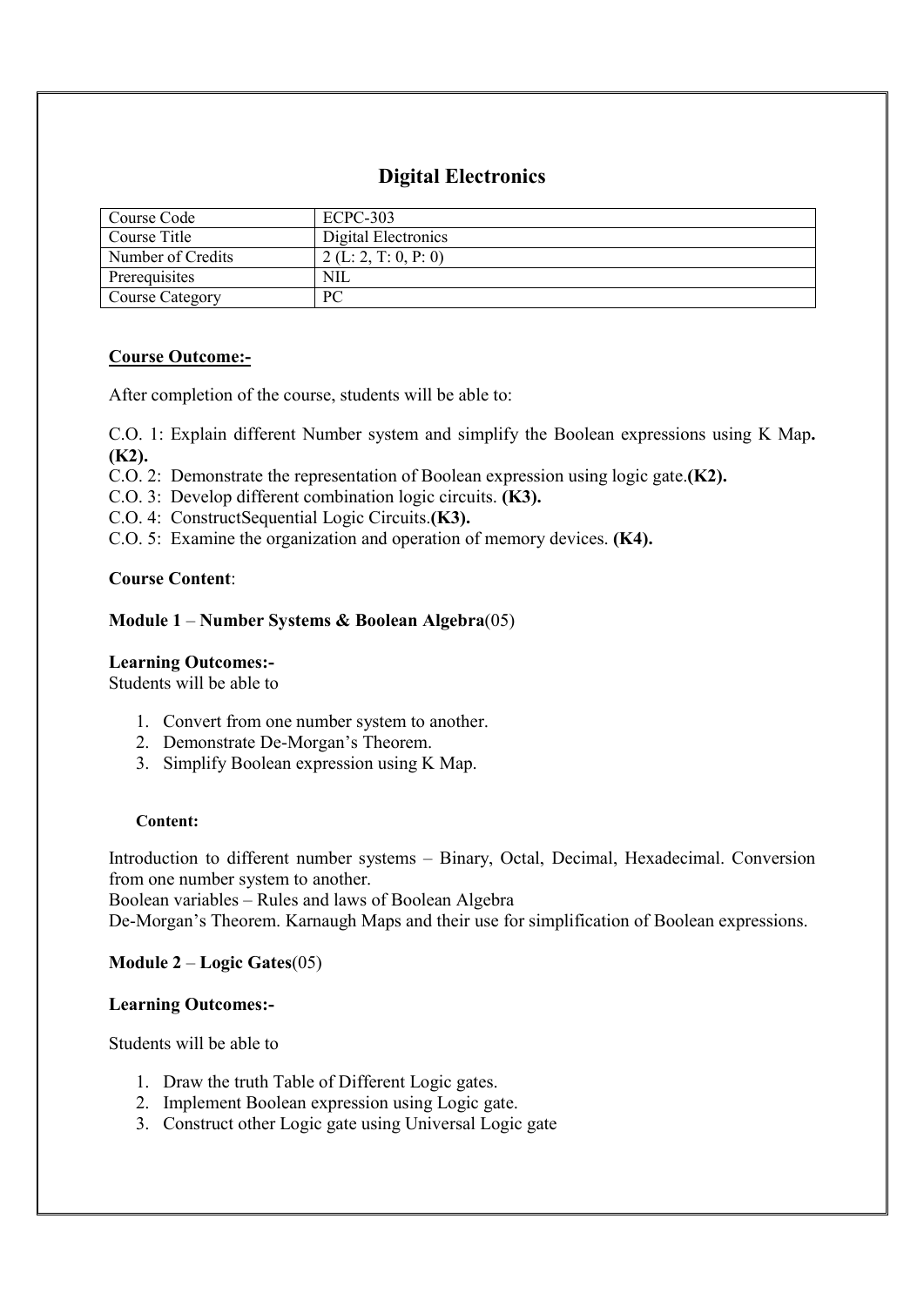# Digital Electronics

| Course Code | ECPC-303 |
|---|---|
| Course Title | Digital Electronics |
| Number of Credits | 2 (L: 2, T: 0, P: 0) |
| Prerequisites | NIL |
| Course Category | PC |

**Course Outcome:-**

After completion of the course, students will be able to:

C.O. 1: Explain different Number system and simplify the Boolean expressions using K Map**. (K2).**

C.O. 2: Demonstrate the representation of Boolean expression using logic gate.**(K2).**

C.O. 3: Develop different combination logic circuits. **(K3).**

C.O. 4: ConstructSequential Logic Circuits.**(K3).**

C.O. 5: Examine the organization and operation of memory devices. **(K4).**

**Course Content**:

**Module 1** – **Number Systems & Boolean Algebra**(05)

**Learning Outcomes:-**

Students will be able to

1. Convert from one number system to another.
2. Demonstrate De-Morgan's Theorem.
3. Simplify Boolean expression using K Map.

**Content:**

Introduction to different number systems – Binary, Octal, Decimal, Hexadecimal. Conversion from one number system to another.

Boolean variables – Rules and laws of Boolean Algebra

De-Morgan's Theorem. Karnaugh Maps and their use for simplification of Boolean expressions.

**Module 2** – **Logic Gates**(05)

**Learning Outcomes:-**

Students will be able to

1. Draw the truth Table of Different Logic gates.
2. Implement Boolean expression using Logic gate.
3. Construct other Logic gate using Universal Logic gate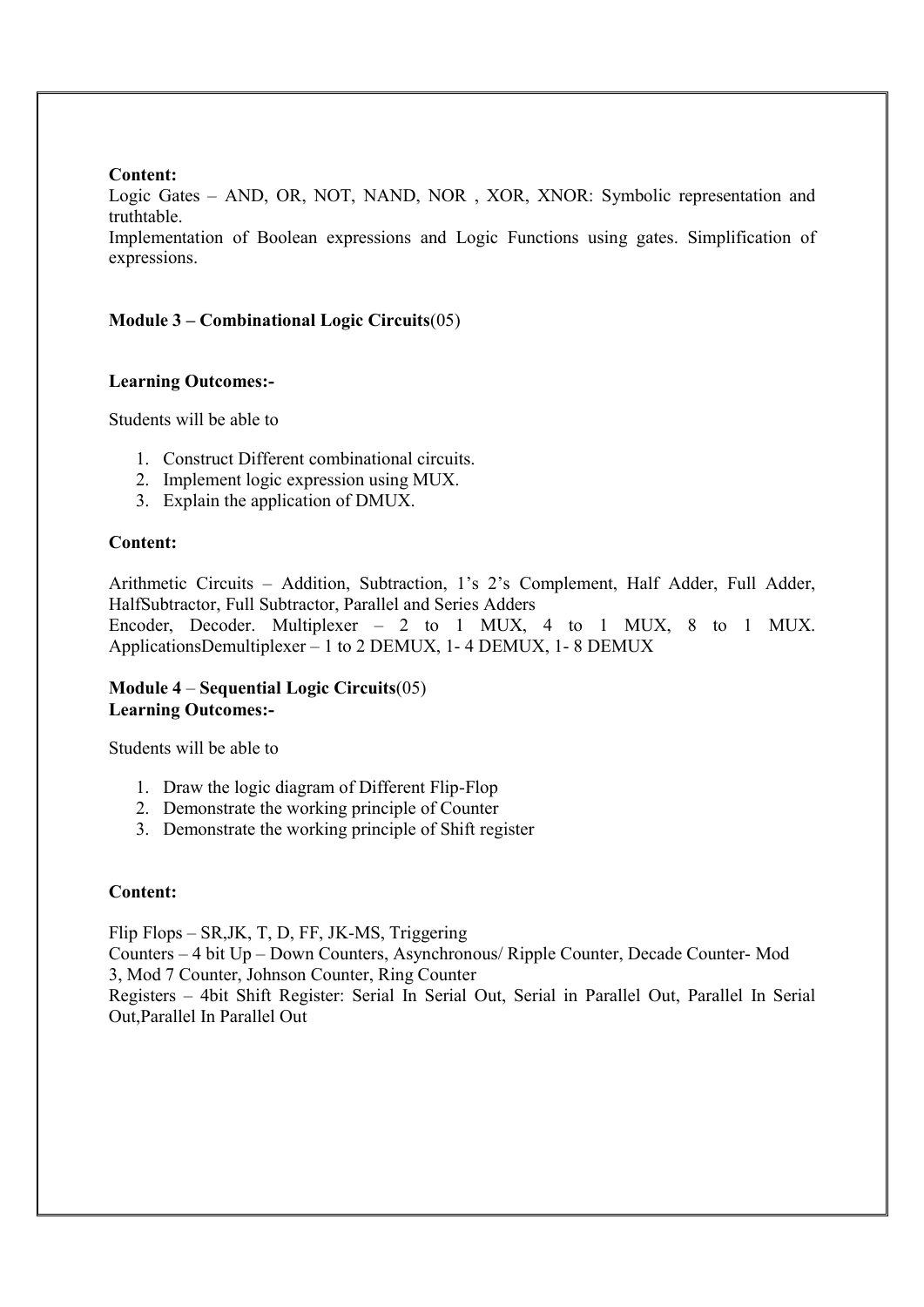**Content:**

Logic Gates – AND, OR, NOT, NAND, NOR , XOR, XNOR: Symbolic representation and truthtable.

Implementation of Boolean expressions and Logic Functions using gates. Simplification of expressions.

**Module 3 – Combinational Logic Circuits**(05)

**Learning Outcomes:-**

Students will be able to

1. Construct Different combinational circuits.
2. Implement logic expression using MUX.
3. Explain the application of DMUX.

**Content:**

Arithmetic Circuits – Addition, Subtraction, 1's 2's Complement, Half Adder, Full Adder, HalfSubtractor, Full Subtractor, Parallel and Series Adders

Encoder, Decoder. Multiplexer – 2 to 1 MUX, 4 to 1 MUX, 8 to 1 MUX. ApplicationsDemultiplexer – 1 to 2 DEMUX, 1- 4 DEMUX, 1- 8 DEMUX

**Module 4** – **Sequential Logic Circuits**(05)

**Learning Outcomes:-**

Students will be able to

1. Draw the logic diagram of Different Flip-Flop
2. Demonstrate the working principle of Counter
3. Demonstrate the working principle of Shift register

**Content:**

Flip Flops – SR,JK, T, D, FF, JK-MS, Triggering

Counters – 4 bit Up – Down Counters, Asynchronous/ Ripple Counter, Decade Counter- Mod 3, Mod 7 Counter, Johnson Counter, Ring Counter

Registers – 4bit Shift Register: Serial In Serial Out, Serial in Parallel Out, Parallel In Serial Out,Parallel In Parallel Out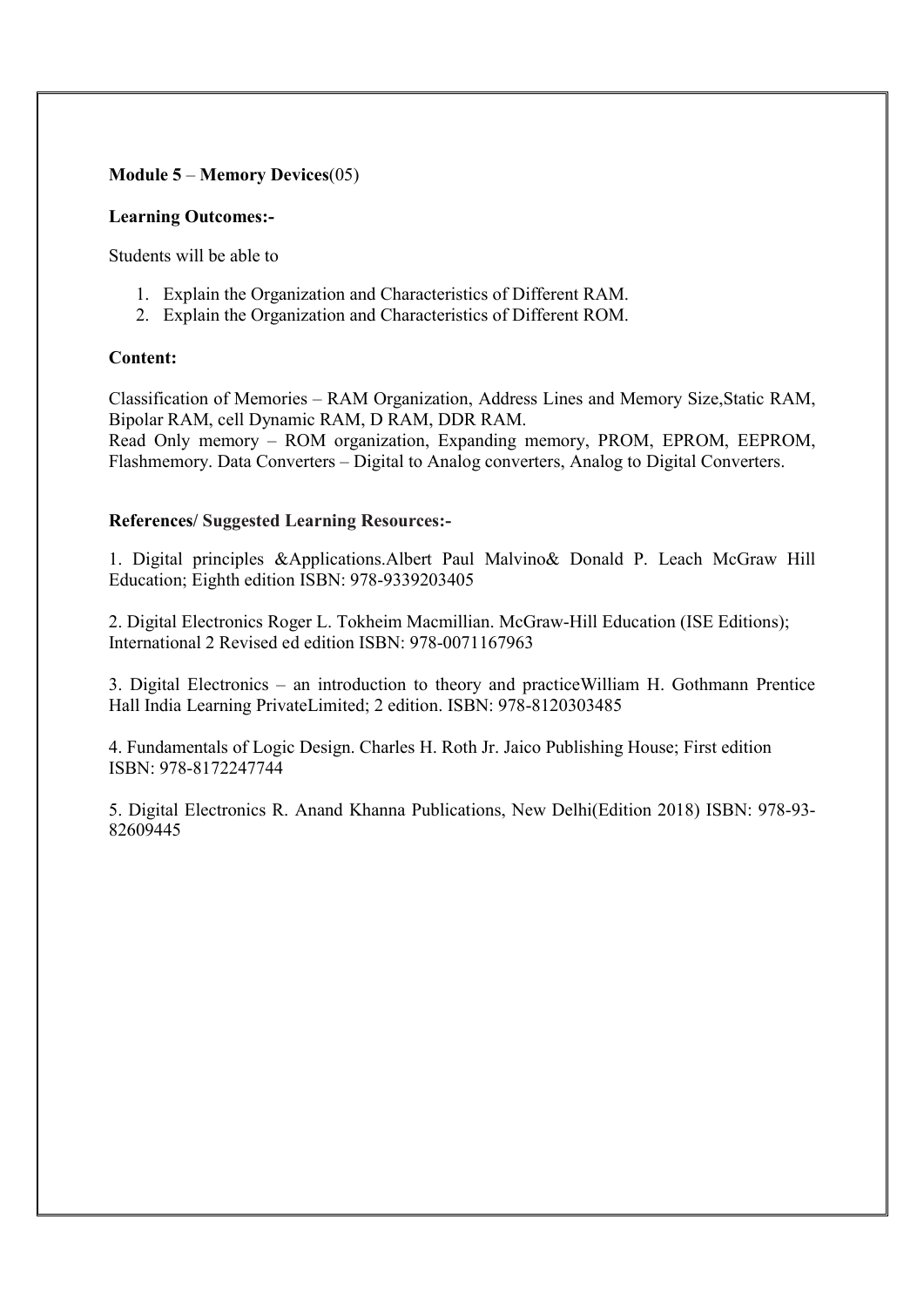**Module 5** – **Memory Devices**(05)

**Learning Outcomes:-**

Students will be able to

1. Explain the Organization and Characteristics of Different RAM.
2. Explain the Organization and Characteristics of Different ROM.

**Content:**

Classification of Memories – RAM Organization, Address Lines and Memory Size,Static RAM, Bipolar RAM, cell Dynamic RAM, D RAM, DDR RAM.
Read Only memory – ROM organization, Expanding memory, PROM, EPROM, EEPROM, Flashmemory. Data Converters – Digital to Analog converters, Analog to Digital Converters.

**References/ Suggested Learning Resources:-**

1. Digital principles &Applications.Albert Paul Malvino& Donald P. Leach McGraw Hill Education; Eighth edition ISBN: 978-9339203405

2. Digital Electronics Roger L. Tokheim Macmillian. McGraw-Hill Education (ISE Editions); International 2 Revised ed edition ISBN: 978-0071167963

3. Digital Electronics – an introduction to theory and practiceWilliam H. Gothmann Prentice Hall India Learning PrivateLimited; 2 edition. ISBN: 978-8120303485

4. Fundamentals of Logic Design. Charles H. Roth Jr. Jaico Publishing House; First edition ISBN: 978-8172247744

5. Digital Electronics R. Anand Khanna Publications, New Delhi(Edition 2018) ISBN: 978-93-82609445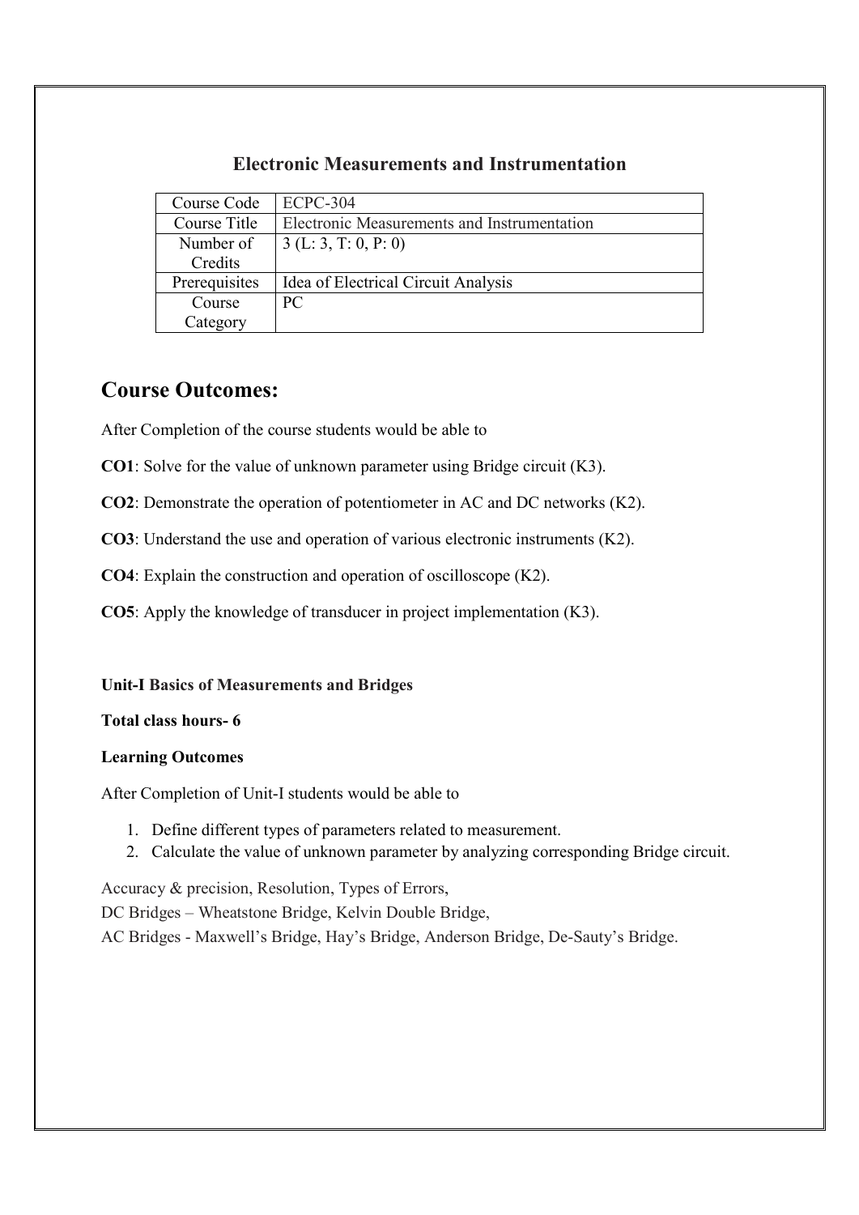## Electronic Measurements and Instrumentation

| Course Code | ECPC-304 |
| --- | --- |
| Course Title | Electronic Measurements and Instrumentation |
| Number of Credits | 3 (L: 3, T: 0, P: 0) |
| Prerequisites | Idea of Electrical Circuit Analysis |
| Course Category | PC |

# Course Outcomes:

After Completion of the course students would be able to

**CO1**: Solve for the value of unknown parameter using Bridge circuit (K3).

**CO2**: Demonstrate the operation of potentiometer in AC and DC networks (K2).

**CO3**: Understand the use and operation of various electronic instruments (K2).

**CO4**: Explain the construction and operation of oscilloscope (K2).

**CO5**: Apply the knowledge of transducer in project implementation (K3).

**Unit-I Basics of Measurements and Bridges**

**Total class hours- 6**

**Learning Outcomes**

After Completion of Unit-I students would be able to

1. Define different types of parameters related to measurement.
2. Calculate the value of unknown parameter by analyzing corresponding Bridge circuit.

Accuracy & precision, Resolution, Types of Errors,

DC Bridges – Wheatstone Bridge, Kelvin Double Bridge,

AC Bridges - Maxwell's Bridge, Hay's Bridge, Anderson Bridge, De-Sauty's Bridge.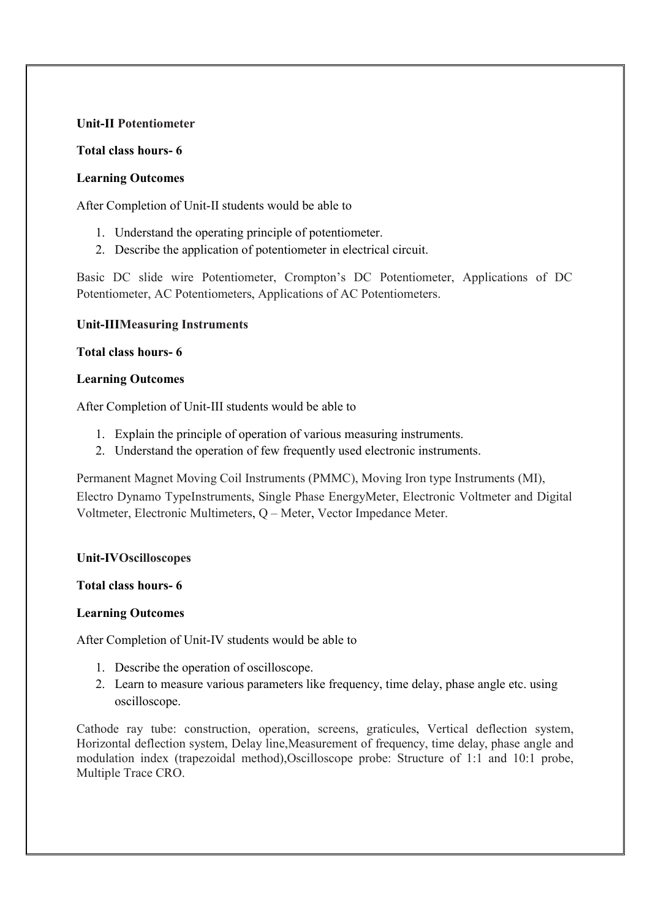**Unit-II Potentiometer**

**Total class hours- 6**

**Learning Outcomes**

After Completion of Unit-II students would be able to

1. Understand the operating principle of potentiometer.
2. Describe the application of potentiometer in electrical circuit.

Basic DC slide wire Potentiometer, Crompton's DC Potentiometer, Applications of DC Potentiometer, AC Potentiometers, Applications of AC Potentiometers.

**Unit-IIIMeasuring Instruments**

**Total class hours- 6**

**Learning Outcomes**

After Completion of Unit-III students would be able to

1. Explain the principle of operation of various measuring instruments.
2. Understand the operation of few frequently used electronic instruments.

Permanent Magnet Moving Coil Instruments (PMMC), Moving Iron type Instruments (MI), Electro Dynamo TypeInstruments, Single Phase EnergyMeter, Electronic Voltmeter and Digital Voltmeter, Electronic Multimeters, Q – Meter, Vector Impedance Meter.

**Unit-IVOscilloscopes**

**Total class hours- 6**

**Learning Outcomes**

After Completion of Unit-IV students would be able to

1. Describe the operation of oscilloscope.
2. Learn to measure various parameters like frequency, time delay, phase angle etc. using oscilloscope.

Cathode ray tube: construction, operation, screens, graticules, Vertical deflection system, Horizontal deflection system, Delay line,Measurement of frequency, time delay, phase angle and modulation index (trapezoidal method),Oscilloscope probe: Structure of 1:1 and 10:1 probe, Multiple Trace CRO.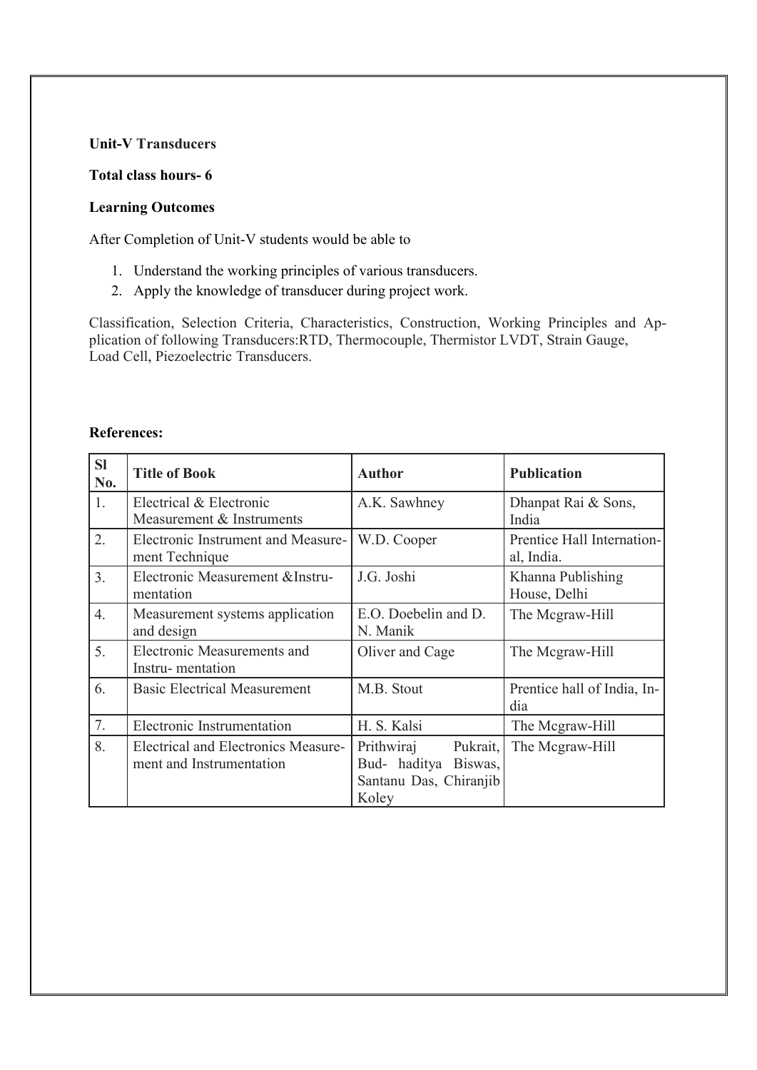**Unit-V Transducers**

**Total class hours- 6**

**Learning Outcomes**

After Completion of Unit-V students would be able to

1. Understand the working principles of various transducers.
2. Apply the knowledge of transducer during project work.

Classification, Selection Criteria, Characteristics, Construction, Working Principles and Application of following Transducers:RTD, Thermocouple, Thermistor LVDT, Strain Gauge, Load Cell, Piezoelectric Transducers.

**References:**

| Sl No. | Title of Book | Author | Publication |
|---|---|---|---|
| 1. | Electrical & Electronic Measurement & Instruments | A.K. Sawhney | Dhanpat Rai & Sons, India |
| 2. | Electronic Instrument and Measurement Technique | W.D. Cooper | Prentice Hall International, India. |
| 3. | Electronic Measurement &Instrumentation | J.G. Joshi | Khanna Publishing House, Delhi |
| 4. | Measurement systems application and design | E.O. Doebelin and D. N. Manik | The Mcgraw-Hill |
| 5. | Electronic Measurements and Instru- mentation | Oliver and Cage | The Mcgraw-Hill |
| 6. | Basic Electrical Measurement | M.B. Stout | Prentice hall of India, India |
| 7. | Electronic Instrumentation | H. S. Kalsi | The Mcgraw-Hill |
| 8. | Electrical and Electronics Measurement and Instrumentation | Prithwiraj Pukrait, Bud- haditya Biswas, Santanu Das, Chiranjib Koley | The Mcgraw-Hill |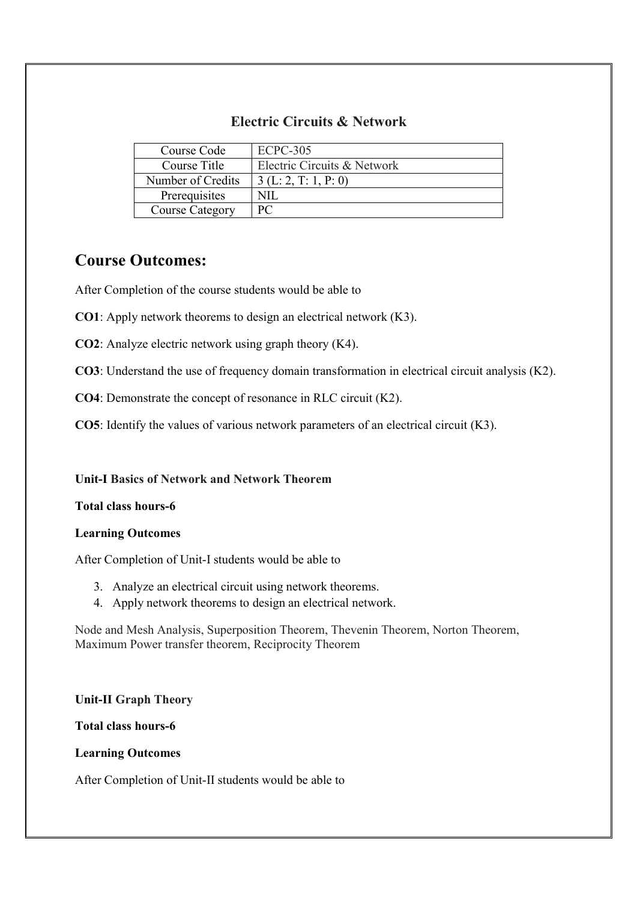## Electric Circuits & Network

| Course Code | ECPC-305 |
|---|---|
| Course Title | Electric Circuits & Network |
| Number of Credits | 3 (L: 2, T: 1, P: 0) |
| Prerequisites | NIL |
| Course Category | PC |

# Course Outcomes:

After Completion of the course students would be able to

**CO1**: Apply network theorems to design an electrical network (K3).

**CO2**: Analyze electric network using graph theory (K4).

**CO3**: Understand the use of frequency domain transformation in electrical circuit analysis (K2).

**CO4**: Demonstrate the concept of resonance in RLC circuit (K2).

**CO5**: Identify the values of various network parameters of an electrical circuit (K3).

**Unit-I Basics of Network and Network Theorem**

**Total class hours-6**

**Learning Outcomes**

After Completion of Unit-I students would be able to

3. Analyze an electrical circuit using network theorems.
4. Apply network theorems to design an electrical network.

Node and Mesh Analysis, Superposition Theorem, Thevenin Theorem, Norton Theorem, Maximum Power transfer theorem, Reciprocity Theorem

**Unit-II Graph Theory**

**Total class hours-6**

**Learning Outcomes**

After Completion of Unit-II students would be able to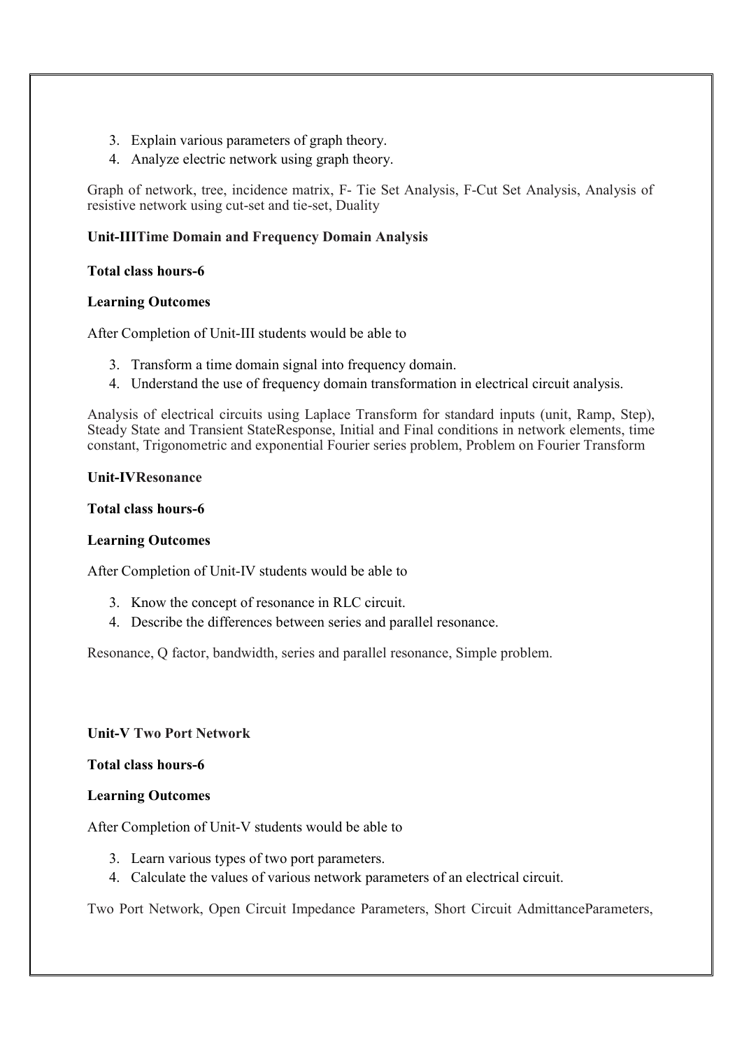3. Explain various parameters of graph theory.
4. Analyze electric network using graph theory.

Graph of network, tree, incidence matrix, F- Tie Set Analysis, F-Cut Set Analysis, Analysis of resistive network using cut-set and tie-set, Duality

**Unit-IIITime Domain and Frequency Domain Analysis**

**Total class hours-6**

**Learning Outcomes**

After Completion of Unit-III students would be able to

3. Transform a time domain signal into frequency domain.
4. Understand the use of frequency domain transformation in electrical circuit analysis.

Analysis of electrical circuits using Laplace Transform for standard inputs (unit, Ramp, Step), Steady State and Transient StateResponse, Initial and Final conditions in network elements, time constant, Trigonometric and exponential Fourier series problem, Problem on Fourier Transform

**Unit-IVResonance**

**Total class hours-6**

**Learning Outcomes**

After Completion of Unit-IV students would be able to

3. Know the concept of resonance in RLC circuit.
4. Describe the differences between series and parallel resonance.

Resonance, Q factor, bandwidth, series and parallel resonance, Simple problem.

**Unit-V Two Port Network**

**Total class hours-6**

**Learning Outcomes**

After Completion of Unit-V students would be able to

3. Learn various types of two port parameters.
4. Calculate the values of various network parameters of an electrical circuit.

Two Port Network, Open Circuit Impedance Parameters, Short Circuit AdmittanceParameters,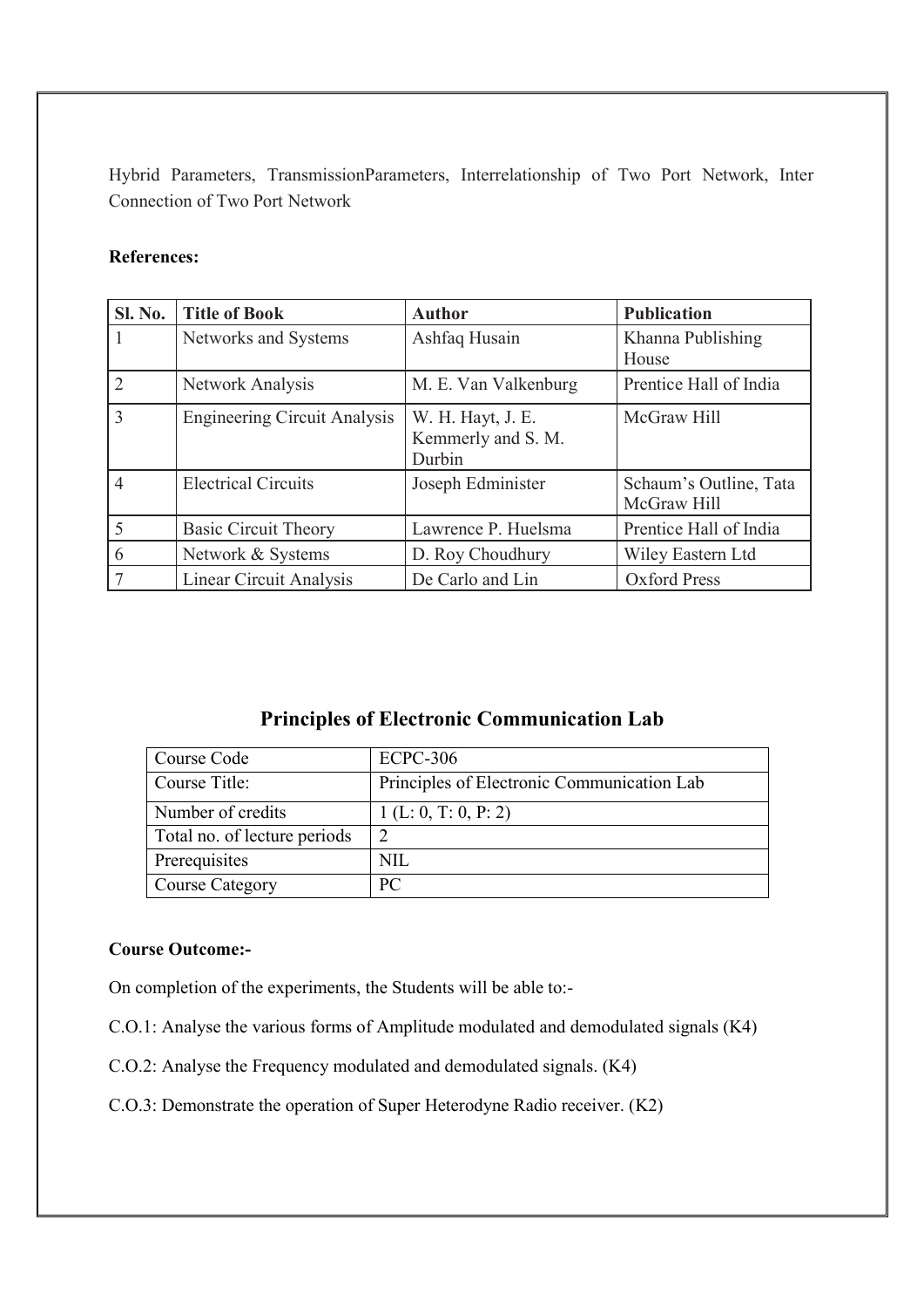Hybrid Parameters, TransmissionParameters, Interrelationship of Two Port Network, Inter Connection of Two Port Network

**References:**

| Sl. No. | Title of Book | Author | Publication |
|---|---|---|---|
| 1 | Networks and Systems | Ashfaq Husain | Khanna Publishing House |
| 2 | Network Analysis | M. E. Van Valkenburg | Prentice Hall of India |
| 3 | Engineering Circuit Analysis | W. H. Hayt, J. E. Kemmerly and S. M. Durbin | McGraw Hill |
| 4 | Electrical Circuits | Joseph Edminister | Schaum's Outline, Tata McGraw Hill |
| 5 | Basic Circuit Theory | Lawrence P. Huelsma | Prentice Hall of India |
| 6 | Network & Systems | D. Roy Choudhury | Wiley Eastern Ltd |
| 7 | Linear Circuit Analysis | De Carlo and Lin | Oxford Press |

## Principles of Electronic Communication Lab

| Course Code | ECPC-306 |
|---|---|
| Course Title: | Principles of Electronic Communication Lab |
| Number of credits | 1 (L: 0, T: 0, P: 2) |
| Total no. of lecture periods | 2 |
| Prerequisites | NIL |
| Course Category | PC |

**Course Outcome:-**

On completion of the experiments, the Students will be able to:-

C.O.1: Analyse the various forms of Amplitude modulated and demodulated signals (K4)

C.O.2: Analyse the Frequency modulated and demodulated signals. (K4)

C.O.3: Demonstrate the operation of Super Heterodyne Radio receiver. (K2)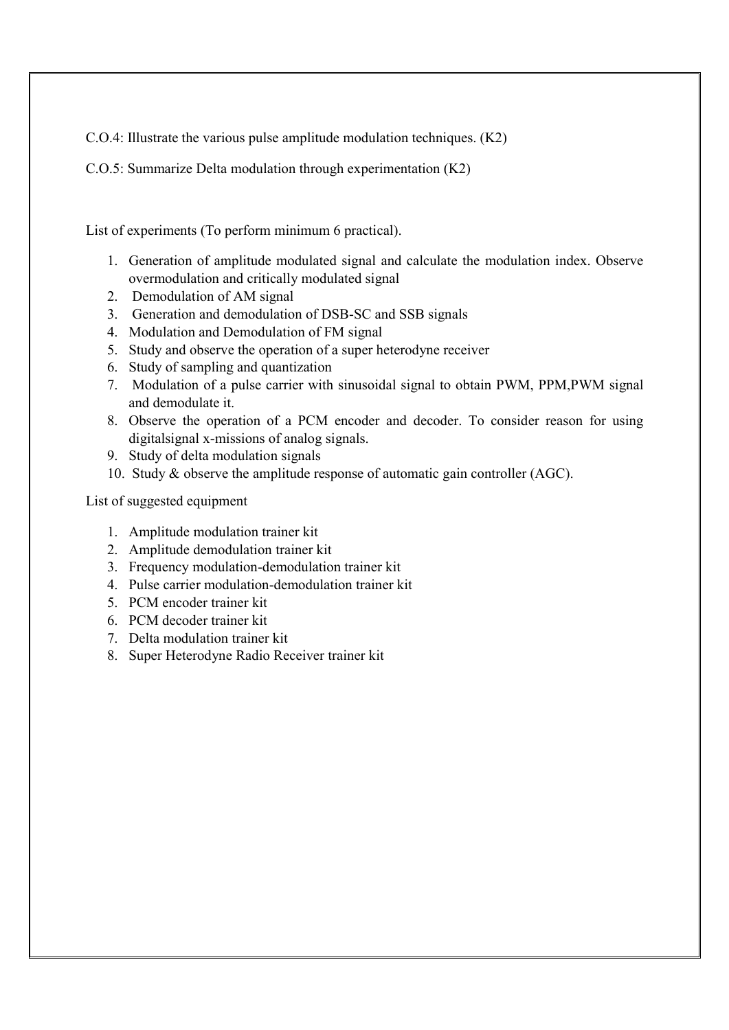C.O.4: Illustrate the various pulse amplitude modulation techniques. (K2)

C.O.5: Summarize Delta modulation through experimentation (K2)

List of experiments (To perform minimum 6 practical).

1. Generation of amplitude modulated signal and calculate the modulation index. Observe overmodulation and critically modulated signal
2. Demodulation of AM signal
3. Generation and demodulation of DSB-SC and SSB signals
4. Modulation and Demodulation of FM signal
5. Study and observe the operation of a super heterodyne receiver
6. Study of sampling and quantization
7. Modulation of a pulse carrier with sinusoidal signal to obtain PWM, PPM,PWM signal and demodulate it.
8. Observe the operation of a PCM encoder and decoder. To consider reason for using digitalsignal x-missions of analog signals.
9. Study of delta modulation signals
10. Study & observe the amplitude response of automatic gain controller (AGC).

List of suggested equipment

1. Amplitude modulation trainer kit
2. Amplitude demodulation trainer kit
3. Frequency modulation-demodulation trainer kit
4. Pulse carrier modulation-demodulation trainer kit
5. PCM encoder trainer kit
6. PCM decoder trainer kit
7. Delta modulation trainer kit
8. Super Heterodyne Radio Receiver trainer kit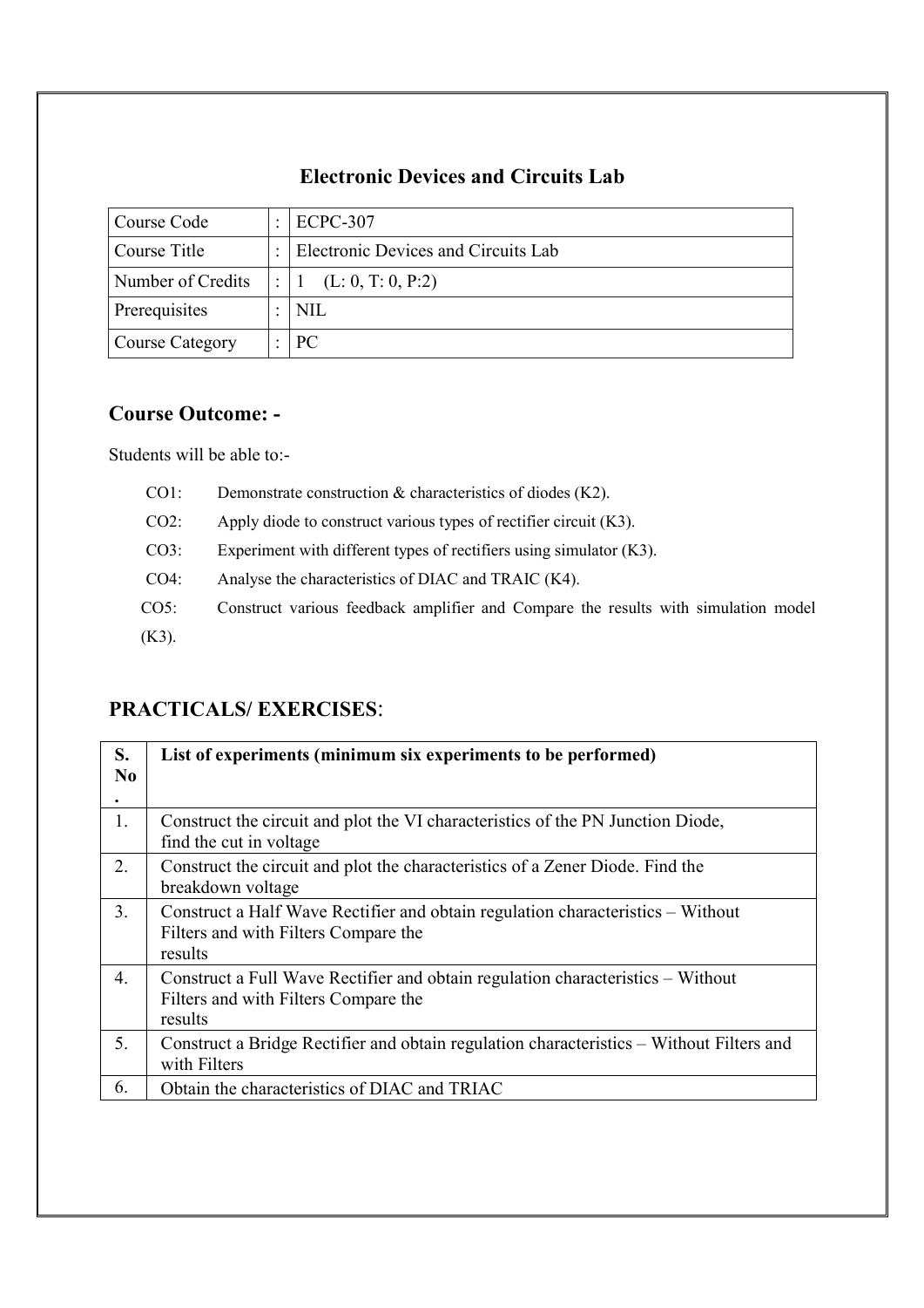## Electronic Devices and Circuits Lab

| Course Code | : | ECPC-307 |
|---|---|---|
| Course Title | : | Electronic Devices and Circuits Lab |
| Number of Credits | : | 1 (L: 0, T: 0, P:2) |
| Prerequisites | : | NIL |
| Course Category | : | PC |

### Course Outcome: -

Students will be able to:-

- CO1: Demonstrate construction & characteristics of diodes (K2).
- CO2: Apply diode to construct various types of rectifier circuit (K3).
- CO3: Experiment with different types of rectifiers using simulator (K3).
- CO4: Analyse the characteristics of DIAC and TRAIC (K4).
- CO5: Construct various feedback amplifier and Compare the results with simulation model (K3).

### PRACTICALS/ EXERCISES:

| S. No. | List of experiments (minimum six experiments to be performed) |
|---|---|
| 1. | Construct the circuit and plot the VI characteristics of the PN Junction Diode, find the cut in voltage |
| 2. | Construct the circuit and plot the characteristics of a Zener Diode. Find the breakdown voltage |
| 3. | Construct a Half Wave Rectifier and obtain regulation characteristics – Without Filters and with Filters Compare the results |
| 4. | Construct a Full Wave Rectifier and obtain regulation characteristics – Without Filters and with Filters Compare the results |
| 5. | Construct a Bridge Rectifier and obtain regulation characteristics – Without Filters and with Filters |
| 6. | Obtain the characteristics of DIAC and TRIAC |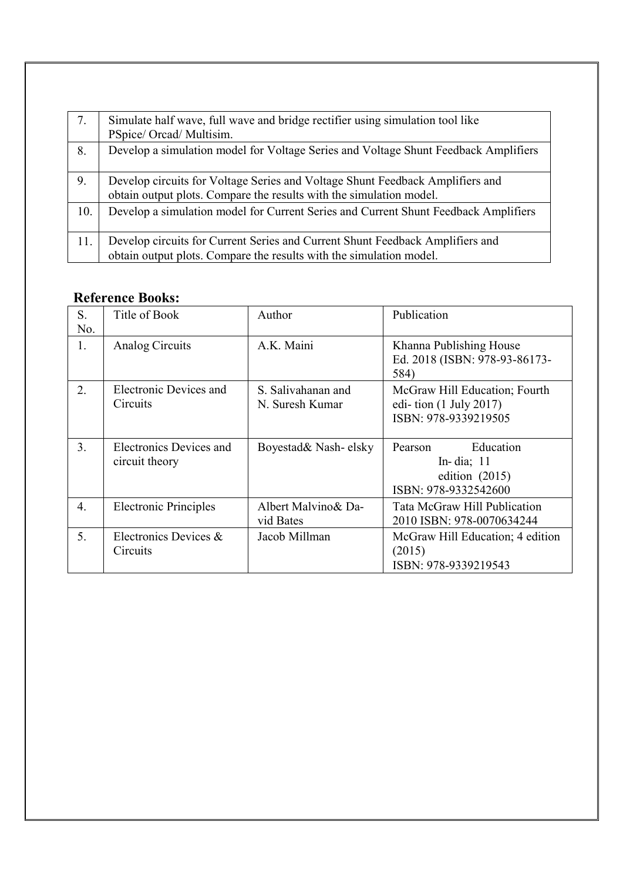| | |
|---|---|
| 7. | Simulate half wave, full wave and bridge rectifier using simulation tool like PSpice/ Orcad/ Multisim. |
| 8. | Develop a simulation model for Voltage Series and Voltage Shunt Feedback Amplifiers |
| 9. | Develop circuits for Voltage Series and Voltage Shunt Feedback Amplifiers and obtain output plots. Compare the results with the simulation model. |
| 10. | Develop a simulation model for Current Series and Current Shunt Feedback Amplifiers |
| 11. | Develop circuits for Current Series and Current Shunt Feedback Amplifiers and obtain output plots. Compare the results with the simulation model. |

## Reference Books:

| S. No. | Title of Book | Author | Publication |
|---|---|---|---|
| 1. | Analog Circuits | A.K. Maini | Khanna Publishing House Ed. 2018 (ISBN: 978-93-86173-584) |
| 2. | Electronic Devices and Circuits | S. Salivahanan and N. Suresh Kumar | McGraw Hill Education; Fourth edi- tion (1 July 2017) ISBN: 978-9339219505 |
| 3. | Electronics Devices and circuit theory | Boyestad& Nash- elsky | Pearson Education In- dia; 11 edition (2015) ISBN: 978-9332542600 |
| 4. | Electronic Principles | Albert Malvino& Da- vid Bates | Tata McGraw Hill Publication 2010 ISBN: 978-0070634244 |
| 5. | Electronics Devices & Circuits | Jacob Millman | McGraw Hill Education; 4 edition (2015) ISBN: 978-9339219543 |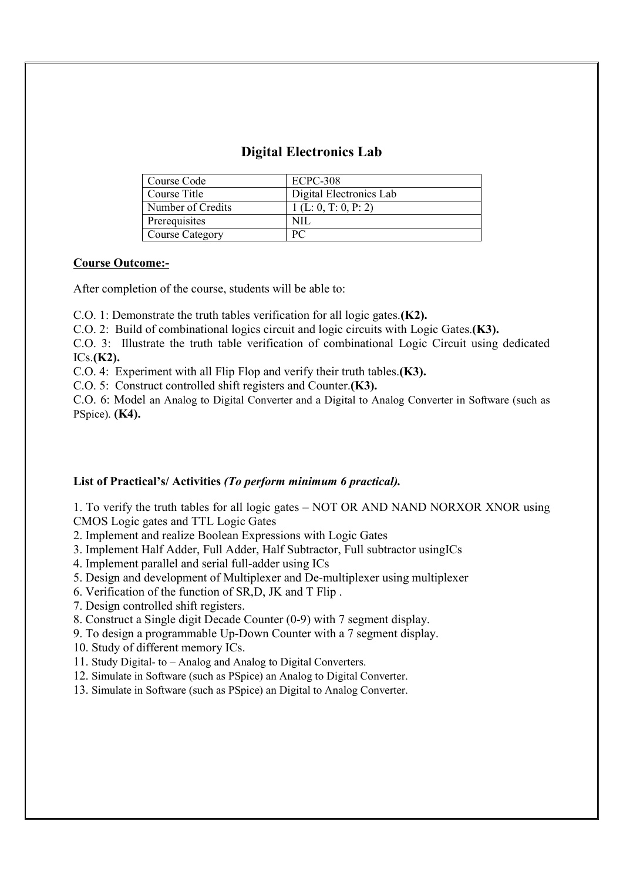# Digital Electronics Lab

| Course Code | ECPC-308 |
|---|---|
| Course Title | Digital Electronics Lab |
| Number of Credits | 1 (L: 0, T: 0, P: 2) |
| Prerequisites | NIL |
| Course Category | PC |

**Course Outcome:-**

After completion of the course, students will be able to:

C.O. 1: Demonstrate the truth tables verification for all logic gates.**(K2).**

C.O. 2: Build of combinational logics circuit and logic circuits with Logic Gates.**(K3).**

C.O. 3: Illustrate the truth table verification of combinational Logic Circuit using dedicated ICs.**(K2).**

C.O. 4: Experiment with all Flip Flop and verify their truth tables.**(K3).**

C.O. 5: Construct controlled shift registers and Counter.**(K3).**

C.O. 6: Model an Analog to Digital Converter and a Digital to Analog Converter in Software (such as PSpice). **(K4).**

**List of Practical's/ Activities** ***(To perform minimum 6 practical).***

1. To verify the truth tables for all logic gates – NOT OR AND NAND NORXOR XNOR using CMOS Logic gates and TTL Logic Gates
2. Implement and realize Boolean Expressions with Logic Gates
3. Implement Half Adder, Full Adder, Half Subtractor, Full subtractor usingICs
4. Implement parallel and serial full-adder using ICs
5. Design and development of Multiplexer and De-multiplexer using multiplexer
6. Verification of the function of SR,D, JK and T Flip .
7. Design controlled shift registers.
8. Construct a Single digit Decade Counter (0-9) with 7 segment display.
9. To design a programmable Up-Down Counter with a 7 segment display.
10. Study of different memory ICs.
11. Study Digital- to – Analog and Analog to Digital Converters.
12. Simulate in Software (such as PSpice) an Analog to Digital Converter.
13. Simulate in Software (such as PSpice) an Digital to Analog Converter.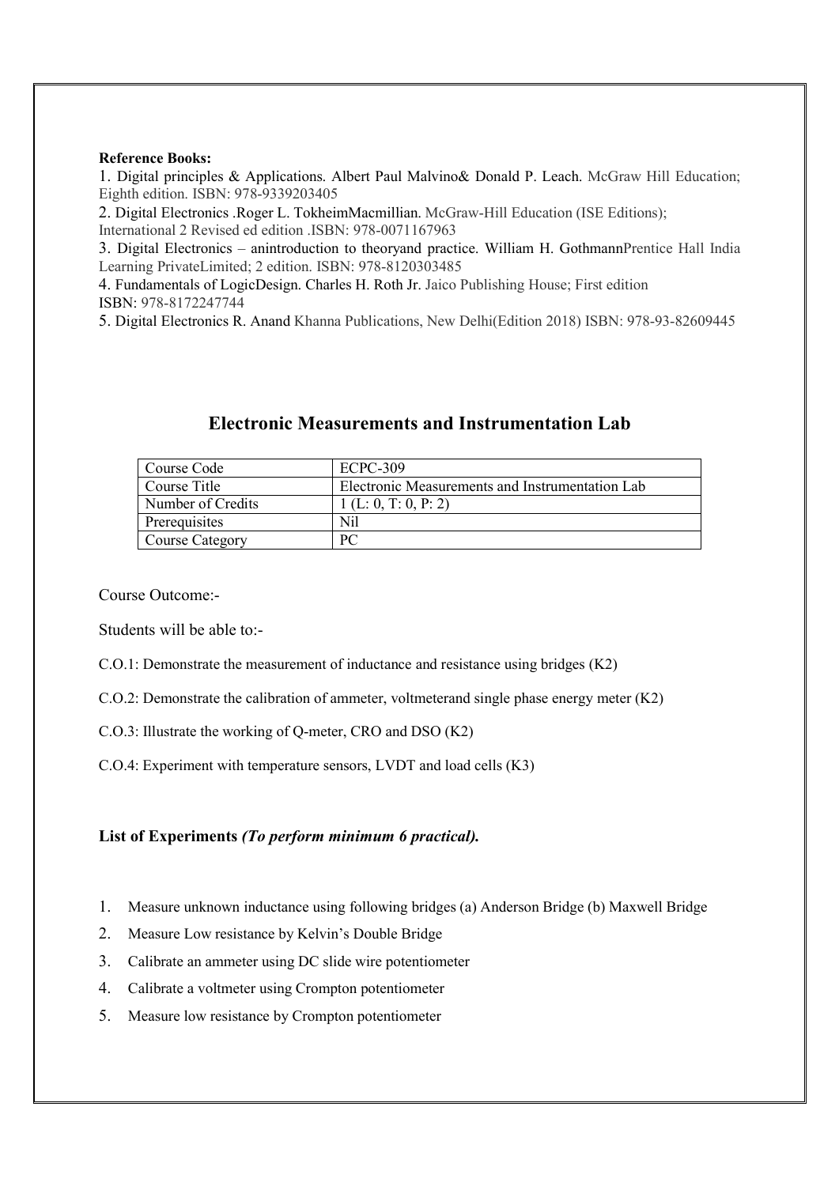**Reference Books:**

1. Digital principles & Applications. Albert Paul Malvino& Donald P. Leach. McGraw Hill Education; Eighth edition. ISBN: 978-9339203405
2. Digital Electronics .Roger L. TokheimMacmillian. McGraw-Hill Education (ISE Editions); International 2 Revised ed edition .ISBN: 978-0071167963
3. Digital Electronics – anintroduction to theoryand practice. William H. GothmannPrentice Hall India Learning PrivateLimited; 2 edition. ISBN: 978-8120303485
4. Fundamentals of LogicDesign. Charles H. Roth Jr. Jaico Publishing House; First edition ISBN: 978-8172247744
5. Digital Electronics R. Anand Khanna Publications, New Delhi(Edition 2018) ISBN: 978-93-82609445

## Electronic Measurements and Instrumentation Lab

| Course Code | ECPC-309 |
|---|---|
| Course Title | Electronic Measurements and Instrumentation Lab |
| Number of Credits | 1 (L: 0, T: 0, P: 2) |
| Prerequisites | Nil |
| Course Category | PC |

Course Outcome:-

Students will be able to:-

C.O.1: Demonstrate the measurement of inductance and resistance using bridges (K2)

C.O.2: Demonstrate the calibration of ammeter, voltmeterand single phase energy meter (K2)

C.O.3: Illustrate the working of Q-meter, CRO and DSO (K2)

C.O.4: Experiment with temperature sensors, LVDT and load cells (K3)

**List of Experiments *(To perform minimum 6 practical).***

1. Measure unknown inductance using following bridges (a) Anderson Bridge (b) Maxwell Bridge
2. Measure Low resistance by Kelvin's Double Bridge
3. Calibrate an ammeter using DC slide wire potentiometer
4. Calibrate a voltmeter using Crompton potentiometer
5. Measure low resistance by Crompton potentiometer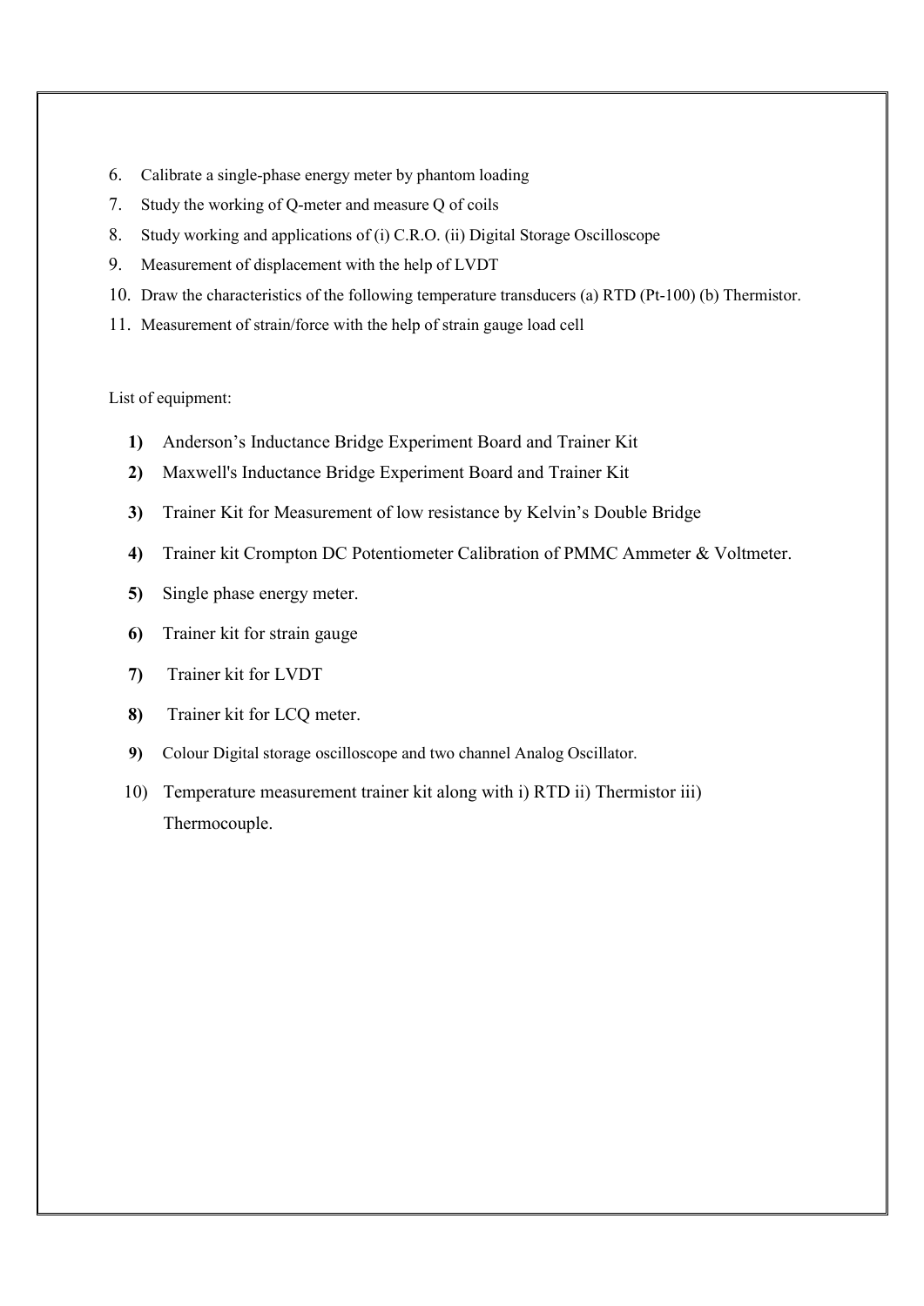6. Calibrate a single-phase energy meter by phantom loading
7. Study the working of Q-meter and measure Q of coils
8. Study working and applications of (i) C.R.O. (ii) Digital Storage Oscilloscope
9. Measurement of displacement with the help of LVDT
10. Draw the characteristics of the following temperature transducers (a) RTD (Pt-100) (b) Thermistor.
11. Measurement of strain/force with the help of strain gauge load cell

List of equipment:

**1)** Anderson's Inductance Bridge Experiment Board and Trainer Kit

**2)** Maxwell's Inductance Bridge Experiment Board and Trainer Kit

**3)** Trainer Kit for Measurement of low resistance by Kelvin's Double Bridge

**4)** Trainer kit Crompton DC Potentiometer Calibration of PMMC Ammeter & Voltmeter.

**5)** Single phase energy meter.

**6)** Trainer kit for strain gauge

**7)** Trainer kit for LVDT

**8)** Trainer kit for LCQ meter.

**9)** Colour Digital storage oscilloscope and two channel Analog Oscillator.

10) Temperature measurement trainer kit along with i) RTD ii) Thermistor iii) Thermocouple.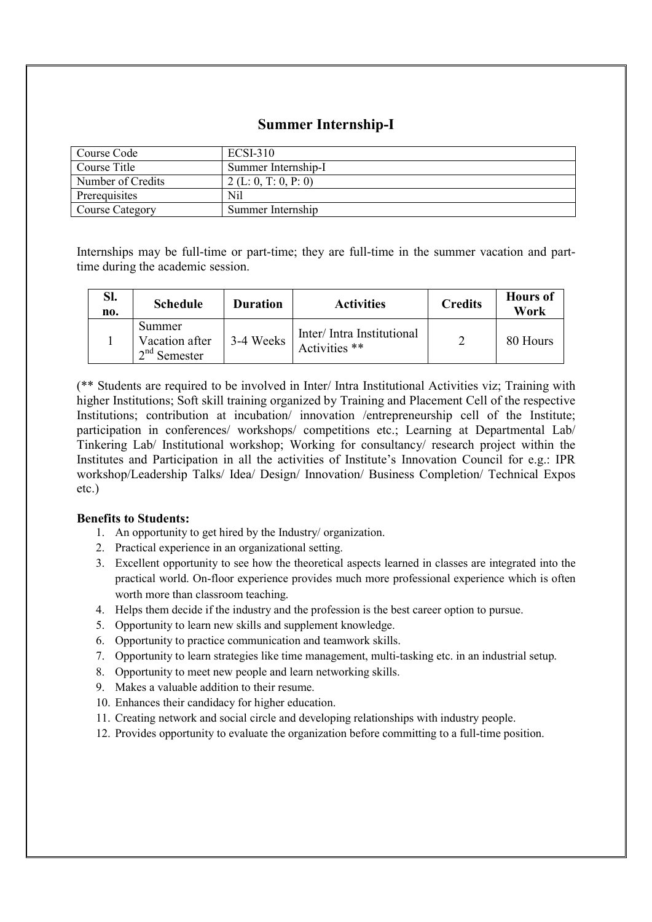# Summer Internship-I

| Course Code | ECSI-310 |
|---|---|
| Course Title | Summer Internship-I |
| Number of Credits | 2 (L: 0, T: 0, P: 0) |
| Prerequisites | Nil |
| Course Category | Summer Internship |

Internships may be full-time or part-time; they are full-time in the summer vacation and part-time during the academic session.

| Sl. no. | Schedule | Duration | Activities | Credits | Hours of Work |
|---|---|---|---|---|---|
| 1 | Summer Vacation after 2nd Semester | 3-4 Weeks | Inter/ Intra Institutional Activities ** | 2 | 80 Hours |

(** Students are required to be involved in Inter/ Intra Institutional Activities viz; Training with higher Institutions; Soft skill training organized by Training and Placement Cell of the respective Institutions; contribution at incubation/ innovation /entrepreneurship cell of the Institute; participation in conferences/ workshops/ competitions etc.; Learning at Departmental Lab/ Tinkering Lab/ Institutional workshop; Working for consultancy/ research project within the Institutes and Participation in all the activities of Institute's Innovation Council for e.g.: IPR workshop/Leadership Talks/ Idea/ Design/ Innovation/ Business Completion/ Technical Expos etc.)

**Benefits to Students:**

1. An opportunity to get hired by the Industry/ organization.
2. Practical experience in an organizational setting.
3. Excellent opportunity to see how the theoretical aspects learned in classes are integrated into the practical world. On-floor experience provides much more professional experience which is often worth more than classroom teaching.
4. Helps them decide if the industry and the profession is the best career option to pursue.
5. Opportunity to learn new skills and supplement knowledge.
6. Opportunity to practice communication and teamwork skills.
7. Opportunity to learn strategies like time management, multi-tasking etc. in an industrial setup.
8. Opportunity to meet new people and learn networking skills.
9. Makes a valuable addition to their resume.
10. Enhances their candidacy for higher education.
11. Creating network and social circle and developing relationships with industry people.
12. Provides opportunity to evaluate the organization before committing to a full-time position.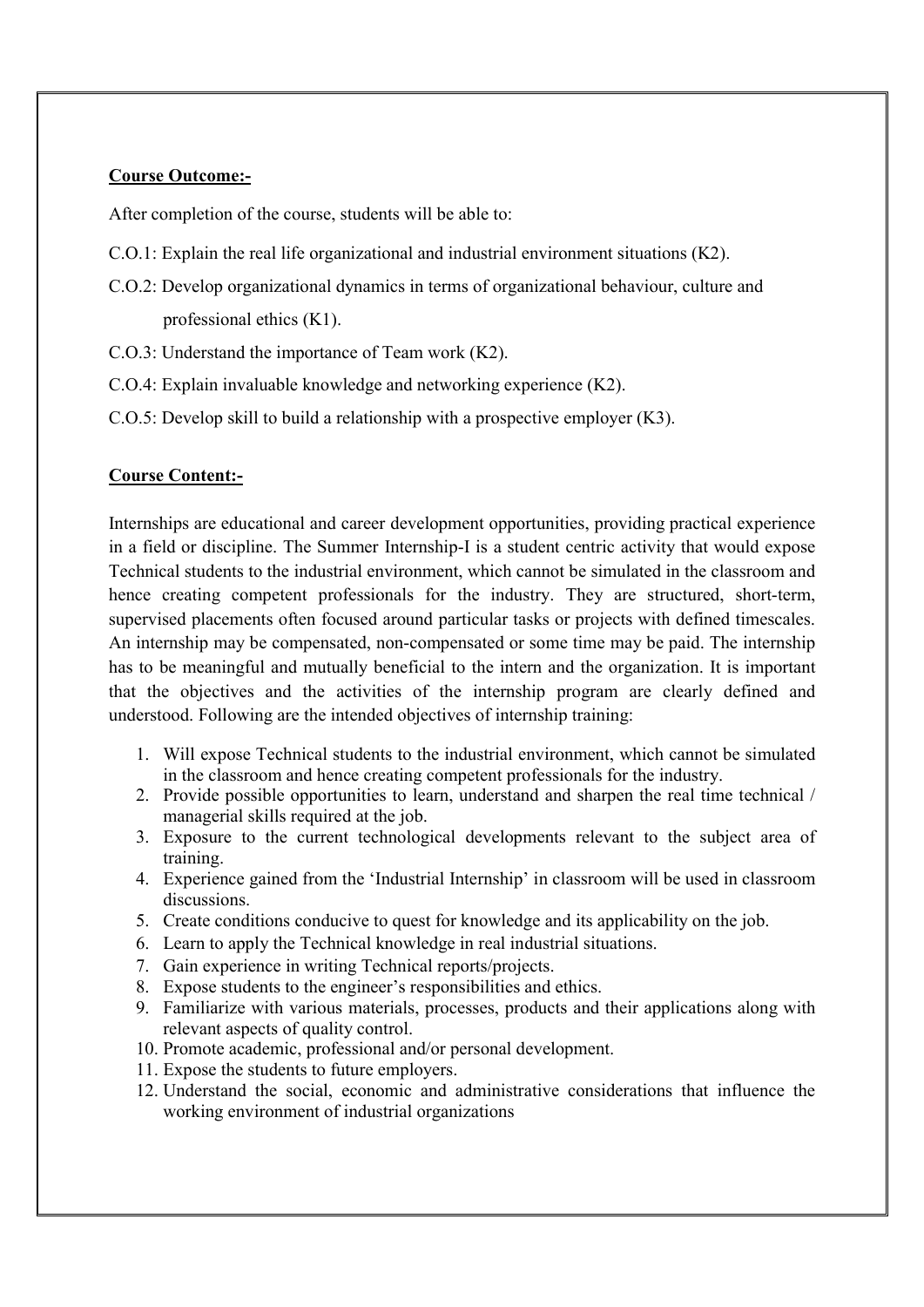**Course Outcome:-**

After completion of the course, students will be able to:

C.O.1: Explain the real life organizational and industrial environment situations (K2).

C.O.2: Develop organizational dynamics in terms of organizational behaviour, culture and professional ethics (K1).

C.O.3: Understand the importance of Team work (K2).

C.O.4: Explain invaluable knowledge and networking experience (K2).

C.O.5: Develop skill to build a relationship with a prospective employer (K3).

**Course Content:-**

Internships are educational and career development opportunities, providing practical experience in a field or discipline. The Summer Internship-I is a student centric activity that would expose Technical students to the industrial environment, which cannot be simulated in the classroom and hence creating competent professionals for the industry. They are structured, short-term, supervised placements often focused around particular tasks or projects with defined timescales. An internship may be compensated, non-compensated or some time may be paid. The internship has to be meaningful and mutually beneficial to the intern and the organization. It is important that the objectives and the activities of the internship program are clearly defined and understood. Following are the intended objectives of internship training:

1. Will expose Technical students to the industrial environment, which cannot be simulated in the classroom and hence creating competent professionals for the industry.
2. Provide possible opportunities to learn, understand and sharpen the real time technical / managerial skills required at the job.
3. Exposure to the current technological developments relevant to the subject area of training.
4. Experience gained from the 'Industrial Internship' in classroom will be used in classroom discussions.
5. Create conditions conducive to quest for knowledge and its applicability on the job.
6. Learn to apply the Technical knowledge in real industrial situations.
7. Gain experience in writing Technical reports/projects.
8. Expose students to the engineer's responsibilities and ethics.
9. Familiarize with various materials, processes, products and their applications along with relevant aspects of quality control.
10. Promote academic, professional and/or personal development.
11. Expose the students to future employers.
12. Understand the social, economic and administrative considerations that influence the working environment of industrial organizations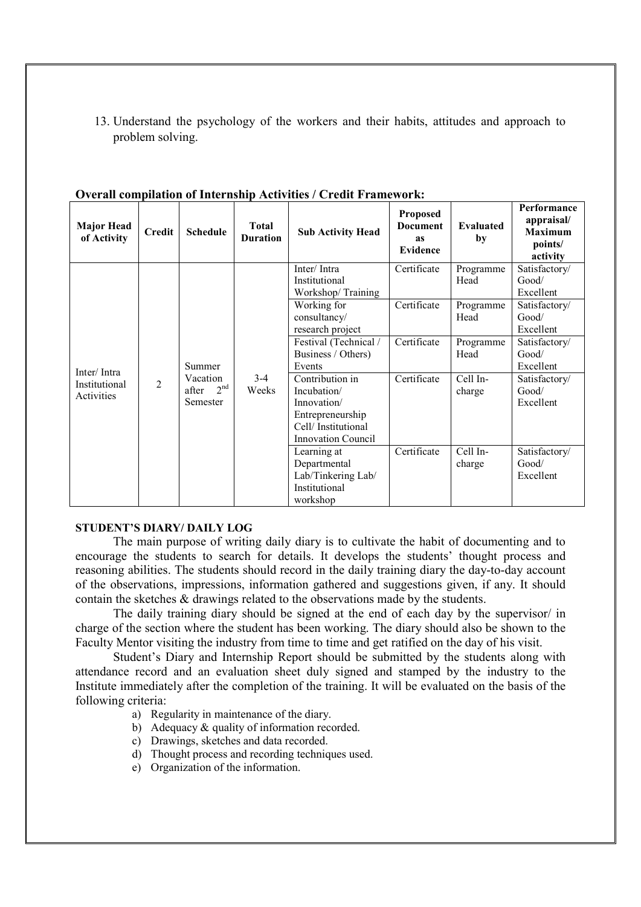13. Understand the psychology of the workers and their habits, attitudes and approach to problem solving.

**Overall compilation of Internship Activities / Credit Framework:**

| Major Head of Activity | Credit | Schedule | Total Duration | Sub Activity Head | Proposed Document as Evidence | Evaluated by | Performance appraisal/ Maximum points/ activity |
|---|---|---|---|---|---|---|---|
| Inter/ Intra Institutional Activities | 2 | Summer Vacation after 2nd Semester | 3-4 Weeks | Inter/ Intra Institutional Workshop/ Training | Certificate | Programme Head | Satisfactory/ Good/ Excellent |
| | | | | Working for consultancy/ research project | Certificate | Programme Head | Satisfactory/ Good/ Excellent |
| | | | | Festival (Technical / Business / Others) Events | Certificate | Programme Head | Satisfactory/ Good/ Excellent |
| | | | | Contribution in Incubation/ Innovation/ Entrepreneurship Cell/ Institutional Innovation Council | Certificate | Cell In-charge | Satisfactory/ Good/ Excellent |
| | | | | Learning at Departmental Lab/Tinkering Lab/ Institutional workshop | Certificate | Cell In-charge | Satisfactory/ Good/ Excellent |

**STUDENT'S DIARY/ DAILY LOG**

The main purpose of writing daily diary is to cultivate the habit of documenting and to encourage the students to search for details. It develops the students' thought process and reasoning abilities. The students should record in the daily training diary the day-to-day account of the observations, impressions, information gathered and suggestions given, if any. It should contain the sketches & drawings related to the observations made by the students.

The daily training diary should be signed at the end of each day by the supervisor/ in charge of the section where the student has been working. The diary should also be shown to the Faculty Mentor visiting the industry from time to time and get ratified on the day of his visit.

Student's Diary and Internship Report should be submitted by the students along with attendance record and an evaluation sheet duly signed and stamped by the industry to the Institute immediately after the completion of the training. It will be evaluated on the basis of the following criteria:

a) Regularity in maintenance of the diary.
b) Adequacy & quality of information recorded.
c) Drawings, sketches and data recorded.
d) Thought process and recording techniques used.
e) Organization of the information.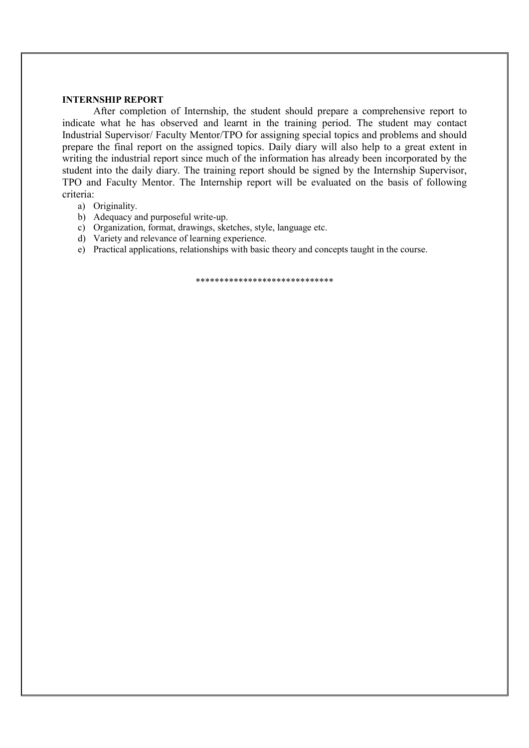**INTERNSHIP REPORT**

After completion of Internship, the student should prepare a comprehensive report to indicate what he has observed and learnt in the training period. The student may contact Industrial Supervisor/ Faculty Mentor/TPO for assigning special topics and problems and should prepare the final report on the assigned topics. Daily diary will also help to a great extent in writing the industrial report since much of the information has already been incorporated by the student into the daily diary. The training report should be signed by the Internship Supervisor, TPO and Faculty Mentor. The Internship report will be evaluated on the basis of following criteria:

a) Originality.
b) Adequacy and purposeful write-up.
c) Organization, format, drawings, sketches, style, language etc.
d) Variety and relevance of learning experience.
e) Practical applications, relationships with basic theory and concepts taught in the course.

*****************************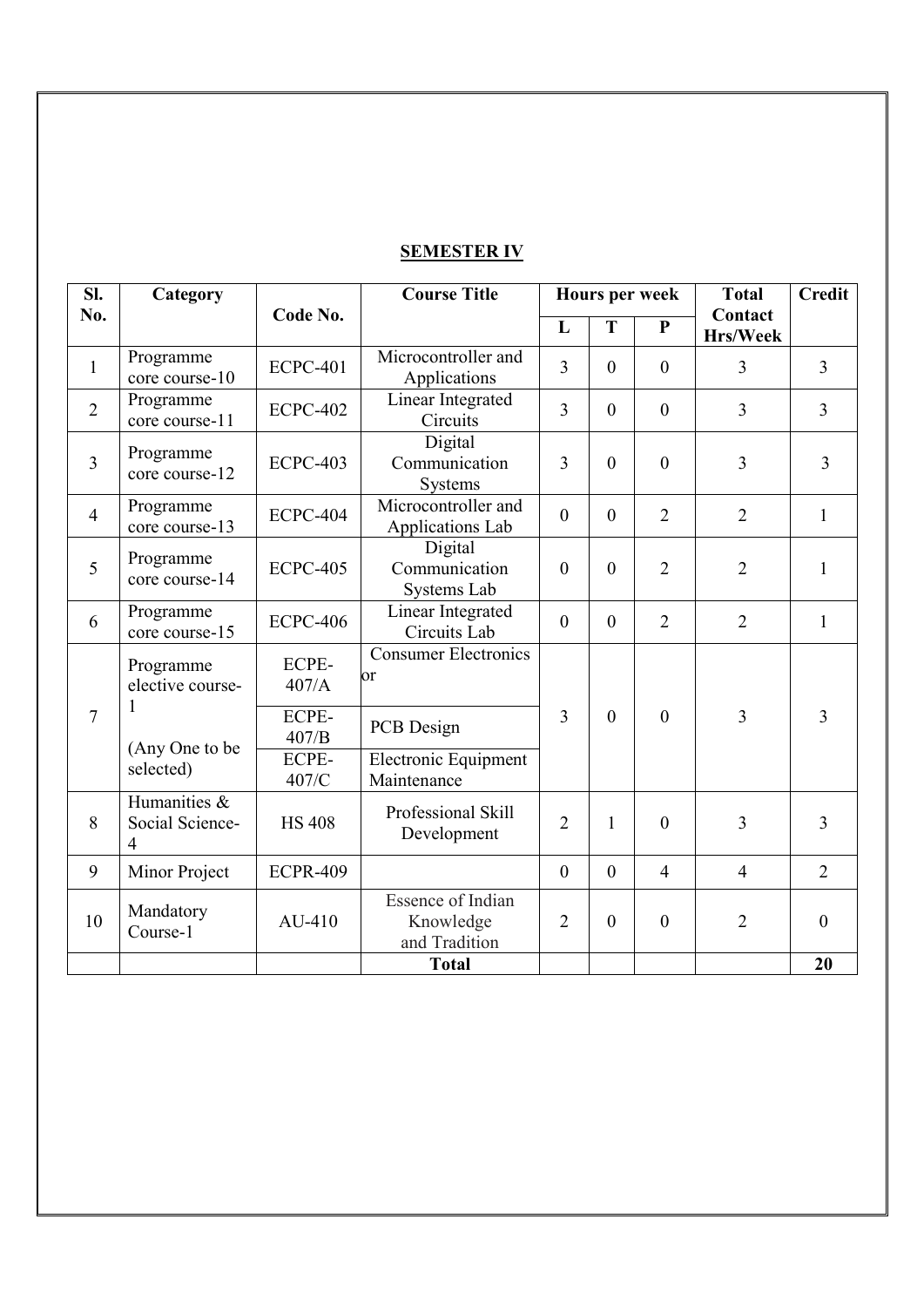## SEMESTER IV

| Sl. No. | Category | Code No. | Course Title | Hours per week | | | Total Contact Hrs/Week | Credit |
|---|---|---|---|---|---|---|---|---|
| | | | | L | T | P | | |
| 1 | Programme core course-10 | ECPC-401 | Microcontroller and Applications | 3 | 0 | 0 | 3 | 3 |
| 2 | Programme core course-11 | ECPC-402 | Linear Integrated Circuits | 3 | 0 | 0 | 3 | 3 |
| 3 | Programme core course-12 | ECPC-403 | Digital Communication Systems | 3 | 0 | 0 | 3 | 3 |
| 4 | Programme core course-13 | ECPC-404 | Microcontroller and Applications Lab | 0 | 0 | 2 | 2 | 1 |
| 5 | Programme core course-14 | ECPC-405 | Digital Communication Systems Lab | 0 | 0 | 2 | 2 | 1 |
| 6 | Programme core course-15 | ECPC-406 | Linear Integrated Circuits Lab | 0 | 0 | 2 | 2 | 1 |
| 7 | Programme elective course-1 (Any One to be selected) | ECPE-407/A | Consumer Electronics or | 3 | 0 | 0 | 3 | 3 |
| | | ECPE-407/B | PCB Design | | | | | |
| | | ECPE-407/C | Electronic Equipment Maintenance | | | | | |
| 8 | Humanities & Social Science-4 | HS 408 | Professional Skill Development | 2 | 1 | 0 | 3 | 3 |
| 9 | Minor Project | ECPR-409 | | 0 | 0 | 4 | 4 | 2 |
| 10 | Mandatory Course-1 | AU-410 | Essence of Indian Knowledge and Tradition | 2 | 0 | 0 | 2 | 0 |
| | | | **Total** | | | | | **20** |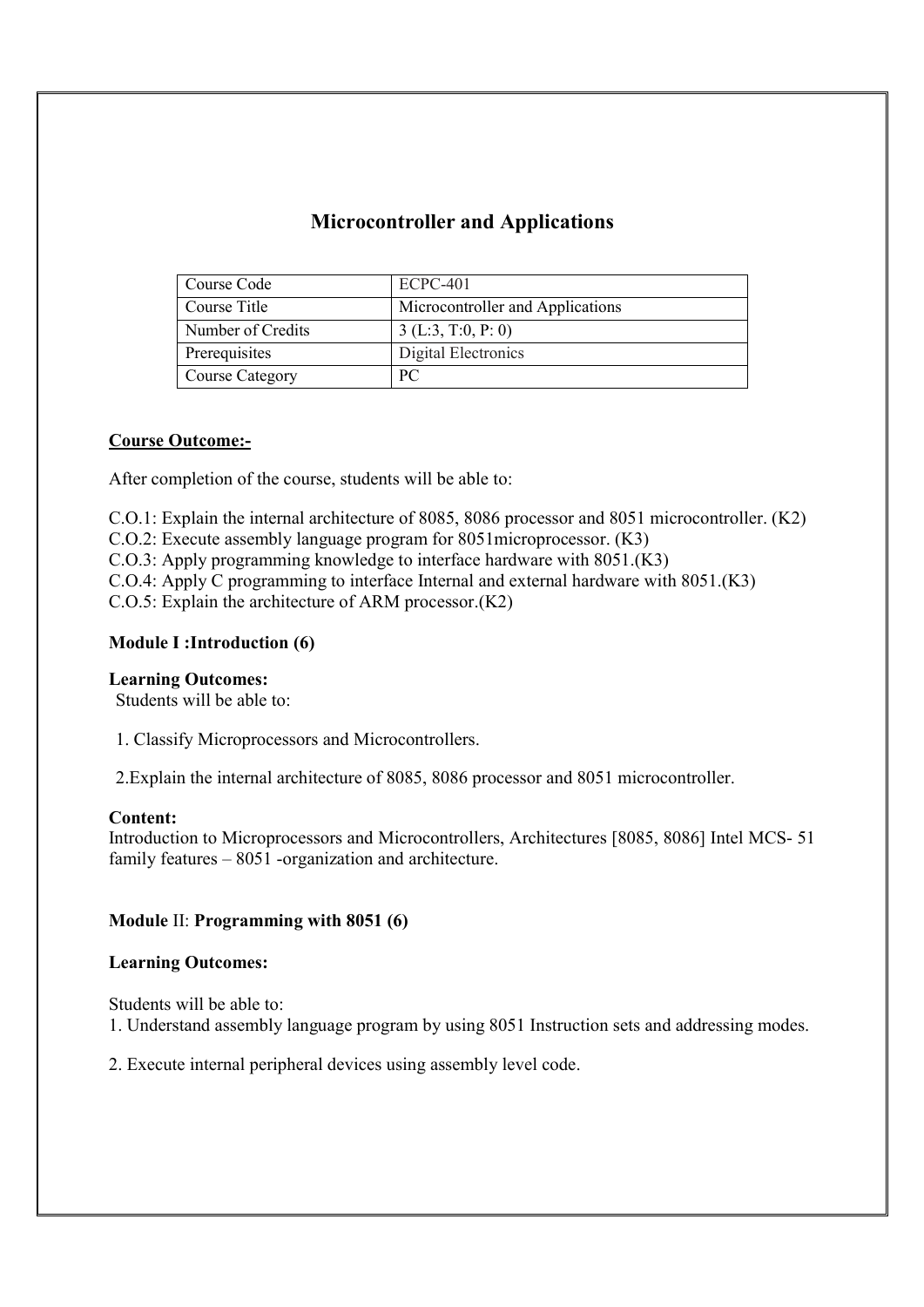# Microcontroller and Applications

| Course Code | ECPC-401 |
|---|---|
| Course Title | Microcontroller and Applications |
| Number of Credits | 3 (L:3, T:0, P: 0) |
| Prerequisites | Digital Electronics |
| Course Category | PC |

**Course Outcome:-**

After completion of the course, students will be able to:

C.O.1: Explain the internal architecture of 8085, 8086 processor and 8051 microcontroller. (K2)
C.O.2: Execute assembly language program for 8051microprocessor. (K3)
C.O.3: Apply programming knowledge to interface hardware with 8051.(K3)
C.O.4: Apply C programming to interface Internal and external hardware with 8051.(K3)
C.O.5: Explain the architecture of ARM processor.(K2)

**Module I :Introduction (6)**

**Learning Outcomes:**
Students will be able to:

1. Classify Microprocessors and Microcontrollers.

2. Explain the internal architecture of 8085, 8086 processor and 8051 microcontroller.

**Content:**
Introduction to Microprocessors and Microcontrollers, Architectures [8085, 8086] Intel MCS- 51 family features – 8051 -organization and architecture.

**Module** II: **Programming with 8051 (6)**

**Learning Outcomes:**

Students will be able to:
1. Understand assembly language program by using 8051 Instruction sets and addressing modes.

2. Execute internal peripheral devices using assembly level code.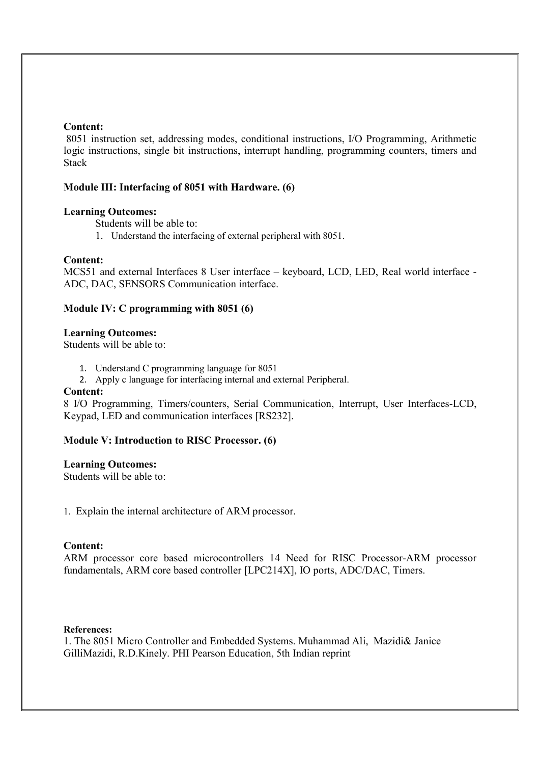**Content:**

8051 instruction set, addressing modes, conditional instructions, I/O Programming, Arithmetic logic instructions, single bit instructions, interrupt handling, programming counters, timers and Stack

**Module III: Interfacing of 8051 with Hardware. (6)**

**Learning Outcomes:**

Students will be able to:

1. Understand the interfacing of external peripheral with 8051.

**Content:**

MCS51 and external Interfaces 8 User interface – keyboard, LCD, LED, Real world interface - ADC, DAC, SENSORS Communication interface.

**Module IV: C programming with 8051 (6)**

**Learning Outcomes:**

Students will be able to:

1. Understand C programming language for 8051
2. Apply c language for interfacing internal and external Peripheral.

**Content:**

8 I/O Programming, Timers/counters, Serial Communication, Interrupt, User Interfaces-LCD, Keypad, LED and communication interfaces [RS232].

**Module V: Introduction to RISC Processor. (6)**

**Learning Outcomes:**

Students will be able to:

1. Explain the internal architecture of ARM processor.

**Content:**

ARM processor core based microcontrollers 14 Need for RISC Processor-ARM processor fundamentals, ARM core based controller [LPC214X], IO ports, ADC/DAC, Timers.

**References:**

1. The 8051 Micro Controller and Embedded Systems. Muhammad Ali, Mazidi& Janice GilliMazidi, R.D.Kinely. PHI Pearson Education, 5th Indian reprint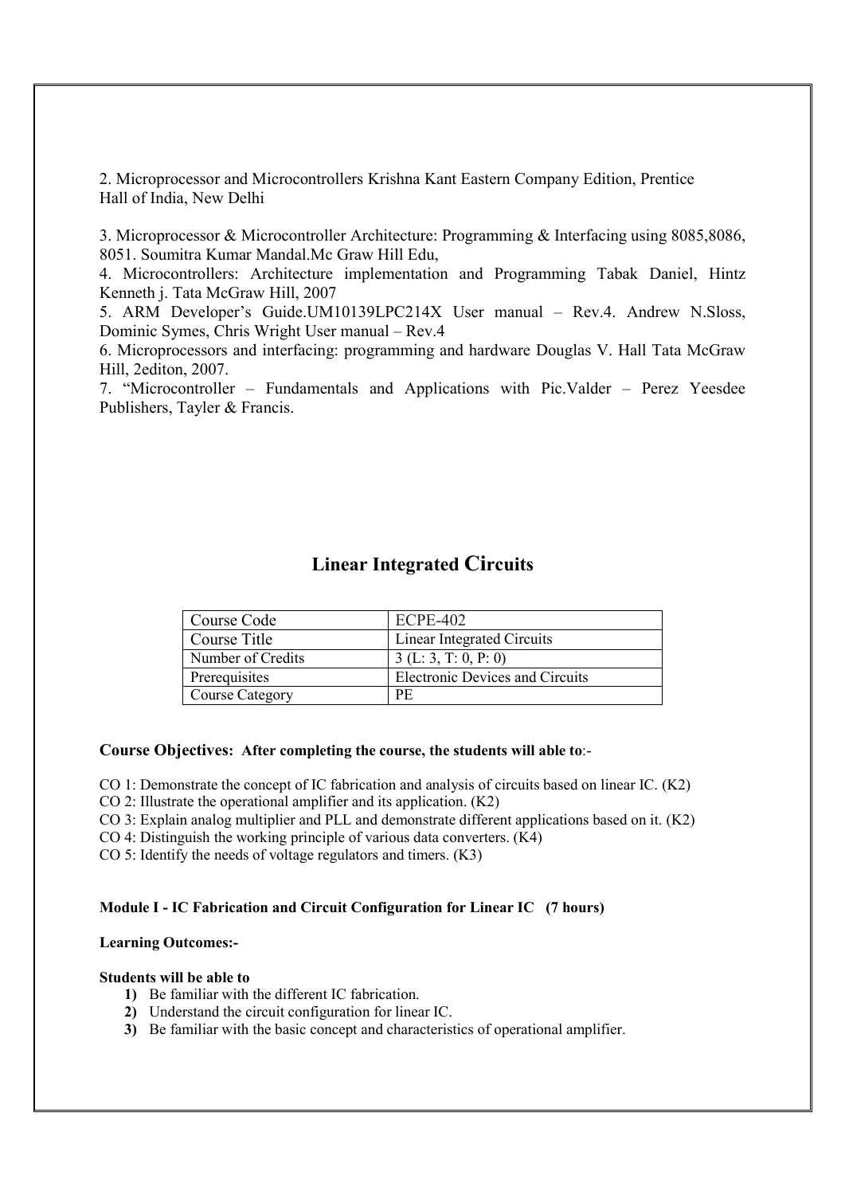2. Microprocessor and Microcontrollers Krishna Kant Eastern Company Edition, Prentice Hall of India, New Delhi

3. Microprocessor & Microcontroller Architecture: Programming & Interfacing using 8085,8086, 8051. Soumitra Kumar Mandal.Mc Graw Hill Edu,

4. Microcontrollers: Architecture implementation and Programming Tabak Daniel, Hintz Kenneth j. Tata McGraw Hill, 2007

5. ARM Developer's Guide.UM10139LPC214X User manual – Rev.4. Andrew N.Sloss, Dominic Symes, Chris Wright User manual – Rev.4

6. Microprocessors and interfacing: programming and hardware Douglas V. Hall Tata McGraw Hill, 2editon, 2007.

7. "Microcontroller – Fundamentals and Applications with Pic.Valder – Perez Yeesdee Publishers, Tayler & Francis.

## Linear Integrated Circuits

| Course Code | ECPE-402 |
|---|---|
| Course Title | Linear Integrated Circuits |
| Number of Credits | 3 (L: 3, T: 0, P: 0) |
| Prerequisites | Electronic Devices and Circuits |
| Course Category | PE |

**Course Objectives: After completing the course, the students will able to**:-

CO 1: Demonstrate the concept of IC fabrication and analysis of circuits based on linear IC. (K2)

CO 2: Illustrate the operational amplifier and its application. (K2)

CO 3: Explain analog multiplier and PLL and demonstrate different applications based on it. (K2)

CO 4: Distinguish the working principle of various data converters. (K4)

CO 5: Identify the needs of voltage regulators and timers. (K3)

**Module I - IC Fabrication and Circuit Configuration for Linear IC (7 hours)**

**Learning Outcomes:-**

**Students will be able to**

1) Be familiar with the different IC fabrication.
2) Understand the circuit configuration for linear IC.
3) Be familiar with the basic concept and characteristics of operational amplifier.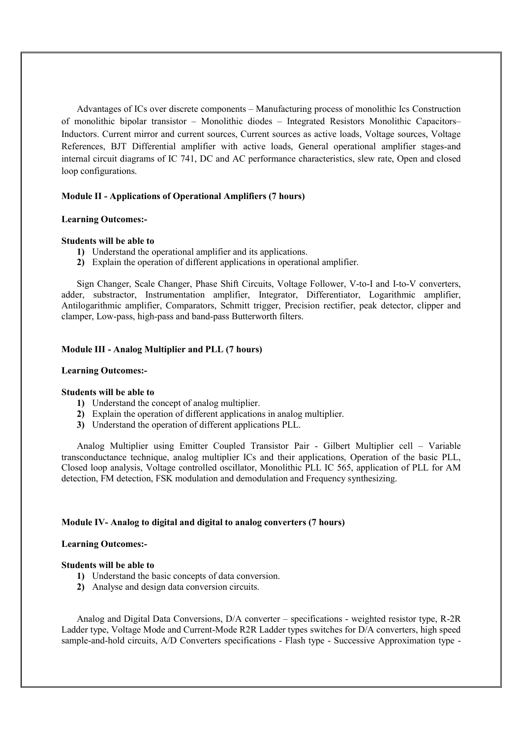Advantages of ICs over discrete components – Manufacturing process of monolithic Ics Construction of monolithic bipolar transistor – Monolithic diodes – Integrated Resistors Monolithic Capacitors– Inductors. Current mirror and current sources, Current sources as active loads, Voltage sources, Voltage References, BJT Differential amplifier with active loads, General operational amplifier stages-and internal circuit diagrams of IC 741, DC and AC performance characteristics, slew rate, Open and closed loop configurations.

**Module II - Applications of Operational Amplifiers (7 hours)**

**Learning Outcomes:-**

**Students will be able to**

1) Understand the operational amplifier and its applications.
2) Explain the operation of different applications in operational amplifier.

Sign Changer, Scale Changer, Phase Shift Circuits, Voltage Follower, V-to-I and I-to-V converters, adder, substractor, Instrumentation amplifier, Integrator, Differentiator, Logarithmic amplifier, Antilogarithmic amplifier, Comparators, Schmitt trigger, Precision rectifier, peak detector, clipper and clamper, Low-pass, high-pass and band-pass Butterworth filters.

**Module III - Analog Multiplier and PLL (7 hours)**

**Learning Outcomes:-**

**Students will be able to**

1) Understand the concept of analog multiplier.
2) Explain the operation of different applications in analog multiplier.
3) Understand the operation of different applications PLL.

Analog Multiplier using Emitter Coupled Transistor Pair - Gilbert Multiplier cell – Variable transconductance technique, analog multiplier ICs and their applications, Operation of the basic PLL, Closed loop analysis, Voltage controlled oscillator, Monolithic PLL IC 565, application of PLL for AM detection, FM detection, FSK modulation and demodulation and Frequency synthesizing.

**Module IV- Analog to digital and digital to analog converters (7 hours)**

**Learning Outcomes:-**

**Students will be able to**

1) Understand the basic concepts of data conversion.
2) Analyse and design data conversion circuits.

Analog and Digital Data Conversions, D/A converter – specifications - weighted resistor type, R-2R Ladder type, Voltage Mode and Current-Mode R2R Ladder types switches for D/A converters, high speed sample-and-hold circuits, A/D Converters specifications - Flash type - Successive Approximation type -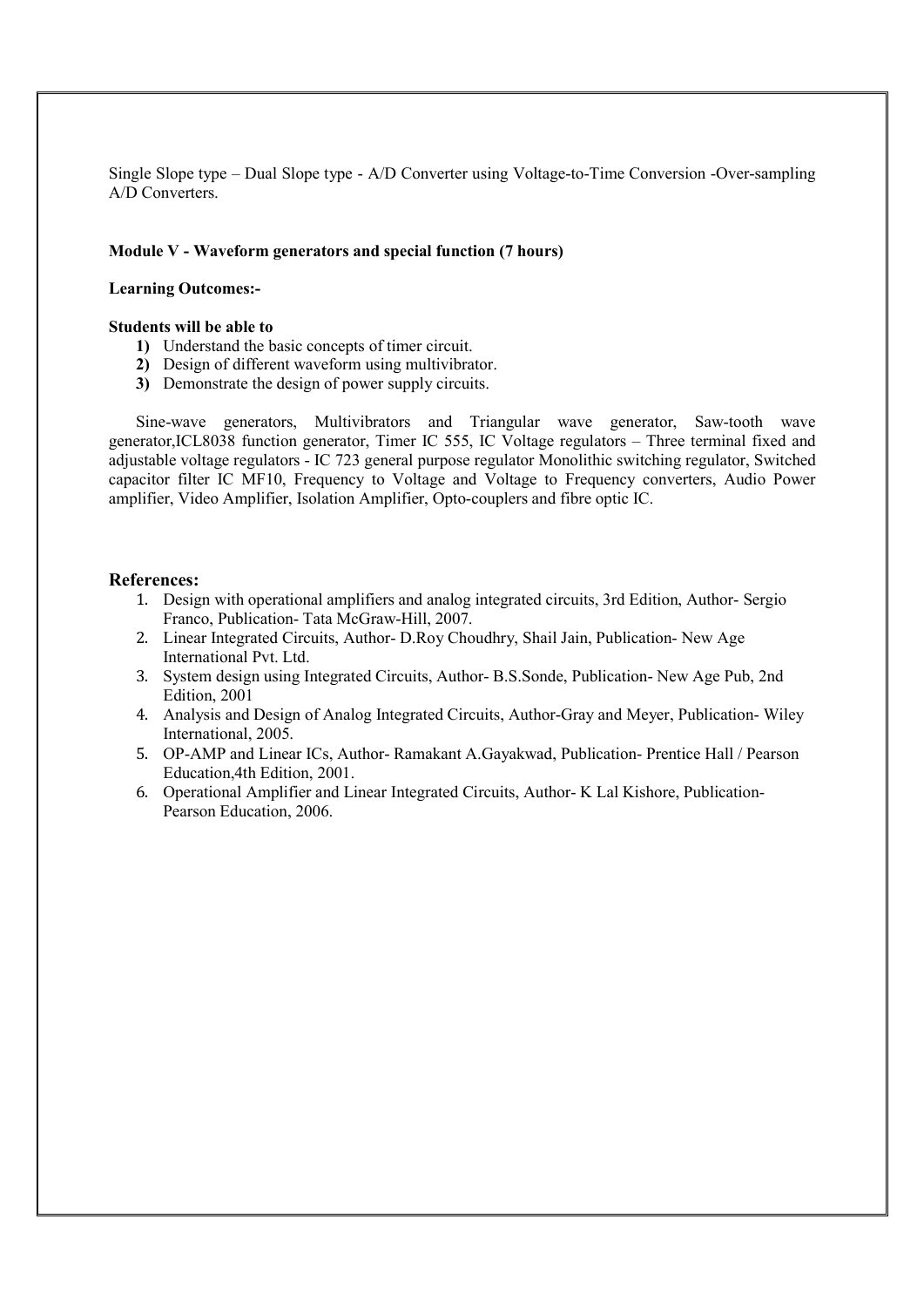Single Slope type – Dual Slope type - A/D Converter using Voltage-to-Time Conversion -Over-sampling A/D Converters.

**Module V - Waveform generators and special function (7 hours)**

**Learning Outcomes:-**

**Students will be able to**

1) Understand the basic concepts of timer circuit.
2) Design of different waveform using multivibrator.
3) Demonstrate the design of power supply circuits.

Sine-wave generators, Multivibrators and Triangular wave generator, Saw-tooth wave generator,ICL8038 function generator, Timer IC 555, IC Voltage regulators – Three terminal fixed and adjustable voltage regulators - IC 723 general purpose regulator Monolithic switching regulator, Switched capacitor filter IC MF10, Frequency to Voltage and Voltage to Frequency converters, Audio Power amplifier, Video Amplifier, Isolation Amplifier, Opto-couplers and fibre optic IC.

## References:

1. Design with operational amplifiers and analog integrated circuits, 3rd Edition, Author- Sergio Franco, Publication- Tata McGraw-Hill, 2007.
2. Linear Integrated Circuits, Author- D.Roy Choudhry, Shail Jain, Publication- New Age International Pvt. Ltd.
3. System design using Integrated Circuits, Author- B.S.Sonde, Publication- New Age Pub, 2nd Edition, 2001
4. Analysis and Design of Analog Integrated Circuits, Author-Gray and Meyer, Publication- Wiley International, 2005.
5. OP-AMP and Linear ICs, Author- Ramakant A.Gayakwad, Publication- Prentice Hall / Pearson Education,4th Edition, 2001.
6. Operational Amplifier and Linear Integrated Circuits, Author- K Lal Kishore, Publication- Pearson Education, 2006.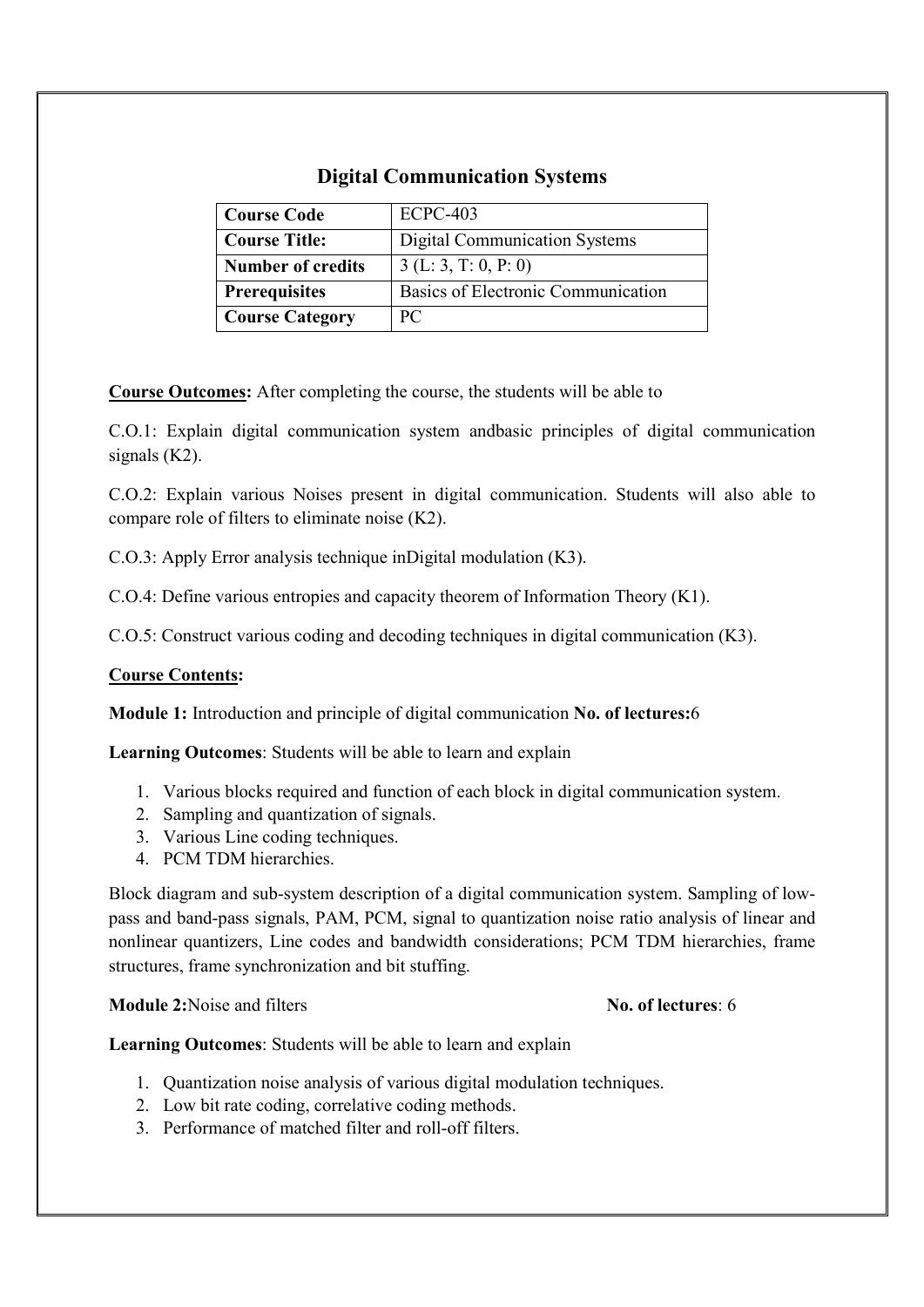## Digital Communication Systems

| Course Code | ECPC-403 |
|---|---|
| **Course Title:** | Digital Communication Systems |
| **Number of credits** | 3 (L: 3, T: 0, P: 0) |
| **Prerequisites** | Basics of Electronic Communication |
| **Course Category** | PC |

**Course Outcomes:** After completing the course, the students will be able to

C.O.1: Explain digital communication system andbasic principles of digital communication signals (K2).

C.O.2: Explain various Noises present in digital communication. Students will also able to compare role of filters to eliminate noise (K2).

C.O.3: Apply Error analysis technique inDigital modulation (K3).

C.O.4: Define various entropies and capacity theorem of Information Theory (K1).

C.O.5: Construct various coding and decoding techniques in digital communication (K3).

**Course Contents:**

**Module 1:** Introduction and principle of digital communication **No. of lectures:**6

**Learning Outcomes**: Students will be able to learn and explain

1. Various blocks required and function of each block in digital communication system.
2. Sampling and quantization of signals.
3. Various Line coding techniques.
4. PCM TDM hierarchies.

Block diagram and sub-system description of a digital communication system. Sampling of low-pass and band-pass signals, PAM, PCM, signal to quantization noise ratio analysis of linear and nonlinear quantizers, Line codes and bandwidth considerations; PCM TDM hierarchies, frame structures, frame synchronization and bit stuffing.

**Module 2:**Noise and filters **No. of lectures**: 6

**Learning Outcomes**: Students will be able to learn and explain

1. Quantization noise analysis of various digital modulation techniques.
2. Low bit rate coding, correlative coding methods.
3. Performance of matched filter and roll-off filters.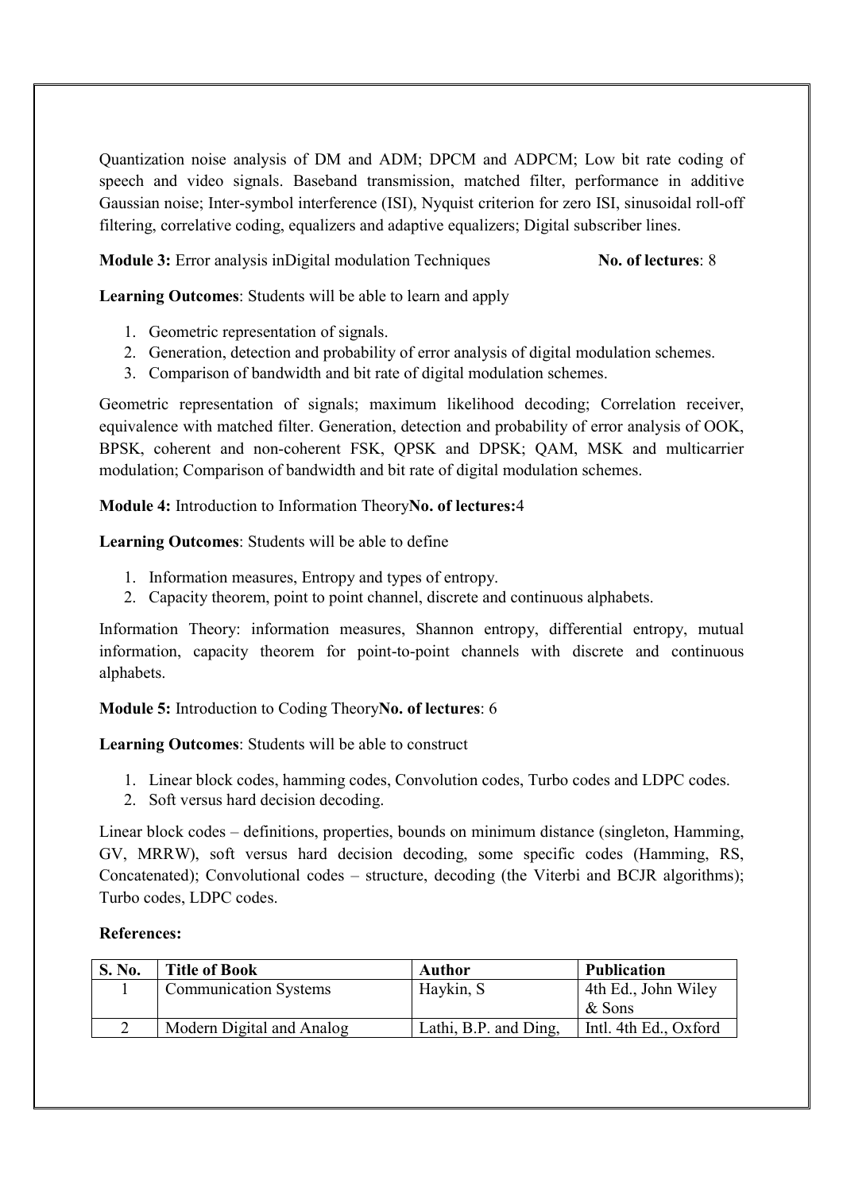Quantization noise analysis of DM and ADM; DPCM and ADPCM; Low bit rate coding of speech and video signals. Baseband transmission, matched filter, performance in additive Gaussian noise; Inter-symbol interference (ISI), Nyquist criterion for zero ISI, sinusoidal roll-off filtering, correlative coding, equalizers and adaptive equalizers; Digital subscriber lines.

**Module 3:** Error analysis inDigital modulation Techniques **No. of lectures**: 8

**Learning Outcomes**: Students will be able to learn and apply

1. Geometric representation of signals.
2. Generation, detection and probability of error analysis of digital modulation schemes.
3. Comparison of bandwidth and bit rate of digital modulation schemes.

Geometric representation of signals; maximum likelihood decoding; Correlation receiver, equivalence with matched filter. Generation, detection and probability of error analysis of OOK, BPSK, coherent and non-coherent FSK, QPSK and DPSK; QAM, MSK and multicarrier modulation; Comparison of bandwidth and bit rate of digital modulation schemes.

**Module 4:** Introduction to Information Theory**No. of lectures:**4

**Learning Outcomes**: Students will be able to define

1. Information measures, Entropy and types of entropy.
2. Capacity theorem, point to point channel, discrete and continuous alphabets.

Information Theory: information measures, Shannon entropy, differential entropy, mutual information, capacity theorem for point-to-point channels with discrete and continuous alphabets.

**Module 5:** Introduction to Coding Theory**No. of lectures**: 6

**Learning Outcomes**: Students will be able to construct

1. Linear block codes, hamming codes, Convolution codes, Turbo codes and LDPC codes.
2. Soft versus hard decision decoding.

Linear block codes – definitions, properties, bounds on minimum distance (singleton, Hamming, GV, MRRW), soft versus hard decision decoding, some specific codes (Hamming, RS, Concatenated); Convolutional codes – structure, decoding (the Viterbi and BCJR algorithms); Turbo codes, LDPC codes.

**References:**

| S. No. | Title of Book | Author | Publication |
|---|---|---|---|
| 1 | Communication Systems | Haykin, S | 4th Ed., John Wiley & Sons |
| 2 | Modern Digital and Analog | Lathi, B.P. and Ding, | Intl. 4th Ed., Oxford |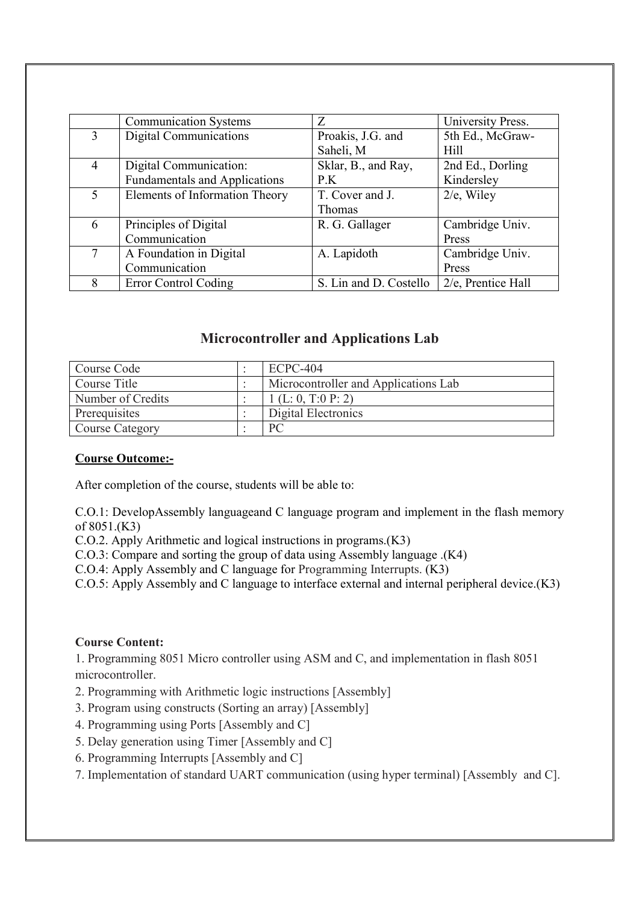|   | Communication Systems | Z | University Press. |
|---|---|---|---|
| 3 | Digital Communications | Proakis, J.G. and Saheli, M | 5th Ed., McGraw-Hill |
| 4 | Digital Communication: Fundamentals and Applications | Sklar, B., and Ray, P.K | 2nd Ed., Dorling Kindersley |
| 5 | Elements of Information Theory | T. Cover and J. Thomas | 2/e, Wiley |
| 6 | Principles of Digital Communication | R. G. Gallager | Cambridge Univ. Press |
| 7 | A Foundation in Digital Communication | A. Lapidoth | Cambridge Univ. Press |
| 8 | Error Control Coding | S. Lin and D. Costello | 2/e, Prentice Hall |

## Microcontroller and Applications Lab

| Course Code | : | ECPC-404 |
|---|---|---|
| Course Title | : | Microcontroller and Applications Lab |
| Number of Credits | : | 1 (L: 0, T:0 P: 2) |
| Prerequisites | : | Digital Electronics |
| Course Category | : | PC |

**Course Outcome:-**

After completion of the course, students will be able to:

C.O.1: DevelopAssembly languageand C language program and implement in the flash memory of 8051.(K3)
C.O.2. Apply Arithmetic and logical instructions in programs.(K3)
C.O.3: Compare and sorting the group of data using Assembly language .(K4)
C.O.4: Apply Assembly and C language for Programming Interrupts. (K3)
C.O.5: Apply Assembly and C language to interface external and internal peripheral device.(K3)

**Course Content:**

1. Programming 8051 Micro controller using ASM and C, and implementation in flash 8051 microcontroller.
2. Programming with Arithmetic logic instructions [Assembly]
3. Program using constructs (Sorting an array) [Assembly]
4. Programming using Ports [Assembly and C]
5. Delay generation using Timer [Assembly and C]
6. Programming Interrupts [Assembly and C]
7. Implementation of standard UART communication (using hyper terminal) [Assembly and C].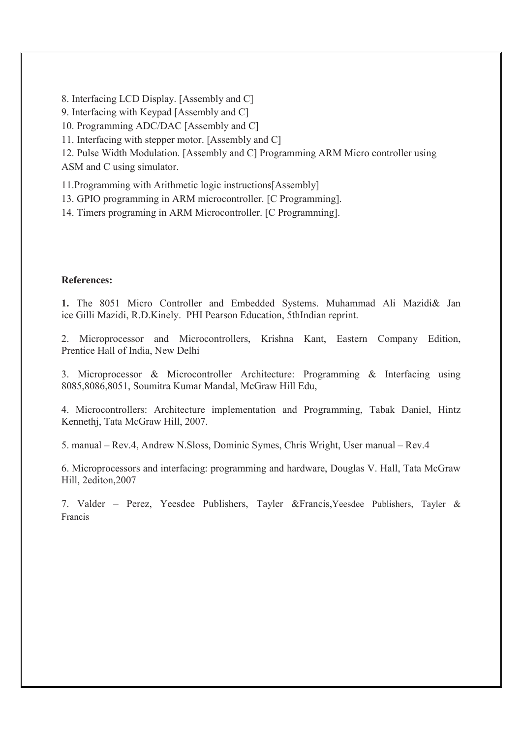8. Interfacing LCD Display. [Assembly and C]
9. Interfacing with Keypad [Assembly and C]
10. Programming ADC/DAC [Assembly and C]
11. Interfacing with stepper motor. [Assembly and C]
12. Pulse Width Modulation. [Assembly and C] Programming ARM Micro controller using ASM and C using simulator.

11.Programming with Arithmetic logic instructions[Assembly]
13. GPIO programming in ARM microcontroller. [C Programming].
14. Timers programing in ARM Microcontroller. [C Programming].

**References:**

**1.** The 8051 Micro Controller and Embedded Systems. Muhammad Ali Mazidi& Jan ice Gilli Mazidi, R.D.Kinely. PHI Pearson Education, 5thIndian reprint.

2. Microprocessor and Microcontrollers, Krishna Kant, Eastern Company Edition, Prentice Hall of India, New Delhi

3. Microprocessor & Microcontroller Architecture: Programming & Interfacing using 8085,8086,8051, Soumitra Kumar Mandal, McGraw Hill Edu,

4. Microcontrollers: Architecture implementation and Programming, Tabak Daniel, Hintz Kennethj, Tata McGraw Hill, 2007.

5. manual – Rev.4, Andrew N.Sloss, Dominic Symes, Chris Wright, User manual – Rev.4

6. Microprocessors and interfacing: programming and hardware, Douglas V. Hall, Tata McGraw Hill, 2editon,2007

7. Valder – Perez, Yeesdee Publishers, Tayler &Francis,Yeesdee Publishers, Tayler & Francis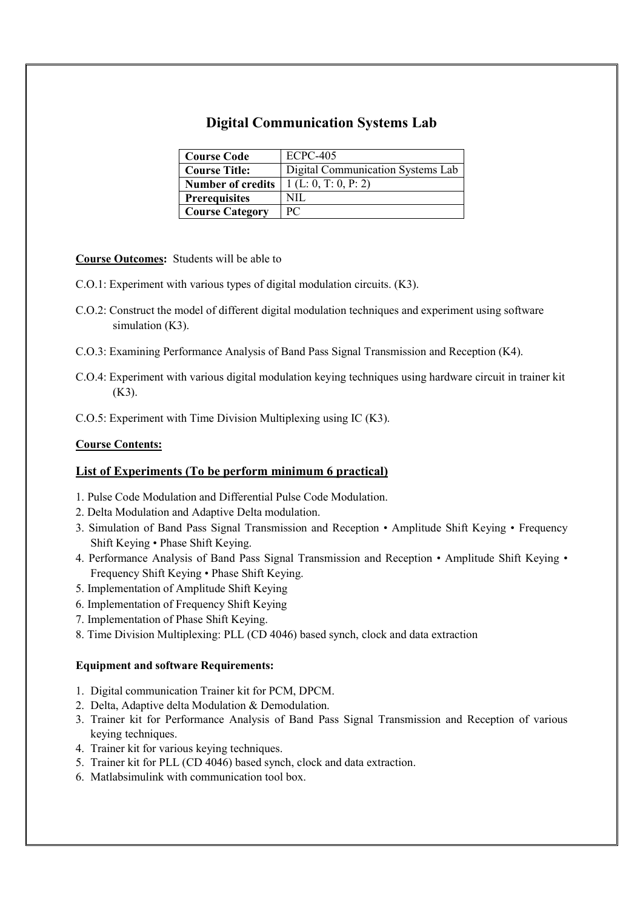# Digital Communication Systems Lab

| Course Code | ECPC-405 |
|---|---|
| Course Title: | Digital Communication Systems Lab |
| Number of credits | 1 (L: 0, T: 0, P: 2) |
| Prerequisites | NIL |
| Course Category | PC |

**Course Outcomes:** Students will be able to

C.O.1: Experiment with various types of digital modulation circuits. (K3).

C.O.2: Construct the model of different digital modulation techniques and experiment using software simulation (K3).

C.O.3: Examining Performance Analysis of Band Pass Signal Transmission and Reception (K4).

C.O.4: Experiment with various digital modulation keying techniques using hardware circuit in trainer kit (K3).

C.O.5: Experiment with Time Division Multiplexing using IC (K3).

**Course Contents:**

## List of Experiments (To be perform minimum 6 practical)

1. Pulse Code Modulation and Differential Pulse Code Modulation.
2. Delta Modulation and Adaptive Delta modulation.
3. Simulation of Band Pass Signal Transmission and Reception • Amplitude Shift Keying • Frequency Shift Keying • Phase Shift Keying.
4. Performance Analysis of Band Pass Signal Transmission and Reception • Amplitude Shift Keying • Frequency Shift Keying • Phase Shift Keying.
5. Implementation of Amplitude Shift Keying
6. Implementation of Frequency Shift Keying
7. Implementation of Phase Shift Keying.
8. Time Division Multiplexing: PLL (CD 4046) based synch, clock and data extraction

**Equipment and software Requirements:**

1. Digital communication Trainer kit for PCM, DPCM.
2. Delta, Adaptive delta Modulation & Demodulation.
3. Trainer kit for Performance Analysis of Band Pass Signal Transmission and Reception of various keying techniques.
4. Trainer kit for various keying techniques.
5. Trainer kit for PLL (CD 4046) based synch, clock and data extraction.
6. Matlabsimulink with communication tool box.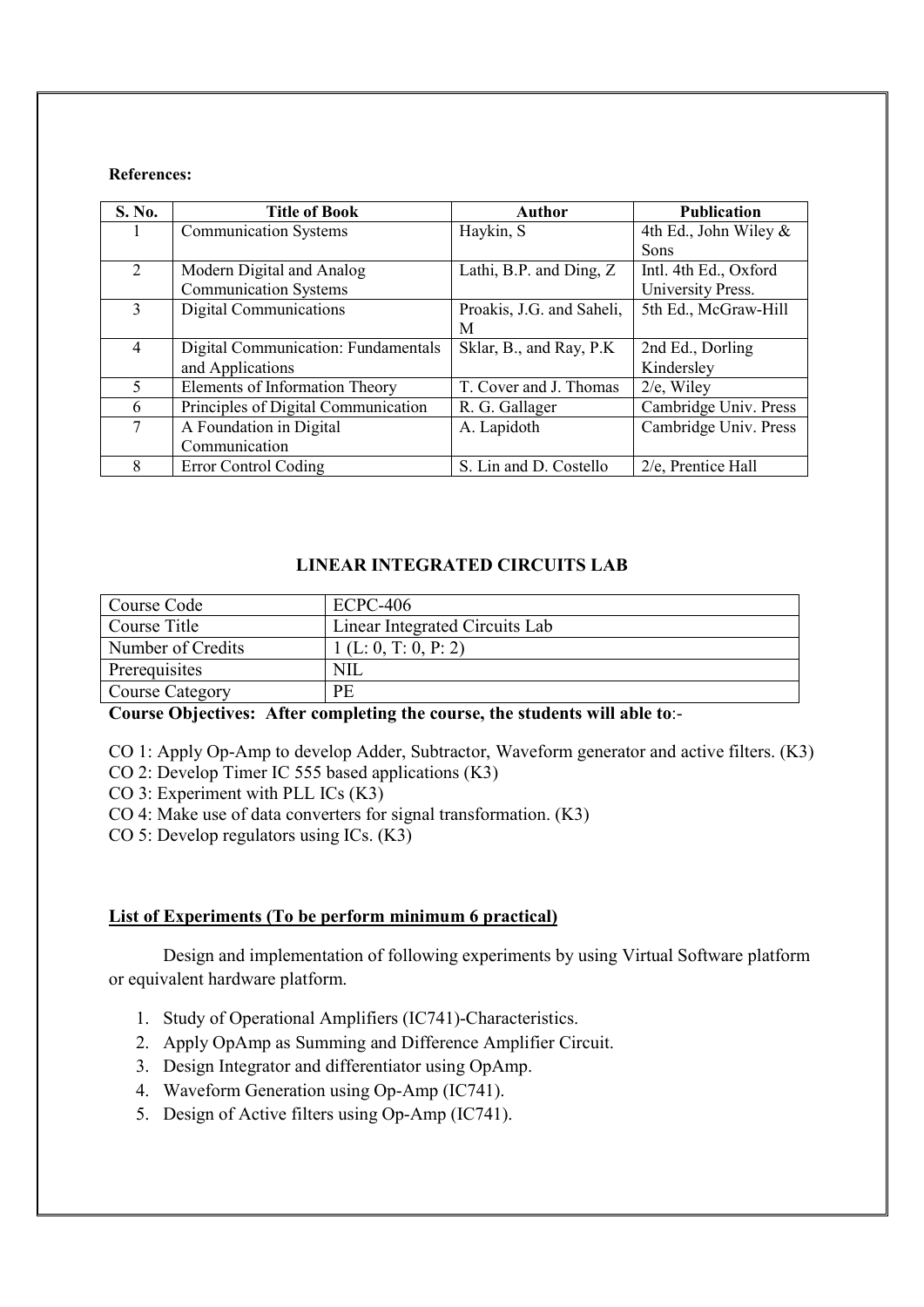**References:**

| S. No. | Title of Book | Author | Publication |
|---|---|---|---|
| 1 | Communication Systems | Haykin, S | 4th Ed., John Wiley & Sons |
| 2 | Modern Digital and Analog Communication Systems | Lathi, B.P. and Ding, Z | Intl. 4th Ed., Oxford University Press. |
| 3 | Digital Communications | Proakis, J.G. and Saheli, M | 5th Ed., McGraw-Hill |
| 4 | Digital Communication: Fundamentals and Applications | Sklar, B., and Ray, P.K | 2nd Ed., Dorling Kindersley |
| 5 | Elements of Information Theory | T. Cover and J. Thomas | 2/e, Wiley |
| 6 | Principles of Digital Communication | R. G. Gallager | Cambridge Univ. Press |
| 7 | A Foundation in Digital Communication | A. Lapidoth | Cambridge Univ. Press |
| 8 | Error Control Coding | S. Lin and D. Costello | 2/e, Prentice Hall |

## LINEAR INTEGRATED CIRCUITS LAB

| Course Code | ECPC-406 |
|---|---|
| Course Title | Linear Integrated Circuits Lab |
| Number of Credits | 1 (L: 0, T: 0, P: 2) |
| Prerequisites | NIL |
| Course Category | PE |

**Course Objectives: After completing the course, the students will able to**:-

CO 1: Apply Op-Amp to develop Adder, Subtractor, Waveform generator and active filters. (K3)

CO 2: Develop Timer IC 555 based applications (K3)

CO 3: Experiment with PLL ICs (K3)

CO 4: Make use of data converters for signal transformation. (K3)

CO 5: Develop regulators using ICs. (K3)

**List of Experiments (To be perform minimum 6 practical)**

Design and implementation of following experiments by using Virtual Software platform or equivalent hardware platform.

1. Study of Operational Amplifiers (IC741)-Characteristics.
2. Apply OpAmp as Summing and Difference Amplifier Circuit.
3. Design Integrator and differentiator using OpAmp.
4. Waveform Generation using Op-Amp (IC741).
5. Design of Active filters using Op-Amp (IC741).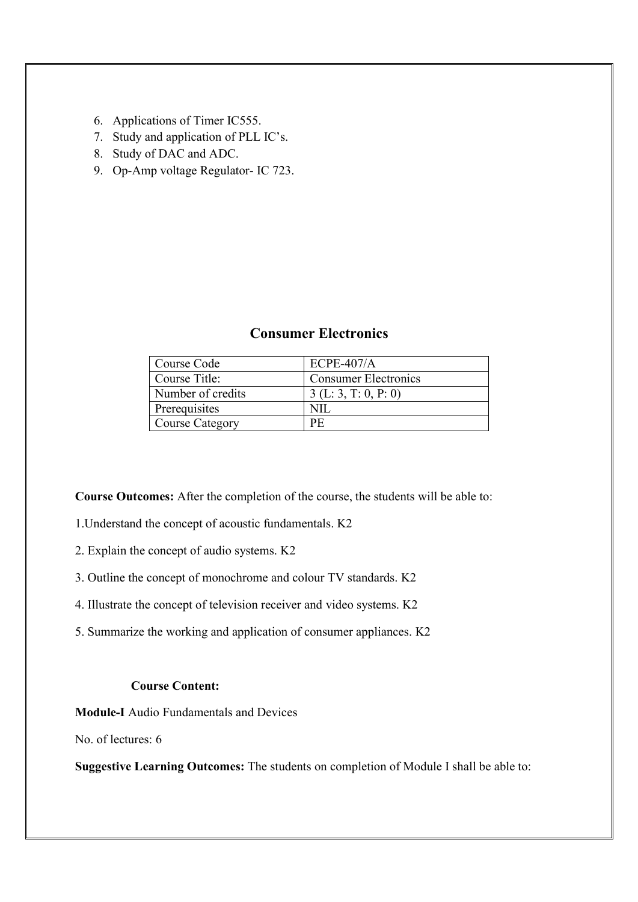6. Applications of Timer IC555.
7. Study and application of PLL IC's.
8. Study of DAC and ADC.
9. Op-Amp voltage Regulator- IC 723.

## Consumer Electronics

| Course Code | ECPE-407/A |
|---|---|
| Course Title: | Consumer Electronics |
| Number of credits | 3 (L: 3, T: 0, P: 0) |
| Prerequisites | NIL |
| Course Category | PE |

**Course Outcomes:** After the completion of the course, the students will be able to:

1.Understand the concept of acoustic fundamentals. K2

2. Explain the concept of audio systems. K2

3. Outline the concept of monochrome and colour TV standards. K2

4. Illustrate the concept of television receiver and video systems. K2

5. Summarize the working and application of consumer appliances. K2

**Course Content:**

**Module-I** Audio Fundamentals and Devices

No. of lectures: 6

**Suggestive Learning Outcomes:** The students on completion of Module I shall be able to: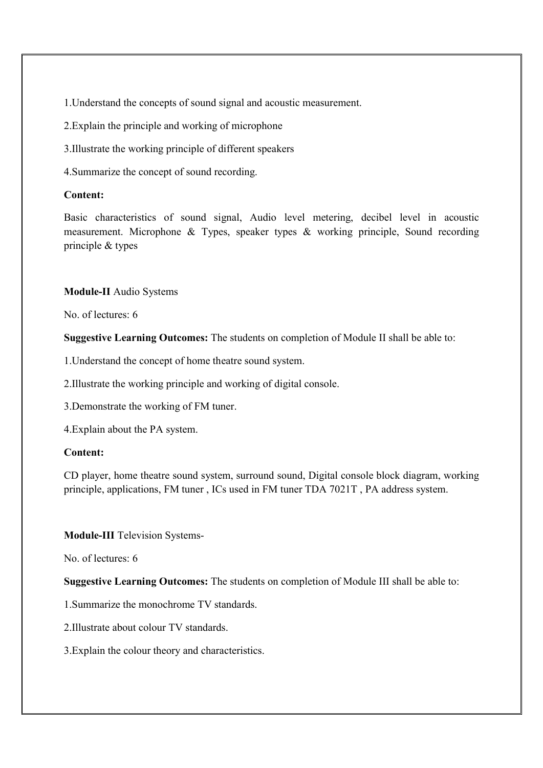1.Understand the concepts of sound signal and acoustic measurement.

2.Explain the principle and working of microphone

3.Illustrate the working principle of different speakers

4.Summarize the concept of sound recording.

**Content:**

Basic characteristics of sound signal, Audio level metering, decibel level in acoustic measurement. Microphone & Types, speaker types & working principle, Sound recording principle & types

**Module-II** Audio Systems

No. of lectures: 6

**Suggestive Learning Outcomes:** The students on completion of Module II shall be able to:

1.Understand the concept of home theatre sound system.

2.Illustrate the working principle and working of digital console.

3.Demonstrate the working of FM tuner.

4.Explain about the PA system.

**Content:**

CD player, home theatre sound system, surround sound, Digital console block diagram, working principle, applications, FM tuner , ICs used in FM tuner TDA 7021T , PA address system.

**Module-III** Television Systems-

No. of lectures: 6

**Suggestive Learning Outcomes:** The students on completion of Module III shall be able to:

1.Summarize the monochrome TV standards.

2.Illustrate about colour TV standards.

3.Explain the colour theory and characteristics.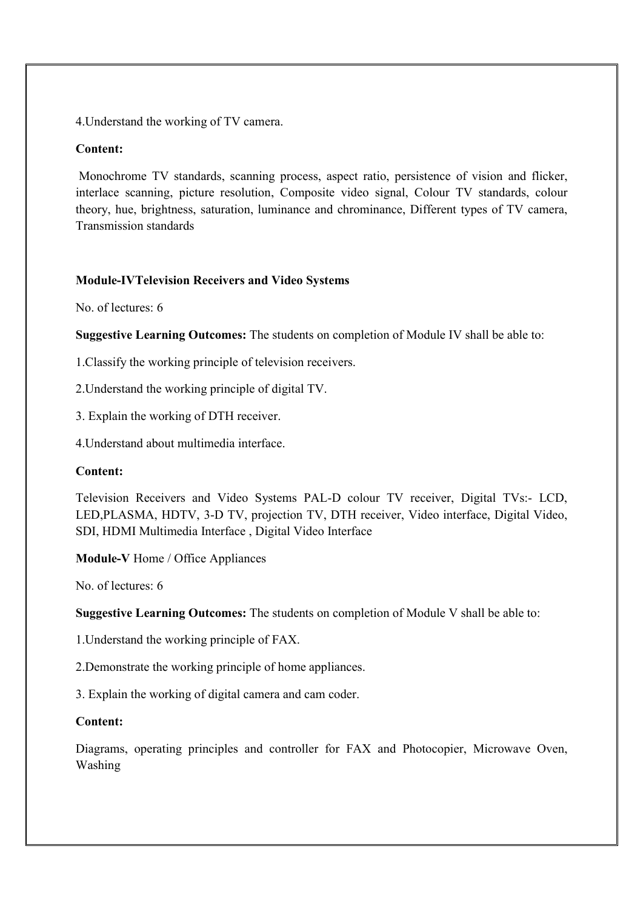4.Understand the working of TV camera.

**Content:**

Monochrome TV standards, scanning process, aspect ratio, persistence of vision and flicker, interlace scanning, picture resolution, Composite video signal, Colour TV standards, colour theory, hue, brightness, saturation, luminance and chrominance, Different types of TV camera, Transmission standards

**Module-IVTelevision Receivers and Video Systems**

No. of lectures: 6

**Suggestive Learning Outcomes:** The students on completion of Module IV shall be able to:

1.Classify the working principle of television receivers.

2.Understand the working principle of digital TV.

3. Explain the working of DTH receiver.

4.Understand about multimedia interface.

**Content:**

Television Receivers and Video Systems PAL-D colour TV receiver, Digital TVs:- LCD, LED,PLASMA, HDTV, 3-D TV, projection TV, DTH receiver, Video interface, Digital Video, SDI, HDMI Multimedia Interface , Digital Video Interface

**Module-V** Home / Office Appliances

No. of lectures: 6

**Suggestive Learning Outcomes:** The students on completion of Module V shall be able to:

1.Understand the working principle of FAX.

2.Demonstrate the working principle of home appliances.

3. Explain the working of digital camera and cam coder.

**Content:**

Diagrams, operating principles and controller for FAX and Photocopier, Microwave Oven, Washing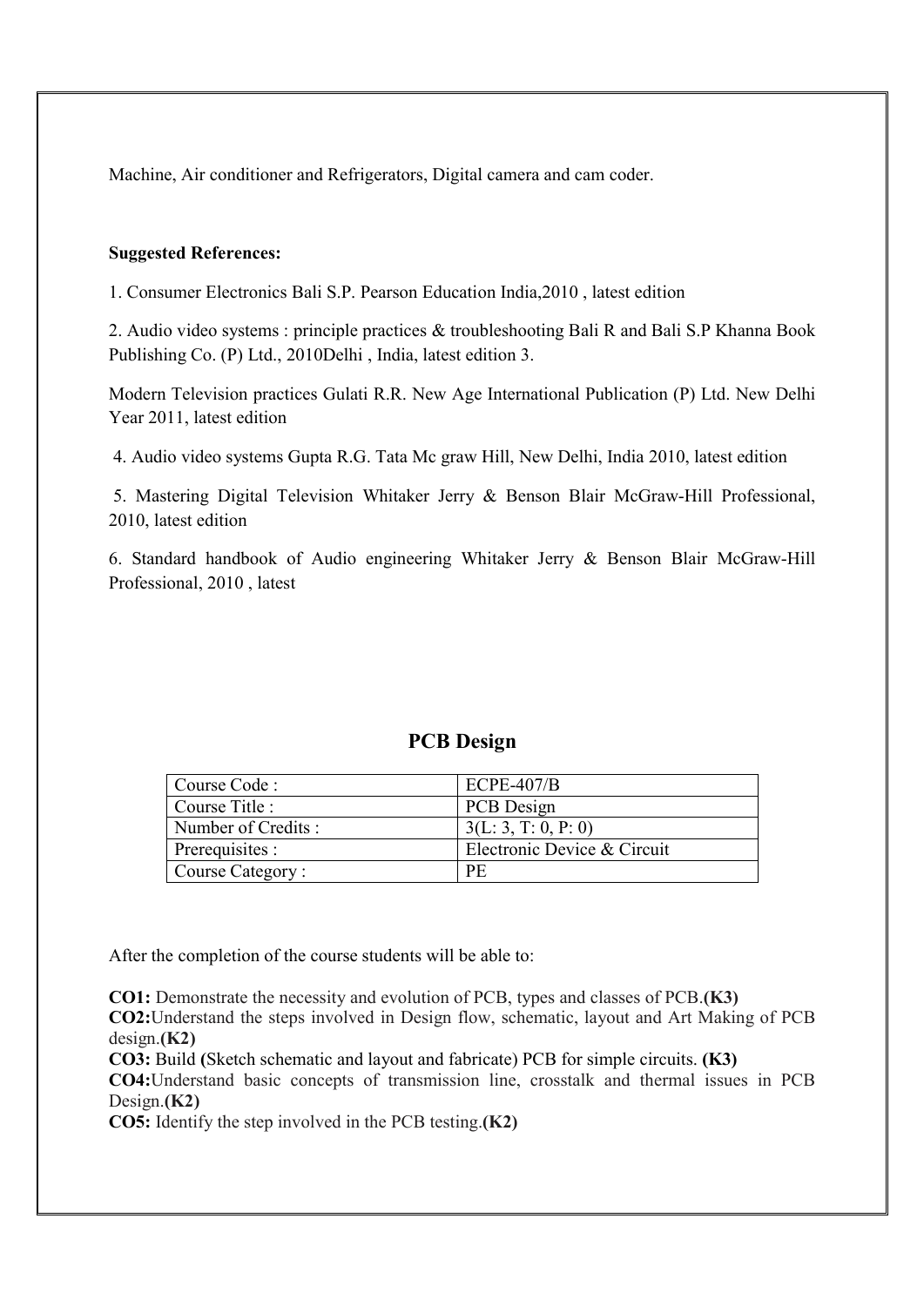Machine, Air conditioner and Refrigerators, Digital camera and cam coder.

**Suggested References:**

1. Consumer Electronics Bali S.P. Pearson Education India,2010 , latest edition

2. Audio video systems : principle practices & troubleshooting Bali R and Bali S.P Khanna Book Publishing Co. (P) Ltd., 2010Delhi , India, latest edition 3.

Modern Television practices Gulati R.R. New Age International Publication (P) Ltd. New Delhi Year 2011, latest edition

4. Audio video systems Gupta R.G. Tata Mc graw Hill, New Delhi, India 2010, latest edition

5. Mastering Digital Television Whitaker Jerry & Benson Blair McGraw-Hill Professional, 2010, latest edition

6. Standard handbook of Audio engineering Whitaker Jerry & Benson Blair McGraw-Hill Professional, 2010 , latest

## PCB Design

| Course Code : | ECPE-407/B |
|---|---|
| Course Title : | PCB Design |
| Number of Credits : | 3(L: 3, T: 0, P: 0) |
| Prerequisites : | Electronic Device & Circuit |
| Course Category : | PE |

After the completion of the course students will be able to:

**CO1:** Demonstrate the necessity and evolution of PCB, types and classes of PCB.**(K3)**
**CO2:**Understand the steps involved in Design flow, schematic, layout and Art Making of PCB design.**(K2)**
**CO3:** Build **(**Sketch schematic and layout and fabricate) PCB for simple circuits. **(K3)**
**CO4:**Understand basic concepts of transmission line, crosstalk and thermal issues in PCB Design.**(K2)**
**CO5:** Identify the step involved in the PCB testing.**(K2)**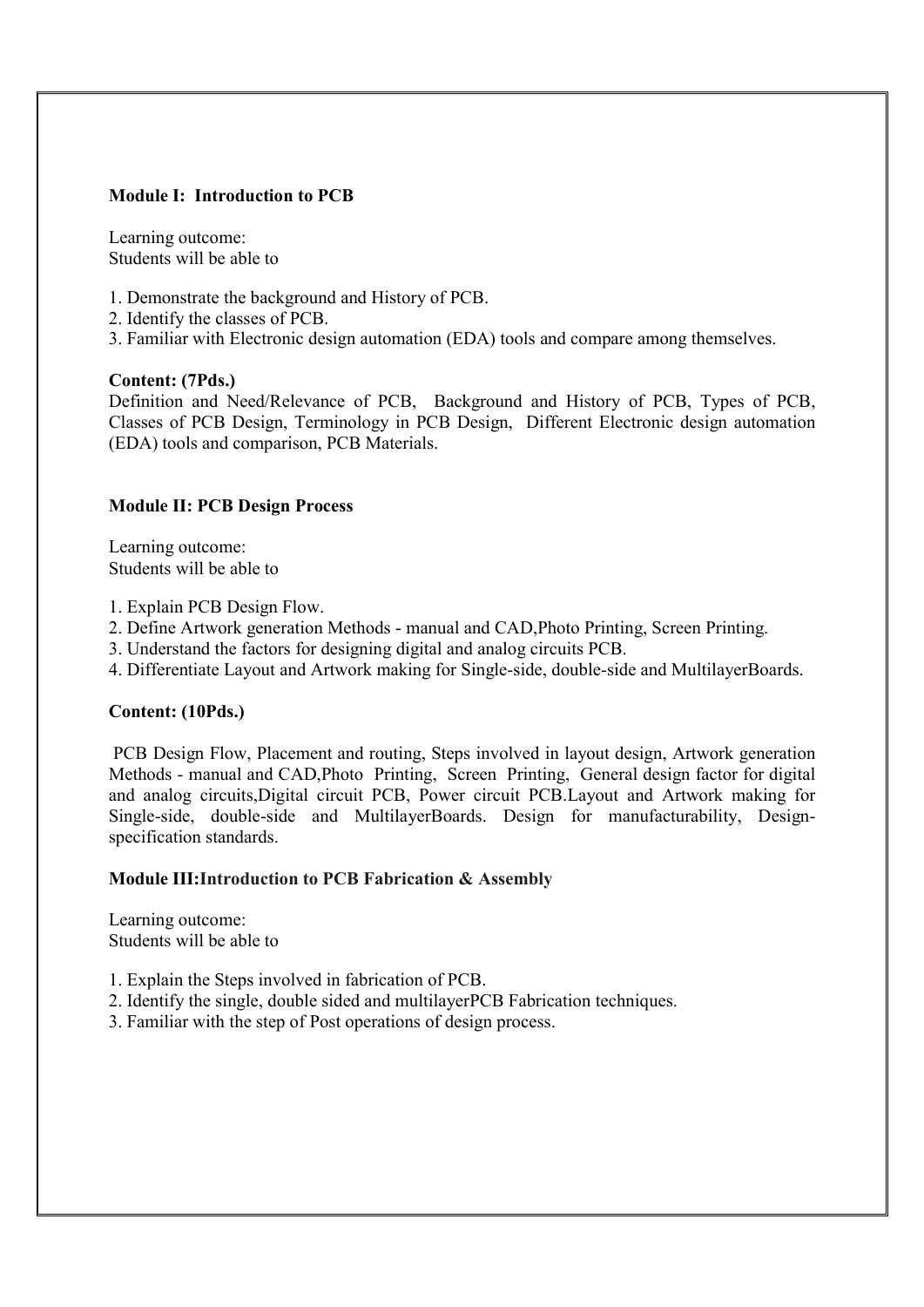**Module I: Introduction to PCB**

Learning outcome:
Students will be able to

1. Demonstrate the background and History of PCB.
2. Identify the classes of PCB.
3. Familiar with Electronic design automation (EDA) tools and compare among themselves.

**Content: (7Pds.)**

Definition and Need/Relevance of PCB, Background and History of PCB, Types of PCB, Classes of PCB Design, Terminology in PCB Design, Different Electronic design automation (EDA) tools and comparison, PCB Materials.

**Module II: PCB Design Process**

Learning outcome:
Students will be able to

1. Explain PCB Design Flow.
2. Define Artwork generation Methods - manual and CAD,Photo Printing, Screen Printing.
3. Understand the factors for designing digital and analog circuits PCB.
4. Differentiate Layout and Artwork making for Single-side, double-side and MultilayerBoards.

**Content: (10Pds.)**

PCB Design Flow, Placement and routing, Steps involved in layout design, Artwork generation Methods - manual and CAD,Photo Printing, Screen Printing, General design factor for digital and analog circuits,Digital circuit PCB, Power circuit PCB.Layout and Artwork making for Single-side, double-side and MultilayerBoards. Design for manufacturability, Design-specification standards.

**Module III:Introduction to PCB Fabrication & Assembly**

Learning outcome:
Students will be able to

1. Explain the Steps involved in fabrication of PCB.
2. Identify the single, double sided and multilayerPCB Fabrication techniques.
3. Familiar with the step of Post operations of design process.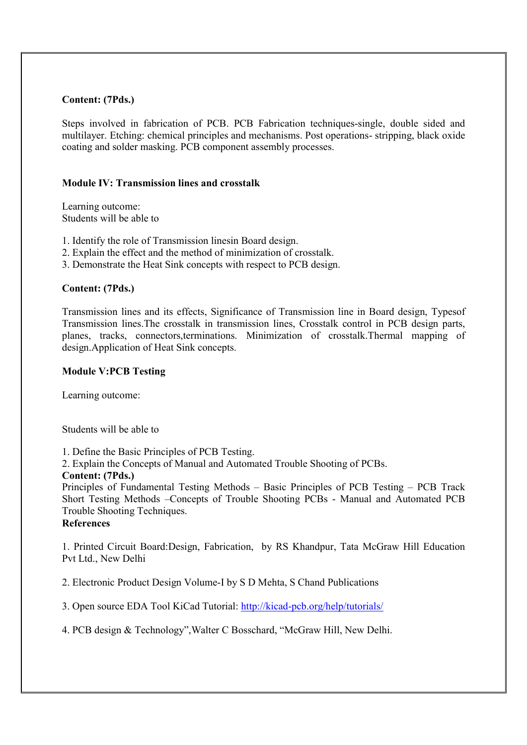**Content: (7Pds.)**

Steps involved in fabrication of PCB. PCB Fabrication techniques-single, double sided and multilayer. Etching: chemical principles and mechanisms. Post operations- stripping, black oxide coating and solder masking. PCB component assembly processes.

**Module IV: Transmission lines and crosstalk**

Learning outcome:
Students will be able to

1. Identify the role of Transmission linesin Board design.
2. Explain the effect and the method of minimization of crosstalk.
3. Demonstrate the Heat Sink concepts with respect to PCB design.

**Content: (7Pds.)**

Transmission lines and its effects, Significance of Transmission line in Board design, Typesof Transmission lines.The crosstalk in transmission lines, Crosstalk control in PCB design parts, planes, tracks, connectors,terminations. Minimization of crosstalk.Thermal mapping of design.Application of Heat Sink concepts.

**Module V:PCB Testing**

Learning outcome:

Students will be able to

1. Define the Basic Principles of PCB Testing.
2. Explain the Concepts of Manual and Automated Trouble Shooting of PCBs.

**Content: (7Pds.)**

Principles of Fundamental Testing Methods – Basic Principles of PCB Testing – PCB Track Short Testing Methods –Concepts of Trouble Shooting PCBs - Manual and Automated PCB Trouble Shooting Techniques.

**References**

1. Printed Circuit Board:Design, Fabrication, by RS Khandpur, Tata McGraw Hill Education Pvt Ltd., New Delhi

2. Electronic Product Design Volume-I by S D Mehta, S Chand Publications

3. Open source EDA Tool KiCad Tutorial: http://kicad-pcb.org/help/tutorials/

4. PCB design & Technology",Walter C Bosschard, "McGraw Hill, New Delhi.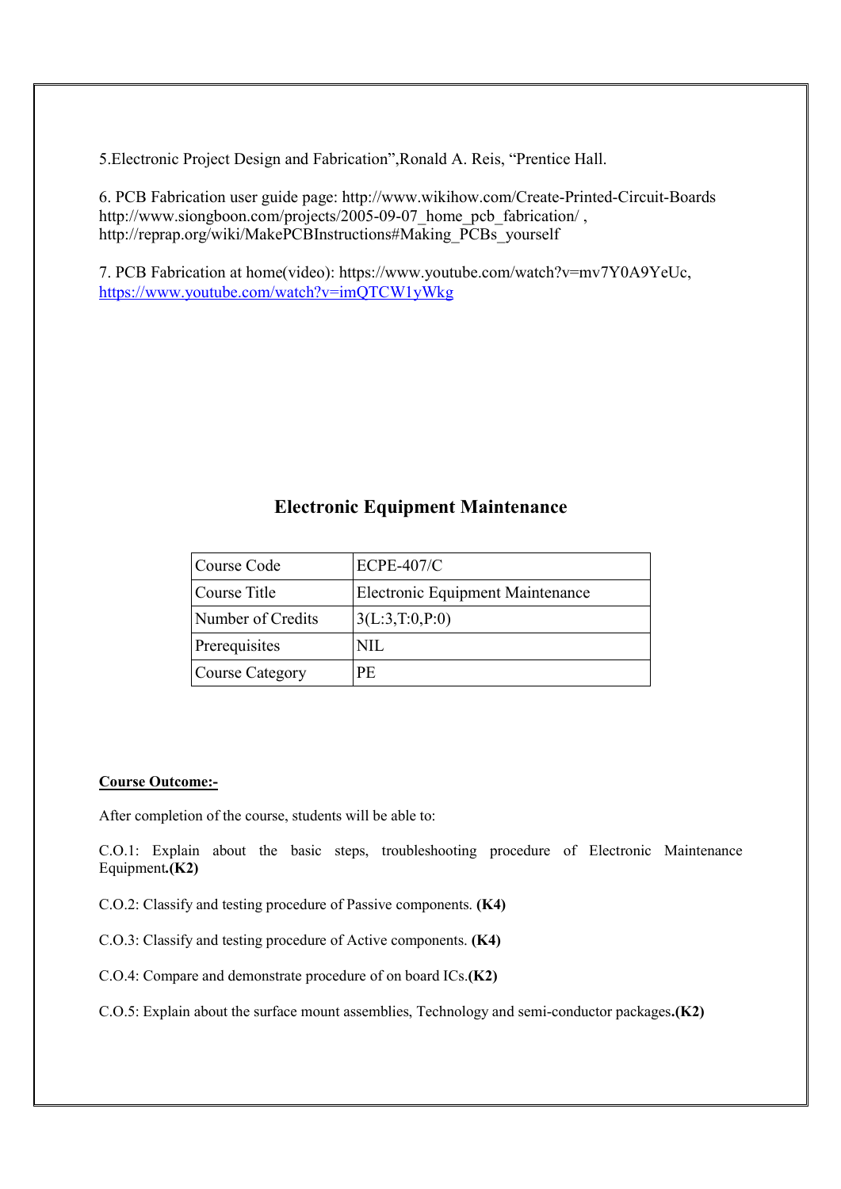5.Electronic Project Design and Fabrication",Ronald A. Reis, "Prentice Hall.

6. PCB Fabrication user guide page: http://www.wikihow.com/Create-Printed-Circuit-Boards http://www.siongboon.com/projects/2005-09-07_home_pcb_fabrication/ , http://reprap.org/wiki/MakePCBInstructions#Making_PCBs_yourself

7. PCB Fabrication at home(video): https://www.youtube.com/watch?v=mv7Y0A9YeUc, https://www.youtube.com/watch?v=imQTCW1yWkg

## Electronic Equipment Maintenance

| Course Code | ECPE-407/C |
|---|---|
| Course Title | Electronic Equipment Maintenance |
| Number of Credits | 3(L:3,T:0,P:0) |
| Prerequisites | NIL |
| Course Category | PE |

**Course Outcome:-**

After completion of the course, students will be able to:

C.O.1: Explain about the basic steps, troubleshooting procedure of Electronic Maintenance Equipment**.(K2)**

C.O.2: Classify and testing procedure of Passive components. **(K4)**

C.O.3: Classify and testing procedure of Active components. **(K4)**

C.O.4: Compare and demonstrate procedure of on board ICs.**(K2)**

C.O.5: Explain about the surface mount assemblies, Technology and semi-conductor packages**.(K2)**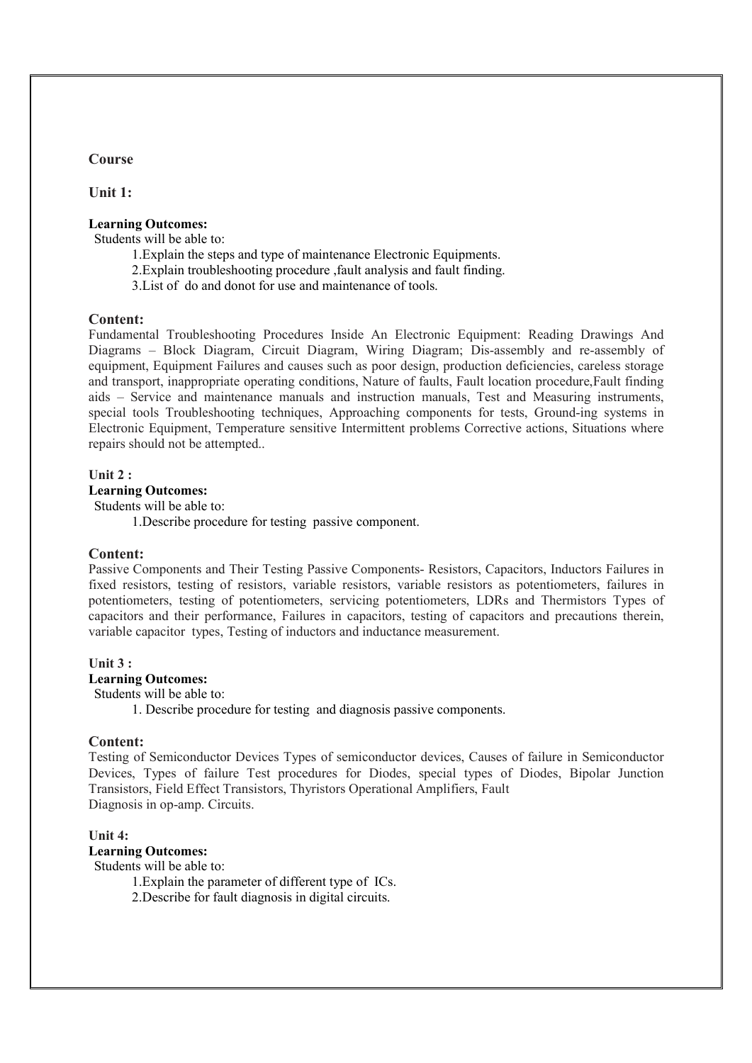**Course**

**Unit 1:**

**Learning Outcomes:**

Students will be able to:

1.Explain the steps and type of maintenance Electronic Equipments.
2.Explain troubleshooting procedure ,fault analysis and fault finding.
3.List of do and donot for use and maintenance of tools.

**Content:**

Fundamental Troubleshooting Procedures Inside An Electronic Equipment: Reading Drawings And Diagrams – Block Diagram, Circuit Diagram, Wiring Diagram; Dis-assembly and re-assembly of equipment, Equipment Failures and causes such as poor design, production deficiencies, careless storage and transport, inappropriate operating conditions, Nature of faults, Fault location procedure,Fault finding aids – Service and maintenance manuals and instruction manuals, Test and Measuring instruments, special tools Troubleshooting techniques, Approaching components for tests, Ground-ing systems in Electronic Equipment, Temperature sensitive Intermittent problems Corrective actions, Situations where repairs should not be attempted..

**Unit 2 :**

**Learning Outcomes:**

Students will be able to:

1.Describe procedure for testing passive component.

**Content:**

Passive Components and Their Testing Passive Components- Resistors, Capacitors, Inductors Failures in fixed resistors, testing of resistors, variable resistors, variable resistors as potentiometers, failures in potentiometers, testing of potentiometers, servicing potentiometers, LDRs and Thermistors Types of capacitors and their performance, Failures in capacitors, testing of capacitors and precautions therein, variable capacitor types, Testing of inductors and inductance measurement.

**Unit 3 :**

**Learning Outcomes:**

Students will be able to:

1. Describe procedure for testing and diagnosis passive components.

**Content:**

Testing of Semiconductor Devices Types of semiconductor devices, Causes of failure in Semiconductor Devices, Types of failure Test procedures for Diodes, special types of Diodes, Bipolar Junction Transistors, Field Effect Transistors, Thyristors Operational Amplifiers, Fault
Diagnosis in op-amp. Circuits.

**Unit 4:**

**Learning Outcomes:**

Students will be able to:

1.Explain the parameter of different type of ICs.
2.Describe for fault diagnosis in digital circuits.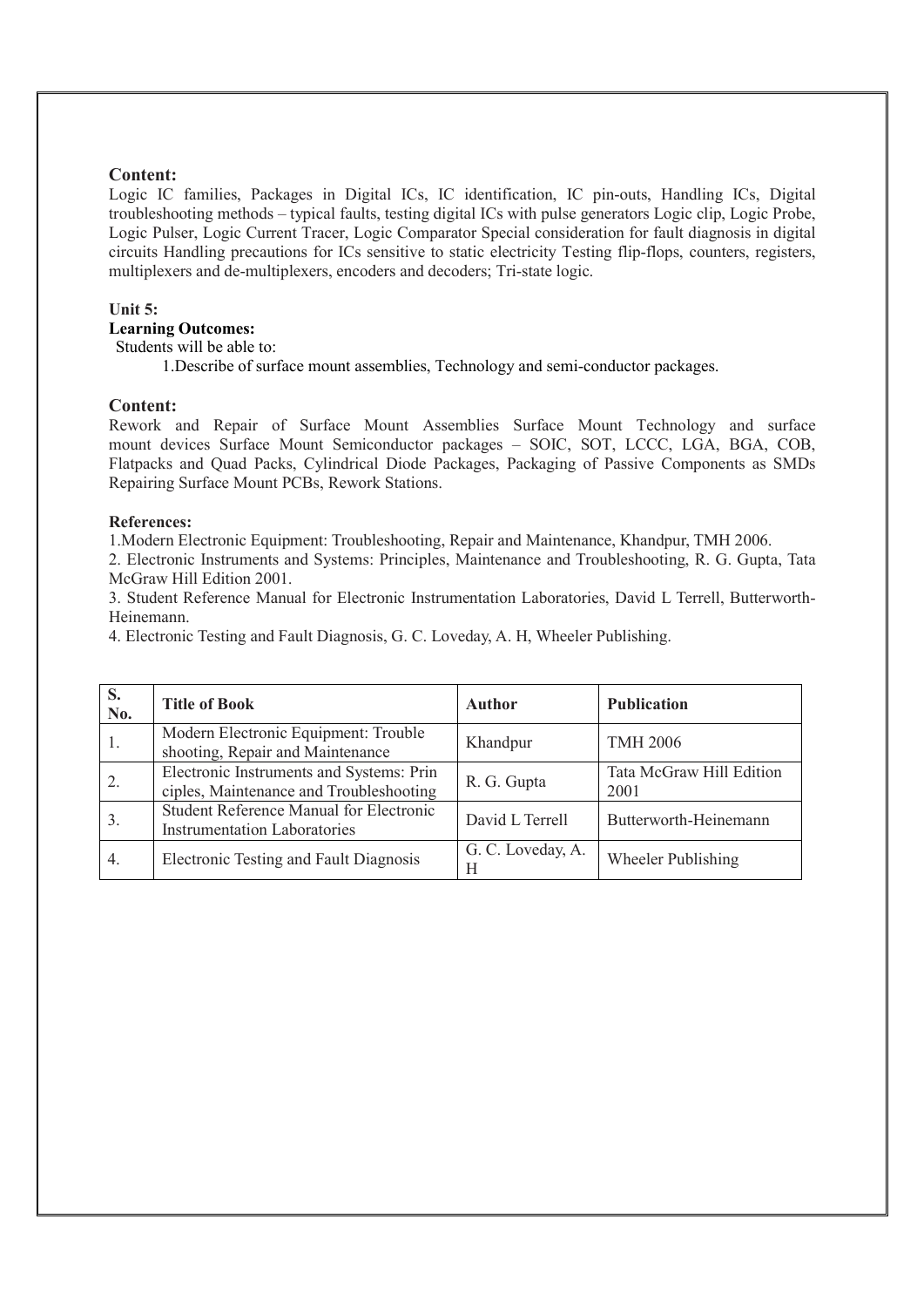**Content:**

Logic IC families, Packages in Digital ICs, IC identification, IC pin-outs, Handling ICs, Digital troubleshooting methods – typical faults, testing digital ICs with pulse generators Logic clip, Logic Probe, Logic Pulser, Logic Current Tracer, Logic Comparator Special consideration for fault diagnosis in digital circuits Handling precautions for ICs sensitive to static electricity Testing flip-flops, counters, registers, multiplexers and de-multiplexers, encoders and decoders; Tri-state logic.

**Unit 5:**

**Learning Outcomes:**

Students will be able to:

1.Describe of surface mount assemblies, Technology and semi-conductor packages.

**Content:**

Rework and Repair of Surface Mount Assemblies Surface Mount Technology and surface mount devices Surface Mount Semiconductor packages – SOIC, SOT, LCCC, LGA, BGA, COB, Flatpacks and Quad Packs, Cylindrical Diode Packages, Packaging of Passive Components as SMDs Repairing Surface Mount PCBs, Rework Stations.

**References:**

1.Modern Electronic Equipment: Troubleshooting, Repair and Maintenance, Khandpur, TMH 2006.

2. Electronic Instruments and Systems: Principles, Maintenance and Troubleshooting, R. G. Gupta, Tata McGraw Hill Edition 2001.

3. Student Reference Manual for Electronic Instrumentation Laboratories, David L Terrell, Butterworth-Heinemann.

4. Electronic Testing and Fault Diagnosis, G. C. Loveday, A. H, Wheeler Publishing.

| S. No. | Title of Book | Author | Publication |
|---|---|---|---|
| 1. | Modern Electronic Equipment: Trouble shooting, Repair and Maintenance | Khandpur | TMH 2006 |
| 2. | Electronic Instruments and Systems: Principles, Maintenance and Troubleshooting | R. G. Gupta | Tata McGraw Hill Edition 2001 |
| 3. | Student Reference Manual for Electronic Instrumentation Laboratories | David L Terrell | Butterworth-Heinemann |
| 4. | Electronic Testing and Fault Diagnosis | G. C. Loveday, A. H | Wheeler Publishing |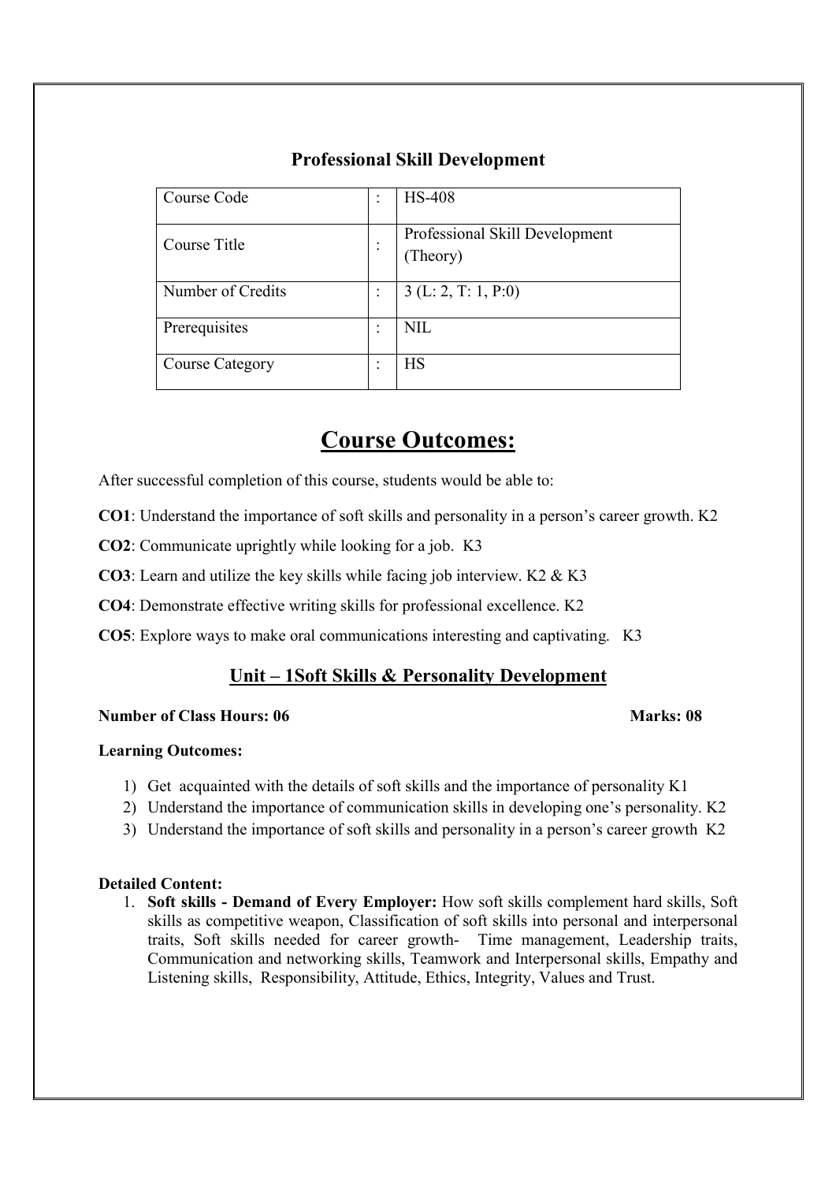## Professional Skill Development

| Course Code | : | HS-408 |
|---|---|---|
| Course Title | : | Professional Skill Development (Theory) |
| Number of Credits | : | 3 (L: 2, T: 1, P:0) |
| Prerequisites | : | NIL |
| Course Category | : | HS |

# Course Outcomes:

After successful completion of this course, students would be able to:

**CO1**: Understand the importance of soft skills and personality in a person's career growth. K2

**CO2**: Communicate uprightly while looking for a job. K3

**CO3**: Learn and utilize the key skills while facing job interview. K2 & K3

**CO4**: Demonstrate effective writing skills for professional excellence. K2

**CO5**: Explore ways to make oral communications interesting and captivating. K3

## Unit – 1Soft Skills & Personality Development

**Number of Class Hours: 06** **Marks: 08**

**Learning Outcomes:**

1) Get acquainted with the details of soft skills and the importance of personality K1
2) Understand the importance of communication skills in developing one's personality. K2
3) Understand the importance of soft skills and personality in a person's career growth K2

**Detailed Content:**

1. **Soft skills - Demand of Every Employer:** How soft skills complement hard skills, Soft skills as competitive weapon, Classification of soft skills into personal and interpersonal traits, Soft skills needed for career growth- Time management, Leadership traits, Communication and networking skills, Teamwork and Interpersonal skills, Empathy and Listening skills, Responsibility, Attitude, Ethics, Integrity, Values and Trust.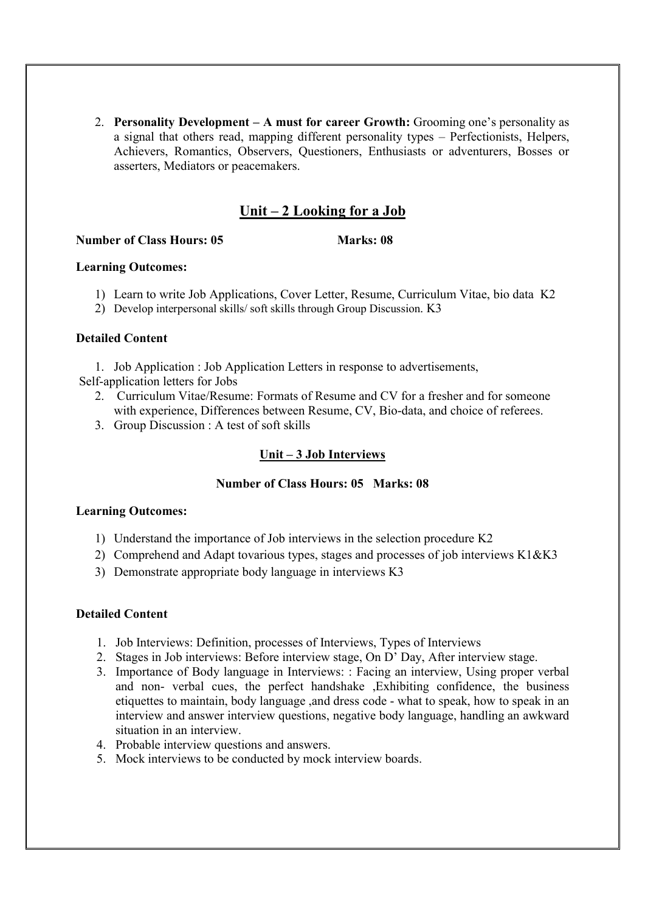2. **Personality Development – A must for career Growth:** Grooming one's personality as a signal that others read, mapping different personality types – Perfectionists, Helpers, Achievers, Romantics, Observers, Questioners, Enthusiasts or adventurers, Bosses or asserters, Mediators or peacemakers.

## Unit – 2 Looking for a Job

**Number of Class Hours: 05** **Marks: 08**

**Learning Outcomes:**

1) Learn to write Job Applications, Cover Letter, Resume, Curriculum Vitae, bio data K2
2) Develop interpersonal skills/ soft skills through Group Discussion. K3

**Detailed Content**

1. Job Application : Job Application Letters in response to advertisements, Self-application letters for Jobs
2. Curriculum Vitae/Resume: Formats of Resume and CV for a fresher and for someone with experience, Differences between Resume, CV, Bio-data, and choice of referees.
3. Group Discussion : A test of soft skills

### Unit – 3 Job Interviews

**Number of Class Hours: 05 Marks: 08**

**Learning Outcomes:**

1) Understand the importance of Job interviews in the selection procedure K2
2) Comprehend and Adapt tovarious types, stages and processes of job interviews K1&K3
3) Demonstrate appropriate body language in interviews K3

**Detailed Content**

1. Job Interviews: Definition, processes of Interviews, Types of Interviews
2. Stages in Job interviews: Before interview stage, On D' Day, After interview stage.
3. Importance of Body language in Interviews: : Facing an interview, Using proper verbal and non- verbal cues, the perfect handshake ,Exhibiting confidence, the business etiquettes to maintain, body language ,and dress code - what to speak, how to speak in an interview and answer interview questions, negative body language, handling an awkward situation in an interview.
4. Probable interview questions and answers.
5. Mock interviews to be conducted by mock interview boards.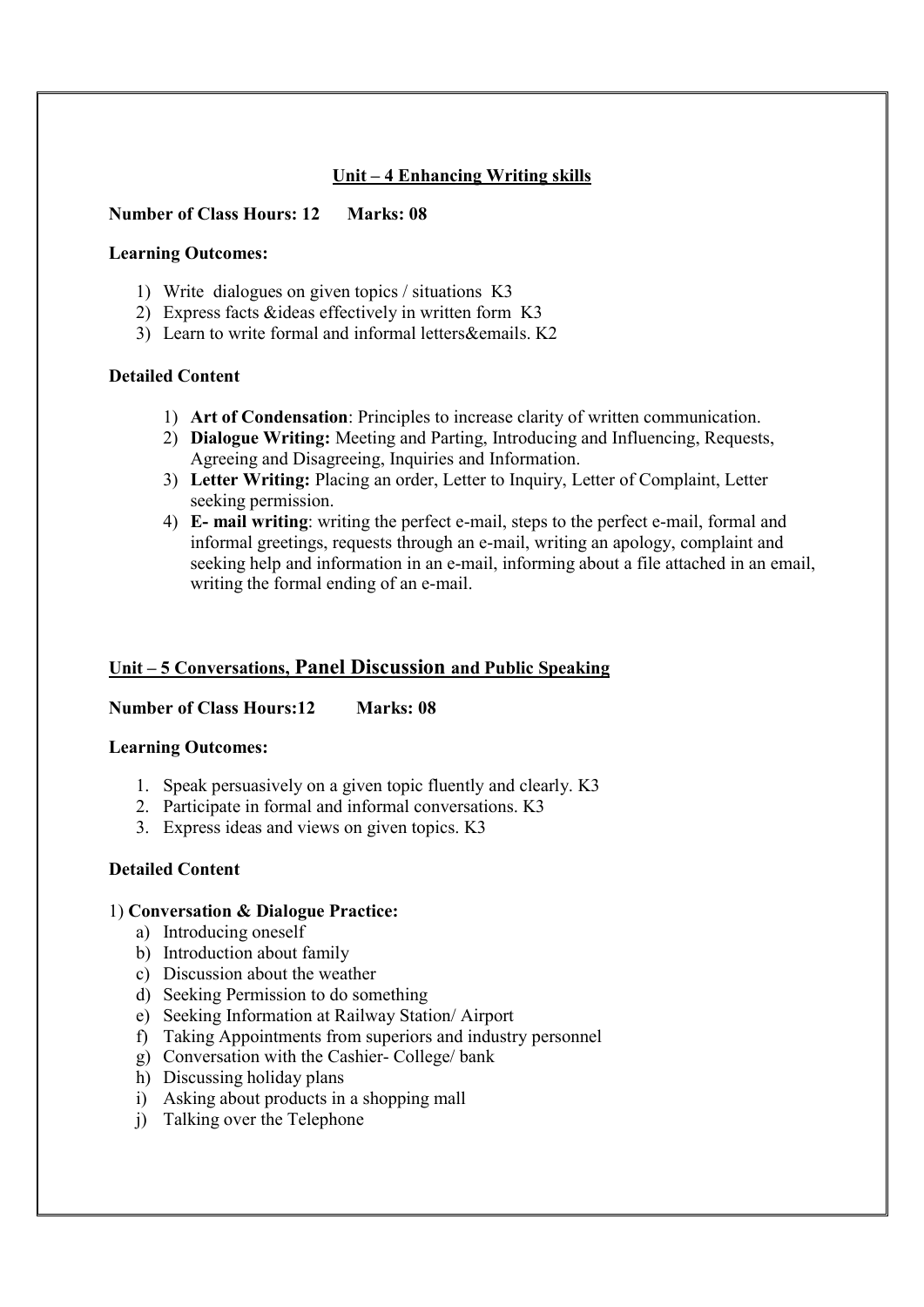## Unit – 4 Enhancing Writing skills

**Number of Class Hours: 12 Marks: 08**

**Learning Outcomes:**

1) Write dialogues on given topics / situations K3
2) Express facts &ideas effectively in written form K3
3) Learn to write formal and informal letters&emails. K2

**Detailed Content**

1) **Art of Condensation**: Principles to increase clarity of written communication.
2) **Dialogue Writing:** Meeting and Parting, Introducing and Influencing, Requests, Agreeing and Disagreeing, Inquiries and Information.
3) **Letter Writing:** Placing an order, Letter to Inquiry, Letter of Complaint, Letter seeking permission.
4) **E- mail writing**: writing the perfect e-mail, steps to the perfect e-mail, formal and informal greetings, requests through an e-mail, writing an apology, complaint and seeking help and information in an e-mail, informing about a file attached in an email, writing the formal ending of an e-mail.

## Unit – 5 Conversations, Panel Discussion and Public Speaking

**Number of Class Hours:12 Marks: 08**

**Learning Outcomes:**

1. Speak persuasively on a given topic fluently and clearly. K3
2. Participate in formal and informal conversations. K3
3. Express ideas and views on given topics. K3

**Detailed Content**

1) **Conversation & Dialogue Practice:**

a) Introducing oneself
b) Introduction about family
c) Discussion about the weather
d) Seeking Permission to do something
e) Seeking Information at Railway Station/ Airport
f) Taking Appointments from superiors and industry personnel
g) Conversation with the Cashier- College/ bank
h) Discussing holiday plans
i) Asking about products in a shopping mall
j) Talking over the Telephone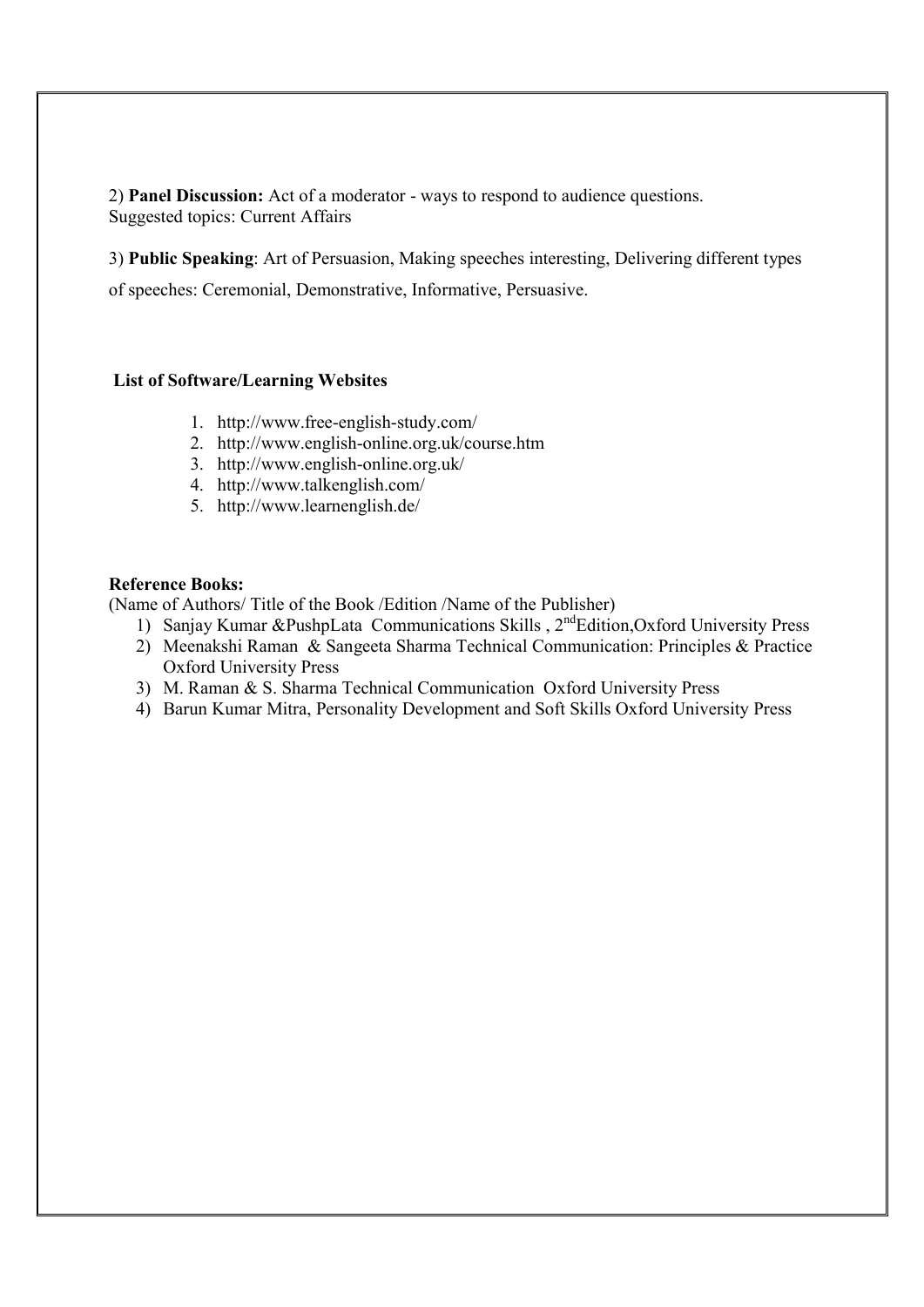2) **Panel Discussion:** Act of a moderator - ways to respond to audience questions.
Suggested topics: Current Affairs

3) **Public Speaking**: Art of Persuasion, Making speeches interesting, Delivering different types of speeches: Ceremonial, Demonstrative, Informative, Persuasive.

**List of Software/Learning Websites**

1. http://www.free-english-study.com/
2. http://www.english-online.org.uk/course.htm
3. http://www.english-online.org.uk/
4. http://www.talkenglish.com/
5. http://www.learnenglish.de/

**Reference Books:**

(Name of Authors/ Title of the Book /Edition /Name of the Publisher)

1) Sanjay Kumar &PushpLata Communications Skills , 2ndEdition,Oxford University Press
2) Meenakshi Raman & Sangeeta Sharma Technical Communication: Principles & Practice Oxford University Press
3) M. Raman & S. Sharma Technical Communication Oxford University Press
4) Barun Kumar Mitra, Personality Development and Soft Skills Oxford University Press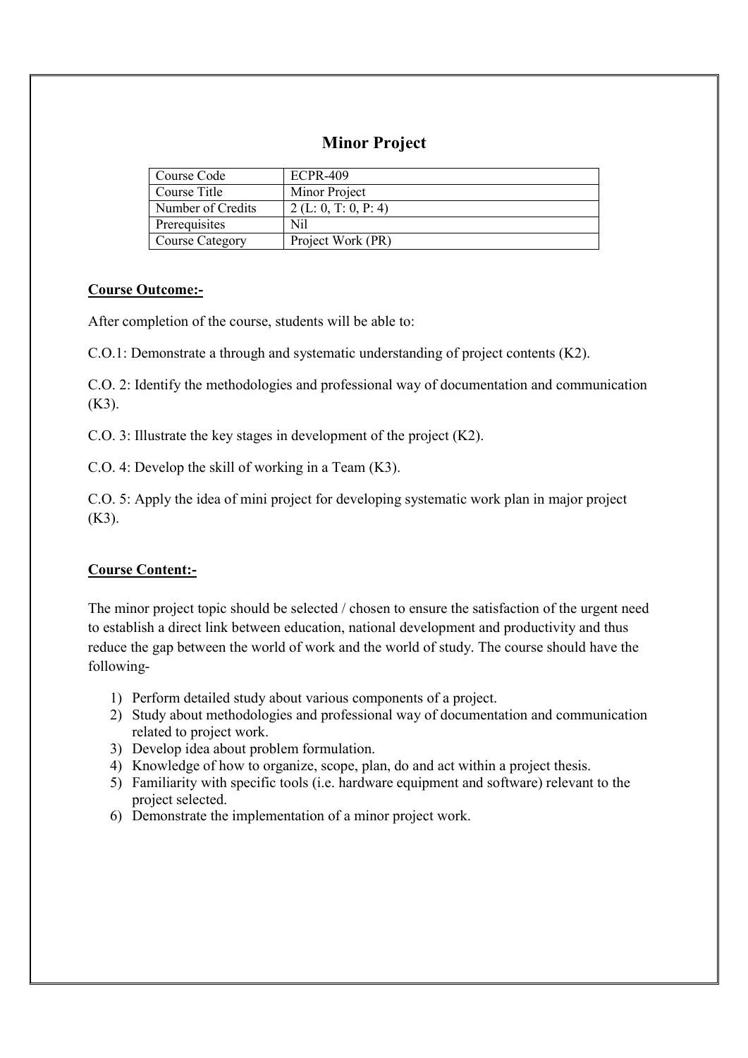## Minor Project

| Course Code | ECPR-409 |
|---|---|
| Course Title | Minor Project |
| Number of Credits | 2 (L: 0, T: 0, P: 4) |
| Prerequisites | Nil |
| Course Category | Project Work (PR) |

**Course Outcome:-**

After completion of the course, students will be able to:

C.O.1: Demonstrate a through and systematic understanding of project contents (K2).

C.O. 2: Identify the methodologies and professional way of documentation and communication (K3).

C.O. 3: Illustrate the key stages in development of the project (K2).

C.O. 4: Develop the skill of working in a Team (K3).

C.O. 5: Apply the idea of mini project for developing systematic work plan in major project (K3).

**Course Content:-**

The minor project topic should be selected / chosen to ensure the satisfaction of the urgent need to establish a direct link between education, national development and productivity and thus reduce the gap between the world of work and the world of study. The course should have the following-

1) Perform detailed study about various components of a project.
2) Study about methodologies and professional way of documentation and communication related to project work.
3) Develop idea about problem formulation.
4) Knowledge of how to organize, scope, plan, do and act within a project thesis.
5) Familiarity with specific tools (i.e. hardware equipment and software) relevant to the project selected.
6) Demonstrate the implementation of a minor project work.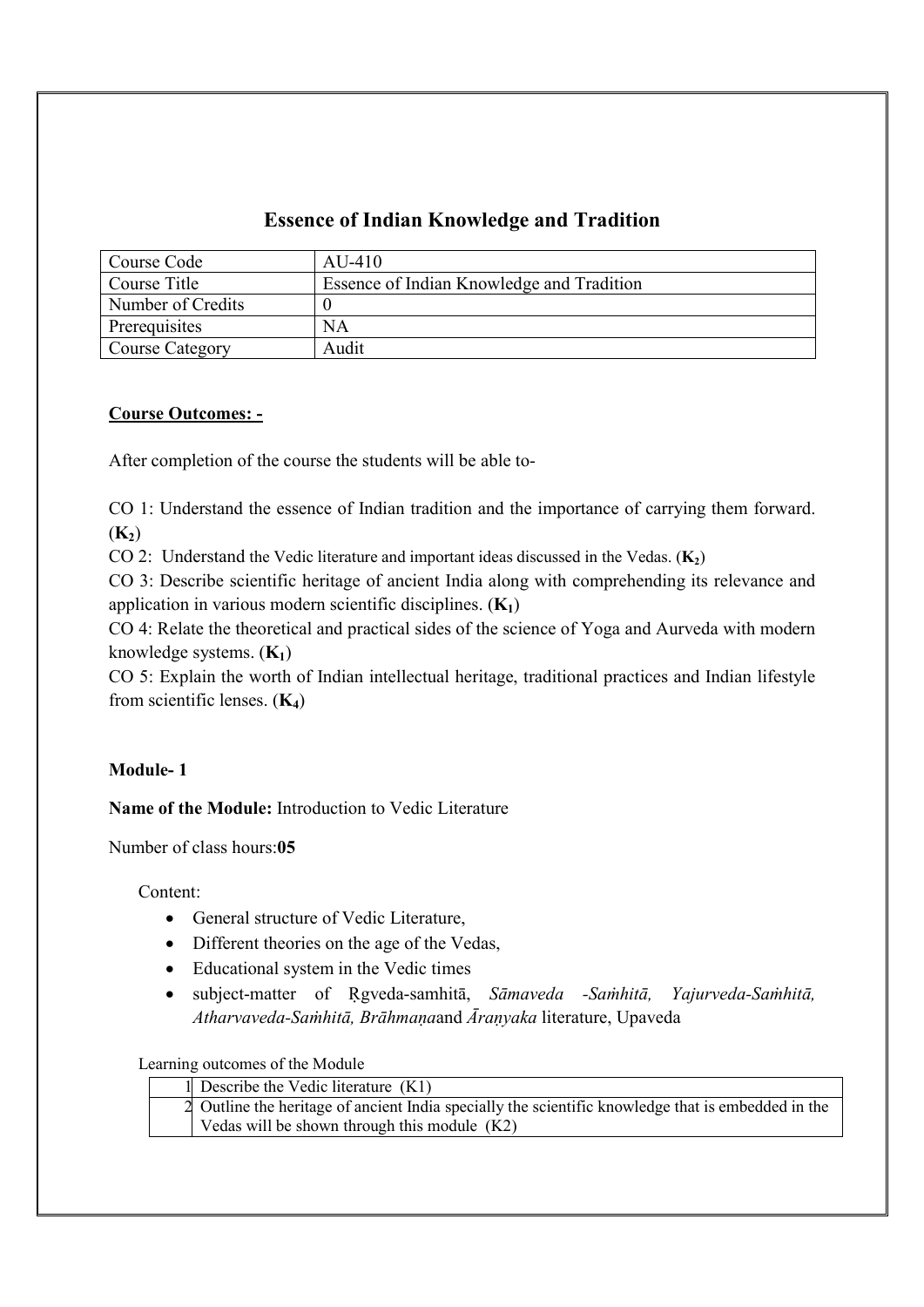## Essence of Indian Knowledge and Tradition

| Course Code | AU-410 |
|---|---|
| Course Title | Essence of Indian Knowledge and Tradition |
| Number of Credits | 0 |
| Prerequisites | NA |
| Course Category | Audit |

**Course Outcomes: -**

After completion of the course the students will be able to-

CO 1: Understand the essence of Indian tradition and the importance of carrying them forward. (**$K_2$**)

CO 2: Understand the Vedic literature and important ideas discussed in the Vedas. (**$K_2$**)

CO 3: Describe scientific heritage of ancient India along with comprehending its relevance and application in various modern scientific disciplines. (**$K_1$**)

CO 4: Relate the theoretical and practical sides of the science of Yoga and Aurveda with modern knowledge systems. (**$K_1$**)

CO 5: Explain the worth of Indian intellectual heritage, traditional practices and Indian lifestyle from scientific lenses. (**$K_4$**)

**Module- 1**

**Name of the Module:** Introduction to Vedic Literature

Number of class hours:**05**

Content:

- General structure of Vedic Literature,
- Different theories on the age of the Vedas,
- Educational system in the Vedic times
- subject-matter of Ṛgveda-samhitā, *Sāmaveda -Saṁhitā, Yajurveda-Saṁhitā, Atharvaveda-Saṁhitā, Brāhmaṇa*and *Āraṇyaka* literature, Upaveda

Learning outcomes of the Module

| | |
|---|---|
| 1 | Describe the Vedic literature (K1) |
| 2 | Outline the heritage of ancient India specially the scientific knowledge that is embedded in the Vedas will be shown through this module (K2) |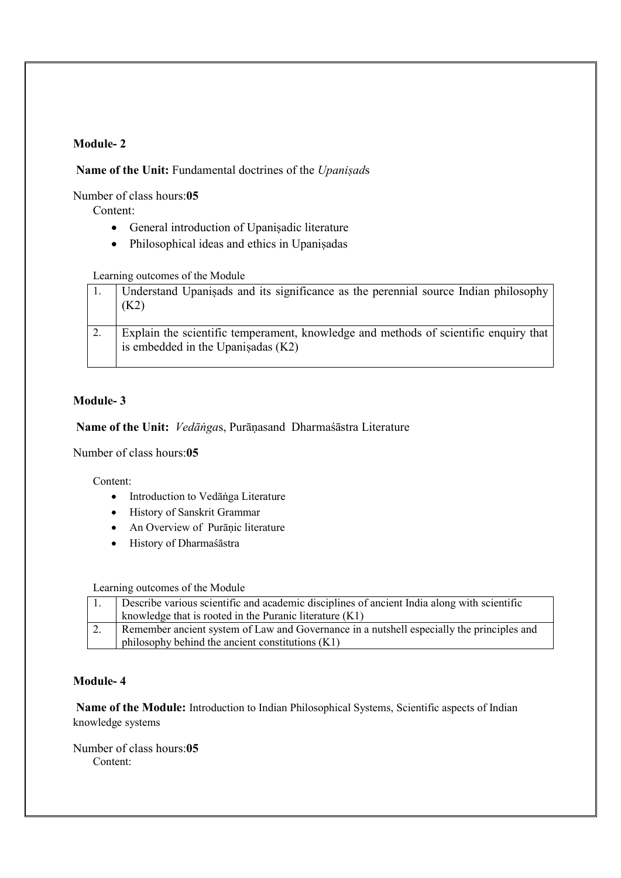**Module- 2**

**Name of the Unit:** Fundamental doctrines of the *Upaniṣad*s

Number of class hours:**05**

Content:

- General introduction of Upaniṣadic literature
- Philosophical ideas and ethics in Upaniṣadas

Learning outcomes of the Module

| | |
|---|---|
| 1. | Understand Upaniṣads and its significance as the perennial source Indian philosophy (K2) |
| 2. | Explain the scientific temperament, knowledge and methods of scientific enquiry that is embedded in the Upaniṣadas (K2) |

**Module- 3**

**Name of the Unit:** *Vedāṅga*s, Purāṇasand Dharmaśāstra Literature

Number of class hours:**05**

Content:

- Introduction to Vedāṅga Literature
- History of Sanskrit Grammar
- An Overview of Purāṇic literature
- History of Dharmaśāstra

Learning outcomes of the Module

| | |
|---|---|
| 1. | Describe various scientific and academic disciplines of ancient India along with scientific knowledge that is rooted in the Puranic literature (K1) |
| 2. | Remember ancient system of Law and Governance in a nutshell especially the principles and philosophy behind the ancient constitutions (K1) |

**Module- 4**

**Name of the Module:** Introduction to Indian Philosophical Systems, Scientific aspects of Indian knowledge systems

Number of class hours:**05**

Content: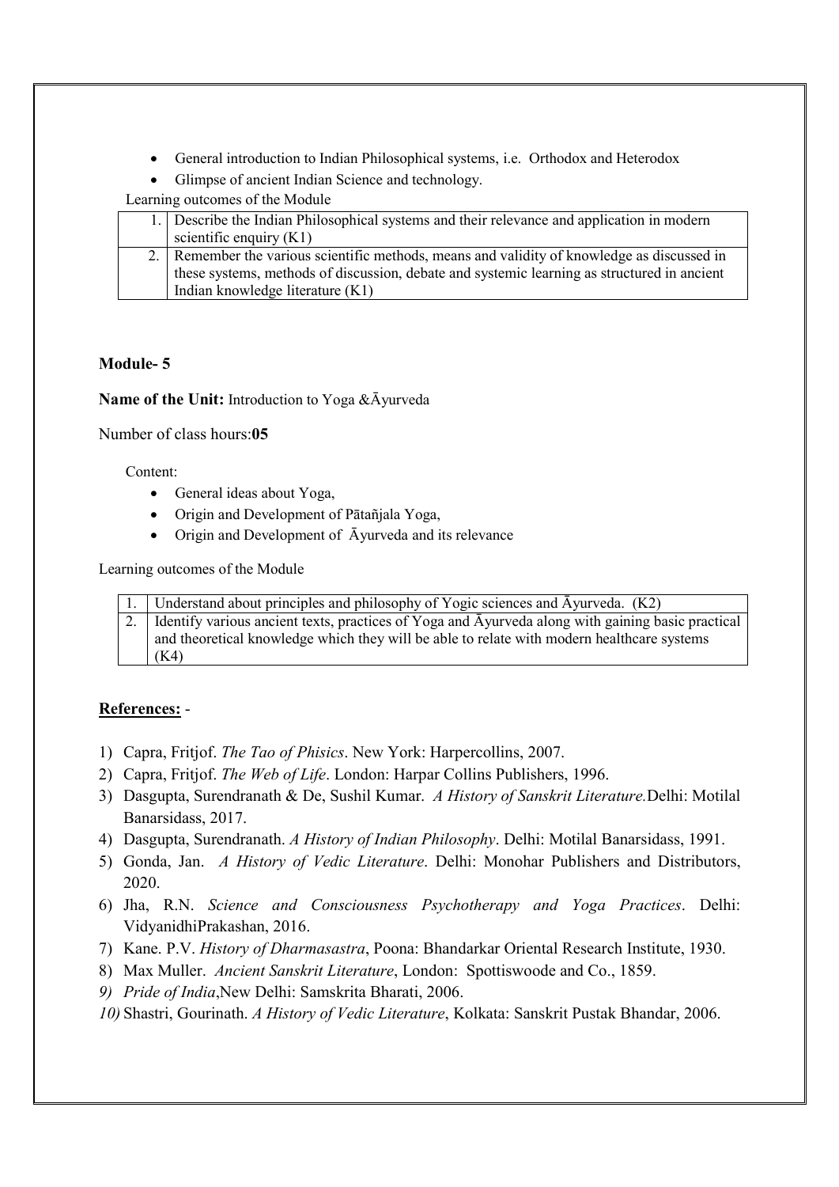- General introduction to Indian Philosophical systems, i.e. Orthodox and Heterodox
- Glimpse of ancient Indian Science and technology.

Learning outcomes of the Module

| | |
|---|---|
| 1. | Describe the Indian Philosophical systems and their relevance and application in modern scientific enquiry (K1) |
| 2. | Remember the various scientific methods, means and validity of knowledge as discussed in these systems, methods of discussion, debate and systemic learning as structured in ancient Indian knowledge literature (K1) |

**Module- 5**

**Name of the Unit:** Introduction to Yoga &Āyurveda

Number of class hours:**05**

Content:

- General ideas about Yoga,
- Origin and Development of Pātañjala Yoga,
- Origin and Development of Āyurveda and its relevance

Learning outcomes of the Module

| | |
|---|---|
| 1. | Understand about principles and philosophy of Yogic sciences and Āyurveda. (K2) |
| 2. | Identify various ancient texts, practices of Yoga and Āyurveda along with gaining basic practical and theoretical knowledge which they will be able to relate with modern healthcare systems (K4) |

**References:** -

1) Capra, Fritjof. *The Tao of Phisics*. New York: Harpercollins, 2007.
2) Capra, Fritjof. *The Web of Life*. London: Harpar Collins Publishers, 1996.
3) Dasgupta, Surendranath & De, Sushil Kumar. *A History of Sanskrit Literature.*Delhi: Motilal Banarsidass, 2017.
4) Dasgupta, Surendranath. *A History of Indian Philosophy*. Delhi: Motilal Banarsidass, 1991.
5) Gonda, Jan. *A History of Vedic Literature*. Delhi: Monohar Publishers and Distributors, 2020.
6) Jha, R.N. *Science and Consciousness Psychotherapy and Yoga Practices*. Delhi: VidyanidhiPrakashan, 2016.
7) Kane. P.V. *History of Dharmasastra*, Poona: Bhandarkar Oriental Research Institute, 1930.
8) Max Muller. *Ancient Sanskrit Literature*, London: Spottiswoode and Co., 1859.
9) *Pride of India*,New Delhi: Samskrita Bharati, 2006.
10) Shastri, Gourinath. *A History of Vedic Literature*, Kolkata: Sanskrit Pustak Bhandar, 2006.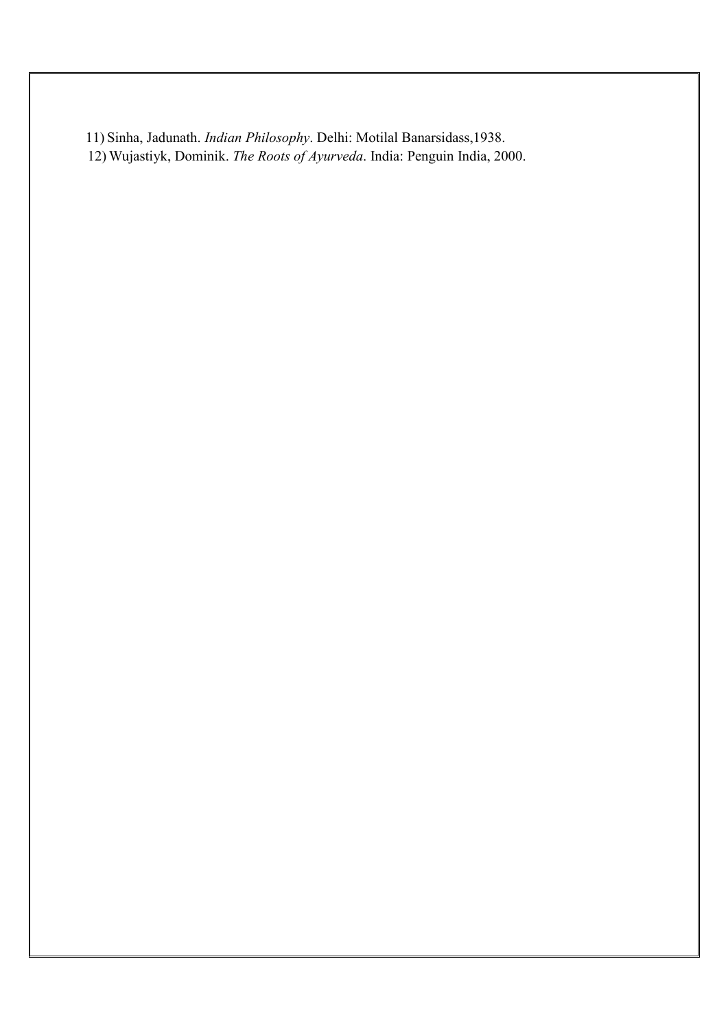11) Sinha, Jadunath. *Indian Philosophy*. Delhi: Motilal Banarsidass,1938.
12) Wujastiyk, Dominik. *The Roots of Ayurveda*. India: Penguin India, 2000.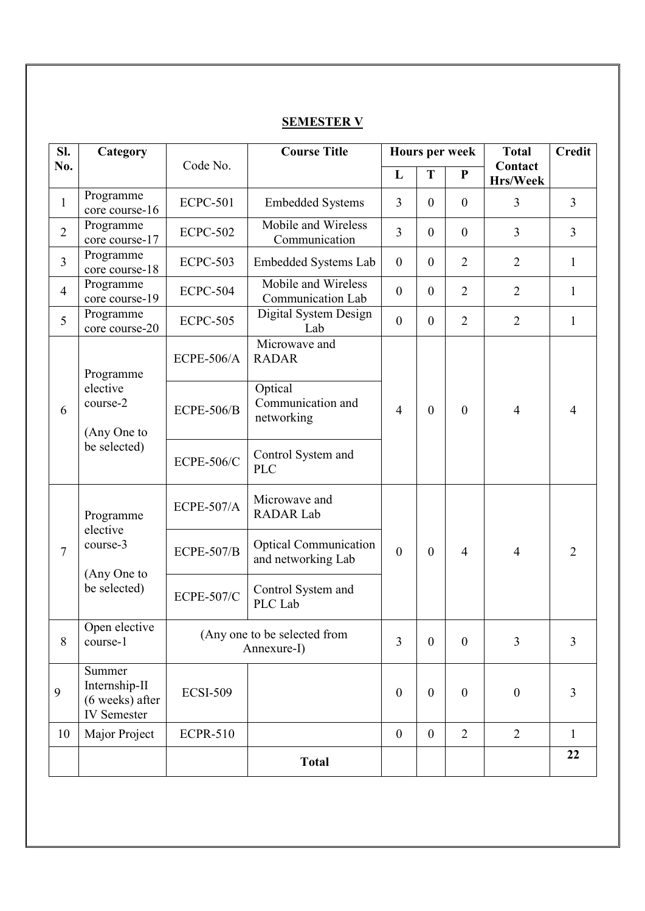## SEMESTER V

| Sl. No. | Category | Code No. | Course Title | Hours per week | | | Total Contact Hrs/Week | Credit |
|---|---|---|---|---|---|---|---|---|
| | | | | L | T | P | | |
| 1 | Programme core course-16 | ECPC-501 | Embedded Systems | 3 | 0 | 0 | 3 | 3 |
| 2 | Programme core course-17 | ECPC-502 | Mobile and Wireless Communication | 3 | 0 | 0 | 3 | 3 |
| 3 | Programme core course-18 | ECPC-503 | Embedded Systems Lab | 0 | 0 | 2 | 2 | 1 |
| 4 | Programme core course-19 | ECPC-504 | Mobile and Wireless Communication Lab | 0 | 0 | 2 | 2 | 1 |
| 5 | Programme core course-20 | ECPC-505 | Digital System Design Lab | 0 | 0 | 2 | 2 | 1 |
| 6 | Programme elective course-2 (Any One to be selected) | ECPE-506/A | Microwave and RADAR | 4 | 0 | 0 | 4 | 4 |
| | | ECPE-506/B | Optical Communication and networking | | | | | |
| | | ECPE-506/C | Control System and PLC | | | | | |
| 7 | Programme elective course-3 (Any One to be selected) | ECPE-507/A | Microwave and RADAR Lab | 0 | 0 | 4 | 4 | 2 |
| | | ECPE-507/B | Optical Communication and networking Lab | | | | | |
| | | ECPE-507/C | Control System and PLC Lab | | | | | |
| 8 | Open elective course-1 | (Any one to be selected from Annexure-I) | | 3 | 0 | 0 | 3 | 3 |
| 9 | Summer Internship-II (6 weeks) after IV Semester | ECSI-509 | | 0 | 0 | 0 | 0 | 3 |
| 10 | Major Project | ECPR-510 | | 0 | 0 | 2 | 2 | 1 |
| | | | **Total** | | | | | **22** |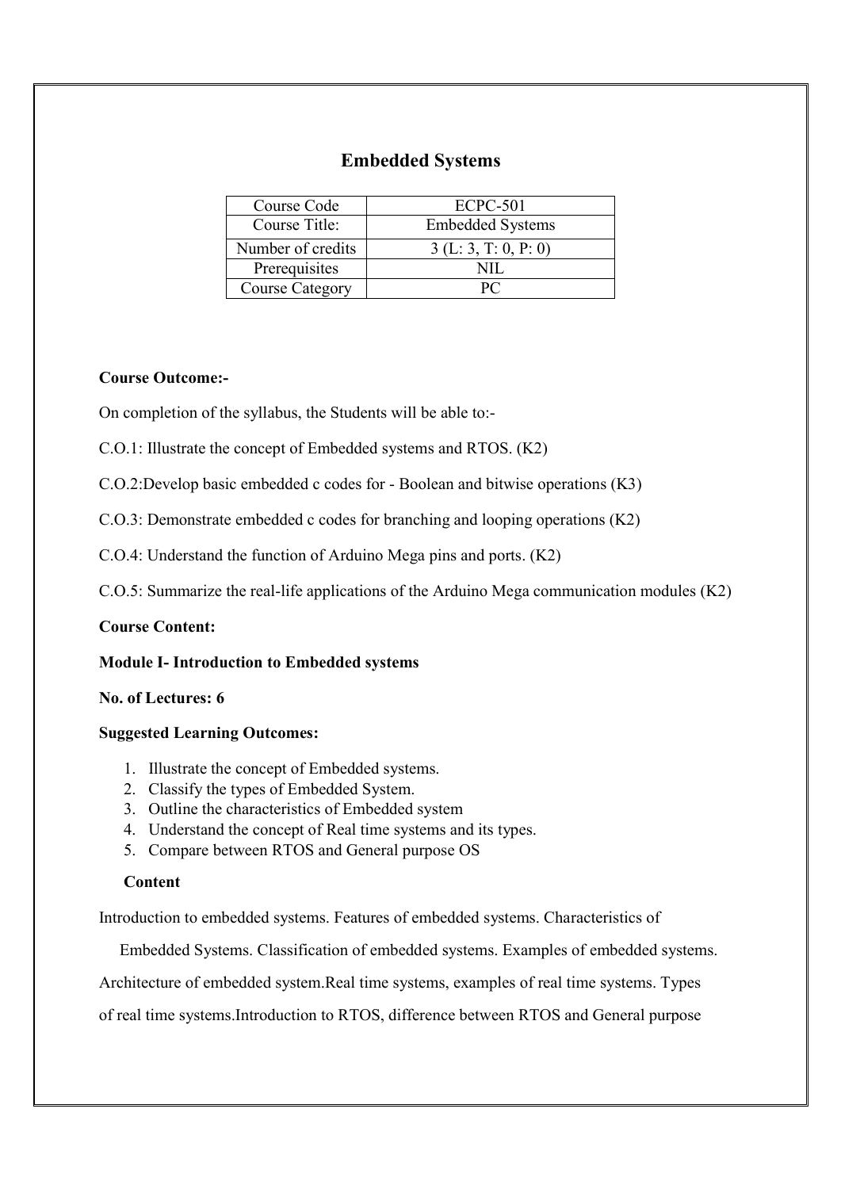# Embedded Systems

| Course Code | ECPC-501 |
|---|---|
| Course Title: | Embedded Systems |
| Number of credits | 3 (L: 3, T: 0, P: 0) |
| Prerequisites | NIL |
| Course Category | PC |

**Course Outcome:-**

On completion of the syllabus, the Students will be able to:-

C.O.1: Illustrate the concept of Embedded systems and RTOS. (K2)

C.O.2:Develop basic embedded c codes for - Boolean and bitwise operations (K3)

C.O.3: Demonstrate embedded c codes for branching and looping operations (K2)

C.O.4: Understand the function of Arduino Mega pins and ports. (K2)

C.O.5: Summarize the real-life applications of the Arduino Mega communication modules (K2)

**Course Content:**

**Module I- Introduction to Embedded systems**

**No. of Lectures: 6**

**Suggested Learning Outcomes:**

1. Illustrate the concept of Embedded systems.
2. Classify the types of Embedded System.
3. Outline the characteristics of Embedded system
4. Understand the concept of Real time systems and its types.
5. Compare between RTOS and General purpose OS

**Content**

Introduction to embedded systems. Features of embedded systems. Characteristics of Embedded Systems. Classification of embedded systems. Examples of embedded systems. Architecture of embedded system.Real time systems, examples of real time systems. Types of real time systems.Introduction to RTOS, difference between RTOS and General purpose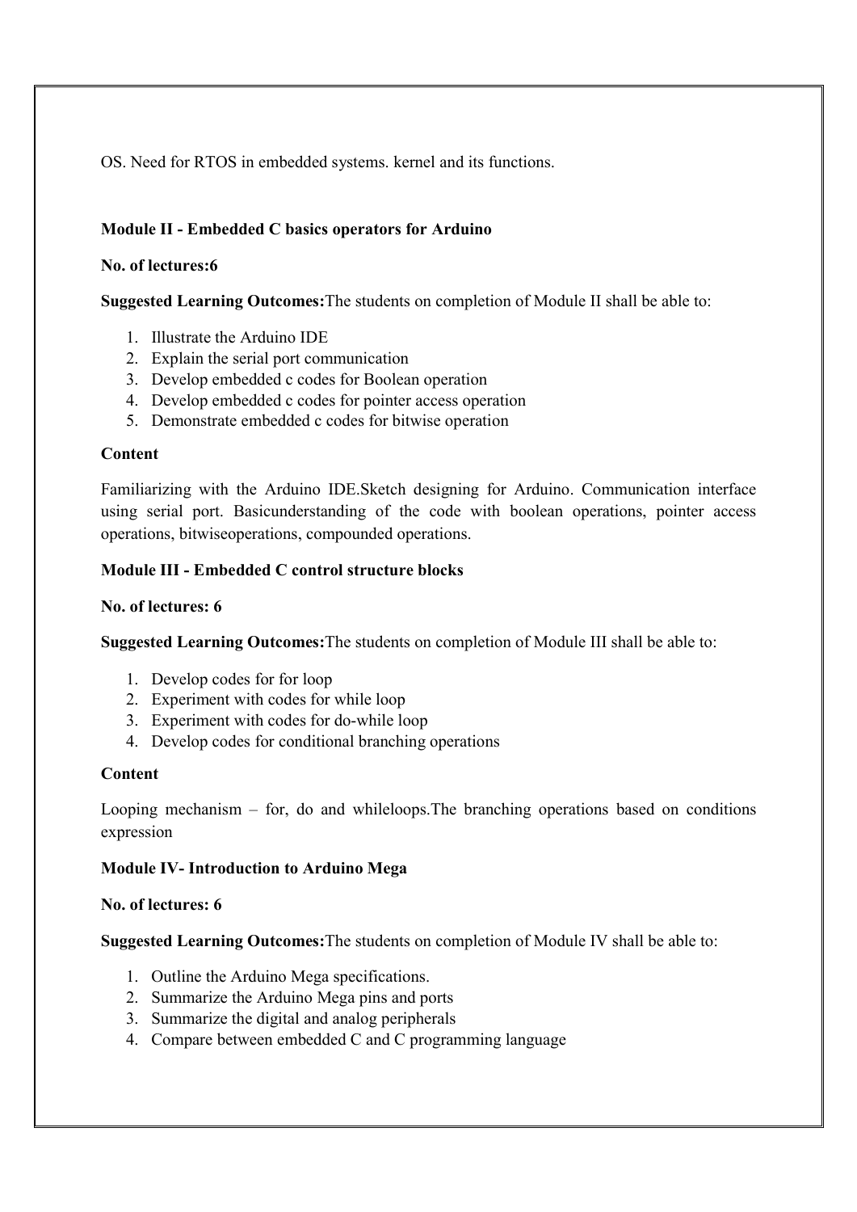OS. Need for RTOS in embedded systems. kernel and its functions.

**Module II - Embedded C basics operators for Arduino**

**No. of lectures:6**

**Suggested Learning Outcomes:**The students on completion of Module II shall be able to:

1. Illustrate the Arduino IDE
2. Explain the serial port communication
3. Develop embedded c codes for Boolean operation
4. Develop embedded c codes for pointer access operation
5. Demonstrate embedded c codes for bitwise operation

**Content**

Familiarizing with the Arduino IDE.Sketch designing for Arduino. Communication interface using serial port. Basicunderstanding of the code with boolean operations, pointer access operations, bitwiseoperations, compounded operations.

**Module III - Embedded C control structure blocks**

**No. of lectures: 6**

**Suggested Learning Outcomes:**The students on completion of Module III shall be able to:

1. Develop codes for for loop
2. Experiment with codes for while loop
3. Experiment with codes for do-while loop
4. Develop codes for conditional branching operations

**Content**

Looping mechanism – for, do and whileloops.The branching operations based on conditions expression

**Module IV- Introduction to Arduino Mega**

**No. of lectures: 6**

**Suggested Learning Outcomes:**The students on completion of Module IV shall be able to:

1. Outline the Arduino Mega specifications.
2. Summarize the Arduino Mega pins and ports
3. Summarize the digital and analog peripherals
4. Compare between embedded C and C programming language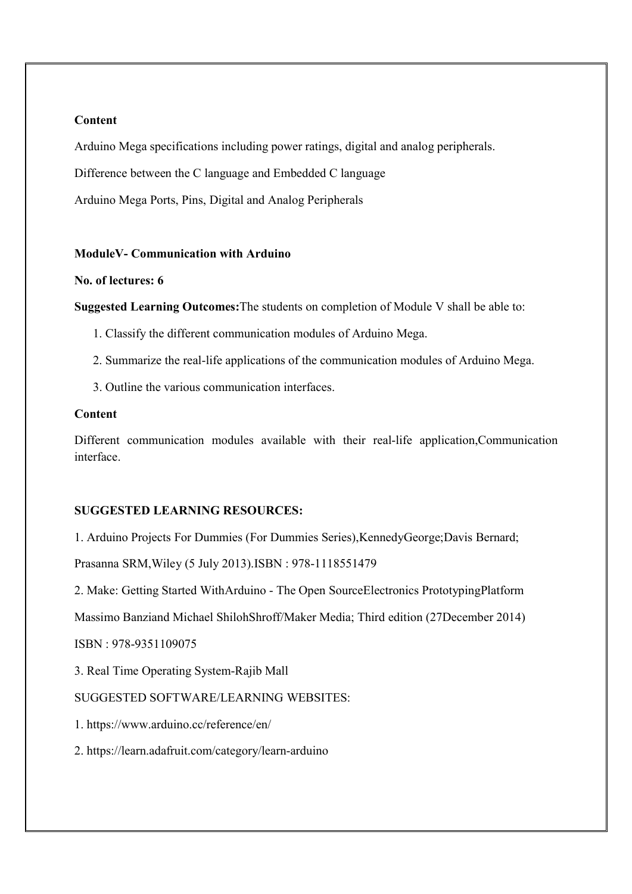**Content**

Arduino Mega specifications including power ratings, digital and analog peripherals.

Difference between the C language and Embedded C language

Arduino Mega Ports, Pins, Digital and Analog Peripherals

**ModuleV- Communication with Arduino**

**No. of lectures: 6**

**Suggested Learning Outcomes:**The students on completion of Module V shall be able to:

1. Classify the different communication modules of Arduino Mega.
2. Summarize the real-life applications of the communication modules of Arduino Mega.
3. Outline the various communication interfaces.

**Content**

Different communication modules available with their real-life application,Communication interface.

**SUGGESTED LEARNING RESOURCES:**

1. Arduino Projects For Dummies (For Dummies Series),KennedyGeorge;Davis Bernard;

Prasanna SRM,Wiley (5 July 2013).ISBN : 978-1118551479

2. Make: Getting Started WithArduino - The Open SourceElectronics PrototypingPlatform

Massimo Banziand Michael ShilohShroff/Maker Media; Third edition (27December 2014)

ISBN : 978-9351109075

3. Real Time Operating System-Rajib Mall

SUGGESTED SOFTWARE/LEARNING WEBSITES:

1. https://www.arduino.cc/reference/en/
2. https://learn.adafruit.com/category/learn-arduino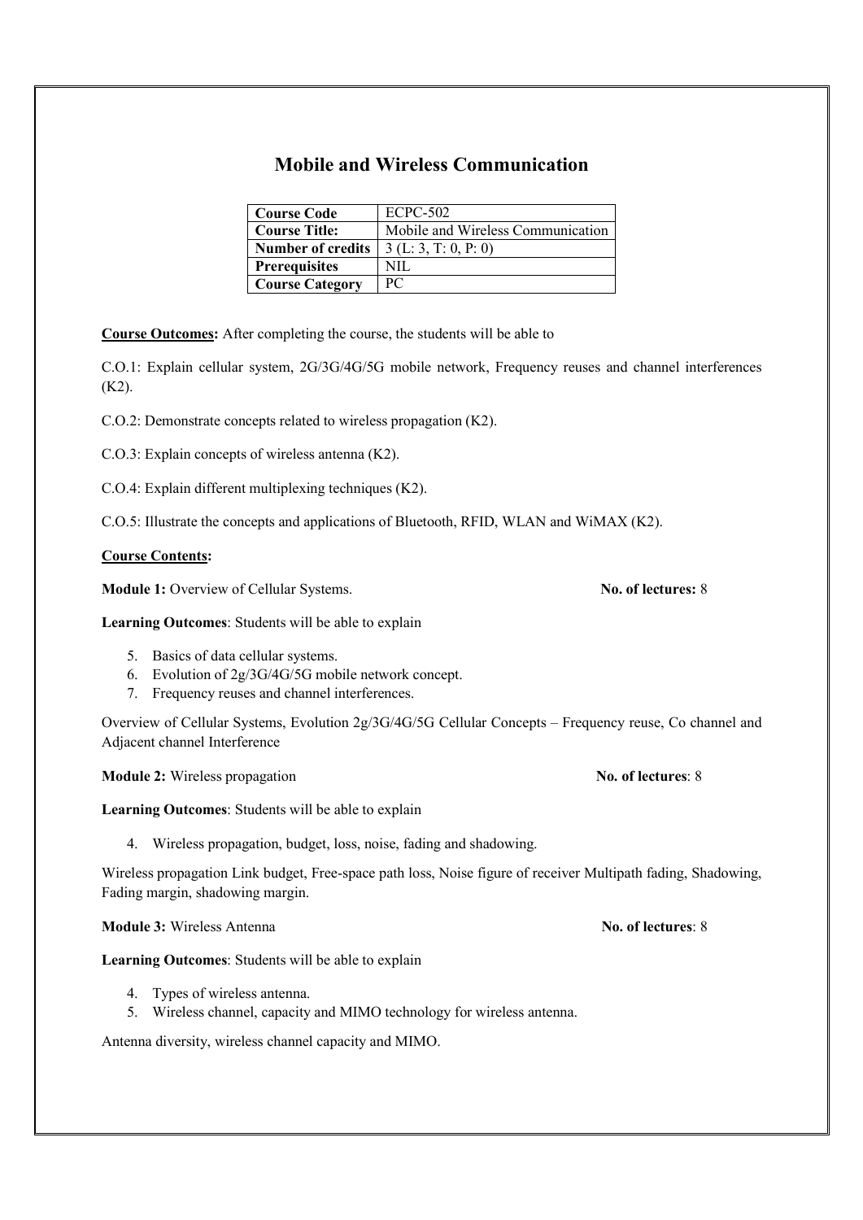# Mobile and Wireless Communication

| Course Code | ECPC-502 |
|---|---|
| Course Title: | Mobile and Wireless Communication |
| Number of credits | 3 (L: 3, T: 0, P: 0) |
| Prerequisites | NIL |
| Course Category | PC |

**Course Outcomes:** After completing the course, the students will be able to

C.O.1: Explain cellular system, 2G/3G/4G/5G mobile network, Frequency reuses and channel interferences (K2).

C.O.2: Demonstrate concepts related to wireless propagation (K2).

C.O.3: Explain concepts of wireless antenna (K2).

C.O.4: Explain different multiplexing techniques (K2).

C.O.5: Illustrate the concepts and applications of Bluetooth, RFID, WLAN and WiMAX (K2).

**Course Contents:**

**Module 1:** Overview of Cellular Systems. **No. of lectures:** 8

**Learning Outcomes**: Students will be able to explain

5. Basics of data cellular systems.
6. Evolution of 2g/3G/4G/5G mobile network concept.
7. Frequency reuses and channel interferences.

Overview of Cellular Systems, Evolution 2g/3G/4G/5G Cellular Concepts – Frequency reuse, Co channel and Adjacent channel Interference

**Module 2:** Wireless propagation **No. of lectures**: 8

**Learning Outcomes**: Students will be able to explain

4. Wireless propagation, budget, loss, noise, fading and shadowing.

Wireless propagation Link budget, Free-space path loss, Noise figure of receiver Multipath fading, Shadowing, Fading margin, shadowing margin.

**Module 3:** Wireless Antenna **No. of lectures**: 8

**Learning Outcomes**: Students will be able to explain

4. Types of wireless antenna.
5. Wireless channel, capacity and MIMO technology for wireless antenna.

Antenna diversity, wireless channel capacity and MIMO.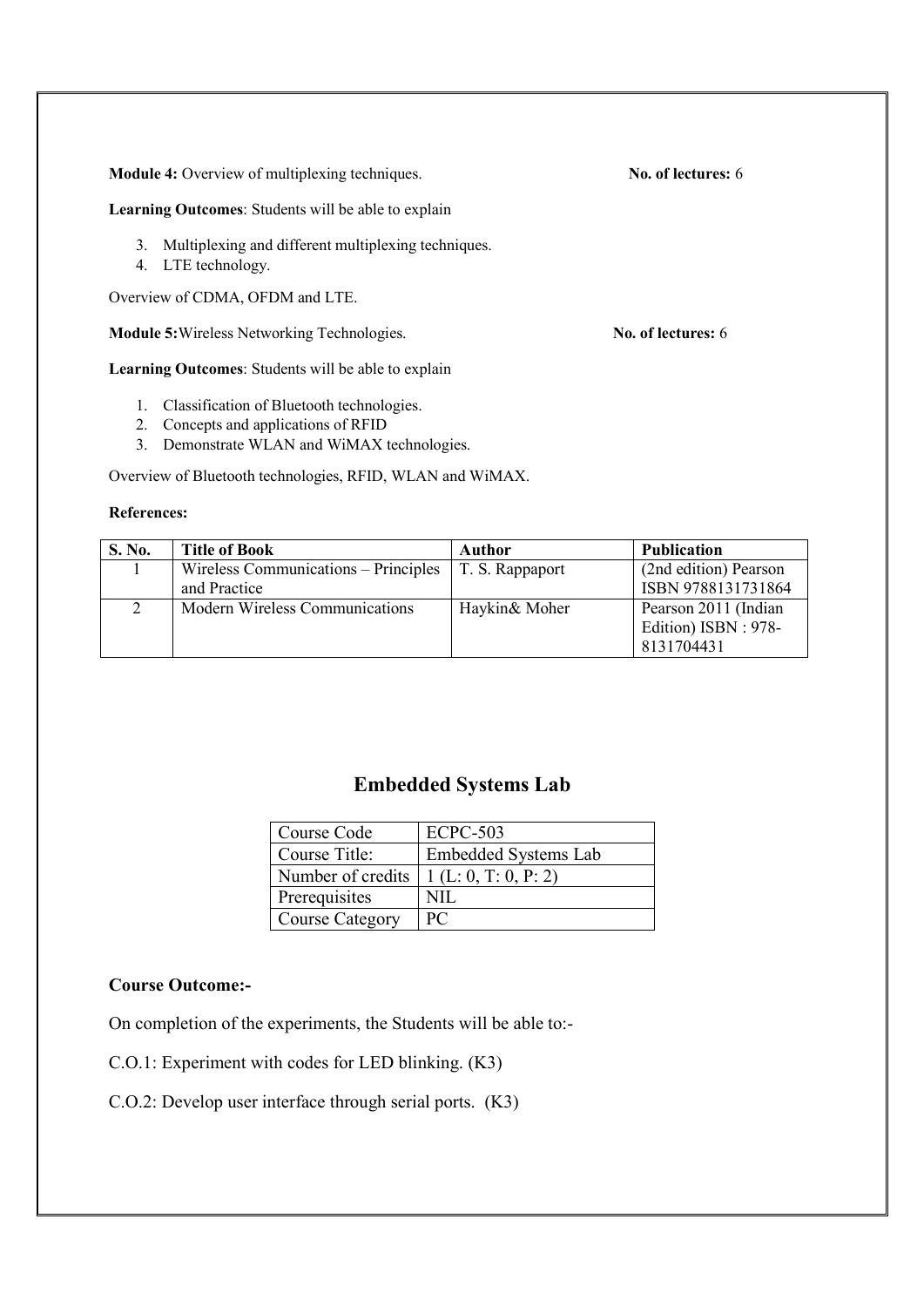**Module 4:** Overview of multiplexing techniques. **No. of lectures:** 6

**Learning Outcomes**: Students will be able to explain

3. Multiplexing and different multiplexing techniques.
4. LTE technology.

Overview of CDMA, OFDM and LTE.

**Module 5:** Wireless Networking Technologies. **No. of lectures:** 6

**Learning Outcomes**: Students will be able to explain

1. Classification of Bluetooth technologies.
2. Concepts and applications of RFID
3. Demonstrate WLAN and WiMAX technologies.

Overview of Bluetooth technologies, RFID, WLAN and WiMAX.

**References:**

| S. No. | Title of Book | Author | Publication |
|---|---|---|---|
| 1 | Wireless Communications – Principles and Practice | T. S. Rappaport | (2nd edition) Pearson ISBN 9788131731864 |
| 2 | Modern Wireless Communications | Haykin& Moher | Pearson 2011 (Indian Edition) ISBN : 978-8131704431 |

## Embedded Systems Lab

| Course Code | ECPC-503 |
|---|---|
| Course Title: | Embedded Systems Lab |
| Number of credits | 1 (L: 0, T: 0, P: 2) |
| Prerequisites | NIL |
| Course Category | PC |

**Course Outcome:-**

On completion of the experiments, the Students will be able to:-

C.O.1: Experiment with codes for LED blinking. (K3)

C.O.2: Develop user interface through serial ports. (K3)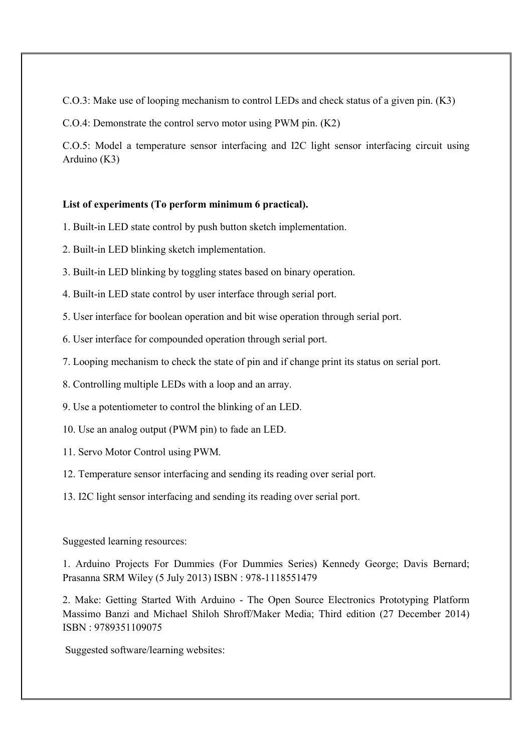C.O.3: Make use of looping mechanism to control LEDs and check status of a given pin. (K3)

C.O.4: Demonstrate the control servo motor using PWM pin. (K2)

C.O.5: Model a temperature sensor interfacing and I2C light sensor interfacing circuit using Arduino (K3)

**List of experiments (To perform minimum 6 practical).**

1. Built-in LED state control by push button sketch implementation.
2. Built-in LED blinking sketch implementation.
3. Built-in LED blinking by toggling states based on binary operation.
4. Built-in LED state control by user interface through serial port.
5. User interface for boolean operation and bit wise operation through serial port.
6. User interface for compounded operation through serial port.
7. Looping mechanism to check the state of pin and if change print its status on serial port.
8. Controlling multiple LEDs with a loop and an array.
9. Use a potentiometer to control the blinking of an LED.
10. Use an analog output (PWM pin) to fade an LED.
11. Servo Motor Control using PWM.
12. Temperature sensor interfacing and sending its reading over serial port.
13. I2C light sensor interfacing and sending its reading over serial port.

Suggested learning resources:

1. Arduino Projects For Dummies (For Dummies Series) Kennedy George; Davis Bernard; Prasanna SRM Wiley (5 July 2013) ISBN : 978-1118551479
2. Make: Getting Started With Arduino - The Open Source Electronics Prototyping Platform Massimo Banzi and Michael Shiloh Shroff/Maker Media; Third edition (27 December 2014) ISBN : 9789351109075

Suggested software/learning websites: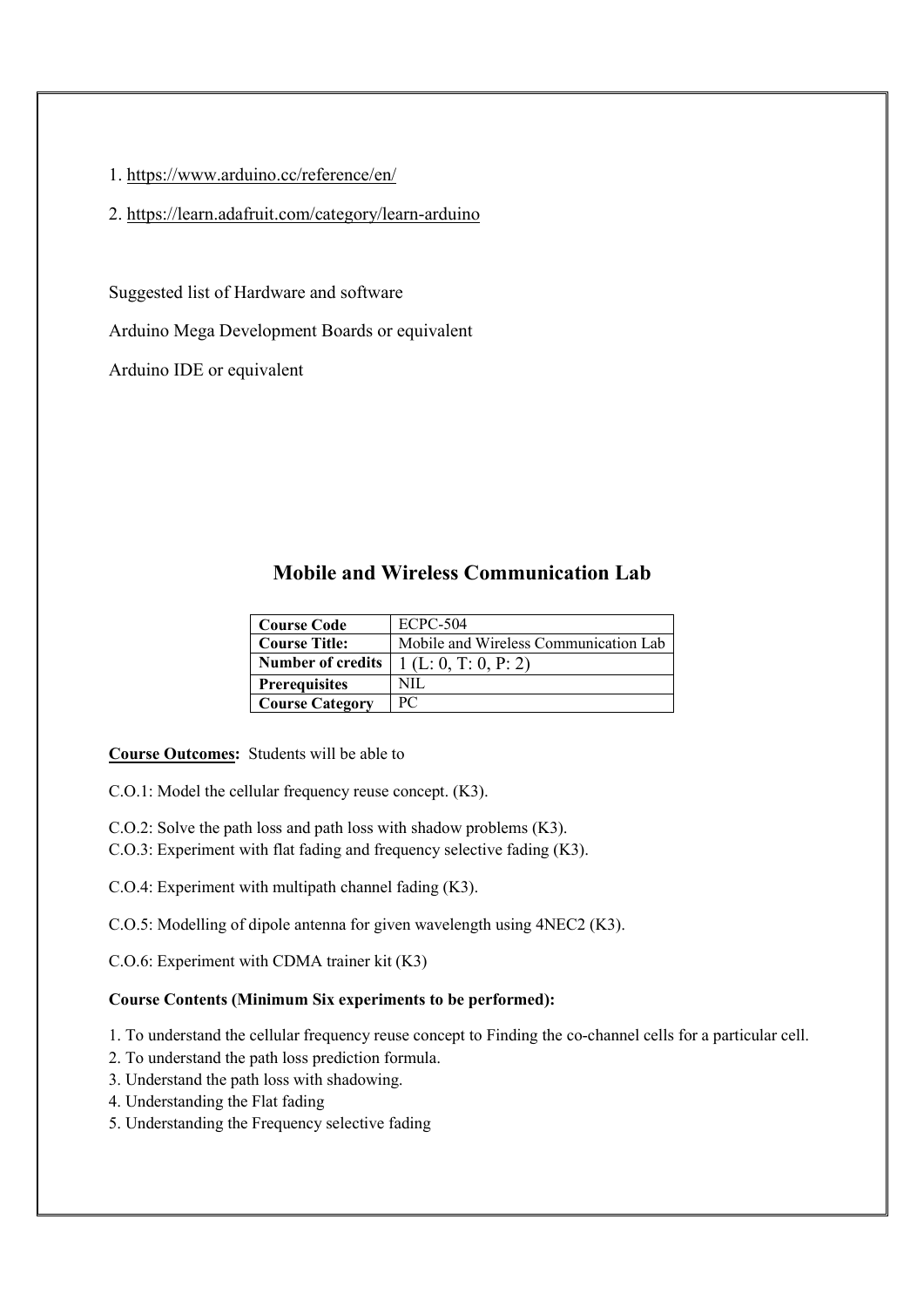1. https://www.arduino.cc/reference/en/

2. https://learn.adafruit.com/category/learn-arduino

Suggested list of Hardware and software

Arduino Mega Development Boards or equivalent

Arduino IDE or equivalent

## Mobile and Wireless Communication Lab

| **Course Code** | ECPC-504 |
|---|---|
| **Course Title:** | Mobile and Wireless Communication Lab |
| **Number of credits** | 1 (L: 0, T: 0, P: 2) |
| **Prerequisites** | NIL |
| **Course Category** | PC |

**Course Outcomes:** Students will be able to

C.O.1: Model the cellular frequency reuse concept. (K3).

C.O.2: Solve the path loss and path loss with shadow problems (K3).

C.O.3: Experiment with flat fading and frequency selective fading (K3).

C.O.4: Experiment with multipath channel fading (K3).

C.O.5: Modelling of dipole antenna for given wavelength using 4NEC2 (K3).

C.O.6: Experiment with CDMA trainer kit (K3)

**Course Contents (Minimum Six experiments to be performed):**

1. To understand the cellular frequency reuse concept to Finding the co-channel cells for a particular cell.
2. To understand the path loss prediction formula.
3. Understand the path loss with shadowing.
4. Understanding the Flat fading
5. Understanding the Frequency selective fading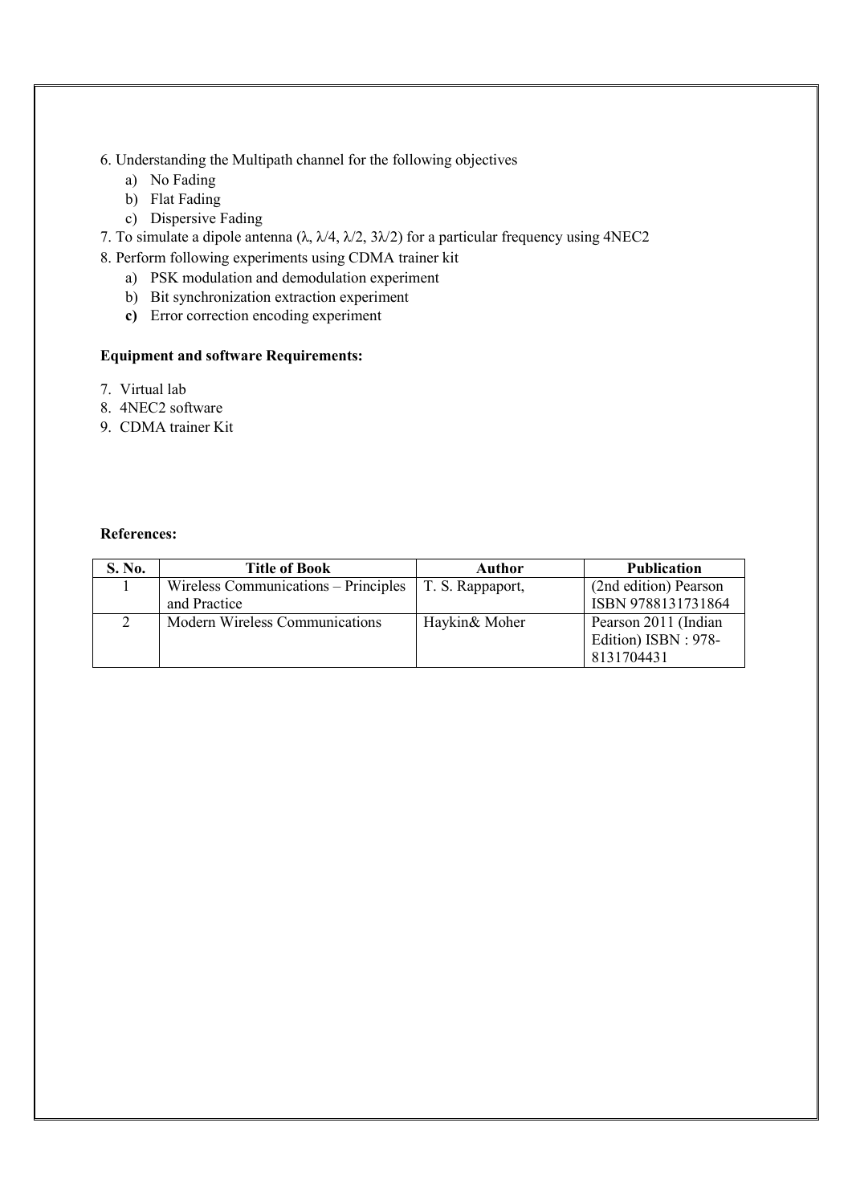6. Understanding the Multipath channel for the following objectives
    a) No Fading
    b) Flat Fading
    c) Dispersive Fading
7. To simulate a dipole antenna ($\lambda$, $\lambda/4$, $\lambda/2$, $3\lambda/2$) for a particular frequency using 4NEC2
8. Perform following experiments using CDMA trainer kit
    a) PSK modulation and demodulation experiment
    b) Bit synchronization extraction experiment
    **c)** Error correction encoding experiment

**Equipment and software Requirements:**

7. Virtual lab
8. 4NEC2 software
9. CDMA trainer Kit

**References:**

| S. No. | Title of Book | Author | Publication |
|---|---|---|---|
| 1 | Wireless Communications – Principles and Practice | T. S. Rappaport, | (2nd edition) Pearson ISBN 9788131731864 |
| 2 | Modern Wireless Communications | Haykin& Moher | Pearson 2011 (Indian Edition) ISBN : 978-8131704431 |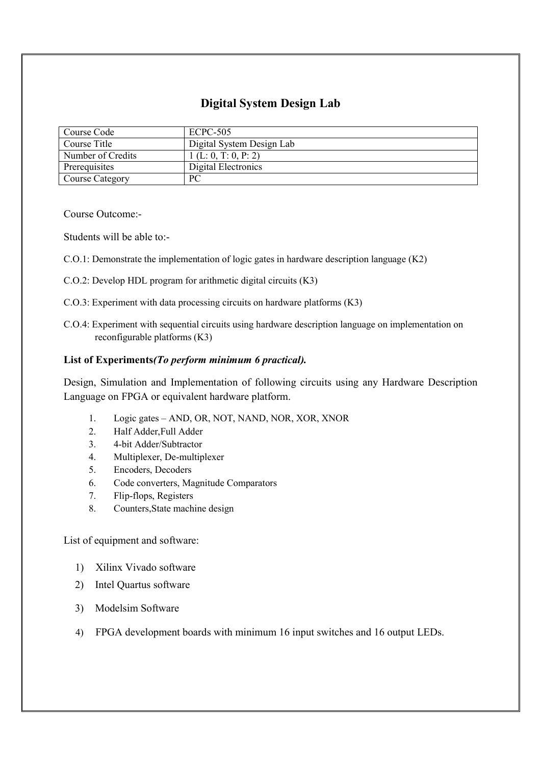## Digital System Design Lab

| Course Code | ECPC-505 |
|---|---|
| Course Title | Digital System Design Lab |
| Number of Credits | 1 (L: 0, T: 0, P: 2) |
| Prerequisites | Digital Electronics |
| Course Category | PC |

Course Outcome:-

Students will be able to:-

C.O.1: Demonstrate the implementation of logic gates in hardware description language (K2)

C.O.2: Develop HDL program for arithmetic digital circuits (K3)

C.O.3: Experiment with data processing circuits on hardware platforms (K3)

C.O.4: Experiment with sequential circuits using hardware description language on implementation on reconfigurable platforms (K3)

**List of Experiments*(To perform minimum 6 practical).***

Design, Simulation and Implementation of following circuits using any Hardware Description Language on FPGA or equivalent hardware platform.

1. Logic gates – AND, OR, NOT, NAND, NOR, XOR, XNOR
2. Half Adder,Full Adder
3. 4-bit Adder/Subtractor
4. Multiplexer, De-multiplexer
5. Encoders, Decoders
6. Code converters, Magnitude Comparators
7. Flip-flops, Registers
8. Counters,State machine design

List of equipment and software:

1) Xilinx Vivado software
2) Intel Quartus software
3) Modelsim Software
4) FPGA development boards with minimum 16 input switches and 16 output LEDs.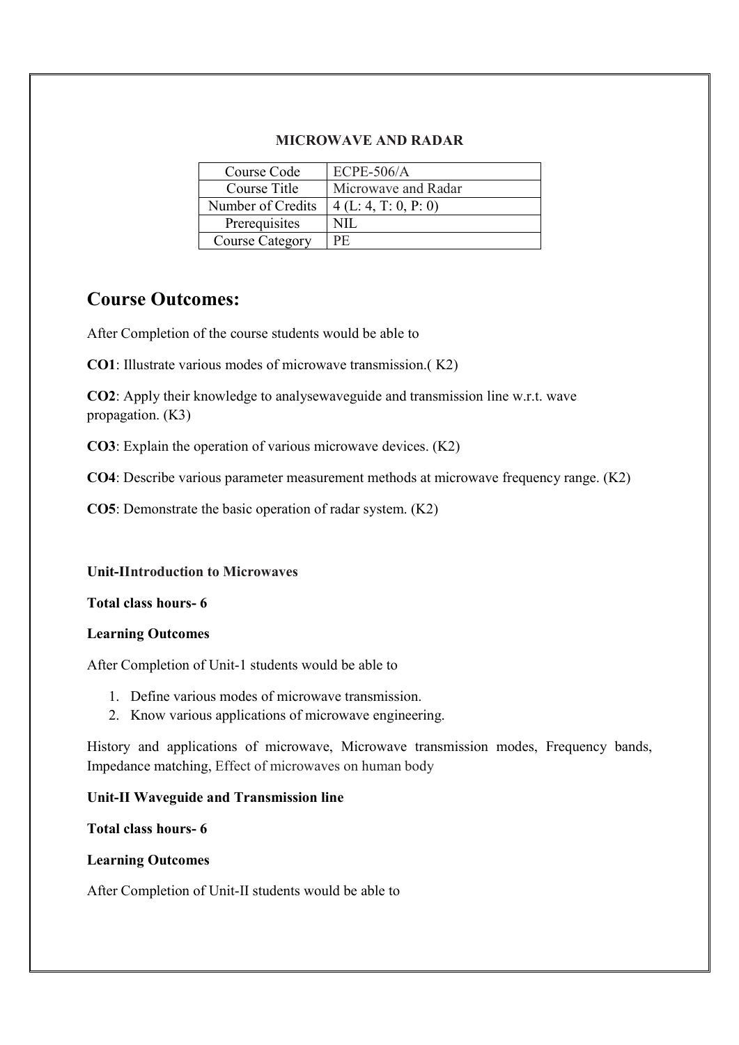**MICROWAVE AND RADAR**

| Course Code | ECPE-506/A |
|---|---|
| Course Title | Microwave and Radar |
| Number of Credits | 4 (L: 4, T: 0, P: 0) |
| Prerequisites | NIL |
| Course Category | PE |

## Course Outcomes:

After Completion of the course students would be able to

**CO1**: Illustrate various modes of microwave transmission.( K2)

**CO2**: Apply their knowledge to analysewaveguide and transmission line w.r.t. wave propagation. (K3)

**CO3**: Explain the operation of various microwave devices. (K2)

**CO4**: Describe various parameter measurement methods at microwave frequency range. (K2)

**CO5**: Demonstrate the basic operation of radar system. (K2)

**Unit-IIntroduction to Microwaves**

**Total class hours- 6**

**Learning Outcomes**

After Completion of Unit-1 students would be able to

1. Define various modes of microwave transmission.
2. Know various applications of microwave engineering.

History and applications of microwave, Microwave transmission modes, Frequency bands, Impedance matching, Effect of microwaves on human body

**Unit-II Waveguide and Transmission line**

**Total class hours- 6**

**Learning Outcomes**

After Completion of Unit-II students would be able to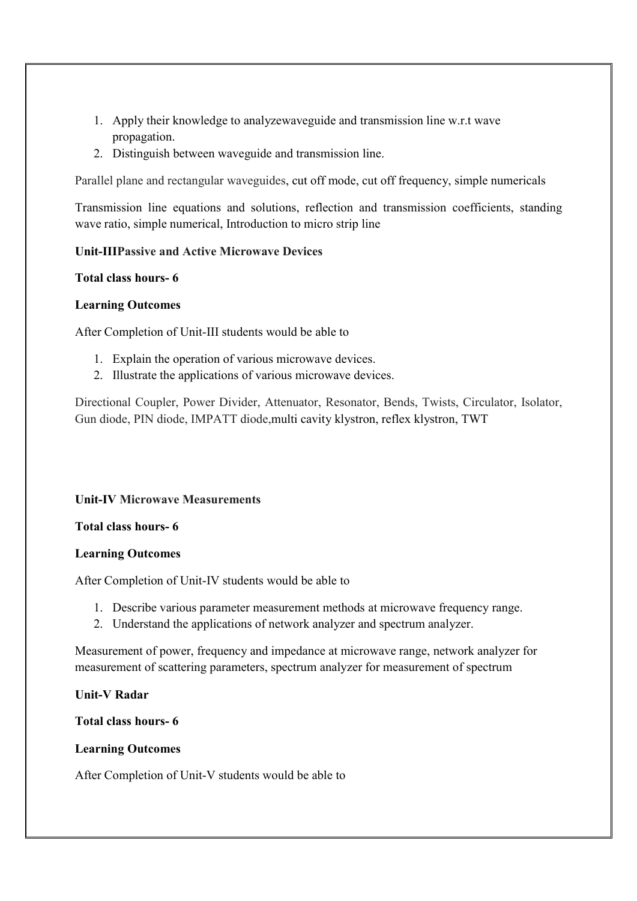1. Apply their knowledge to analyzewaveguide and transmission line w.r.t wave propagation.
2. Distinguish between waveguide and transmission line.

Parallel plane and rectangular waveguides, cut off mode, cut off frequency, simple numericals

Transmission line equations and solutions, reflection and transmission coefficients, standing wave ratio, simple numerical, Introduction to micro strip line

**Unit-IIIPassive and Active Microwave Devices**

**Total class hours- 6**

**Learning Outcomes**

After Completion of Unit-III students would be able to

1. Explain the operation of various microwave devices.
2. Illustrate the applications of various microwave devices.

Directional Coupler, Power Divider, Attenuator, Resonator, Bends, Twists, Circulator, Isolator, Gun diode, PIN diode, IMPATT diode,multi cavity klystron, reflex klystron, TWT

**Unit-IV Microwave Measurements**

**Total class hours- 6**

**Learning Outcomes**

After Completion of Unit-IV students would be able to

1. Describe various parameter measurement methods at microwave frequency range.
2. Understand the applications of network analyzer and spectrum analyzer.

Measurement of power, frequency and impedance at microwave range, network analyzer for measurement of scattering parameters, spectrum analyzer for measurement of spectrum

**Unit-V Radar**

**Total class hours- 6**

**Learning Outcomes**

After Completion of Unit-V students would be able to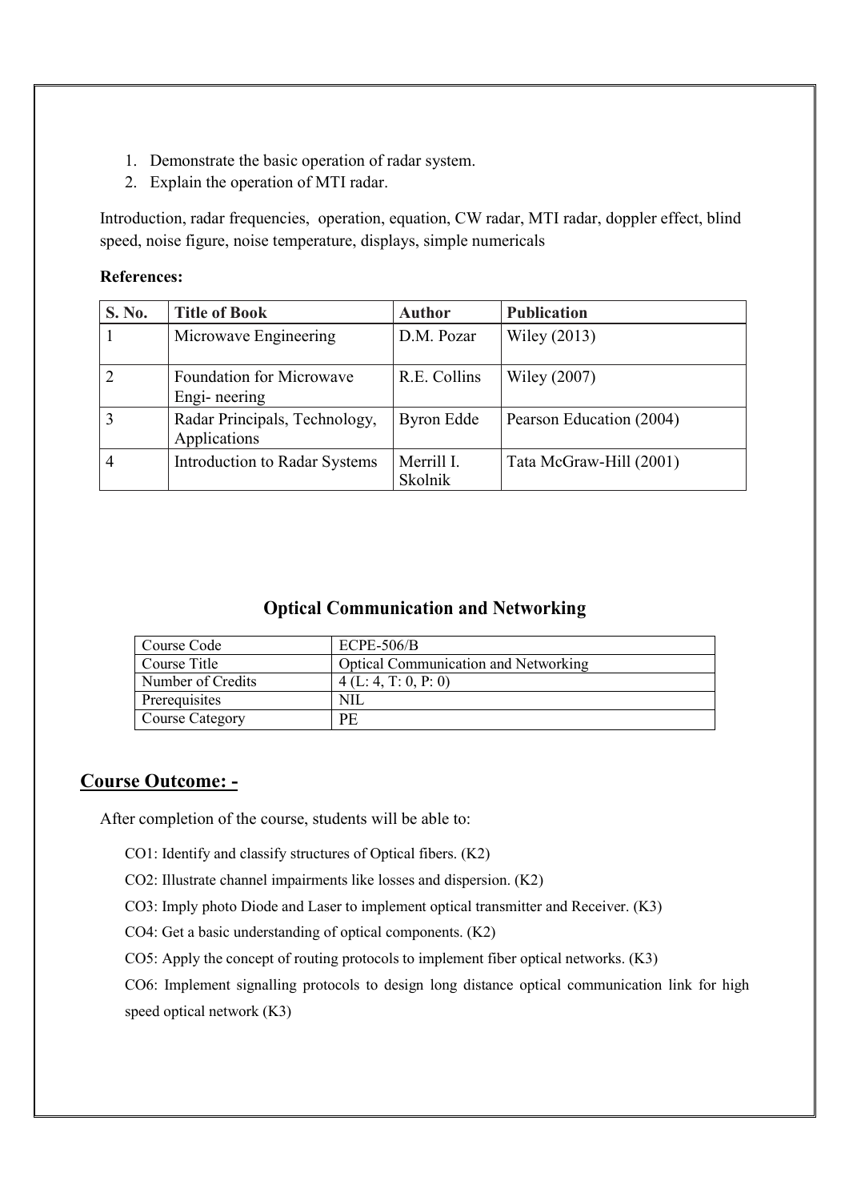1. Demonstrate the basic operation of radar system.
2. Explain the operation of MTI radar.

Introduction, radar frequencies, operation, equation, CW radar, MTI radar, doppler effect, blind speed, noise figure, noise temperature, displays, simple numericals

**References:**

| S. No. | Title of Book | Author | Publication |
|---|---|---|---|
| 1 | Microwave Engineering | D.M. Pozar | Wiley (2013) |
| 2 | Foundation for Microwave Engi- neering | R.E. Collins | Wiley (2007) |
| 3 | Radar Principals, Technology, Applications | Byron Edde | Pearson Education (2004) |
| 4 | Introduction to Radar Systems | Merrill I. Skolnik | Tata McGraw-Hill (2001) |

## Optical Communication and Networking

| Course Code | ECPE-506/B |
|---|---|
| Course Title | Optical Communication and Networking |
| Number of Credits | 4 (L: 4, T: 0, P: 0) |
| Prerequisites | NIL |
| Course Category | PE |

## Course Outcome: -

After completion of the course, students will be able to:

CO1: Identify and classify structures of Optical fibers. (K2)

CO2: Illustrate channel impairments like losses and dispersion. (K2)

CO3: Imply photo Diode and Laser to implement optical transmitter and Receiver. (K3)

CO4: Get a basic understanding of optical components. (K2)

CO5: Apply the concept of routing protocols to implement fiber optical networks. (K3)

CO6: Implement signalling protocols to design long distance optical communication link for high speed optical network (K3)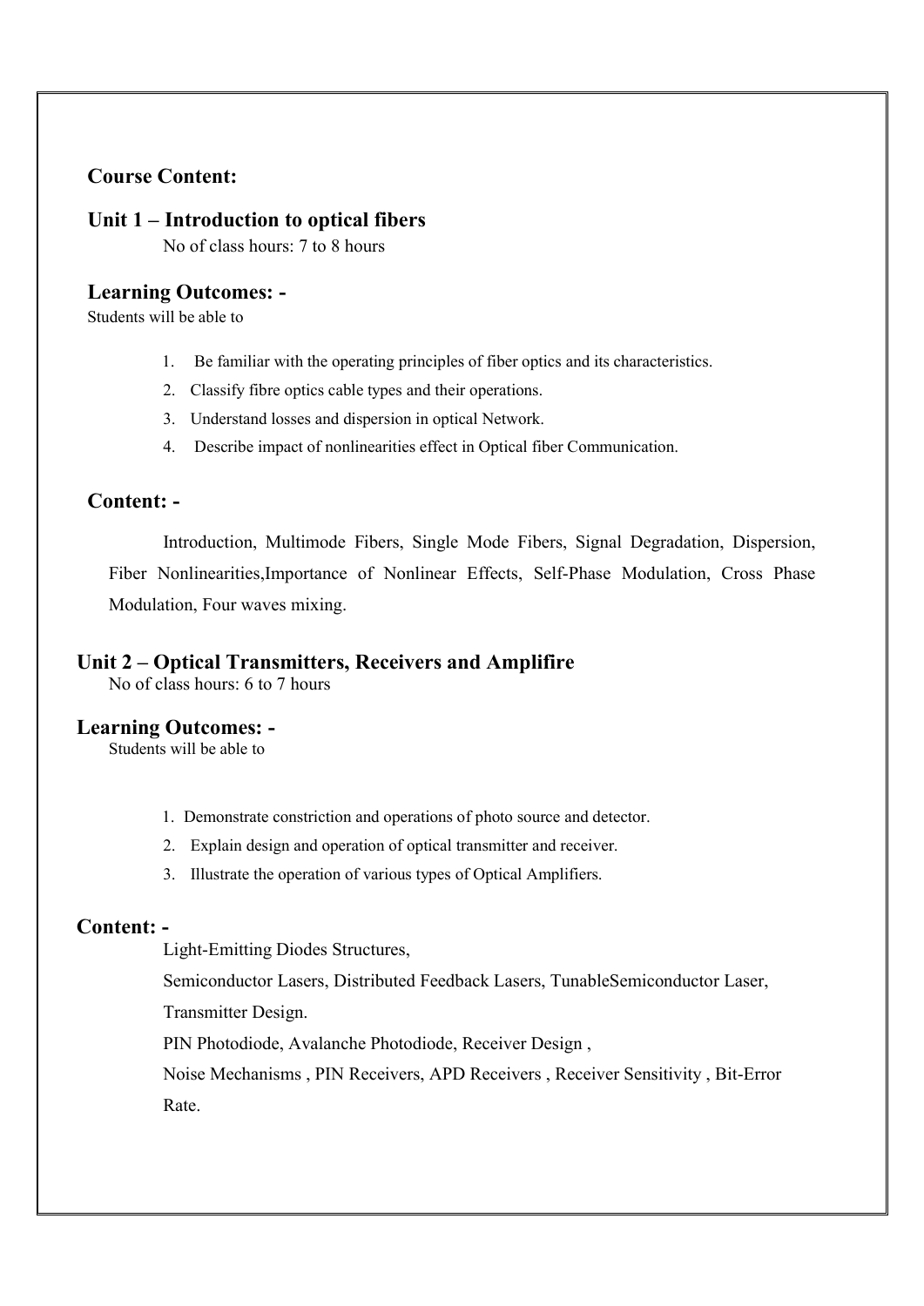## Course Content:

### Unit 1 – Introduction to optical fibers

No of class hours: 7 to 8 hours

### Learning Outcomes: -

Students will be able to

1. Be familiar with the operating principles of fiber optics and its characteristics.
2. Classify fibre optics cable types and their operations.
3. Understand losses and dispersion in optical Network.
4. Describe impact of nonlinearities effect in Optical fiber Communication.

### Content: -

Introduction, Multimode Fibers, Single Mode Fibers, Signal Degradation, Dispersion, Fiber Nonlinearities,Importance of Nonlinear Effects, Self-Phase Modulation, Cross Phase Modulation, Four waves mixing.

### Unit 2 – Optical Transmitters, Receivers and Amplifire

No of class hours: 6 to 7 hours

### Learning Outcomes: -

Students will be able to

1. Demonstrate constriction and operations of photo source and detector.
2. Explain design and operation of optical transmitter and receiver.
3. Illustrate the operation of various types of Optical Amplifiers.

### Content: -

Light-Emitting Diodes Structures,

Semiconductor Lasers, Distributed Feedback Lasers, TunableSemiconductor Laser, Transmitter Design.

PIN Photodiode, Avalanche Photodiode, Receiver Design ,

Noise Mechanisms , PIN Receivers, APD Receivers , Receiver Sensitivity , Bit-Error Rate.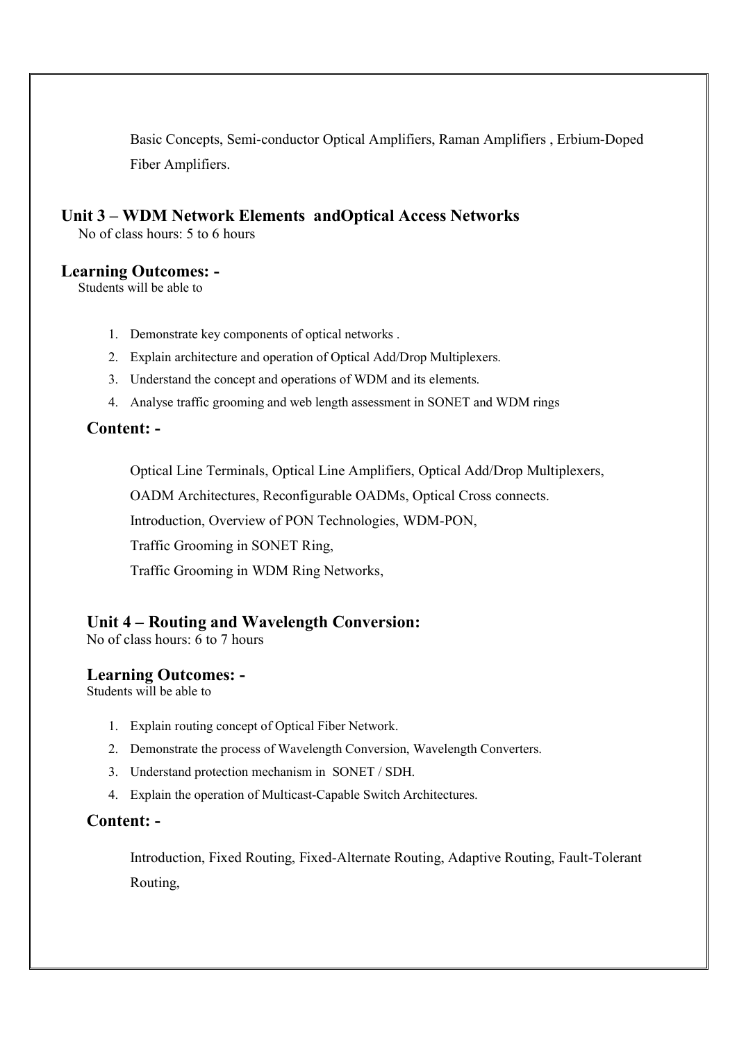Basic Concepts, Semi-conductor Optical Amplifiers, Raman Amplifiers , Erbium-Doped Fiber Amplifiers.

## Unit 3 – WDM Network Elements andOptical Access Networks

No of class hours: 5 to 6 hours

### Learning Outcomes: -

Students will be able to

1. Demonstrate key components of optical networks .
2. Explain architecture and operation of Optical Add/Drop Multiplexers.
3. Understand the concept and operations of WDM and its elements.
4. Analyse traffic grooming and web length assessment in SONET and WDM rings

### Content: -

Optical Line Terminals, Optical Line Amplifiers, Optical Add/Drop Multiplexers, OADM Architectures, Reconfigurable OADMs, Optical Cross connects.

Introduction, Overview of PON Technologies, WDM-PON,

Traffic Grooming in SONET Ring,

Traffic Grooming in WDM Ring Networks,

## Unit 4 – Routing and Wavelength Conversion:

No of class hours: 6 to 7 hours

### Learning Outcomes: -

Students will be able to

1. Explain routing concept of Optical Fiber Network.
2. Demonstrate the process of Wavelength Conversion, Wavelength Converters.
3. Understand protection mechanism in SONET / SDH.
4. Explain the operation of Multicast-Capable Switch Architectures.

### Content: -

Introduction, Fixed Routing, Fixed-Alternate Routing, Adaptive Routing, Fault-Tolerant Routing,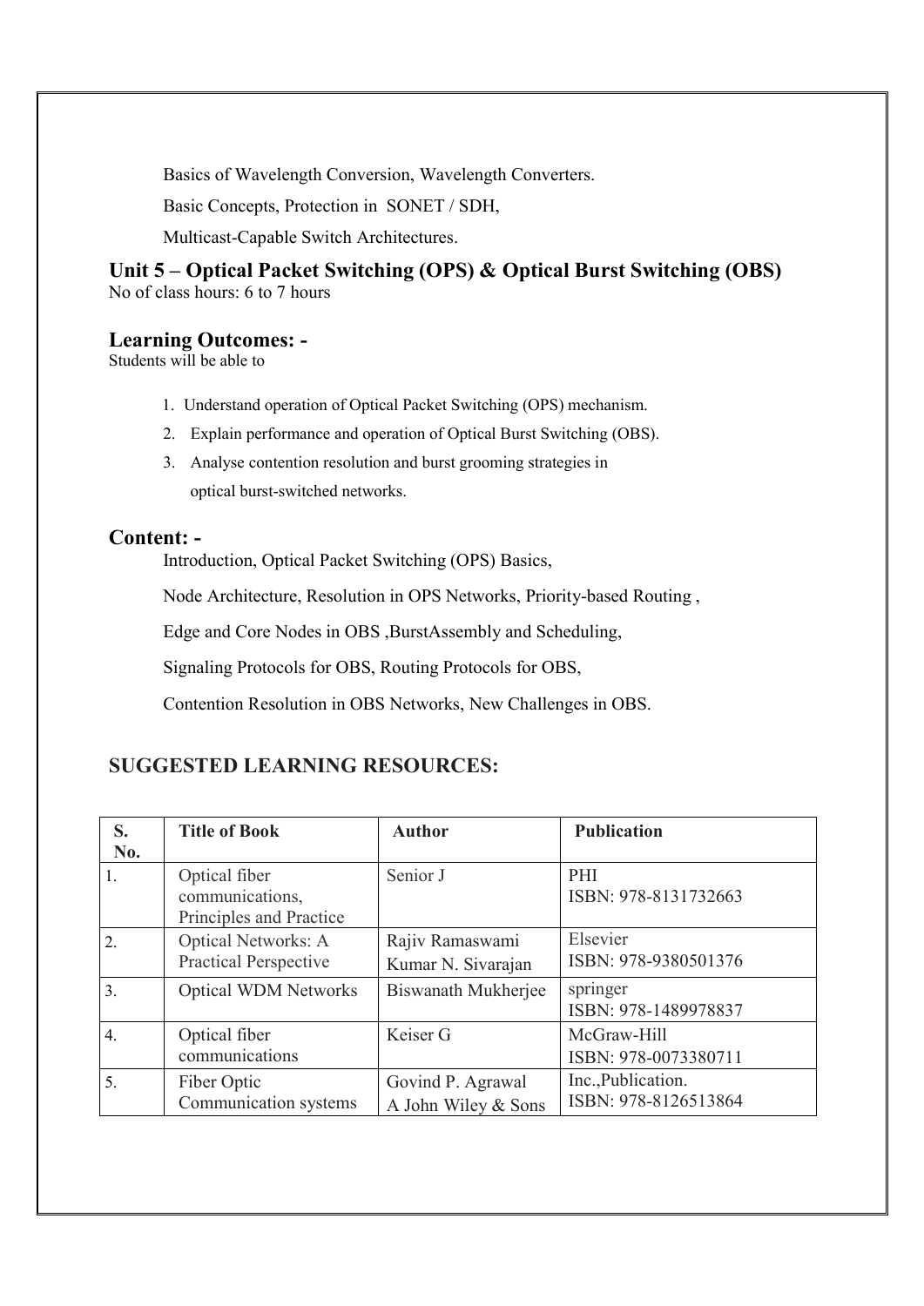Basics of Wavelength Conversion, Wavelength Converters.

Basic Concepts, Protection in SONET / SDH,

Multicast-Capable Switch Architectures.

## Unit 5 – Optical Packet Switching (OPS) & Optical Burst Switching (OBS)

No of class hours: 6 to 7 hours

### Learning Outcomes: -

Students will be able to

1. Understand operation of Optical Packet Switching (OPS) mechanism.
2. Explain performance and operation of Optical Burst Switching (OBS).
3. Analyse contention resolution and burst grooming strategies in optical burst-switched networks.

### Content: -

Introduction, Optical Packet Switching (OPS) Basics,

Node Architecture, Resolution in OPS Networks, Priority-based Routing ,

Edge and Core Nodes in OBS ,BurstAssembly and Scheduling,

Signaling Protocols for OBS, Routing Protocols for OBS,

Contention Resolution in OBS Networks, New Challenges in OBS.

## SUGGESTED LEARNING RESOURCES:

| S. No. | Title of Book | Author | Publication |
|---|---|---|---|
| 1. | Optical fiber communications, Principles and Practice | Senior J | PHI ISBN: 978-8131732663 |
| 2. | Optical Networks: A Practical Perspective | Rajiv Ramaswami Kumar N. Sivarajan | Elsevier ISBN: 978-9380501376 |
| 3. | Optical WDM Networks | Biswanath Mukherjee | springer ISBN: 978-1489978837 |
| 4. | Optical fiber communications | Keiser G | McGraw-Hill ISBN: 978-0073380711 |
| 5. | Fiber Optic Communication systems | Govind P. Agrawal A John Wiley & Sons | Inc.,Publication. ISBN: 978-8126513864 |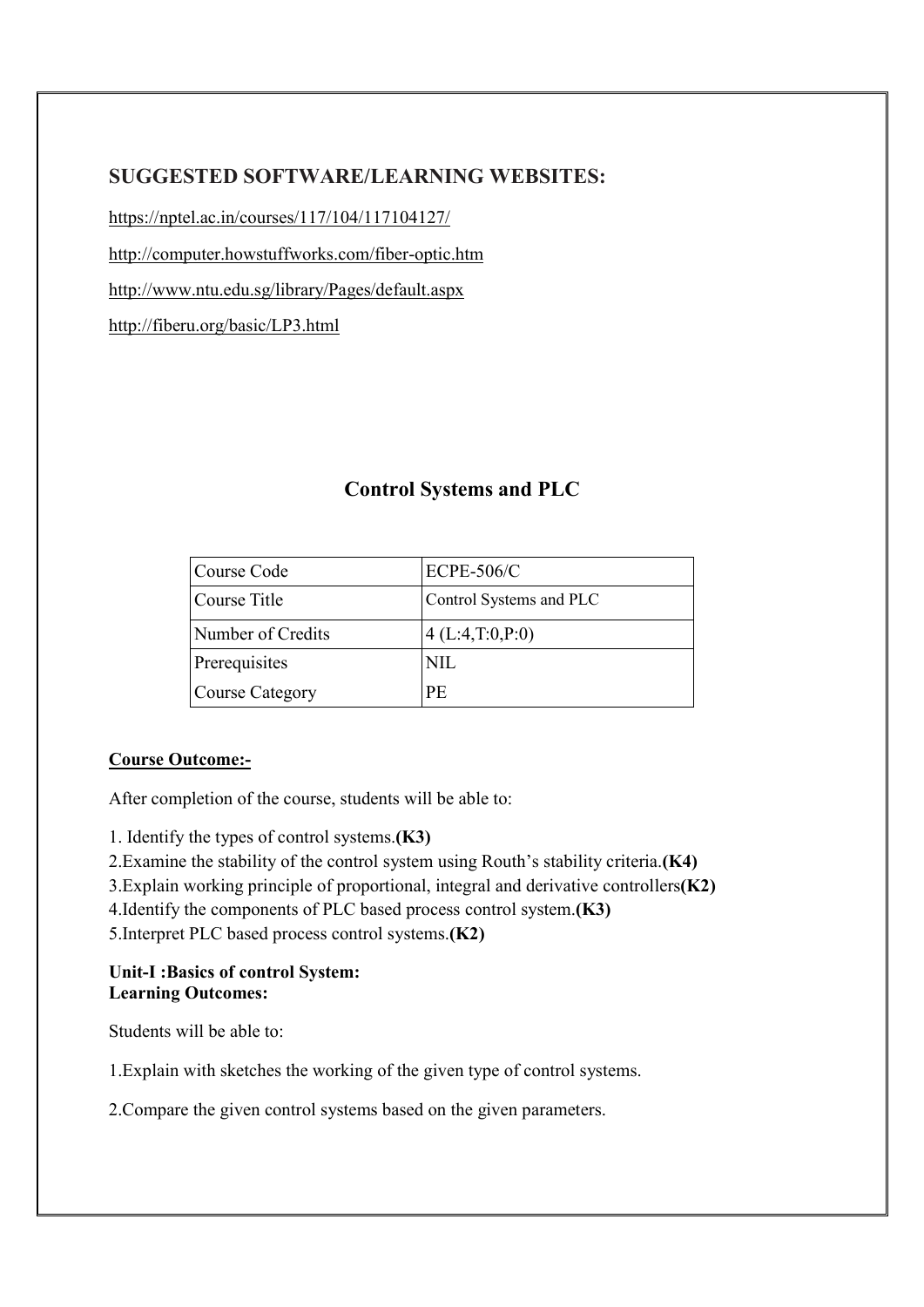## SUGGESTED SOFTWARE/LEARNING WEBSITES:

https://nptel.ac.in/courses/117/104/117104127/

http://computer.howstuffworks.com/fiber-optic.htm

http://www.ntu.edu.sg/library/Pages/default.aspx

http://fiberu.org/basic/LP3.html

## Control Systems and PLC

| Course Code | ECPE-506/C |
|---|---|
| Course Title | Control Systems and PLC |
| Number of Credits | 4 (L:4,T:0,P:0) |
| Prerequisites | NIL |
| Course Category | PE |

**Course Outcome:-**

After completion of the course, students will be able to:

1. Identify the types of control systems.**(K3)**
2. Examine the stability of the control system using Routh's stability criteria.**(K4)**
3. Explain working principle of proportional, integral and derivative controllers**(K2)**
4. Identify the components of PLC based process control system.**(K3)**
5. Interpret PLC based process control systems.**(K2)**

**Unit-I :Basics of control System:**
**Learning Outcomes:**

Students will be able to:

1. Explain with sketches the working of the given type of control systems.

2. Compare the given control systems based on the given parameters.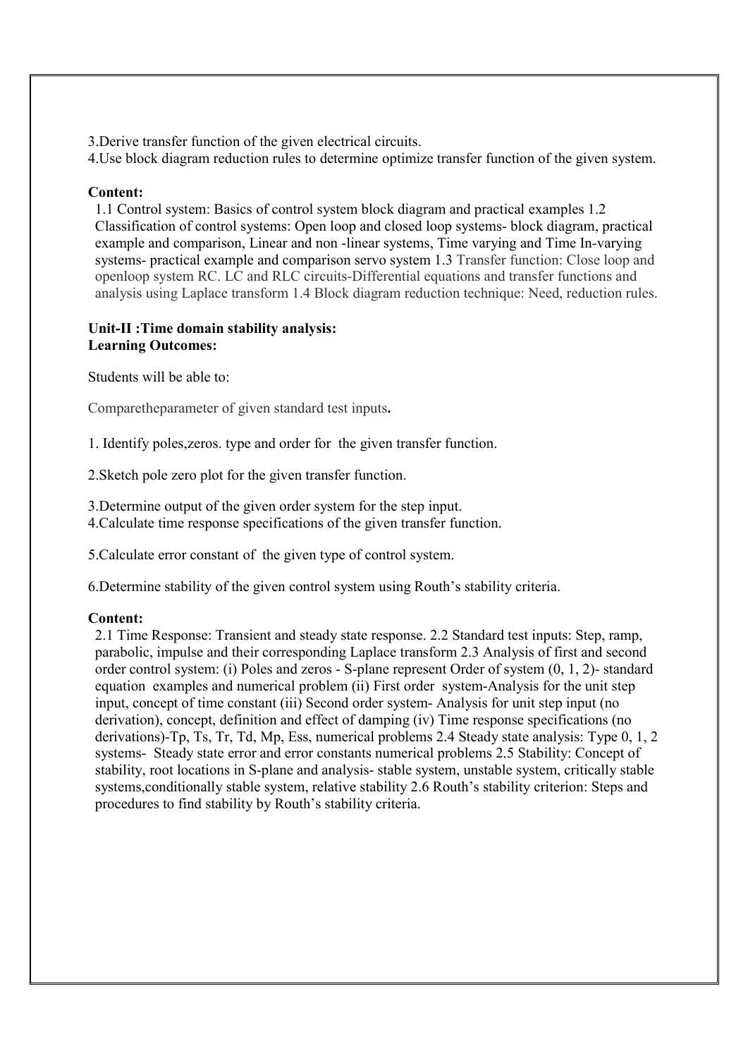3.Derive transfer function of the given electrical circuits.

4.Use block diagram reduction rules to determine optimize transfer function of the given system.

**Content:**

1.1 Control system: Basics of control system block diagram and practical examples 1.2 Classification of control systems: Open loop and closed loop systems- block diagram, practical example and comparison, Linear and non -linear systems, Time varying and Time In-varying systems- practical example and comparison servo system 1.3 Transfer function: Close loop and openloop system RC. LC and RLC circuits-Differential equations and transfer functions and analysis using Laplace transform 1.4 Block diagram reduction technique: Need, reduction rules.

**Unit-II :Time domain stability analysis:**
**Learning Outcomes:**

Students will be able to:

Comparetheparameter of given standard test inputs**.**

1. Identify poles,zeros. type and order for the given transfer function.

2.Sketch pole zero plot for the given transfer function.

3.Determine output of the given order system for the step input.

4.Calculate time response specifications of the given transfer function.

5.Calculate error constant of the given type of control system.

6.Determine stability of the given control system using Routh's stability criteria.

**Content:**

2.1 Time Response: Transient and steady state response. 2.2 Standard test inputs: Step, ramp, parabolic, impulse and their corresponding Laplace transform 2.3 Analysis of first and second order control system: (i) Poles and zeros - S-plane represent Order of system (0, 1, 2)- standard equation examples and numerical problem (ii) First order system-Analysis for the unit step input, concept of time constant (iii) Second order system- Analysis for unit step input (no derivation), concept, definition and effect of damping (iv) Time response specifications (no derivations)-Tp, Ts, Tr, Td, Mp, Ess, numerical problems 2.4 Steady state analysis: Type 0, 1, 2 systems- Steady state error and error constants numerical problems 2.5 Stability: Concept of stability, root locations in S-plane and analysis- stable system, unstable system, critically stable systems,conditionally stable system, relative stability 2.6 Routh's stability criterion: Steps and procedures to find stability by Routh's stability criteria.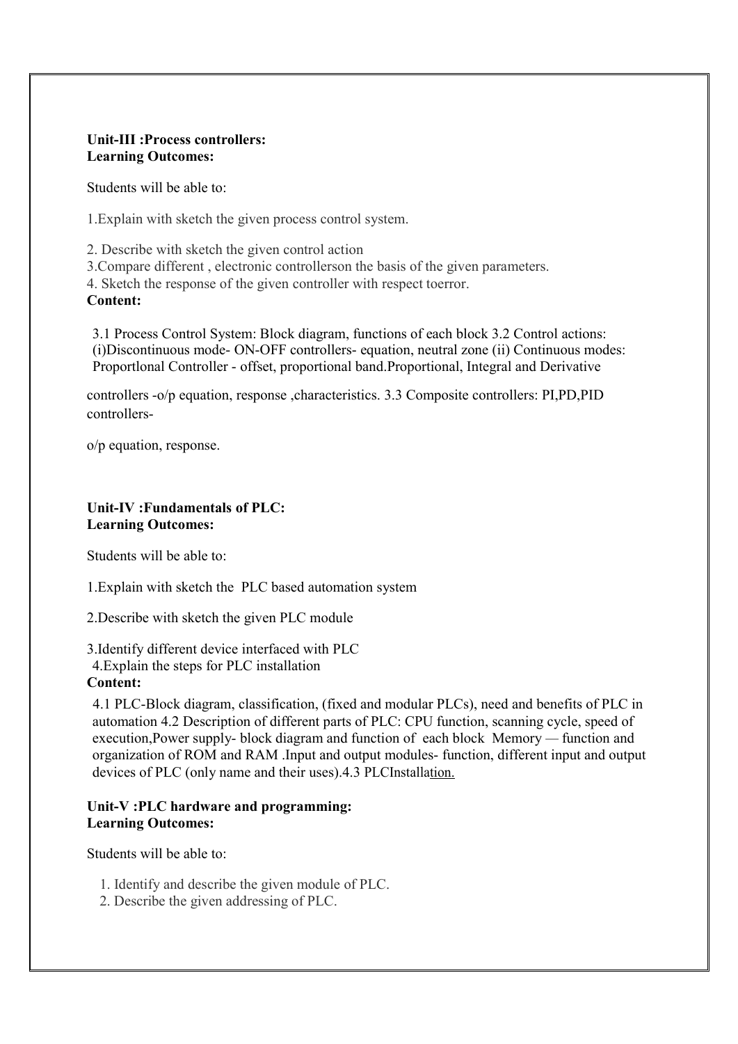**Unit-III :Process controllers:**
**Learning Outcomes:**

Students will be able to:

1.Explain with sketch the given process control system.

2. Describe with sketch the given control action
3.Compare different , electronic controllerson the basis of the given parameters.
4. Sketch the response of the given controller with respect toerror.

**Content:**

3.1 Process Control System: Block diagram, functions of each block 3.2 Control actions: (i)Discontinuous mode- ON-OFF controllers- equation, neutral zone (ii) Continuous modes: Proportlonal Controller - offset, proportional band.Proportional, Integral and Derivative

controllers -o/p equation, response ,characteristics. 3.3 Composite controllers: PI,PD,PID controllers-

o/p equation, response.

**Unit-IV :Fundamentals of PLC:**
**Learning Outcomes:**

Students will be able to:

1.Explain with sketch the PLC based automation system

2.Describe with sketch the given PLC module

3.Identify different device interfaced with PLC
4.Explain the steps for PLC installation

**Content:**

4.1 PLC-Block diagram, classification, (fixed and modular PLCs), need and benefits of PLC in automation 4.2 Description of different parts of PLC: CPU function, scanning cycle, speed of execution,Power supply- block diagram and function of each block Memory — function and organization of ROM and RAM .Input and output modules- function, different input and output devices of PLC (only name and their uses).4.3 PLCInstallation.

**Unit-V :PLC hardware and programming:**
**Learning Outcomes:**

Students will be able to:

1. Identify and describe the given module of PLC.
2. Describe the given addressing of PLC.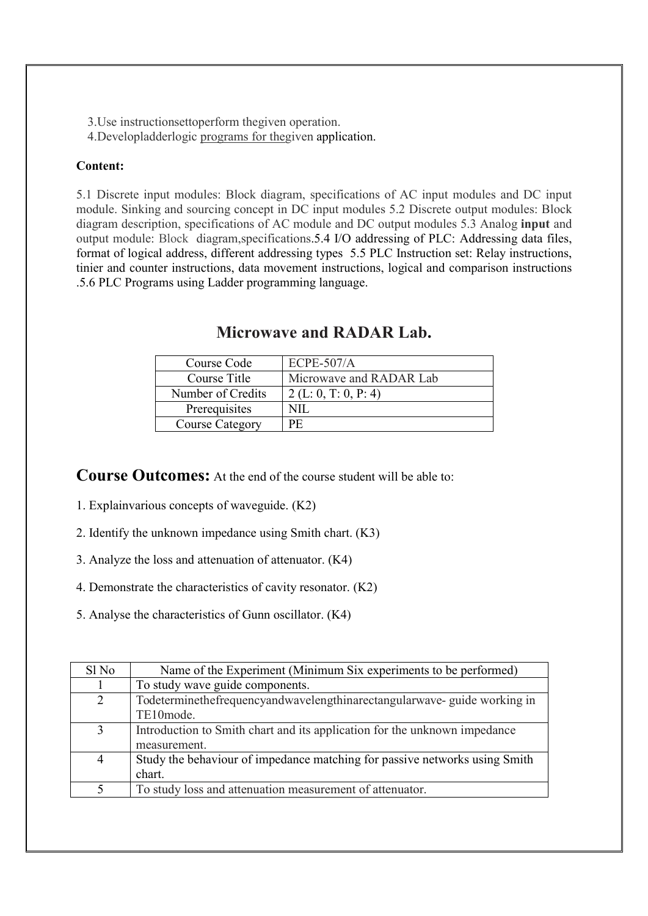3.Use instructionsettoperform thegiven operation.
4.Developladderlogic programs for thegiven application.

**Content:**

5.1 Discrete input modules: Block diagram, specifications of AC input modules and DC input module. Sinking and sourcing concept in DC input modules 5.2 Discrete output modules: Block diagram description, specifications of AC module and DC output modules 5.3 Analog **input** and output module: Block diagram,specifications.5.4 I/O addressing of PLC: Addressing data files, format of logical address, different addressing types 5.5 PLC Instruction set: Relay instructions, tinier and counter instructions, data movement instructions, logical and comparison instructions .5.6 PLC Programs using Ladder programming language.

## Microwave and RADAR Lab.

| Course Code | ECPE-507/A |
|---|---|
| Course Title | Microwave and RADAR Lab |
| Number of Credits | 2 (L: 0, T: 0, P: 4) |
| Prerequisites | NIL |
| Course Category | PE |

**Course Outcomes:** At the end of the course student will be able to:

1. Explainvarious concepts of waveguide. (K2)

2. Identify the unknown impedance using Smith chart. (K3)

3. Analyze the loss and attenuation of attenuator. (K4)

4. Demonstrate the characteristics of cavity resonator. (K2)

5. Analyse the characteristics of Gunn oscillator. (K4)

| Sl No | Name of the Experiment (Minimum Six experiments to be performed) |
|---|---|
| 1 | To study wave guide components. |
| 2 | Todeterminethefrequencyandwavelengthinarectangularwave- guide working in TE10mode. |
| 3 | Introduction to Smith chart and its application for the unknown impedance measurement. |
| 4 | Study the behaviour of impedance matching for passive networks using Smith chart. |
| 5 | To study loss and attenuation measurement of attenuator. |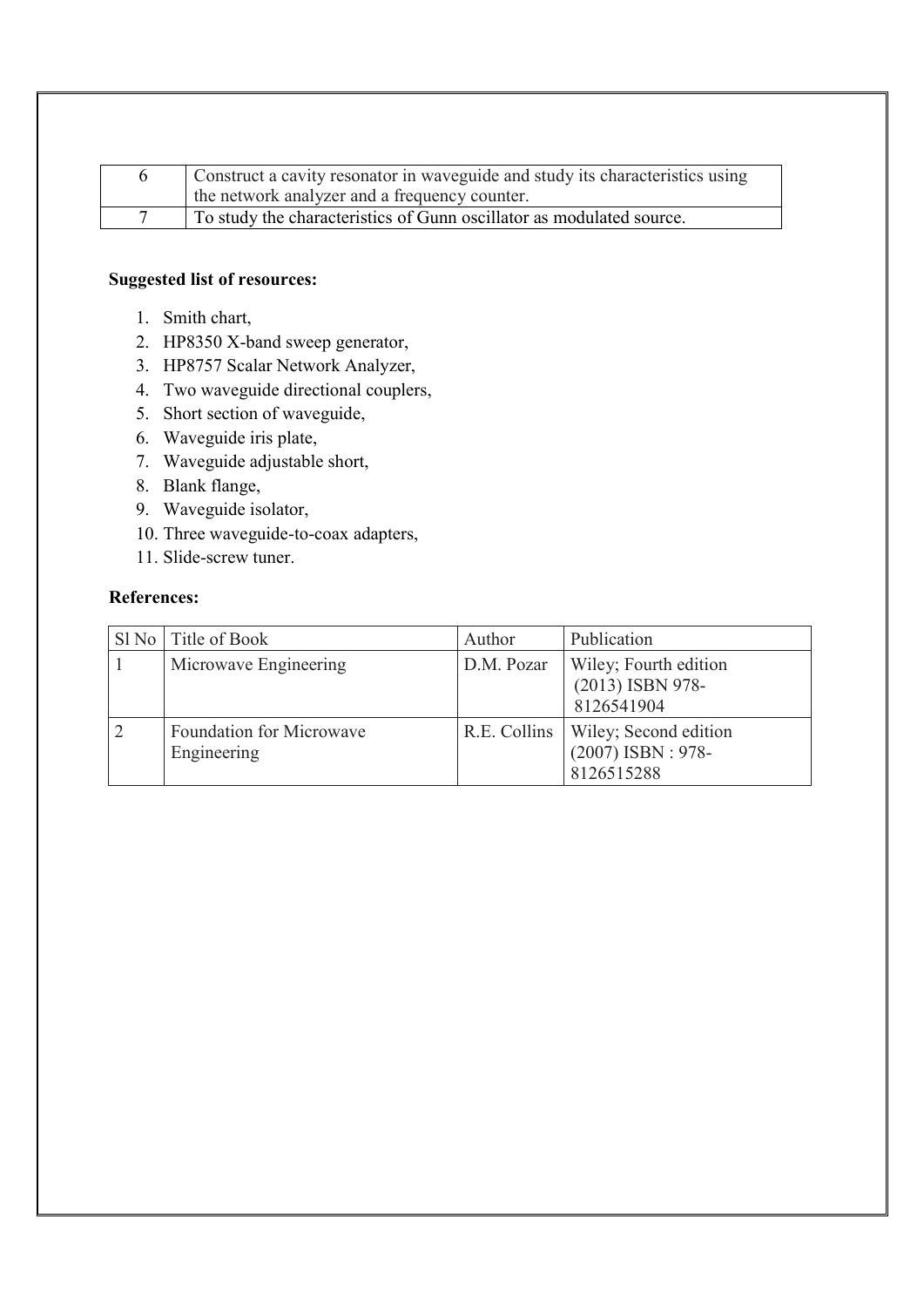| | |
|---|---|
| 6 | Construct a cavity resonator in waveguide and study its characteristics using the network analyzer and a frequency counter. |
| 7 | To study the characteristics of Gunn oscillator as modulated source. |

**Suggested list of resources:**

1. Smith chart,
2. HP8350 X-band sweep generator,
3. HP8757 Scalar Network Analyzer,
4. Two waveguide directional couplers,
5. Short section of waveguide,
6. Waveguide iris plate,
7. Waveguide adjustable short,
8. Blank flange,
9. Waveguide isolator,
10. Three waveguide-to-coax adapters,
11. Slide-screw tuner.

**References:**

| Sl No | Title of Book | Author | Publication |
|---|---|---|---|
| 1 | Microwave Engineering | D.M. Pozar | Wiley; Fourth edition (2013) ISBN 978-8126541904 |
| 2 | Foundation for Microwave Engineering | R.E. Collins | Wiley; Second edition (2007) ISBN : 978-8126515288 |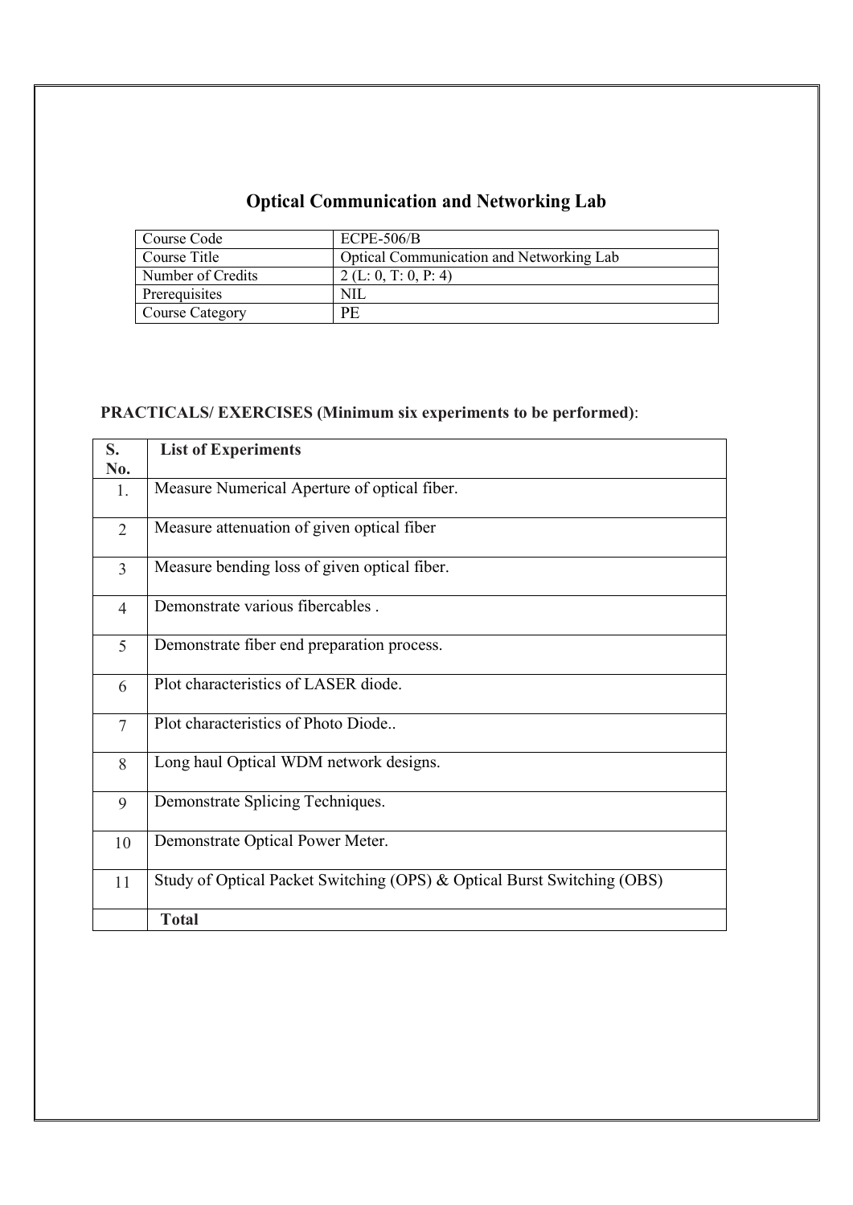## Optical Communication and Networking Lab

| Course Code | ECPE-506/B |
|---|---|
| Course Title | Optical Communication and Networking Lab |
| Number of Credits | 2 (L: 0, T: 0, P: 4) |
| Prerequisites | NIL |
| Course Category | PE |

**PRACTICALS/ EXERCISES (Minimum six experiments to be performed)**:

| S. No. | List of Experiments |
|---|---|
| 1. | Measure Numerical Aperture of optical fiber. |
| 2 | Measure attenuation of given optical fiber |
| 3 | Measure bending loss of given optical fiber. |
| 4 | Demonstrate various fibercables . |
| 5 | Demonstrate fiber end preparation process. |
| 6 | Plot characteristics of LASER diode. |
| 7 | Plot characteristics of Photo Diode.. |
| 8 | Long haul Optical WDM network designs. |
| 9 | Demonstrate Splicing Techniques. |
| 10 | Demonstrate Optical Power Meter. |
| 11 | Study of Optical Packet Switching (OPS) & Optical Burst Switching (OBS) |
| | **Total** |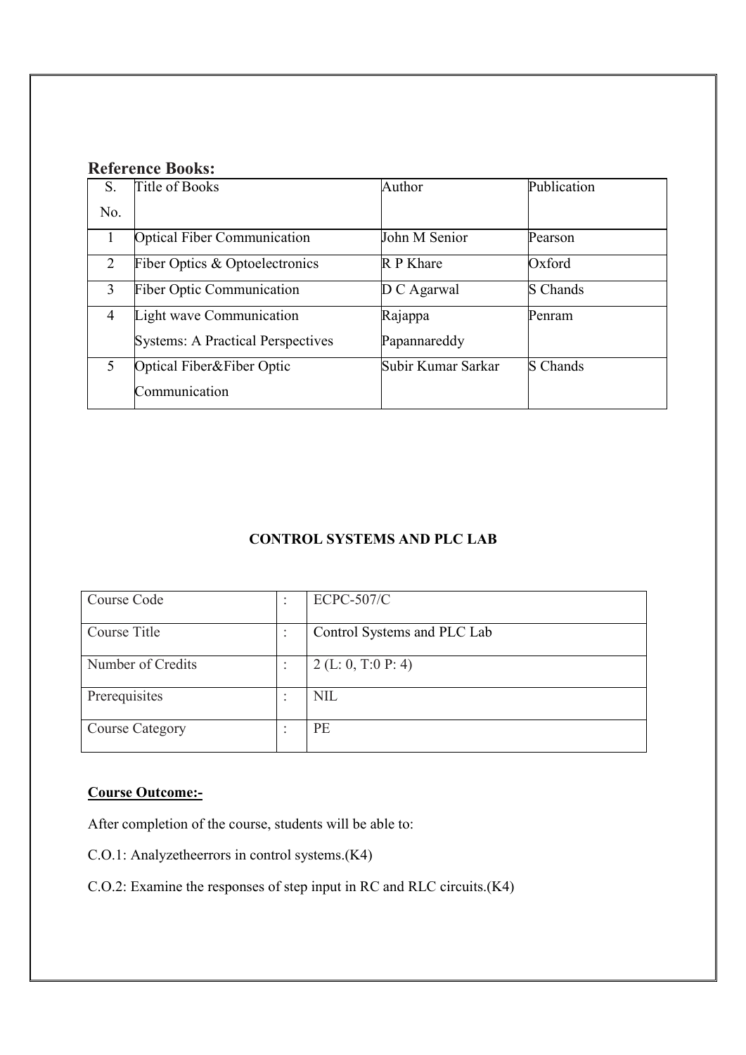## Reference Books:

| S. No. | Title of Books | Author | Publication |
|---|---|---|---|
| 1 | Optical Fiber Communication | John M Senior | Pearson |
| 2 | Fiber Optics & Optoelectronics | R P Khare | Oxford |
| 3 | Fiber Optic Communication | D C Agarwal | S Chands |
| 4 | Light wave Communication Systems: A Practical Perspectives | Rajappa Papannareddy | Penram |
| 5 | Optical Fiber&Fiber Optic Communication | Subir Kumar Sarkar | S Chands |

## CONTROL SYSTEMS AND PLC LAB

| Course Code | : | ECPC-507/C |
|---|---|---|
| Course Title | : | Control Systems and PLC Lab |
| Number of Credits | : | 2 (L: 0, T:0 P: 4) |
| Prerequisites | : | NIL |
| Course Category | : | PE |

**Course Outcome:-**

After completion of the course, students will be able to:

C.O.1: Analyzetheerrors in control systems.(K4)

C.O.2: Examine the responses of step input in RC and RLC circuits.(K4)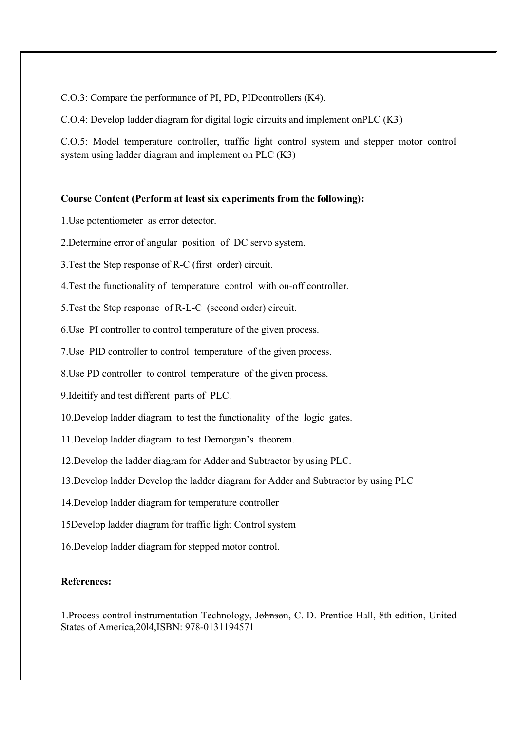C.O.3: Compare the performance of PI, PD, PIDcontrollers (K4).

C.O.4: Develop ladder diagram for digital logic circuits and implement onPLC (K3)

C.O.5: Model temperature controller, traffic light control system and stepper motor control system using ladder diagram and implement on PLC (K3)

**Course Content (Perform at least six experiments from the following):**

1.Use potentiometer as error detector.

2.Determine error of angular position of DC servo system.

3.Test the Step response of R-C (first order) circuit.

4.Test the functionality of temperature control with on-off controller.

5.Test the Step response of R-L-C (second order) circuit.

6.Use PI controller to control temperature of the given process.

7.Use PID controller to control temperature of the given process.

8.Use PD controller to control temperature of the given process.

9.Ideitify and test different parts of PLC.

10.Develop ladder diagram to test the functionality of the logic gates.

11.Develop ladder diagram to test Demorgan's theorem.

12.Develop the ladder diagram for Adder and Subtractor by using PLC.

13.Develop ladder Develop the ladder diagram for Adder and Subtractor by using PLC

14.Develop ladder diagram for temperature controller

15Develop ladder diagram for traffic light Control system

16.Develop ladder diagram for stepped motor control.

**References:**

1.Process control instrumentation Technology, Johnson, C. D. Prentice Hall, 8th edition, United States of America,20l4,ISBN: 978-0131194571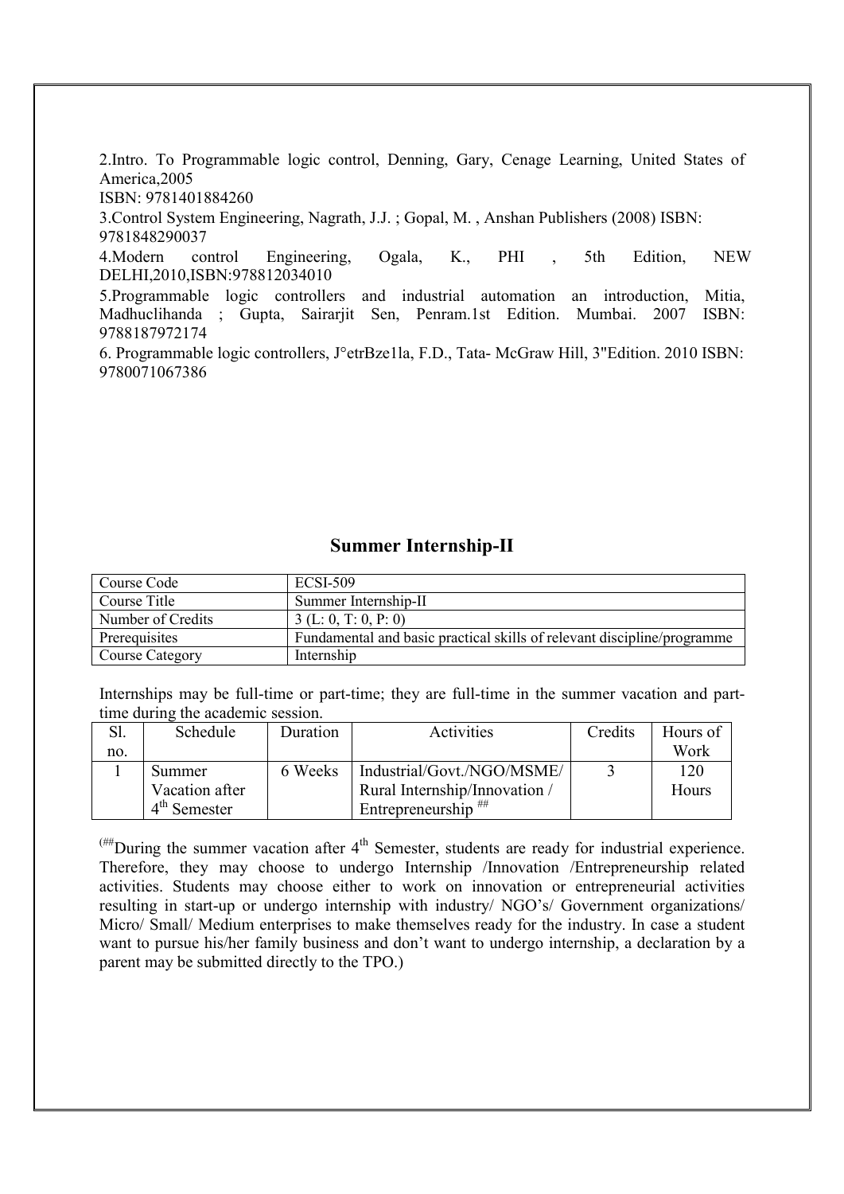2.Intro. To Programmable logic control, Denning, Gary, Cenage Learning, United States of America,2005
ISBN: 9781401884260

3.Control System Engineering, Nagrath, J.J. ; Gopal, M. , Anshan Publishers (2008) ISBN: 9781848290037

4.Modern control Engineering, Ogala, K., PHI , 5th Edition, NEW DELHI,2010,ISBN:978812034010

5.Programmable logic controllers and industrial automation an introduction, Mitia, Madhuclihanda ; Gupta, Sairarjit Sen, Penram.1st Edition. Mumbai. 2007 ISBN: 9788187972174

6. Programmable logic controllers, J°etrBze1la, F.D., Tata- McGraw Hill, 3"Edition. 2010 ISBN: 9780071067386

## Summer Internship-II

| Course Code | ECSI-509 |
|---|---|
| Course Title | Summer Internship-II |
| Number of Credits | 3 (L: 0, T: 0, P: 0) |
| Prerequisites | Fundamental and basic practical skills of relevant discipline/programme |
| Course Category | Internship |

Internships may be full-time or part-time; they are full-time in the summer vacation and part-time during the academic session.

| Sl. no. | Schedule | Duration | Activities | Credits | Hours of Work |
|---|---|---|---|---|---|
| 1 | Summer Vacation after 4th Semester | 6 Weeks | Industrial/Govt./NGO/MSME/ Rural Internship/Innovation / Entrepreneurship ## | 3 | 120 Hours |

(## During the summer vacation after 4th Semester, students are ready for industrial experience. Therefore, they may choose to undergo Internship /Innovation /Entrepreneurship related activities. Students may choose either to work on innovation or entrepreneurial activities resulting in start-up or undergo internship with industry/ NGO's/ Government organizations/ Micro/ Small/ Medium enterprises to make themselves ready for the industry. In case a student want to pursue his/her family business and don't want to undergo internship, a declaration by a parent may be submitted directly to the TPO.)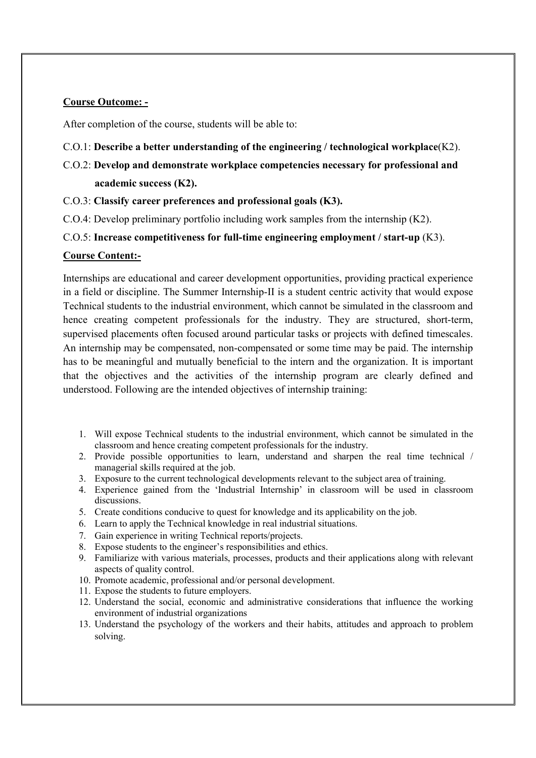**Course Outcome: -**

After completion of the course, students will be able to:

C.O.1: **Describe a better understanding of the engineering / technological workplace**(K2).

C.O.2: **Develop and demonstrate workplace competencies necessary for professional and academic success (K2).**

C.O.3: **Classify career preferences and professional goals (K3).**

C.O.4: Develop preliminary portfolio including work samples from the internship (K2).

C.O.5: **Increase competitiveness for full-time engineering employment / start-up** (K3).

**Course Content:-**

Internships are educational and career development opportunities, providing practical experience in a field or discipline. The Summer Internship-II is a student centric activity that would expose Technical students to the industrial environment, which cannot be simulated in the classroom and hence creating competent professionals for the industry. They are structured, short-term, supervised placements often focused around particular tasks or projects with defined timescales. An internship may be compensated, non-compensated or some time may be paid. The internship has to be meaningful and mutually beneficial to the intern and the organization. It is important that the objectives and the activities of the internship program are clearly defined and understood. Following are the intended objectives of internship training:

1. Will expose Technical students to the industrial environment, which cannot be simulated in the classroom and hence creating competent professionals for the industry.
2. Provide possible opportunities to learn, understand and sharpen the real time technical / managerial skills required at the job.
3. Exposure to the current technological developments relevant to the subject area of training.
4. Experience gained from the 'Industrial Internship' in classroom will be used in classroom discussions.
5. Create conditions conducive to quest for knowledge and its applicability on the job.
6. Learn to apply the Technical knowledge in real industrial situations.
7. Gain experience in writing Technical reports/projects.
8. Expose students to the engineer's responsibilities and ethics.
9. Familiarize with various materials, processes, products and their applications along with relevant aspects of quality control.
10. Promote academic, professional and/or personal development.
11. Expose the students to future employers.
12. Understand the social, economic and administrative considerations that influence the working environment of industrial organizations
13. Understand the psychology of the workers and their habits, attitudes and approach to problem solving.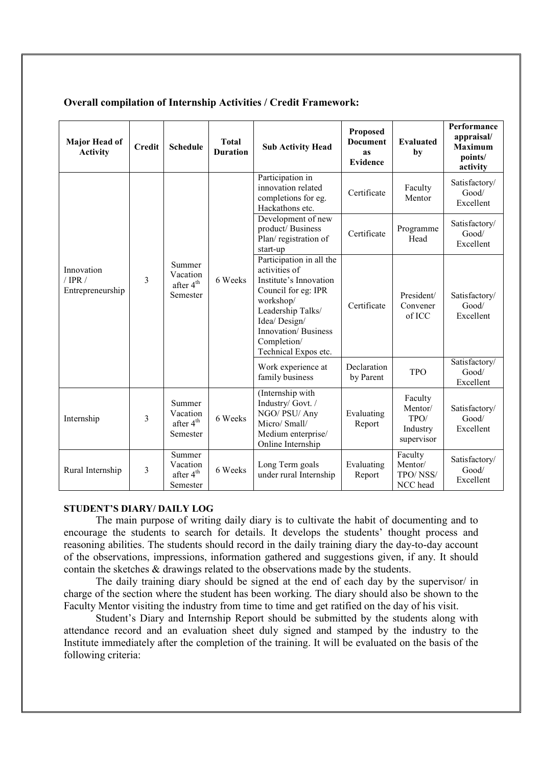**Overall compilation of Internship Activities / Credit Framework:**

| Major Head of Activity | Credit | Schedule | Total Duration | Sub Activity Head | Proposed Document as Evidence | Evaluated by | Performance appraisal/ Maximum points/ activity |
|---|---|---|---|---|---|---|---|
| Innovation / IPR / Entrepreneurship | 3 | Summer Vacation after 4th Semester | 6 Weeks | Participation in innovation related completions for eg. Hackathons etc. | Certificate | Faculty Mentor | Satisfactory/ Good/ Excellent |
| | | | | Development of new product/ Business Plan/ registration of start-up | Certificate | Programme Head | Satisfactory/ Good/ Excellent |
| | | | | Participation in all the activities of Institute's Innovation Council for eg: IPR workshop/ Leadership Talks/ Idea/ Design/ Innovation/ Business Completion/ Technical Expos etc. | Certificate | President/ Convener of ICC | Satisfactory/ Good/ Excellent |
| | | | | Work experience at family business | Declaration by Parent | TPO | Satisfactory/ Good/ Excellent |
| Internship | 3 | Summer Vacation after 4th Semester | 6 Weeks | (Internship with Industry/ Govt. / NGO/ PSU/ Any Micro/ Small/ Medium enterprise/ Online Internship | Evaluating Report | Faculty Mentor/ TPO/ Industry supervisor | Satisfactory/ Good/ Excellent |
| Rural Internship | 3 | Summer Vacation after 4th Semester | 6 Weeks | Long Term goals under rural Internship | Evaluating Report | Faculty Mentor/ TPO/ NSS/ NCC head | Satisfactory/ Good/ Excellent |

**STUDENT'S DIARY/ DAILY LOG**

The main purpose of writing daily diary is to cultivate the habit of documenting and to encourage the students to search for details. It develops the students' thought process and reasoning abilities. The students should record in the daily training diary the day-to-day account of the observations, impressions, information gathered and suggestions given, if any. It should contain the sketches & drawings related to the observations made by the students.

The daily training diary should be signed at the end of each day by the supervisor/ in charge of the section where the student has been working. The diary should also be shown to the Faculty Mentor visiting the industry from time to time and get ratified on the day of his visit.

Student's Diary and Internship Report should be submitted by the students along with attendance record and an evaluation sheet duly signed and stamped by the industry to the Institute immediately after the completion of the training. It will be evaluated on the basis of the following criteria: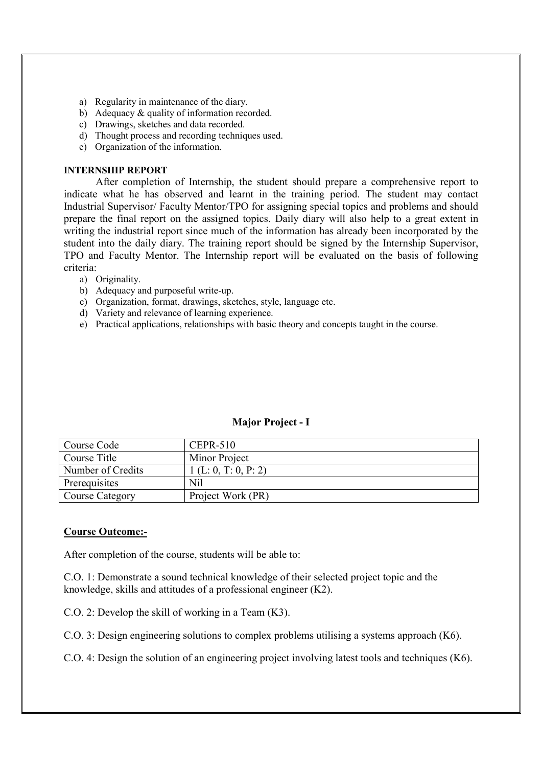a) Regularity in maintenance of the diary.
b) Adequacy & quality of information recorded.
c) Drawings, sketches and data recorded.
d) Thought process and recording techniques used.
e) Organization of the information.

**INTERNSHIP REPORT**

After completion of Internship, the student should prepare a comprehensive report to indicate what he has observed and learnt in the training period. The student may contact Industrial Supervisor/ Faculty Mentor/TPO for assigning special topics and problems and should prepare the final report on the assigned topics. Daily diary will also help to a great extent in writing the industrial report since much of the information has already been incorporated by the student into the daily diary. The training report should be signed by the Internship Supervisor, TPO and Faculty Mentor. The Internship report will be evaluated on the basis of following criteria:

a) Originality.
b) Adequacy and purposeful write-up.
c) Organization, format, drawings, sketches, style, language etc.
d) Variety and relevance of learning experience.
e) Practical applications, relationships with basic theory and concepts taught in the course.

## Major Project - I

| Course Code | CEPR-510 |
|---|---|
| Course Title | Minor Project |
| Number of Credits | 1 (L: 0, T: 0, P: 2) |
| Prerequisites | Nil |
| Course Category | Project Work (PR) |

**Course Outcome:-**

After completion of the course, students will be able to:

C.O. 1: Demonstrate a sound technical knowledge of their selected project topic and the knowledge, skills and attitudes of a professional engineer (K2).

C.O. 2: Develop the skill of working in a Team (K3).

C.O. 3: Design engineering solutions to complex problems utilising a systems approach (K6).

C.O. 4: Design the solution of an engineering project involving latest tools and techniques (K6).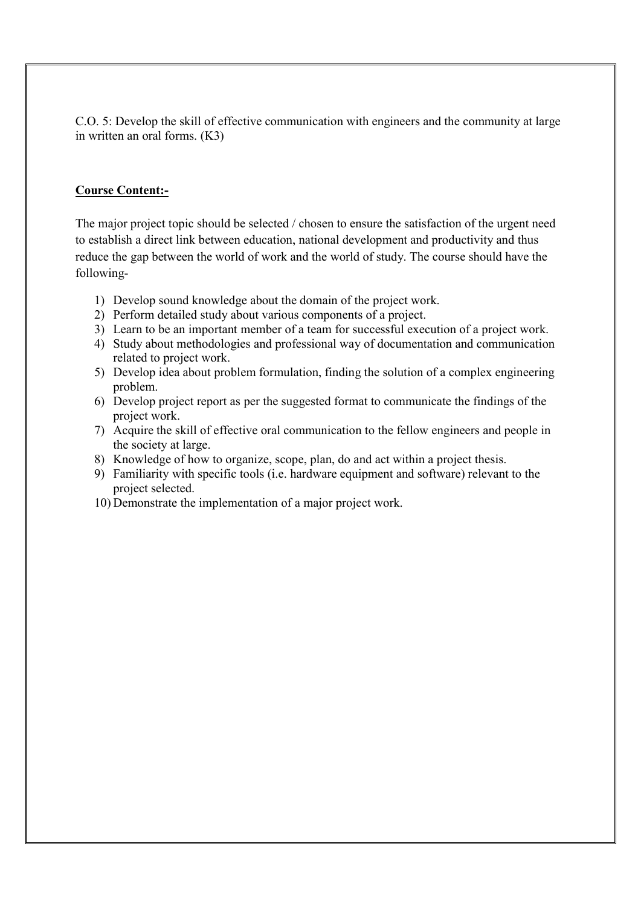C.O. 5: Develop the skill of effective communication with engineers and the community at large in written an oral forms. (K3)

**Course Content:-**

The major project topic should be selected / chosen to ensure the satisfaction of the urgent need to establish a direct link between education, national development and productivity and thus reduce the gap between the world of work and the world of study. The course should have the following-

1) Develop sound knowledge about the domain of the project work.
2) Perform detailed study about various components of a project.
3) Learn to be an important member of a team for successful execution of a project work.
4) Study about methodologies and professional way of documentation and communication related to project work.
5) Develop idea about problem formulation, finding the solution of a complex engineering problem.
6) Develop project report as per the suggested format to communicate the findings of the project work.
7) Acquire the skill of effective oral communication to the fellow engineers and people in the society at large.
8) Knowledge of how to organize, scope, plan, do and act within a project thesis.
9) Familiarity with specific tools (i.e. hardware equipment and software) relevant to the project selected.
10) Demonstrate the implementation of a major project work.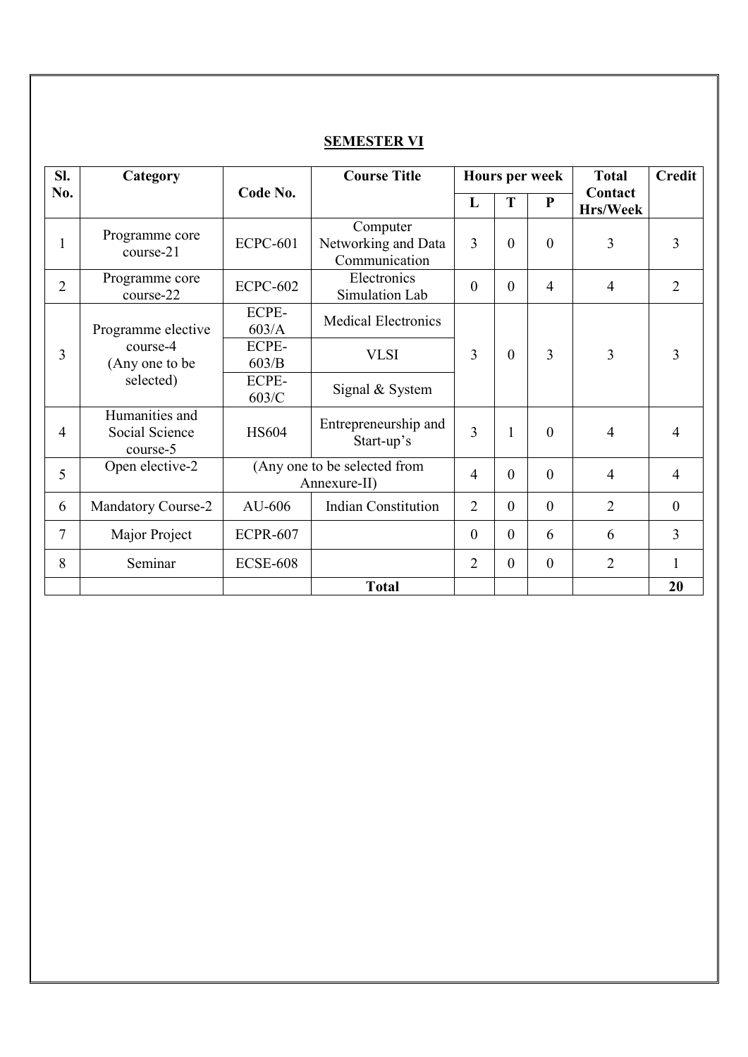## SEMESTER VI

| Sl. No. | Category | Code No. | Course Title | Hours per week | | | Total Contact Hrs/Week | Credit |
|---|---|---|---|---|---|---|---|---|
| | | | | L | T | P | | |
| 1 | Programme core course-21 | ECPC-601 | Computer Networking and Data Communication | 3 | 0 | 0 | 3 | 3 |
| 2 | Programme core course-22 | ECPC-602 | Electronics Simulation Lab | 0 | 0 | 4 | 4 | 2 |
| 3 | Programme elective course-4 (Any one to be selected) | ECPE-603/A | Medical Electronics | 3 | 0 | 3 | 3 | 3 |
| | | ECPE-603/B | VLSI | | | | | |
| | | ECPE-603/C | Signal & System | | | | | |
| 4 | Humanities and Social Science course-5 | HS604 | Entrepreneurship and Start-up's | 3 | 1 | 0 | 4 | 4 |
| 5 | Open elective-2 | (Any one to be selected from Annexure-II) | | 4 | 0 | 0 | 4 | 4 |
| 6 | Mandatory Course-2 | AU-606 | Indian Constitution | 2 | 0 | 0 | 2 | 0 |
| 7 | Major Project | ECPR-607 | | 0 | 0 | 6 | 6 | 3 |
| 8 | Seminar | ECSE-608 | | 2 | 0 | 0 | 2 | 1 |
| | | | **Total** | | | | | **20** |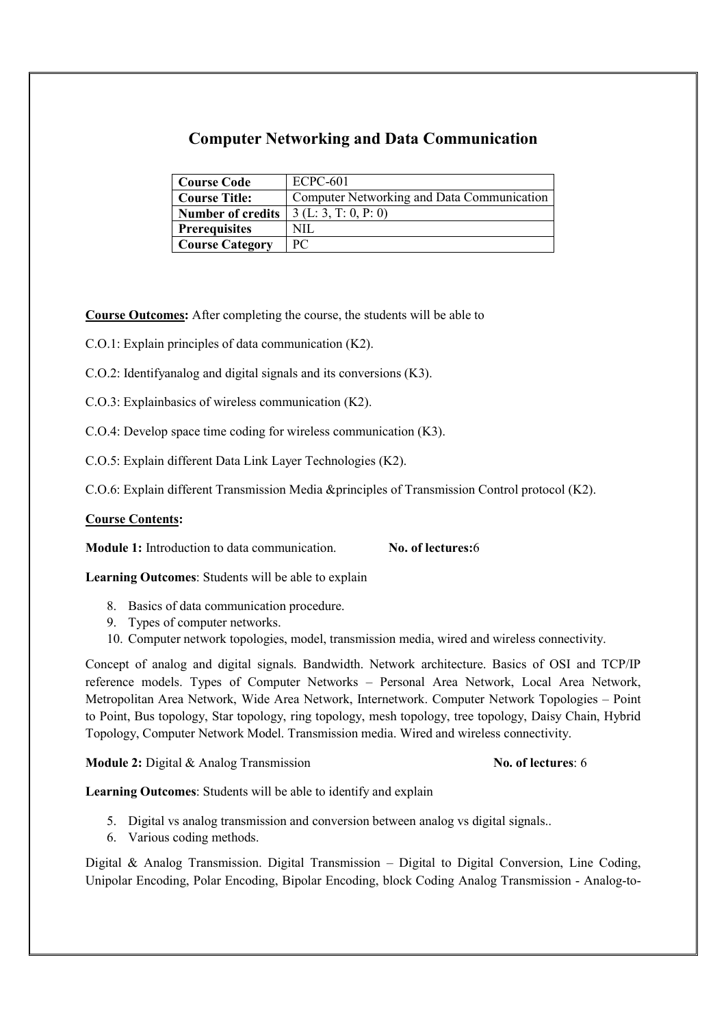## Computer Networking and Data Communication

| Course Code | ECPC-601 |
|---|---|
| Course Title: | Computer Networking and Data Communication |
| Number of credits | 3 (L: 3, T: 0, P: 0) |
| Prerequisites | NIL |
| Course Category | PC |

**Course Outcomes:** After completing the course, the students will be able to

C.O.1: Explain principles of data communication (K2).

C.O.2: Identifyanalog and digital signals and its conversions (K3).

C.O.3: Explainbasics of wireless communication (K2).

C.O.4: Develop space time coding for wireless communication (K3).

C.O.5: Explain different Data Link Layer Technologies (K2).

C.O.6: Explain different Transmission Media &principles of Transmission Control protocol (K2).

**Course Contents:**

**Module 1:** Introduction to data communication. **No. of lectures:**6

**Learning Outcomes**: Students will be able to explain

8. Basics of data communication procedure.
9. Types of computer networks.
10. Computer network topologies, model, transmission media, wired and wireless connectivity.

Concept of analog and digital signals. Bandwidth. Network architecture. Basics of OSI and TCP/IP reference models. Types of Computer Networks – Personal Area Network, Local Area Network, Metropolitan Area Network, Wide Area Network, Internetwork. Computer Network Topologies – Point to Point, Bus topology, Star topology, ring topology, mesh topology, tree topology, Daisy Chain, Hybrid Topology, Computer Network Model. Transmission media. Wired and wireless connectivity.

**Module 2:** Digital & Analog Transmission **No. of lectures**: 6

**Learning Outcomes**: Students will be able to identify and explain

5. Digital vs analog transmission and conversion between analog vs digital signals..
6. Various coding methods.

Digital & Analog Transmission. Digital Transmission – Digital to Digital Conversion, Line Coding, Unipolar Encoding, Polar Encoding, Bipolar Encoding, block Coding Analog Transmission - Analog-to-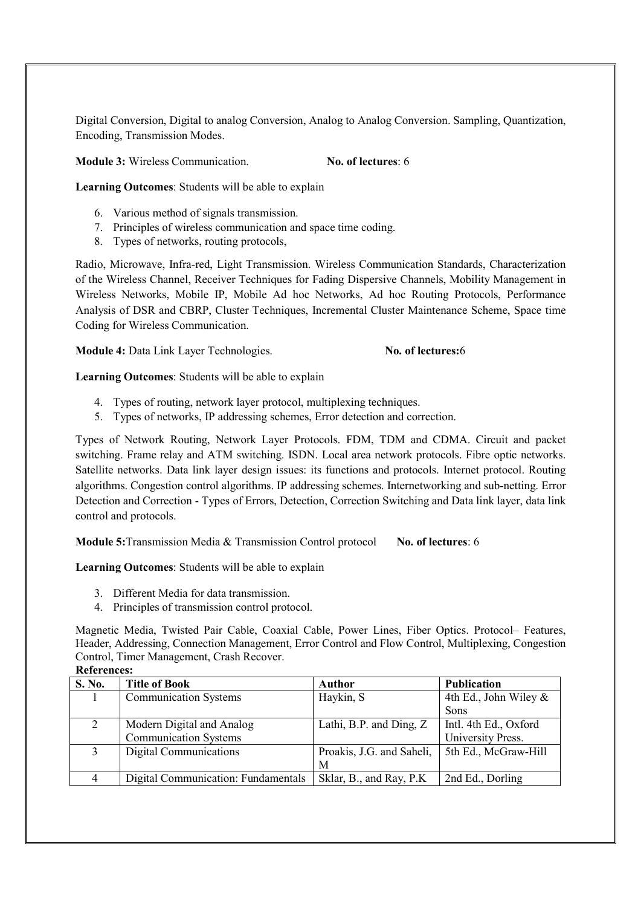Digital Conversion, Digital to analog Conversion, Analog to Analog Conversion. Sampling, Quantization, Encoding, Transmission Modes.

**Module 3:** Wireless Communication. **No. of lectures**: 6

**Learning Outcomes**: Students will be able to explain

6. Various method of signals transmission.
7. Principles of wireless communication and space time coding.
8. Types of networks, routing protocols,

Radio, Microwave, Infra-red, Light Transmission. Wireless Communication Standards, Characterization of the Wireless Channel, Receiver Techniques for Fading Dispersive Channels, Mobility Management in Wireless Networks, Mobile IP, Mobile Ad hoc Networks, Ad hoc Routing Protocols, Performance Analysis of DSR and CBRP, Cluster Techniques, Incremental Cluster Maintenance Scheme, Space time Coding for Wireless Communication.

**Module 4:** Data Link Layer Technologies. **No. of lectures:**6

**Learning Outcomes**: Students will be able to explain

4. Types of routing, network layer protocol, multiplexing techniques.
5. Types of networks, IP addressing schemes, Error detection and correction.

Types of Network Routing, Network Layer Protocols. FDM, TDM and CDMA. Circuit and packet switching. Frame relay and ATM switching. ISDN. Local area network protocols. Fibre optic networks. Satellite networks. Data link layer design issues: its functions and protocols. Internet protocol. Routing algorithms. Congestion control algorithms. IP addressing schemes. Internetworking and sub-netting. Error Detection and Correction - Types of Errors, Detection, Correction Switching and Data link layer, data link control and protocols.

**Module 5:**Transmission Media & Transmission Control protocol **No. of lectures**: 6

**Learning Outcomes**: Students will be able to explain

3. Different Media for data transmission.
4. Principles of transmission control protocol.

Magnetic Media, Twisted Pair Cable, Coaxial Cable, Power Lines, Fiber Optics. Protocol– Features, Header, Addressing, Connection Management, Error Control and Flow Control, Multiplexing, Congestion Control, Timer Management, Crash Recover.

**References:**

| S. No. | Title of Book | Author | Publication |
|---|---|---|---|
| 1 | Communication Systems | Haykin, S | 4th Ed., John Wiley & Sons |
| 2 | Modern Digital and Analog Communication Systems | Lathi, B.P. and Ding, Z | Intl. 4th Ed., Oxford University Press. |
| 3 | Digital Communications | Proakis, J.G. and Saheli, M | 5th Ed., McGraw-Hill |
| 4 | Digital Communication: Fundamentals | Sklar, B., and Ray, P.K | 2nd Ed., Dorling |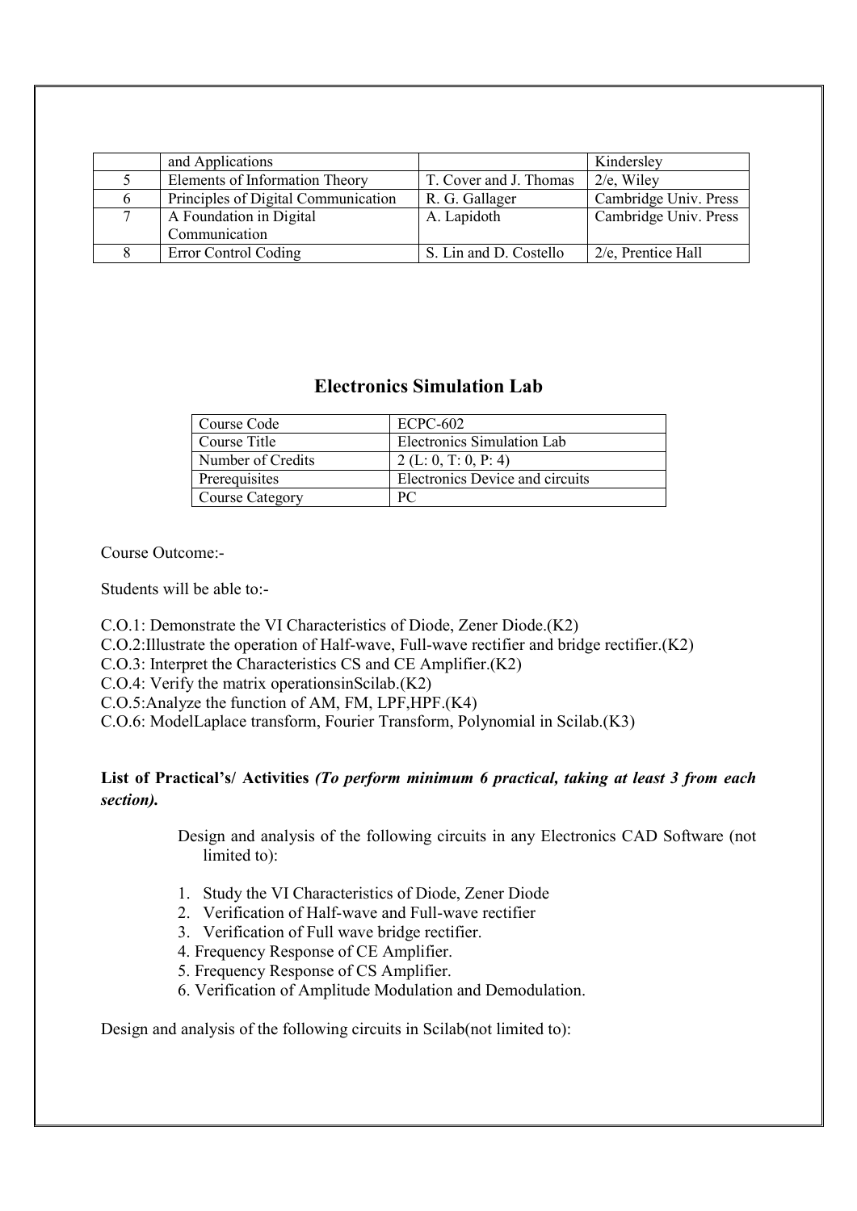|   | and Applications |   | Kindersley |
|---|---|---|---|
| 5 | Elements of Information Theory | T. Cover and J. Thomas | 2/e, Wiley |
| 6 | Principles of Digital Communication | R. G. Gallager | Cambridge Univ. Press |
| 7 | A Foundation in Digital Communication | A. Lapidoth | Cambridge Univ. Press |
| 8 | Error Control Coding | S. Lin and D. Costello | 2/e, Prentice Hall |

## Electronics Simulation Lab

| Course Code | ECPC-602 |
|---|---|
| Course Title | Electronics Simulation Lab |
| Number of Credits | 2 (L: 0, T: 0, P: 4) |
| Prerequisites | Electronics Device and circuits |
| Course Category | PC |

Course Outcome:-

Students will be able to:-

C.O.1: Demonstrate the VI Characteristics of Diode, Zener Diode.(K2)
C.O.2:Illustrate the operation of Half-wave, Full-wave rectifier and bridge rectifier.(K2)
C.O.3: Interpret the Characteristics CS and CE Amplifier.(K2)
C.O.4: Verify the matrix operationsinScilab.(K2)
C.O.5:Analyze the function of AM, FM, LPF,HPF.(K4)
C.O.6: ModelLaplace transform, Fourier Transform, Polynomial in Scilab.(K3)

**List of Practical's/ Activities** ***(To perform minimum 6 practical, taking at least 3 from each section).***

Design and analysis of the following circuits in any Electronics CAD Software (not limited to):

1. Study the VI Characteristics of Diode, Zener Diode
2. Verification of Half-wave and Full-wave rectifier
3. Verification of Full wave bridge rectifier.
4. Frequency Response of CE Amplifier.
5. Frequency Response of CS Amplifier.
6. Verification of Amplitude Modulation and Demodulation.

Design and analysis of the following circuits in Scilab(not limited to):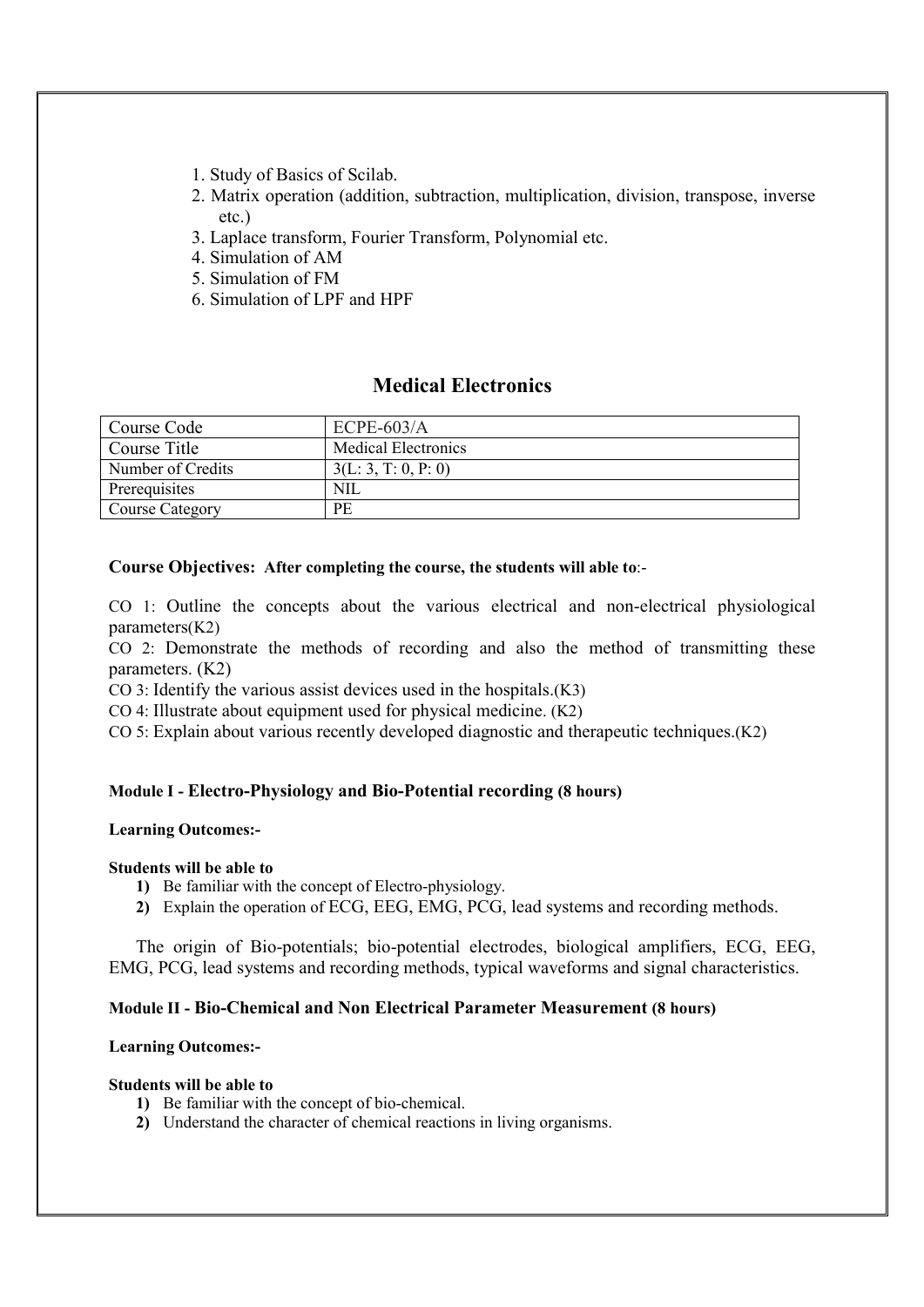1. Study of Basics of Scilab.
2. Matrix operation (addition, subtraction, multiplication, division, transpose, inverse etc.)
3. Laplace transform, Fourier Transform, Polynomial etc.
4. Simulation of AM
5. Simulation of FM
6. Simulation of LPF and HPF

## Medical Electronics

| Course Code | ECPE-603/A |
|---|---|
| Course Title | Medical Electronics |
| Number of Credits | 3(L: 3, T: 0, P: 0) |
| Prerequisites | NIL |
| Course Category | PE |

**Course Objectives: After completing the course, the students will able to**:-

CO 1: Outline the concepts about the various electrical and non-electrical physiological parameters(K2)

CO 2: Demonstrate the methods of recording and also the method of transmitting these parameters. (K2)

CO 3: Identify the various assist devices used in the hospitals.(K3)

CO 4: Illustrate about equipment used for physical medicine. (K2)

CO 5: Explain about various recently developed diagnostic and therapeutic techniques.(K2)

**Module I - Electro-Physiology and Bio-Potential recording (8 hours)**

**Learning Outcomes:-**

**Students will be able to**

1) Be familiar with the concept of Electro-physiology.
2) Explain the operation of ECG, EEG, EMG, PCG, lead systems and recording methods.

The origin of Bio-potentials; bio-potential electrodes, biological amplifiers, ECG, EEG, EMG, PCG, lead systems and recording methods, typical waveforms and signal characteristics.

**Module II - Bio-Chemical and Non Electrical Parameter Measurement (8 hours)**

**Learning Outcomes:-**

**Students will be able to**

1) Be familiar with the concept of bio-chemical.
2) Understand the character of chemical reactions in living organisms.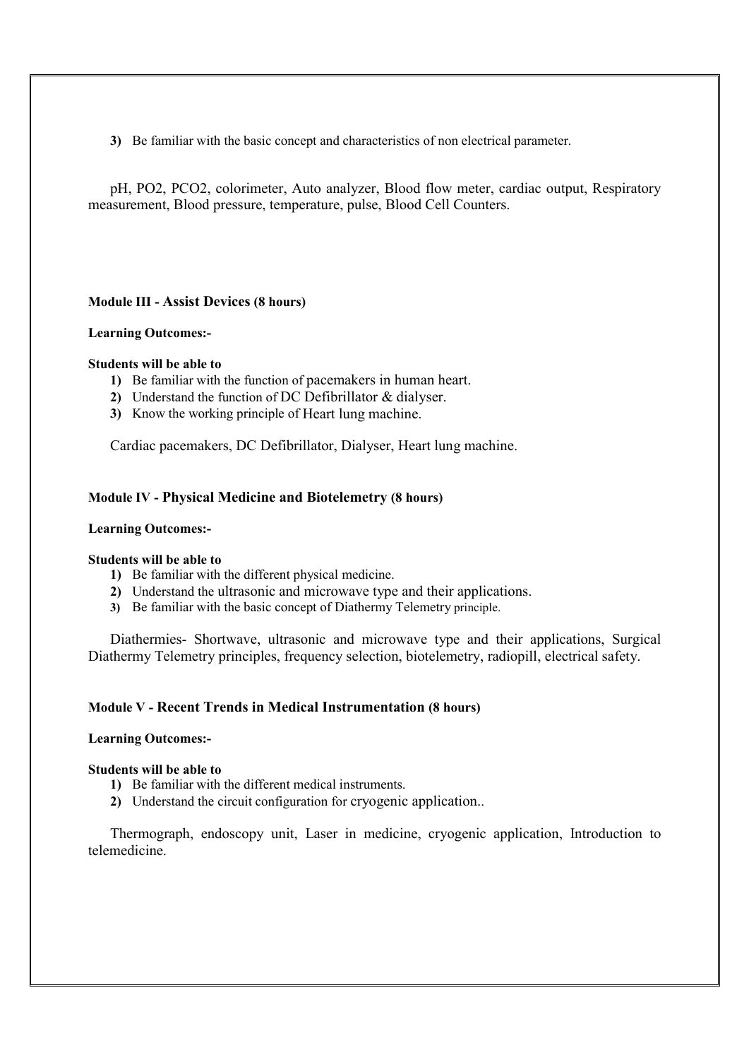3) Be familiar with the basic concept and characteristics of non electrical parameter.

pH, PO2, PCO2, colorimeter, Auto analyzer, Blood flow meter, cardiac output, Respiratory measurement, Blood pressure, temperature, pulse, Blood Cell Counters.

**Module III - Assist Devices (8 hours)**

**Learning Outcomes:-**

**Students will be able to**

1) Be familiar with the function of pacemakers in human heart.
2) Understand the function of DC Defibrillator & dialyser.
3) Know the working principle of Heart lung machine.

Cardiac pacemakers, DC Defibrillator, Dialyser, Heart lung machine.

**Module IV - Physical Medicine and Biotelemetry (8 hours)**

**Learning Outcomes:-**

**Students will be able to**

1) Be familiar with the different physical medicine.
2) Understand the ultrasonic and microwave type and their applications.
3) Be familiar with the basic concept of Diathermy Telemetry principle.

Diathermies- Shortwave, ultrasonic and microwave type and their applications, Surgical Diathermy Telemetry principles, frequency selection, biotelemetry, radiopill, electrical safety.

**Module V - Recent Trends in Medical Instrumentation (8 hours)**

**Learning Outcomes:-**

**Students will be able to**

1) Be familiar with the different medical instruments.
2) Understand the circuit configuration for cryogenic application..

Thermograph, endoscopy unit, Laser in medicine, cryogenic application, Introduction to telemedicine.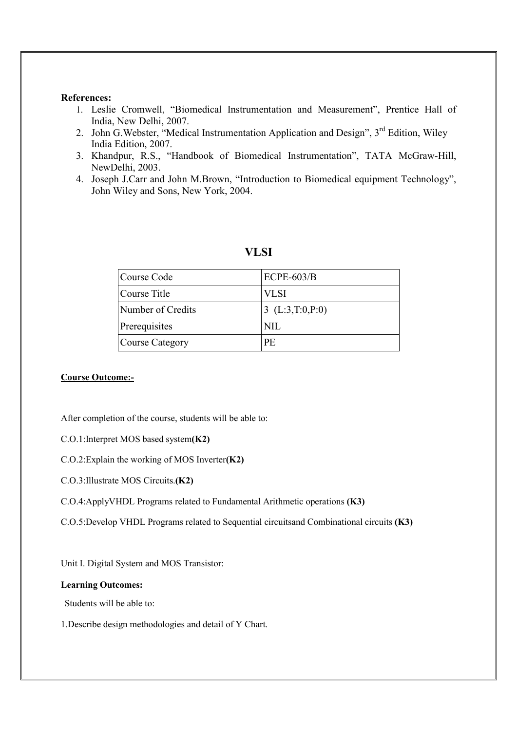**References:**

1. Leslie Cromwell, "Biomedical Instrumentation and Measurement", Prentice Hall of India, New Delhi, 2007.
2. John G.Webster, "Medical Instrumentation Application and Design", 3rd Edition, Wiley India Edition, 2007.
3. Khandpur, R.S., "Handbook of Biomedical Instrumentation", TATA McGraw-Hill, NewDelhi, 2003.
4. Joseph J.Carr and John M.Brown, "Introduction to Biomedical equipment Technology", John Wiley and Sons, New York, 2004.

## VLSI

| Course Code | ECPE-603/B |
|---|---|
| Course Title | VLSI |
| Number of Credits | 3 (L:3,T:0,P:0) |
| Prerequisites | NIL |
| Course Category | PE |

**Course Outcome:-**

After completion of the course, students will be able to:

C.O.1:Interpret MOS based system**(K2)**

C.O.2:Explain the working of MOS Inverter**(K2)**

C.O.3:Illustrate MOS Circuits.**(K2)**

C.O.4:ApplyVHDL Programs related to Fundamental Arithmetic operations **(K3)**

C.O.5:Develop VHDL Programs related to Sequential circuitsand Combinational circuits **(K3)**

Unit I. Digital System and MOS Transistor:

**Learning Outcomes:**

Students will be able to:

1.Describe design methodologies and detail of Y Chart.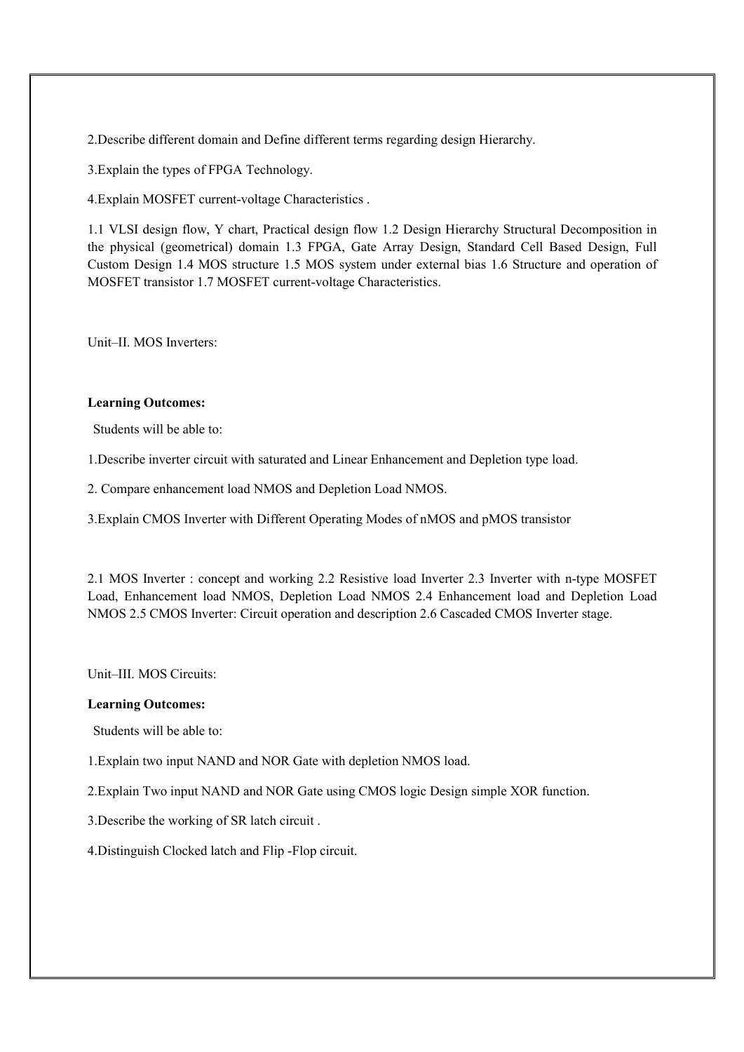2.Describe different domain and Define different terms regarding design Hierarchy.

3.Explain the types of FPGA Technology.

4.Explain MOSFET current-voltage Characteristics .

1.1 VLSI design flow, Y chart, Practical design flow 1.2 Design Hierarchy Structural Decomposition in the physical (geometrical) domain 1.3 FPGA, Gate Array Design, Standard Cell Based Design, Full Custom Design 1.4 MOS structure 1.5 MOS system under external bias 1.6 Structure and operation of MOSFET transistor 1.7 MOSFET current-voltage Characteristics.

Unit–II. MOS Inverters:

**Learning Outcomes:**

Students will be able to:

1.Describe inverter circuit with saturated and Linear Enhancement and Depletion type load.

2. Compare enhancement load NMOS and Depletion Load NMOS.

3.Explain CMOS Inverter with Different Operating Modes of nMOS and pMOS transistor

2.1 MOS Inverter : concept and working 2.2 Resistive load Inverter 2.3 Inverter with n-type MOSFET Load, Enhancement load NMOS, Depletion Load NMOS 2.4 Enhancement load and Depletion Load NMOS 2.5 CMOS Inverter: Circuit operation and description 2.6 Cascaded CMOS Inverter stage.

Unit–III. MOS Circuits:

**Learning Outcomes:**

Students will be able to:

1.Explain two input NAND and NOR Gate with depletion NMOS load.

2.Explain Two input NAND and NOR Gate using CMOS logic Design simple XOR function.

3.Describe the working of SR latch circuit .

4.Distinguish Clocked latch and Flip -Flop circuit.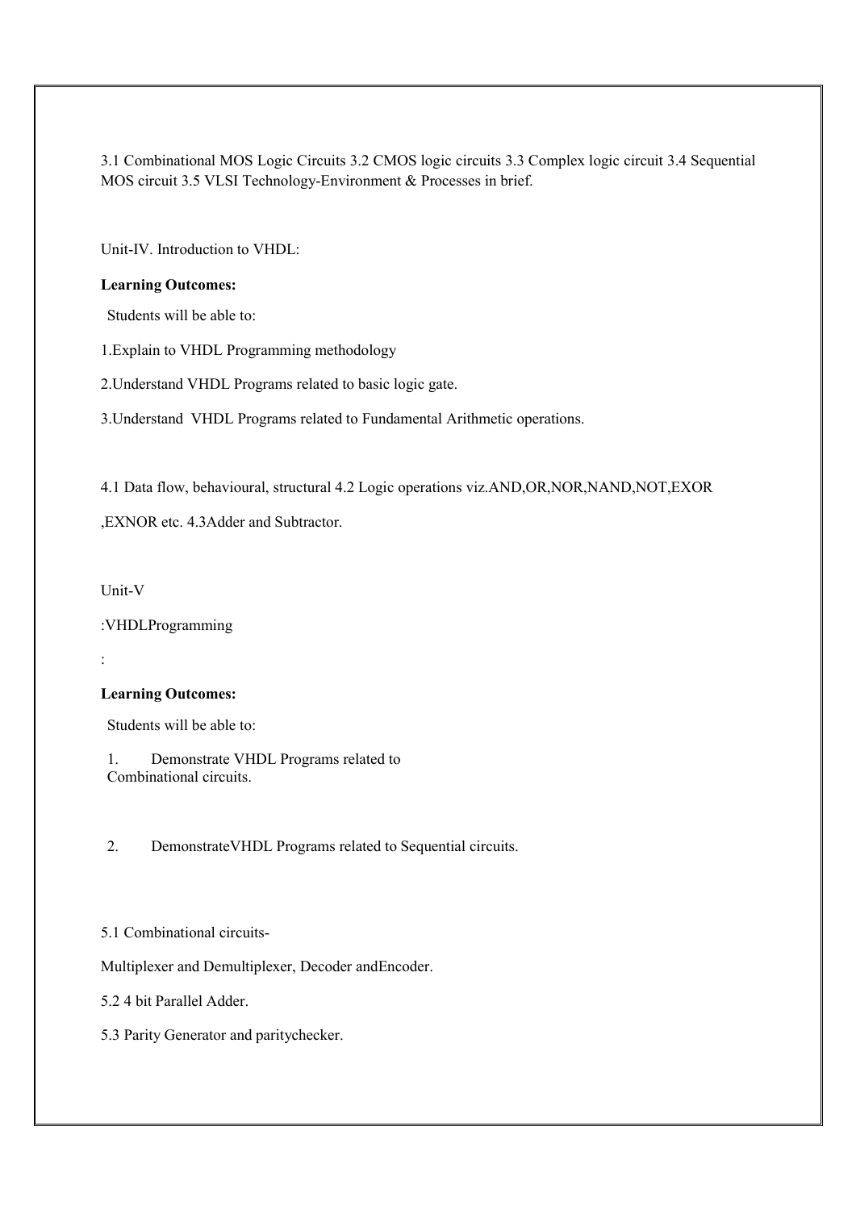3.1 Combinational MOS Logic Circuits 3.2 CMOS logic circuits 3.3 Complex logic circuit 3.4 Sequential MOS circuit 3.5 VLSI Technology-Environment & Processes in brief.

Unit-IV. Introduction to VHDL:

**Learning Outcomes:**

Students will be able to:

1.Explain to VHDL Programming methodology

2.Understand VHDL Programs related to basic logic gate.

3.Understand VHDL Programs related to Fundamental Arithmetic operations.

4.1 Data flow, behavioural, structural 4.2 Logic operations viz.AND,OR,NOR,NAND,NOT,EXOR

,EXNOR etc. 4.3Adder and Subtractor.

Unit-V

:VHDLProgramming

:

**Learning Outcomes:**

Students will be able to:

1. Demonstrate VHDL Programs related to Combinational circuits.

2. DemonstrateVHDL Programs related to Sequential circuits.

5.1 Combinational circuits-

Multiplexer and Demultiplexer, Decoder andEncoder.

5.2 4 bit Parallel Adder.

5.3 Parity Generator and paritychecker.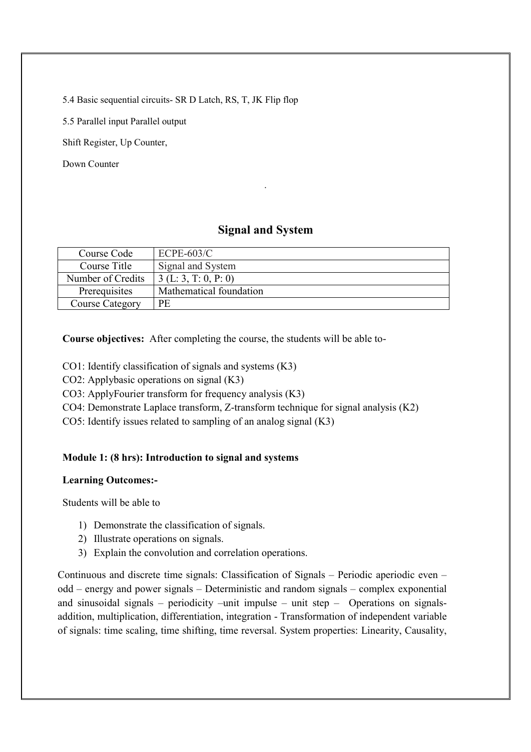5.4 Basic sequential circuits- SR D Latch, RS, T, JK Flip flop

5.5 Parallel input Parallel output

Shift Register, Up Counter,

Down Counter

## Signal and System

| Course Code | ECPE-603/C |
|---|---|
| Course Title | Signal and System |
| Number of Credits | 3 (L: 3, T: 0, P: 0) |
| Prerequisites | Mathematical foundation |
| Course Category | PE |

**Course objectives:** After completing the course, the students will be able to-

CO1: Identify classification of signals and systems (K3)
CO2: Applybasic operations on signal (K3)
CO3: ApplyFourier transform for frequency analysis (K3)
CO4: Demonstrate Laplace transform, Z-transform technique for signal analysis (K2)
CO5: Identify issues related to sampling of an analog signal (K3)

**Module 1: (8 hrs): Introduction to signal and systems**

**Learning Outcomes:-**

Students will be able to

1) Demonstrate the classification of signals.
2) Illustrate operations on signals.
3) Explain the convolution and correlation operations.

Continuous and discrete time signals: Classification of Signals – Periodic aperiodic even – odd – energy and power signals – Deterministic and random signals – complex exponential and sinusoidal signals – periodicity –unit impulse – unit step – Operations on signals- addition, multiplication, differentiation, integration - Transformation of independent variable of signals: time scaling, time shifting, time reversal. System properties: Linearity, Causality,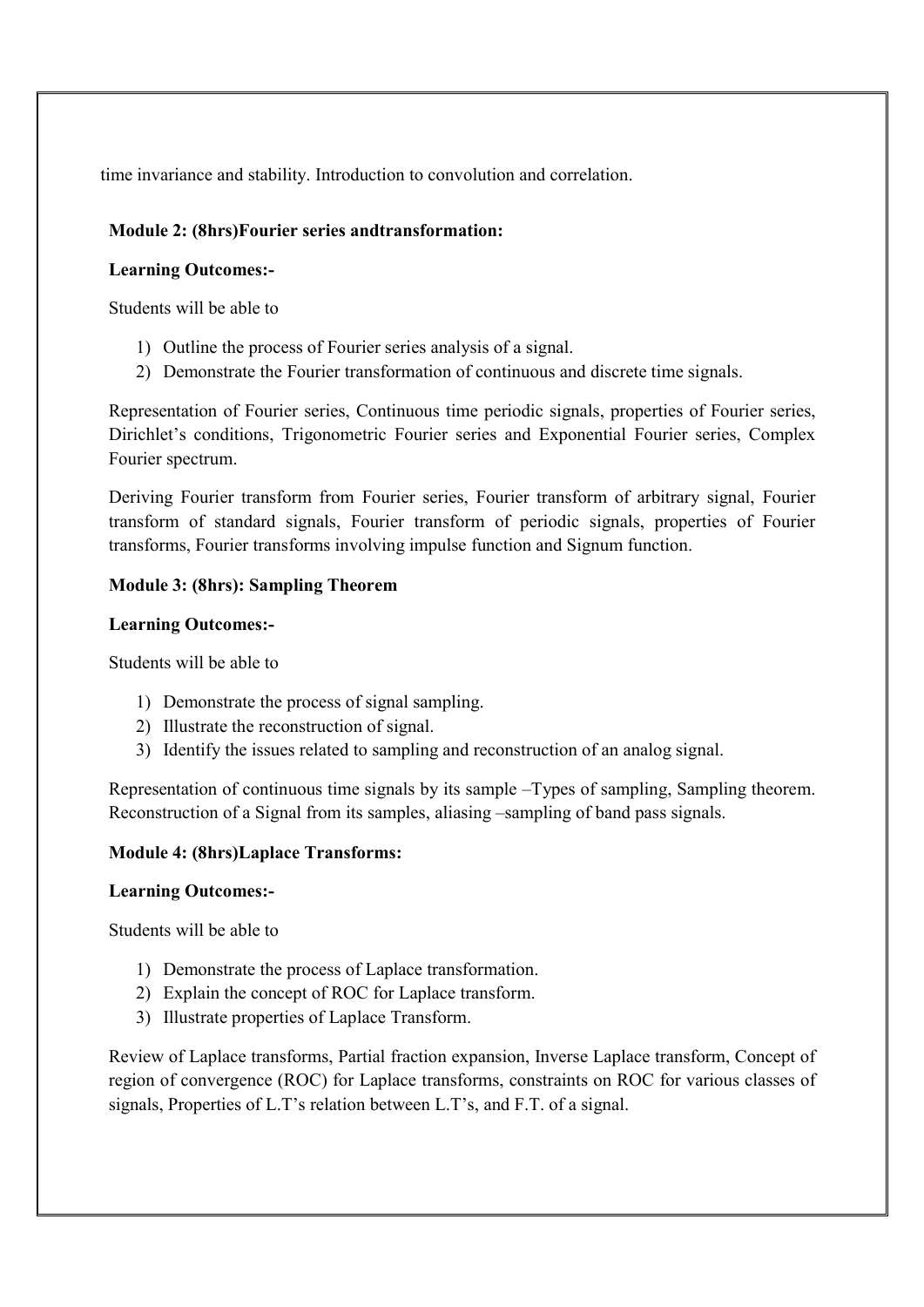time invariance and stability. Introduction to convolution and correlation.

**Module 2: (8hrs)Fourier series andtransformation:**

**Learning Outcomes:-**

Students will be able to

1) Outline the process of Fourier series analysis of a signal.
2) Demonstrate the Fourier transformation of continuous and discrete time signals.

Representation of Fourier series, Continuous time periodic signals, properties of Fourier series, Dirichlet's conditions, Trigonometric Fourier series and Exponential Fourier series, Complex Fourier spectrum.

Deriving Fourier transform from Fourier series, Fourier transform of arbitrary signal, Fourier transform of standard signals, Fourier transform of periodic signals, properties of Fourier transforms, Fourier transforms involving impulse function and Signum function.

**Module 3: (8hrs): Sampling Theorem**

**Learning Outcomes:-**

Students will be able to

1) Demonstrate the process of signal sampling.
2) Illustrate the reconstruction of signal.
3) Identify the issues related to sampling and reconstruction of an analog signal.

Representation of continuous time signals by its sample –Types of sampling, Sampling theorem. Reconstruction of a Signal from its samples, aliasing –sampling of band pass signals.

**Module 4: (8hrs)Laplace Transforms:**

**Learning Outcomes:-**

Students will be able to

1) Demonstrate the process of Laplace transformation.
2) Explain the concept of ROC for Laplace transform.
3) Illustrate properties of Laplace Transform.

Review of Laplace transforms, Partial fraction expansion, Inverse Laplace transform, Concept of region of convergence (ROC) for Laplace transforms, constraints on ROC for various classes of signals, Properties of L.T's relation between L.T's, and F.T. of a signal.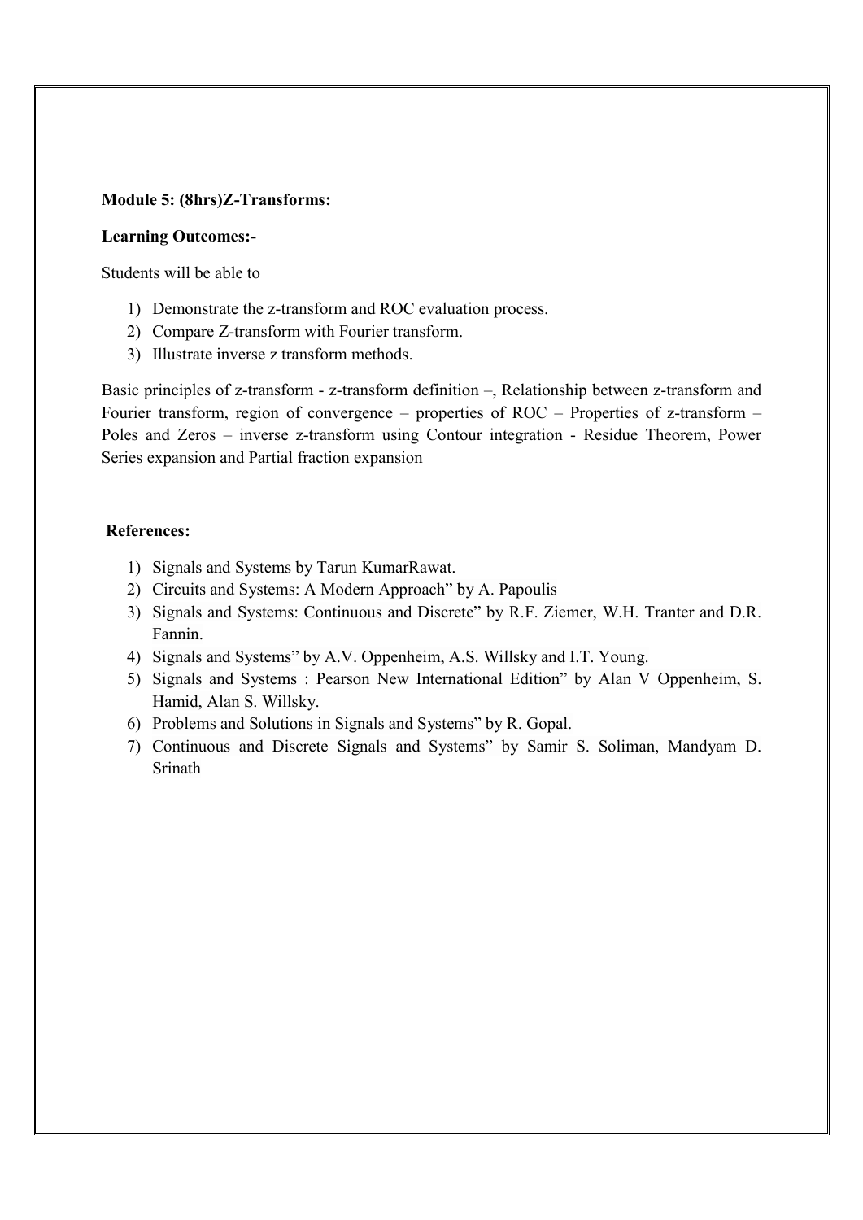**Module 5: (8hrs)Z-Transforms:**

**Learning Outcomes:-**

Students will be able to

1) Demonstrate the z-transform and ROC evaluation process.
2) Compare Z-transform with Fourier transform.
3) Illustrate inverse z transform methods.

Basic principles of z-transform - z-transform definition –, Relationship between z-transform and Fourier transform, region of convergence – properties of ROC – Properties of z-transform – Poles and Zeros – inverse z-transform using Contour integration - Residue Theorem, Power Series expansion and Partial fraction expansion

**References:**

1) Signals and Systems by Tarun KumarRawat.
2) Circuits and Systems: A Modern Approach" by A. Papoulis
3) Signals and Systems: Continuous and Discrete" by R.F. Ziemer, W.H. Tranter and D.R. Fannin.
4) Signals and Systems" by A.V. Oppenheim, A.S. Willsky and I.T. Young.
5) Signals and Systems : Pearson New International Edition" by Alan V Oppenheim, S. Hamid, Alan S. Willsky.
6) Problems and Solutions in Signals and Systems" by R. Gopal.
7) Continuous and Discrete Signals and Systems" by Samir S. Soliman, Mandyam D. Srinath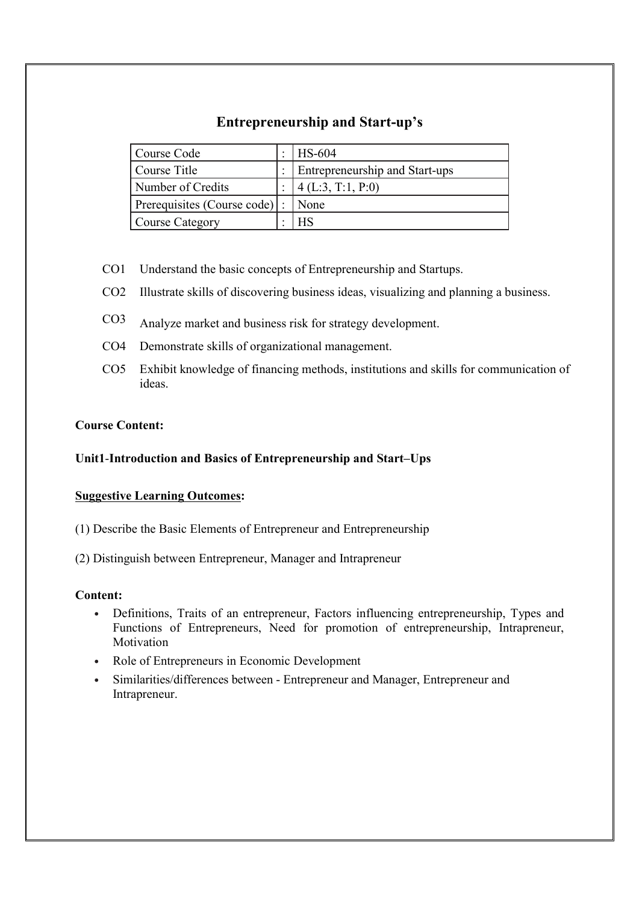## Entrepreneurship and Start-up's

| Course Code | : | HS-604 |
|---|---|---|
| Course Title | : | Entrepreneurship and Start-ups |
| Number of Credits | : | 4 (L:3, T:1, P:0) |
| Prerequisites (Course code) | : | None |
| Course Category | : | HS |

CO1 Understand the basic concepts of Entrepreneurship and Startups.

CO2 Illustrate skills of discovering business ideas, visualizing and planning a business.

CO3 Analyze market and business risk for strategy development.

CO4 Demonstrate skills of organizational management.

CO5 Exhibit knowledge of financing methods, institutions and skills for communication of ideas.

**Course Content:**

**Unit1-Introduction and Basics of Entrepreneurship and Start–Ups**

**Suggestive Learning Outcomes:**

(1) Describe the Basic Elements of Entrepreneur and Entrepreneurship

(2) Distinguish between Entrepreneur, Manager and Intrapreneur

**Content:**

- Definitions, Traits of an entrepreneur, Factors influencing entrepreneurship, Types and Functions of Entrepreneurs, Need for promotion of entrepreneurship, Intrapreneur, Motivation
- Role of Entrepreneurs in Economic Development
- Similarities/differences between - Entrepreneur and Manager, Entrepreneur and Intrapreneur.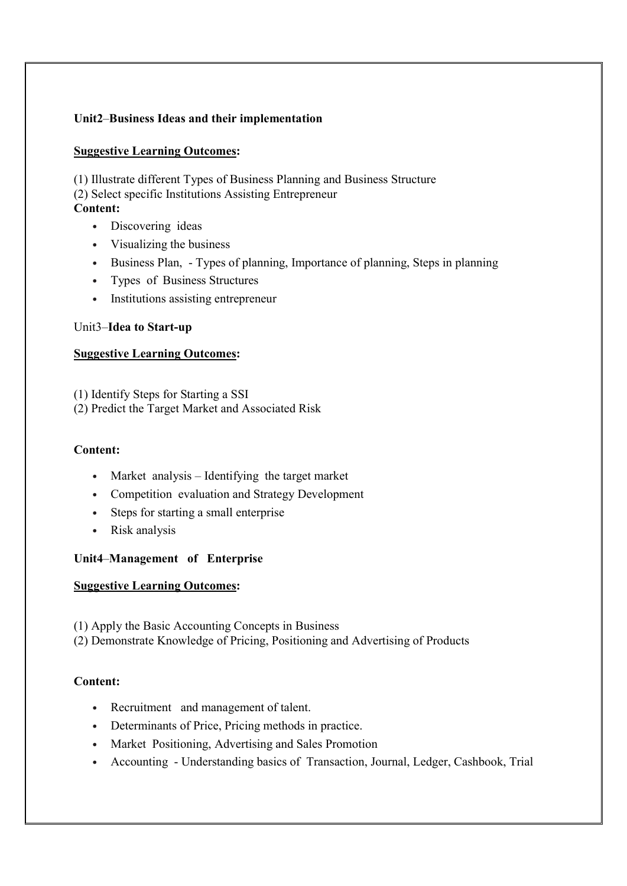**Unit2–Business Ideas and their implementation**

**Suggestive Learning Outcomes:**

(1) Illustrate different Types of Business Planning and Business Structure
(2) Select specific Institutions Assisting Entrepreneur

**Content:**

- Discovering ideas
- Visualizing the business
- Business Plan, - Types of planning, Importance of planning, Steps in planning
- Types of Business Structures
- Institutions assisting entrepreneur

Unit3–**Idea to Start-up**

**Suggestive Learning Outcomes:**

(1) Identify Steps for Starting a SSI
(2) Predict the Target Market and Associated Risk

**Content:**

- Market analysis – Identifying the target market
- Competition evaluation and Strategy Development
- Steps for starting a small enterprise
- Risk analysis

**Unit4–Management of Enterprise**

**Suggestive Learning Outcomes:**

(1) Apply the Basic Accounting Concepts in Business
(2) Demonstrate Knowledge of Pricing, Positioning and Advertising of Products

**Content:**

- Recruitment and management of talent.
- Determinants of Price, Pricing methods in practice.
- Market Positioning, Advertising and Sales Promotion
- Accounting - Understanding basics of Transaction, Journal, Ledger, Cashbook, Trial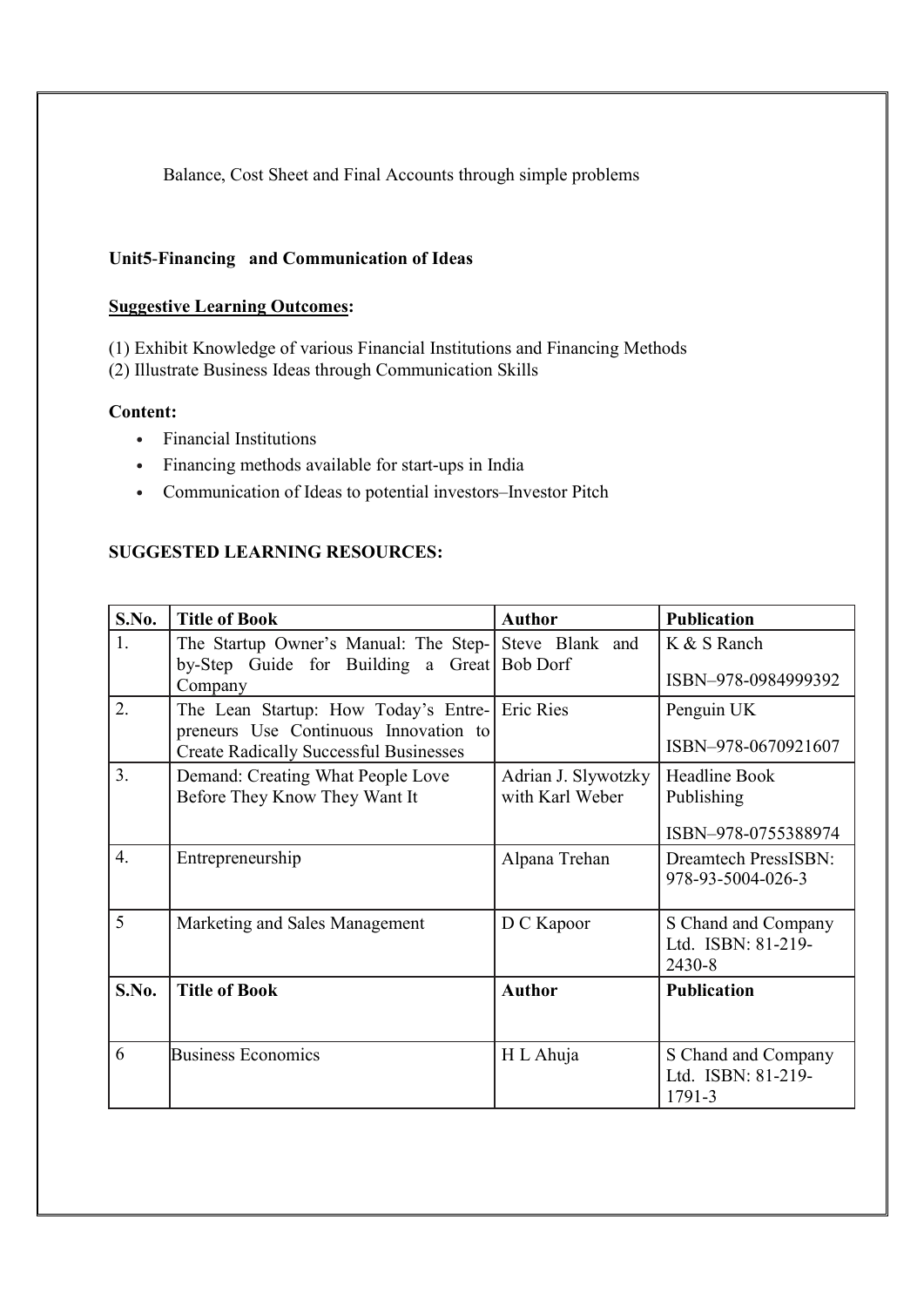Balance, Cost Sheet and Final Accounts through simple problems

**Unit5-Financing and Communication of Ideas**

**Suggestive Learning Outcomes:**

(1) Exhibit Knowledge of various Financial Institutions and Financing Methods
(2) Illustrate Business Ideas through Communication Skills

**Content:**

- Financial Institutions
- Financing methods available for start-ups in India
- Communication of Ideas to potential investors–Investor Pitch

**SUGGESTED LEARNING RESOURCES:**

| S.No. | Title of Book | Author | Publication |
|---|---|---|---|
| 1. | The Startup Owner's Manual: The Step-by-Step Guide for Building a Great Company | Steve Blank and Bob Dorf | K & S Ranch<br>ISBN–978-0984999392 |
| 2. | The Lean Startup: How Today's Entre-preneurs Use Continuous Innovation to Create Radically Successful Businesses | Eric Ries | Penguin UK<br>ISBN–978-0670921607 |
| 3. | Demand: Creating What People Love Before They Know They Want It | Adrian J. Slywotzky with Karl Weber | Headline Book Publishing<br>ISBN–978-0755388974 |
| 4. | Entrepreneurship | Alpana Trehan | Dreamtech PressISBN: 978-93-5004-026-3 |
| 5 | Marketing and Sales Management | D C Kapoor | S Chand and Company Ltd. ISBN: 81-219-2430-8 |
| **S.No.** | **Title of Book** | **Author** | **Publication** |
| 6 | Business Economics | H L Ahuja | S Chand and Company Ltd. ISBN: 81-219-1791-3 |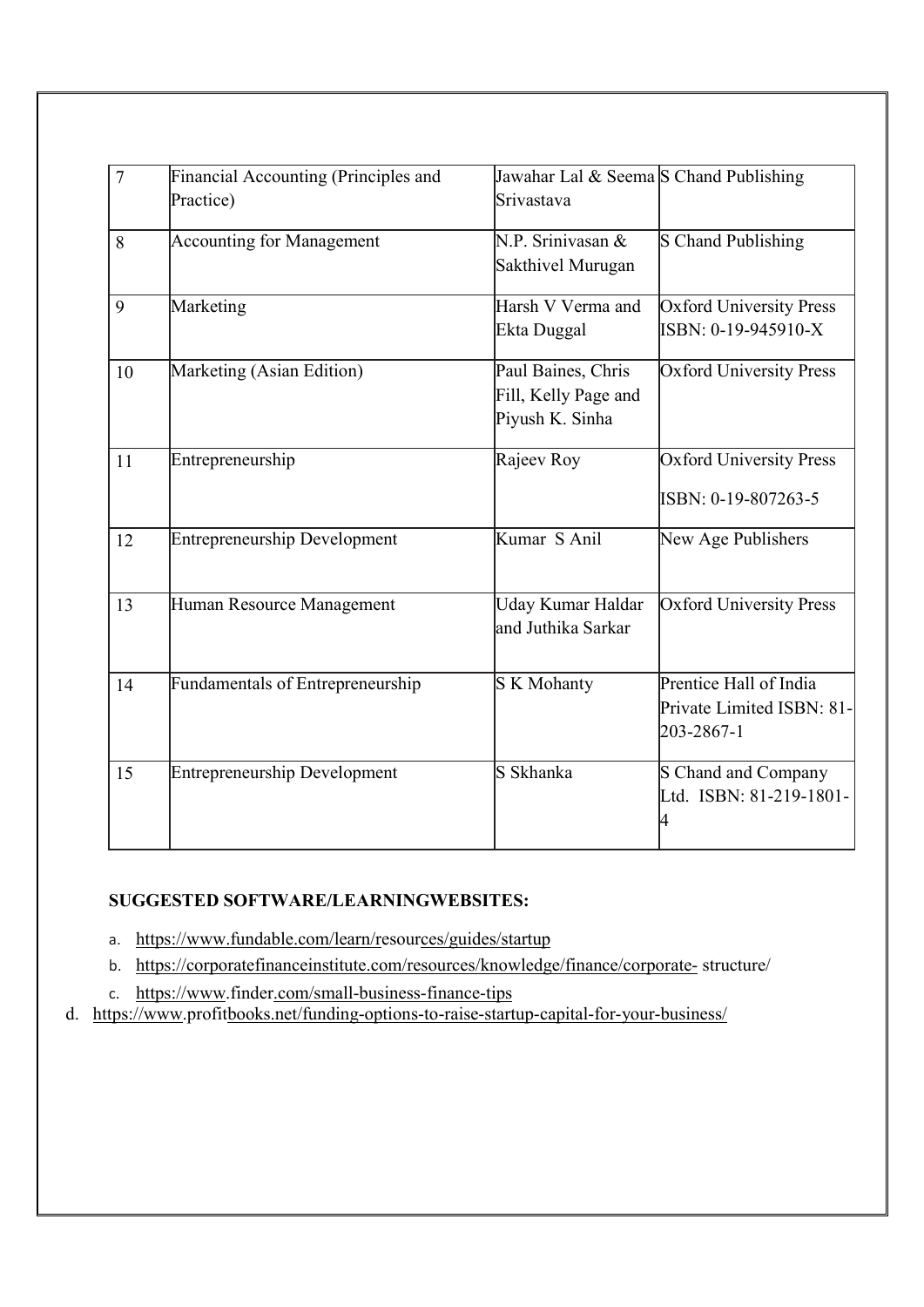| 7 | Financial Accounting (Principles and Practice) | Jawahar Lal & Seema Srivastava | S Chand Publishing |
|---|---|---|---|
| 8 | Accounting for Management | N.P. Srinivasan & Sakthivel Murugan | S Chand Publishing |
| 9 | Marketing | Harsh V Verma and Ekta Duggal | Oxford University Press ISBN: 0-19-945910-X |
| 10 | Marketing (Asian Edition) | Paul Baines, Chris Fill, Kelly Page and Piyush K. Sinha | Oxford University Press |
| 11 | Entrepreneurship | Rajeev Roy | Oxford University Press ISBN: 0-19-807263-5 |
| 12 | Entrepreneurship Development | Kumar S Anil | New Age Publishers |
| 13 | Human Resource Management | Uday Kumar Haldar and Juthika Sarkar | Oxford University Press |
| 14 | Fundamentals of Entrepreneurship | S K Mohanty | Prentice Hall of India Private Limited ISBN: 81-203-2867-1 |
| 15 | Entrepreneurship Development | S Skhanka | S Chand and Company Ltd. ISBN: 81-219-1801-4 |

**SUGGESTED SOFTWARE/LEARNINGWEBSITES:**

a. https://www.fundable.com/learn/resources/guides/startup
b. https://corporatefinanceinstitute.com/resources/knowledge/finance/corporate- structure/
c. https://www.finder.com/small-business-finance-tips
d. https://www.profitbooks.net/funding-options-to-raise-startup-capital-for-your-business/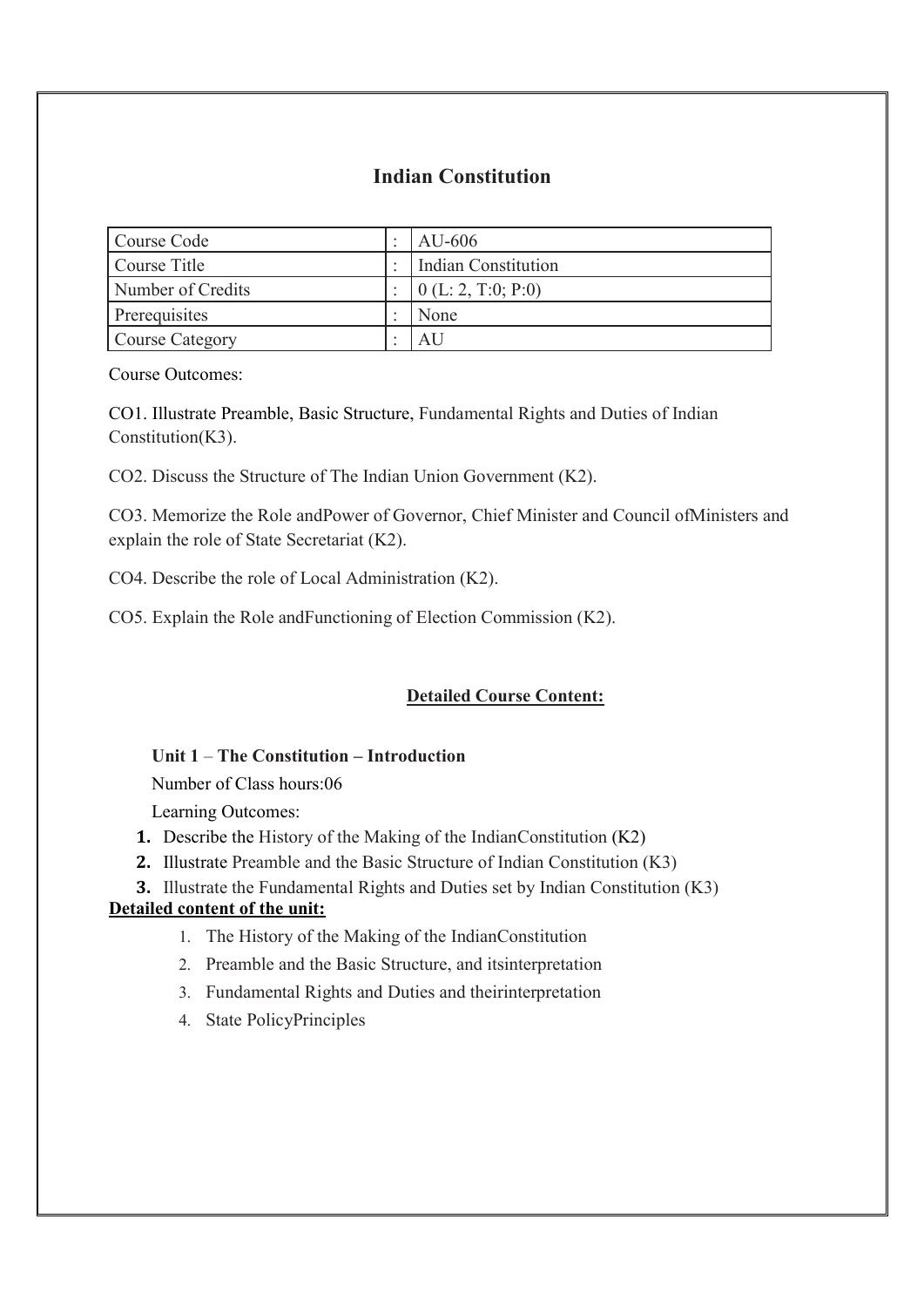## Indian Constitution

| Course Code | : | AU-606 |
|---|---|---|
| Course Title | : | Indian Constitution |
| Number of Credits | : | 0 (L: 2, T:0; P:0) |
| Prerequisites | : | None |
| Course Category | : | AU |

Course Outcomes:

CO1. Illustrate Preamble, Basic Structure, Fundamental Rights and Duties of Indian Constitution(K3).

CO2. Discuss the Structure of The Indian Union Government (K2).

CO3. Memorize the Role andPower of Governor, Chief Minister and Council ofMinisters and explain the role of State Secretariat (K2).

CO4. Describe the role of Local Administration (K2).

CO5. Explain the Role andFunctioning of Election Commission (K2).

**Detailed Course Content:**

**Unit 1 – The Constitution – Introduction**

Number of Class hours:06

Learning Outcomes:

1. Describe the History of the Making of the IndianConstitution (K2)
2. Illustrate Preamble and the Basic Structure of Indian Constitution (K3)
3. Illustrate the Fundamental Rights and Duties set by Indian Constitution (K3)

**Detailed content of the unit:**

1. The History of the Making of the IndianConstitution
2. Preamble and the Basic Structure, and itsinterpretation
3. Fundamental Rights and Duties and theirinterpretation
4. State PolicyPrinciples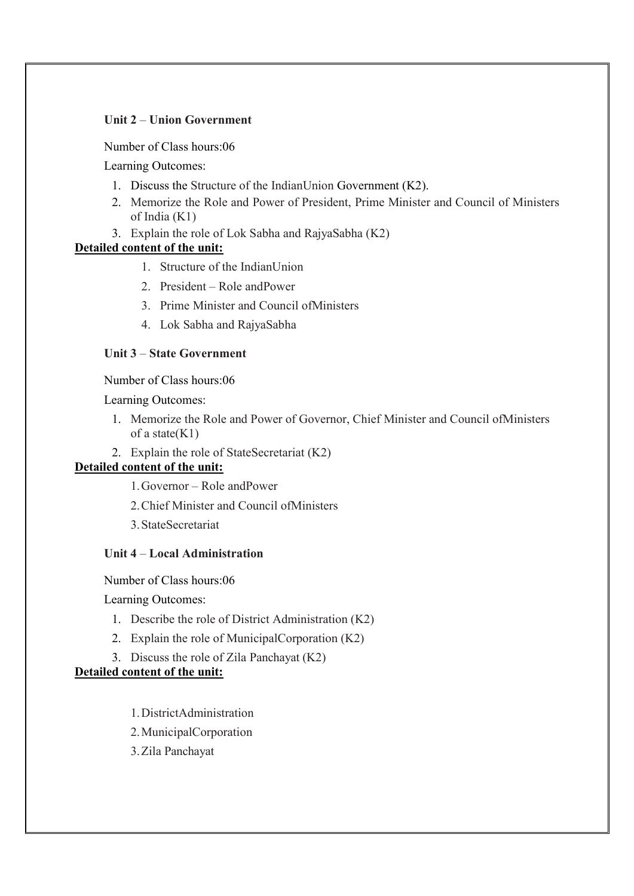**Unit 2** – **Union Government**

Number of Class hours:06

Learning Outcomes:

1. Discuss the Structure of the IndianUnion Government (K2).
2. Memorize the Role and Power of President, Prime Minister and Council of Ministers of India (K1)
3. Explain the role of Lok Sabha and RajyaSabha (K2)

**Detailed content of the unit:**

1. Structure of the IndianUnion
2. President – Role andPower
3. Prime Minister and Council ofMinisters
4. Lok Sabha and RajyaSabha

**Unit 3** – **State Government**

Number of Class hours:06

Learning Outcomes:

1. Memorize the Role and Power of Governor, Chief Minister and Council ofMinisters of a state(K1)
2. Explain the role of StateSecretariat (K2)

**Detailed content of the unit:**

1. Governor – Role andPower
2. Chief Minister and Council ofMinisters
3. StateSecretariat

**Unit 4** – **Local Administration**

Number of Class hours:06

Learning Outcomes:

1. Describe the role of District Administration (K2)
2. Explain the role of MunicipalCorporation (K2)
3. Discuss the role of Zila Panchayat (K2)

**Detailed content of the unit:**

1. DistrictAdministration
2. MunicipalCorporation
3. Zila Panchayat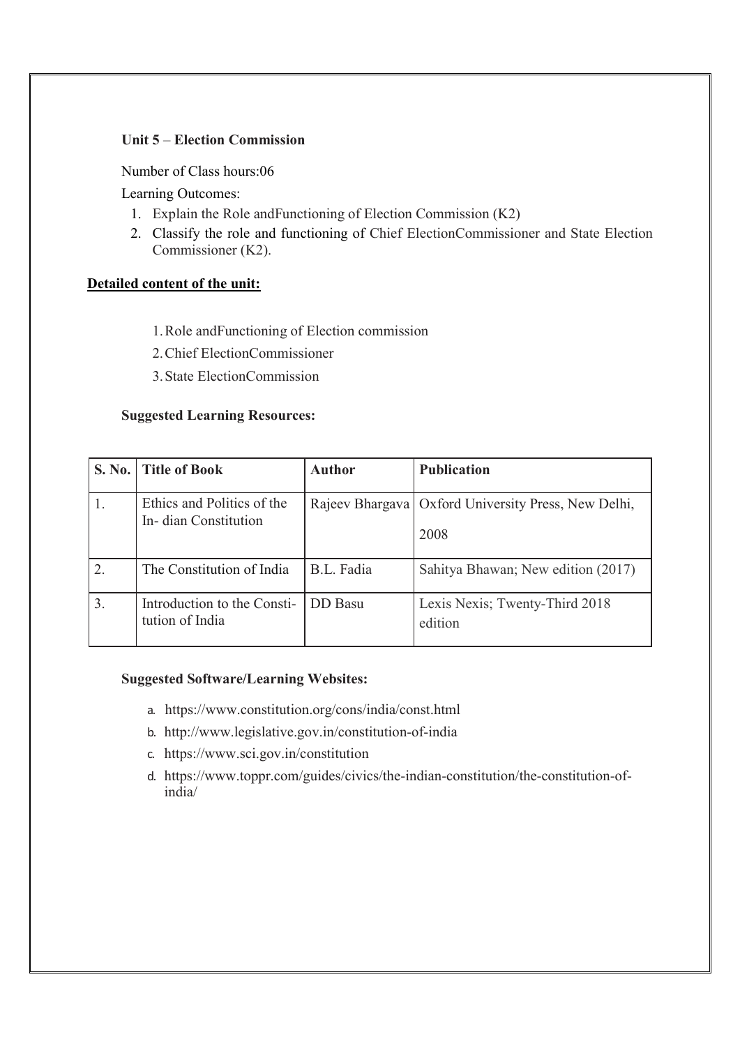**Unit 5** – **Election Commission**

Number of Class hours:06

Learning Outcomes:

1. Explain the Role andFunctioning of Election Commission (K2)
2. Classify the role and functioning of Chief ElectionCommissioner and State Election Commissioner (K2).

**Detailed content of the unit:**

1. Role andFunctioning of Election commission
2. Chief ElectionCommissioner
3. State ElectionCommission

**Suggested Learning Resources:**

| S. No. | Title of Book | Author | Publication |
|---|---|---|---|
| 1. | Ethics and Politics of the In- dian Constitution | Rajeev Bhargava | Oxford University Press, New Delhi, 2008 |
| 2. | The Constitution of India | B.L. Fadia | Sahitya Bhawan; New edition (2017) |
| 3. | Introduction to the Consti- tution of India | DD Basu | Lexis Nexis; Twenty-Third 2018 edition |

**Suggested Software/Learning Websites:**

a. https://www.constitution.org/cons/india/const.html
b. http://www.legislative.gov.in/constitution-of-india
c. https://www.sci.gov.in/constitution
d. https://www.toppr.com/guides/civics/the-indian-constitution/the-constitution-of-india/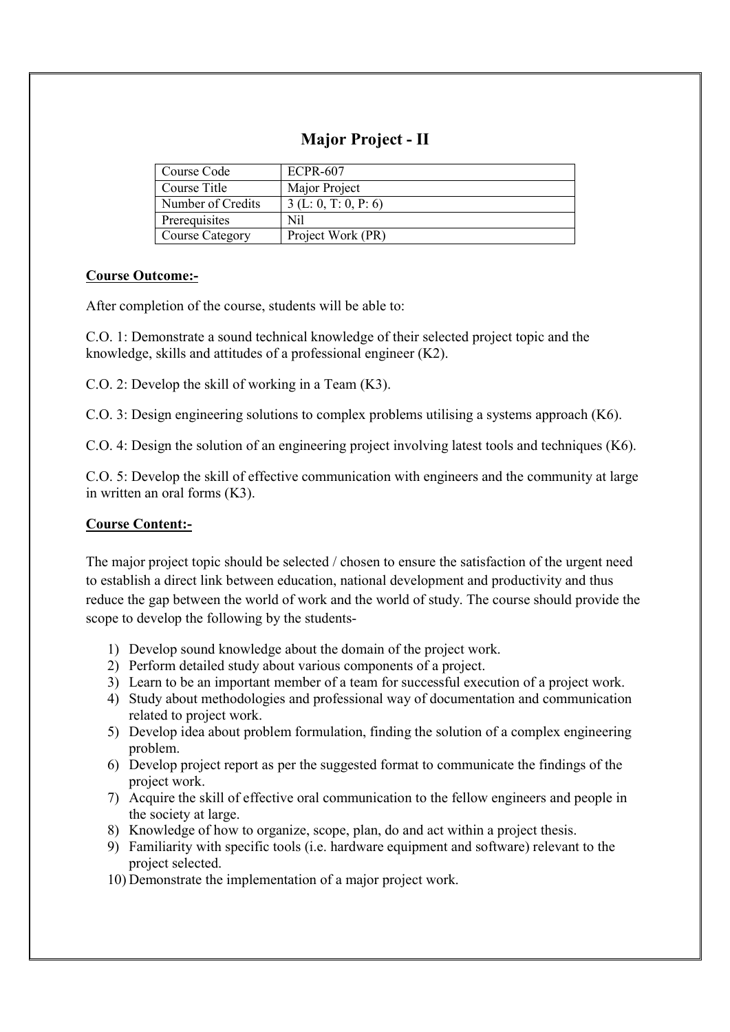# Major Project - II

| Course Code | ECPR-607 |
|---|---|
| Course Title | Major Project |
| Number of Credits | 3 (L: 0, T: 0, P: 6) |
| Prerequisites | Nil |
| Course Category | Project Work (PR) |

**Course Outcome:-**

After completion of the course, students will be able to:

C.O. 1: Demonstrate a sound technical knowledge of their selected project topic and the knowledge, skills and attitudes of a professional engineer (K2).

C.O. 2: Develop the skill of working in a Team (K3).

C.O. 3: Design engineering solutions to complex problems utilising a systems approach (K6).

C.O. 4: Design the solution of an engineering project involving latest tools and techniques (K6).

C.O. 5: Develop the skill of effective communication with engineers and the community at large in written an oral forms (K3).

**Course Content:-**

The major project topic should be selected / chosen to ensure the satisfaction of the urgent need to establish a direct link between education, national development and productivity and thus reduce the gap between the world of work and the world of study. The course should provide the scope to develop the following by the students-

1) Develop sound knowledge about the domain of the project work.
2) Perform detailed study about various components of a project.
3) Learn to be an important member of a team for successful execution of a project work.
4) Study about methodologies and professional way of documentation and communication related to project work.
5) Develop idea about problem formulation, finding the solution of a complex engineering problem.
6) Develop project report as per the suggested format to communicate the findings of the project work.
7) Acquire the skill of effective oral communication to the fellow engineers and people in the society at large.
8) Knowledge of how to organize, scope, plan, do and act within a project thesis.
9) Familiarity with specific tools (i.e. hardware equipment and software) relevant to the project selected.
10) Demonstrate the implementation of a major project work.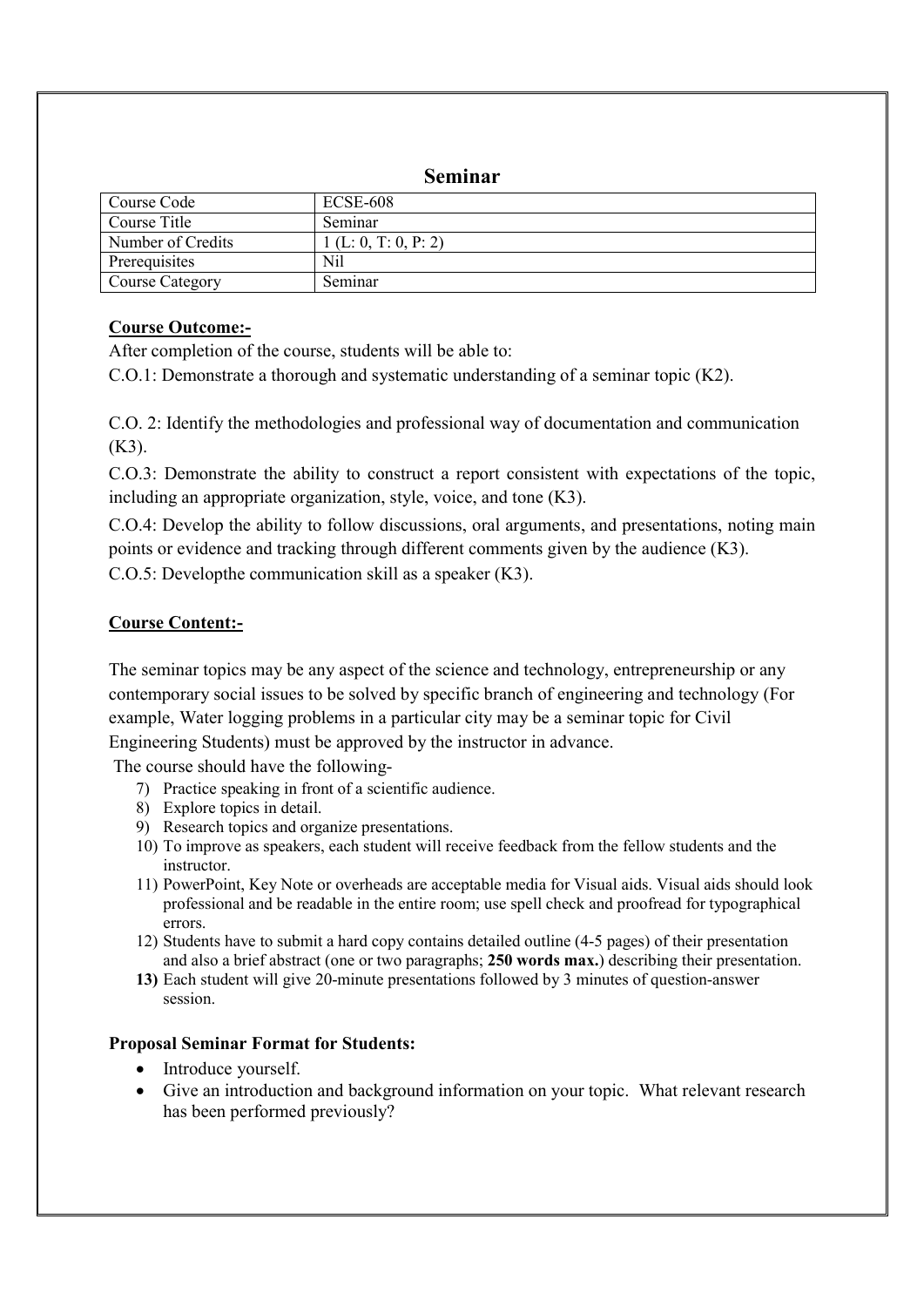## Seminar

| Course Code | ECSE-608 |
|---|---|
| Course Title | Seminar |
| Number of Credits | 1 (L: 0, T: 0, P: 2) |
| Prerequisites | Nil |
| Course Category | Seminar |

**Course Outcome:-**

After completion of the course, students will be able to:

C.O.1: Demonstrate a thorough and systematic understanding of a seminar topic (K2).

C.O. 2: Identify the methodologies and professional way of documentation and communication (K3).

C.O.3: Demonstrate the ability to construct a report consistent with expectations of the topic, including an appropriate organization, style, voice, and tone (K3).

C.O.4: Develop the ability to follow discussions, oral arguments, and presentations, noting main points or evidence and tracking through different comments given by the audience (K3).

C.O.5: Developthe communication skill as a speaker (K3).

**Course Content:-**

The seminar topics may be any aspect of the science and technology, entrepreneurship or any contemporary social issues to be solved by specific branch of engineering and technology (For example, Water logging problems in a particular city may be a seminar topic for Civil Engineering Students) must be approved by the instructor in advance.

The course should have the following-

7) Practice speaking in front of a scientific audience.
8) Explore topics in detail.
9) Research topics and organize presentations.
10) To improve as speakers, each student will receive feedback from the fellow students and the instructor.
11) PowerPoint, Key Note or overheads are acceptable media for Visual aids. Visual aids should look professional and be readable in the entire room; use spell check and proofread for typographical errors.
12) Students have to submit a hard copy contains detailed outline (4-5 pages) of their presentation and also a brief abstract (one or two paragraphs; **250 words max.**) describing their presentation.
13) Each student will give 20-minute presentations followed by 3 minutes of question-answer session.

**Proposal Seminar Format for Students:**

- Introduce yourself.
- Give an introduction and background information on your topic. What relevant research has been performed previously?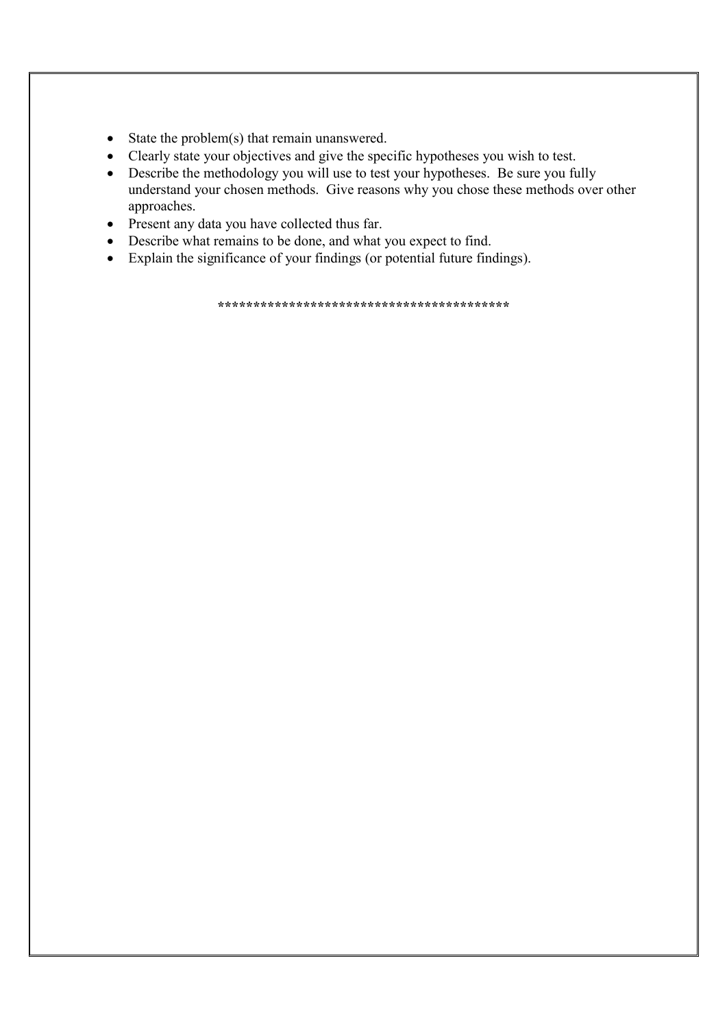- State the problem(s) that remain unanswered.
- Clearly state your objectives and give the specific hypotheses you wish to test.
- Describe the methodology you will use to test your hypotheses. Be sure you fully understand your chosen methods. Give reasons why you chose these methods over other approaches.
- Present any data you have collected thus far.
- Describe what remains to be done, and what you expect to find.
- Explain the significance of your findings (or potential future findings).

****************************************